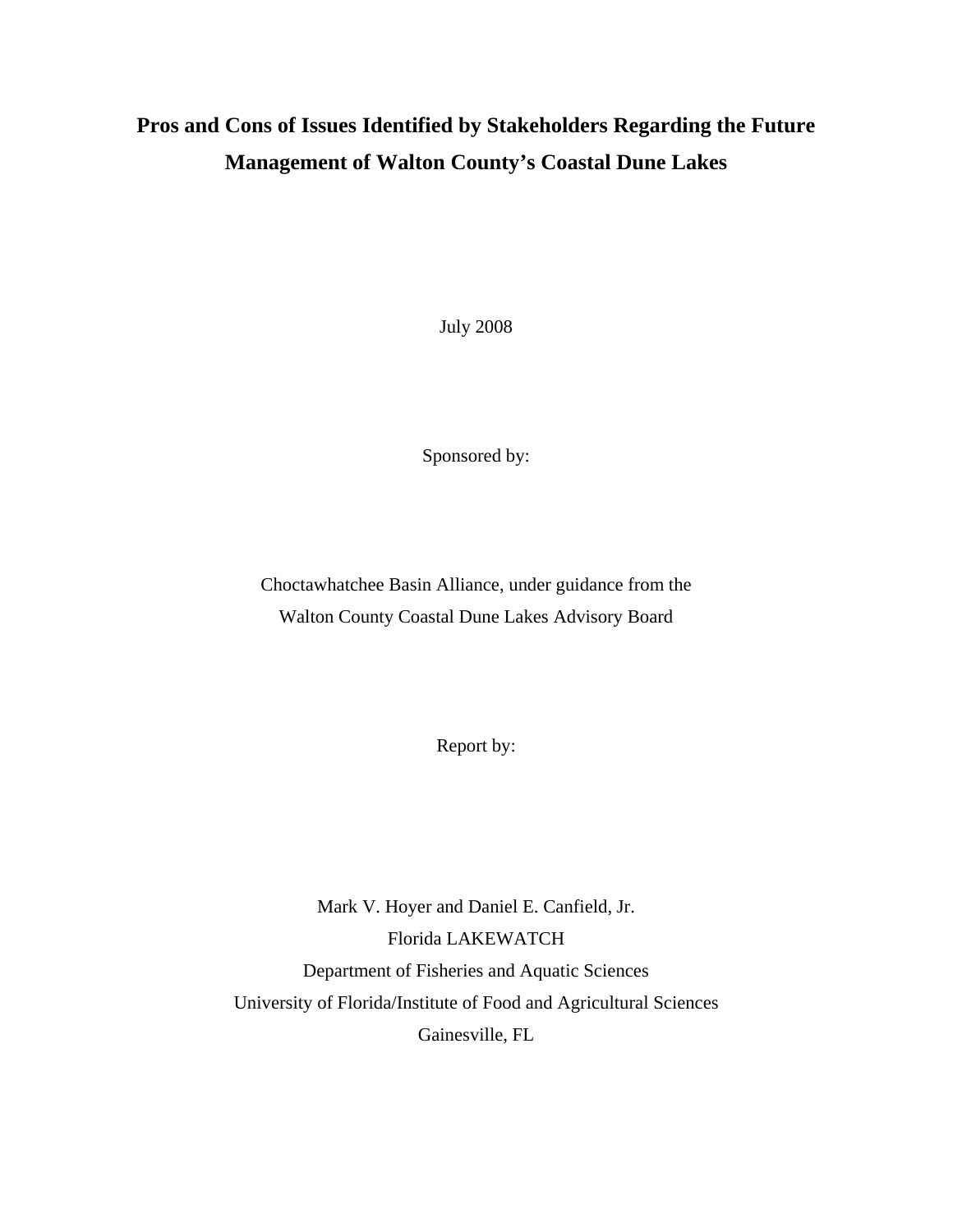# Pros and Cons of Issues Identified by Stakeholders Regarding the Future Management of Walton County's Coastal Dune Lakes

July 2008

Sponsored by:

Choctawhatchee Basin Alliance, under guidance from the
Walton County Coastal Dune Lakes Advisory Board

Report by:

Mark V. Hoyer and Daniel E. Canfield, Jr.
Florida LAKEWATCH
Department of Fisheries and Aquatic Sciences
University of Florida/Institute of Food and Agricultural Sciences
Gainesville, FL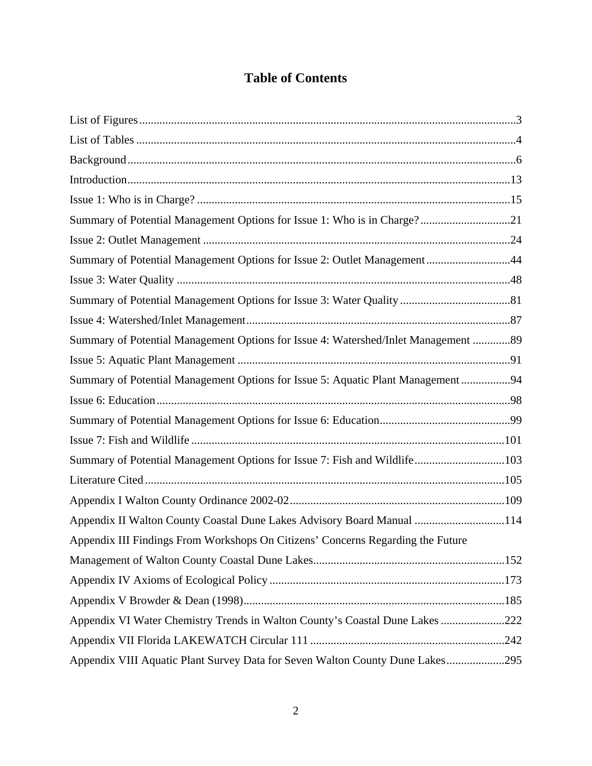# Table of Contents

List of Figures.....3

List of Tables.....4

Background.....6

Introduction.....13

Issue 1: Who is in Charge?.....15

Summary of Potential Management Options for Issue 1: Who is in Charge?.....21

Issue 2: Outlet Management.....24

Summary of Potential Management Options for Issue 2: Outlet Management.....44

Issue 3: Water Quality.....48

Summary of Potential Management Options for Issue 3: Water Quality.....81

Issue 4: Watershed/Inlet Management.....87

Summary of Potential Management Options for Issue 4: Watershed/Inlet Management.....89

Issue 5: Aquatic Plant Management.....91

Summary of Potential Management Options for Issue 5: Aquatic Plant Management.....94

Issue 6: Education.....98

Summary of Potential Management Options for Issue 6: Education.....99

Issue 7: Fish and Wildlife.....101

Summary of Potential Management Options for Issue 7: Fish and Wildlife.....103

Literature Cited.....105

Appendix I Walton County Ordinance 2002-02.....109

Appendix II Walton County Coastal Dune Lakes Advisory Board Manual.....114

Appendix III Findings From Workshops On Citizens' Concerns Regarding the Future Management of Walton County Coastal Dune Lakes.....152

Appendix IV Axioms of Ecological Policy.....173

Appendix V Browder & Dean (1998).....185

Appendix VI Water Chemistry Trends in Walton County's Coastal Dune Lakes.....222

Appendix VII Florida LAKEWATCH Circular 111.....242

Appendix VIII Aquatic Plant Survey Data for Seven Walton County Dune Lakes.....295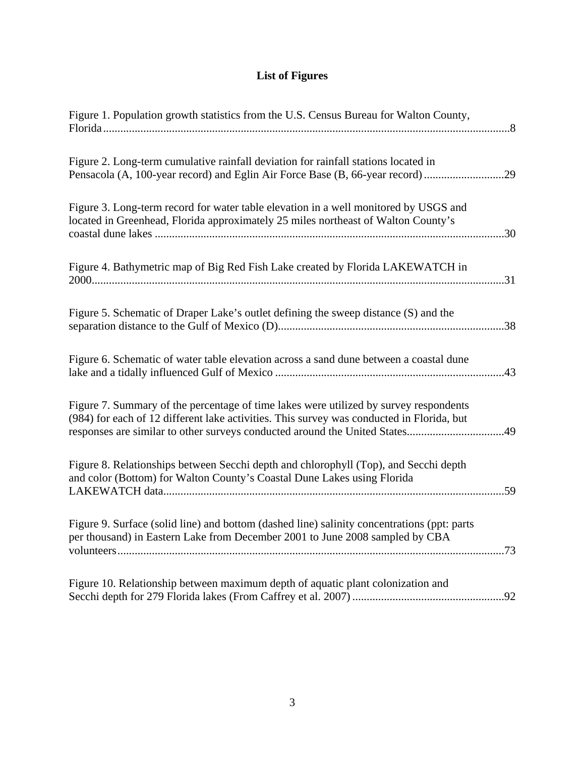# List of Figures

Figure 1. Population growth statistics from the U.S. Census Bureau for Walton County, Florida ....................................................................................................................................8

Figure 2. Long-term cumulative rainfall deviation for rainfall stations located in Pensacola (A, 100-year record) and Eglin Air Force Base (B, 66-year record) ...........................29

Figure 3. Long-term record for water table elevation in a well monitored by USGS and located in Greenhead, Florida approximately 25 miles northeast of Walton County's coastal dune lakes ........................................................................................................................30

Figure 4. Bathymetric map of Big Red Fish Lake created by Florida LAKEWATCH in 2000..............................................................................................................................................31

Figure 5. Schematic of Draper Lake's outlet defining the sweep distance (S) and the separation distance to the Gulf of Mexico (D)..............................................................................38

Figure 6. Schematic of water table elevation across a sand dune between a coastal dune lake and a tidally influenced Gulf of Mexico ...............................................................................43

Figure 7. Summary of the percentage of time lakes were utilized by survey respondents (984) for each of 12 different lake activities. This survey was conducted in Florida, but responses are similar to other surveys conducted around the United States.................................49

Figure 8. Relationships between Secchi depth and chlorophyll (Top), and Secchi depth and color (Bottom) for Walton County's Coastal Dune Lakes using Florida LAKEWATCH data......................................................................................................................59

Figure 9. Surface (solid line) and bottom (dashed line) salinity concentrations (ppt: parts per thousand) in Eastern Lake from December 2001 to June 2008 sampled by CBA volunteers......................................................................................................................................73

Figure 10. Relationship between maximum depth of aquatic plant colonization and Secchi depth for 279 Florida lakes (From Caffrey et al. 2007) ....................................................92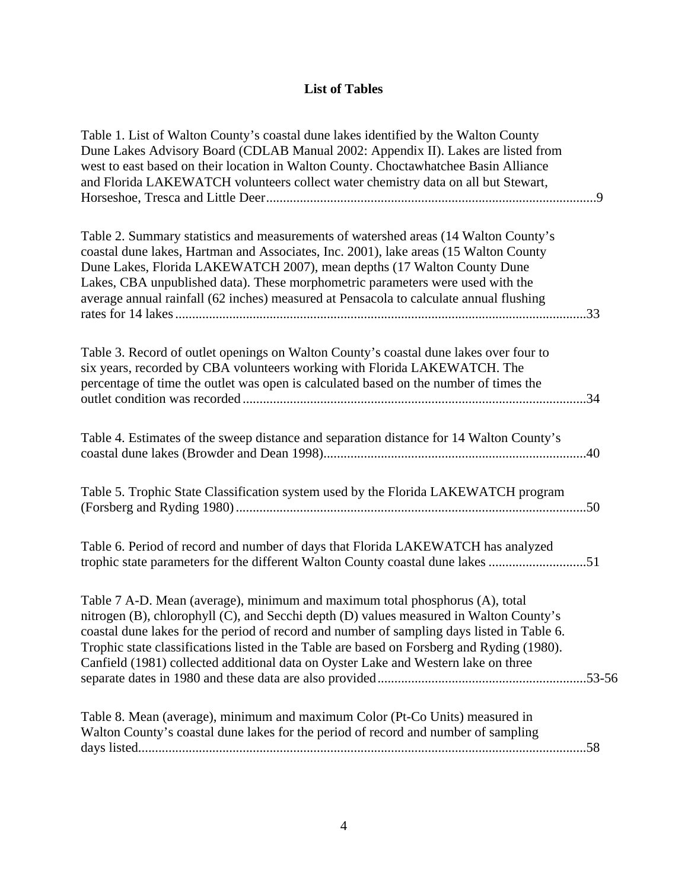# List of Tables

Table 1. List of Walton County's coastal dune lakes identified by the Walton County Dune Lakes Advisory Board (CDLAB Manual 2002: Appendix II). Lakes are listed from west to east based on their location in Walton County. Choctawhatchee Basin Alliance and Florida LAKEWATCH volunteers collect water chemistry data on all but Stewart, Horseshoe, Tresca and Little Deer................................................................................................9

Table 2. Summary statistics and measurements of watershed areas (14 Walton County's coastal dune lakes, Hartman and Associates, Inc. 2001), lake areas (15 Walton County Dune Lakes, Florida LAKEWATCH 2007), mean depths (17 Walton County Dune Lakes, CBA unpublished data). These morphometric parameters were used with the average annual rainfall (62 inches) measured at Pensacola to calculate annual flushing rates for 14 lakes........................................................................................................................33

Table 3. Record of outlet openings on Walton County's coastal dune lakes over four to six years, recorded by CBA volunteers working with Florida LAKEWATCH. The percentage of time the outlet was open is calculated based on the number of times the outlet condition was recorded.....................................................................................................34

Table 4. Estimates of the sweep distance and separation distance for 14 Walton County's coastal dune lakes (Browder and Dean 1998).............................................................................40

Table 5. Trophic State Classification system used by the Florida LAKEWATCH program (Forsberg and Ryding 1980).......................................................................................................50

Table 6. Period of record and number of days that Florida LAKEWATCH has analyzed trophic state parameters for the different Walton County coastal dune lakes ............................51

Table 7 A-D. Mean (average), minimum and maximum total phosphorus (A), total nitrogen (B), chlorophyll (C), and Secchi depth (D) values measured in Walton County's coastal dune lakes for the period of record and number of sampling days listed in Table 6. Trophic state classifications listed in the Table are based on Forsberg and Ryding (1980). Canfield (1981) collected additional data on Oyster Lake and Western lake on three separate dates in 1980 and these data are also provided.............................................................53-56

Table 8. Mean (average), minimum and maximum Color (Pt-Co Units) measured in Walton County's coastal dune lakes for the period of record and number of sampling days listed...................................................................................................................................58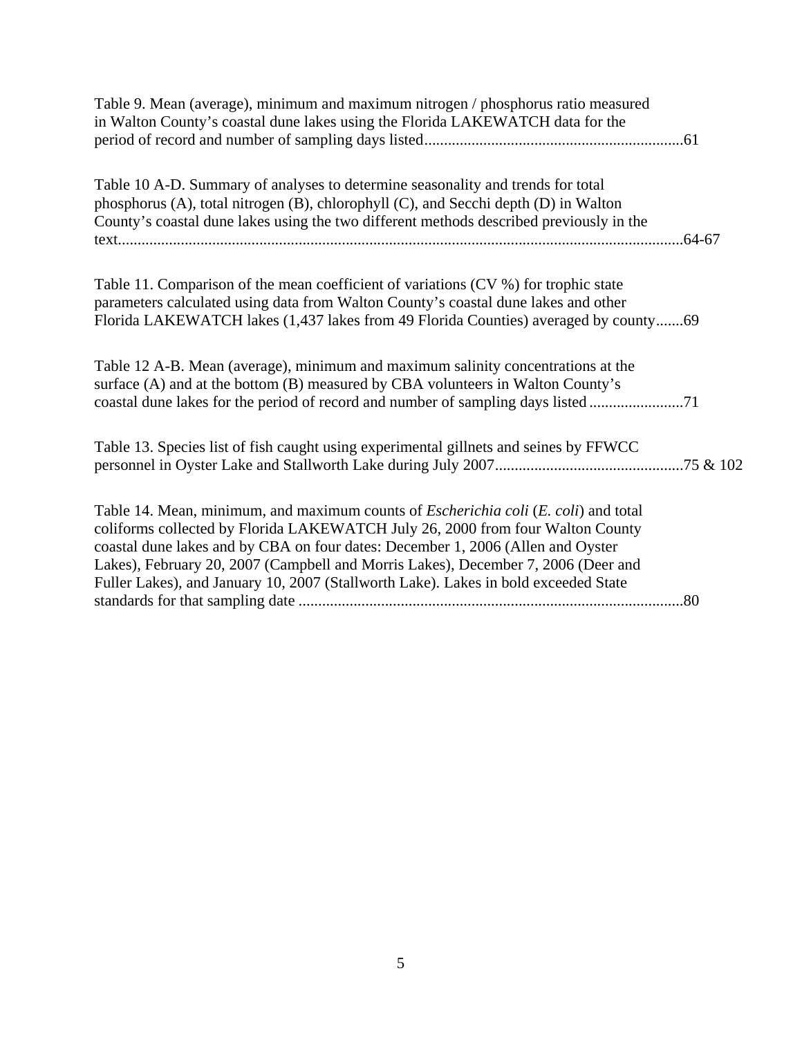Table 9. Mean (average), minimum and maximum nitrogen / phosphorus ratio measured in Walton County's coastal dune lakes using the Florida LAKEWATCH data for the period of record and number of sampling days listed.................................................................61

Table 10 A-D. Summary of analyses to determine seasonality and trends for total phosphorus (A), total nitrogen (B), chlorophyll (C), and Secchi depth (D) in Walton County's coastal dune lakes using the two different methods described previously in the text...............................................................................................................................64-67

Table 11. Comparison of the mean coefficient of variations (CV %) for trophic state parameters calculated using data from Walton County's coastal dune lakes and other Florida LAKEWATCH lakes (1,437 lakes from 49 Florida Counties) averaged by county.......69

Table 12 A-B. Mean (average), minimum and maximum salinity concentrations at the surface (A) and at the bottom (B) measured by CBA volunteers in Walton County's coastal dune lakes for the period of record and number of sampling days listed ........................71

Table 13. Species list of fish caught using experimental gillnets and seines by FFWCC personnel in Oyster Lake and Stallworth Lake during July 2007................................................75 & 102

Table 14. Mean, minimum, and maximum counts of *Escherichia coli* (*E. coli*) and total coliforms collected by Florida LAKEWATCH July 26, 2000 from four Walton County coastal dune lakes and by CBA on four dates: December 1, 2006 (Allen and Oyster Lakes), February 20, 2007 (Campbell and Morris Lakes), December 7, 2006 (Deer and Fuller Lakes), and January 10, 2007 (Stallworth Lake). Lakes in bold exceeded State standards for that sampling date ..................................................................................................80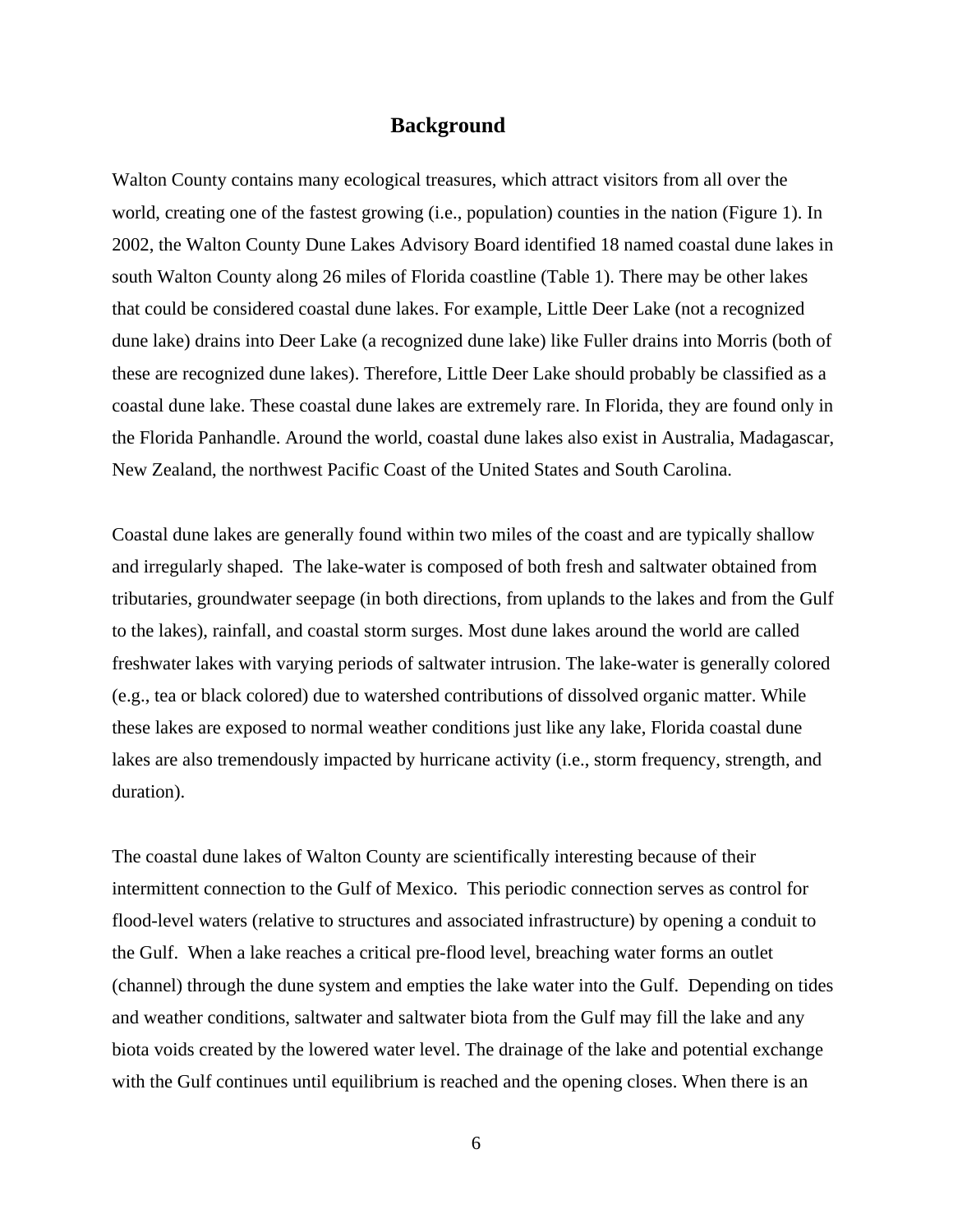## Background

Walton County contains many ecological treasures, which attract visitors from all over the world, creating one of the fastest growing (i.e., population) counties in the nation (Figure 1). In 2002, the Walton County Dune Lakes Advisory Board identified 18 named coastal dune lakes in south Walton County along 26 miles of Florida coastline (Table 1). There may be other lakes that could be considered coastal dune lakes. For example, Little Deer Lake (not a recognized dune lake) drains into Deer Lake (a recognized dune lake) like Fuller drains into Morris (both of these are recognized dune lakes). Therefore, Little Deer Lake should probably be classified as a coastal dune lake. These coastal dune lakes are extremely rare. In Florida, they are found only in the Florida Panhandle. Around the world, coastal dune lakes also exist in Australia, Madagascar, New Zealand, the northwest Pacific Coast of the United States and South Carolina.

Coastal dune lakes are generally found within two miles of the coast and are typically shallow and irregularly shaped. The lake-water is composed of both fresh and saltwater obtained from tributaries, groundwater seepage (in both directions, from uplands to the lakes and from the Gulf to the lakes), rainfall, and coastal storm surges. Most dune lakes around the world are called freshwater lakes with varying periods of saltwater intrusion. The lake-water is generally colored (e.g., tea or black colored) due to watershed contributions of dissolved organic matter. While these lakes are exposed to normal weather conditions just like any lake, Florida coastal dune lakes are also tremendously impacted by hurricane activity (i.e., storm frequency, strength, and duration).

The coastal dune lakes of Walton County are scientifically interesting because of their intermittent connection to the Gulf of Mexico. This periodic connection serves as control for flood-level waters (relative to structures and associated infrastructure) by opening a conduit to the Gulf. When a lake reaches a critical pre-flood level, breaching water forms an outlet (channel) through the dune system and empties the lake water into the Gulf. Depending on tides and weather conditions, saltwater and saltwater biota from the Gulf may fill the lake and any biota voids created by the lowered water level. The drainage of the lake and potential exchange with the Gulf continues until equilibrium is reached and the opening closes. When there is an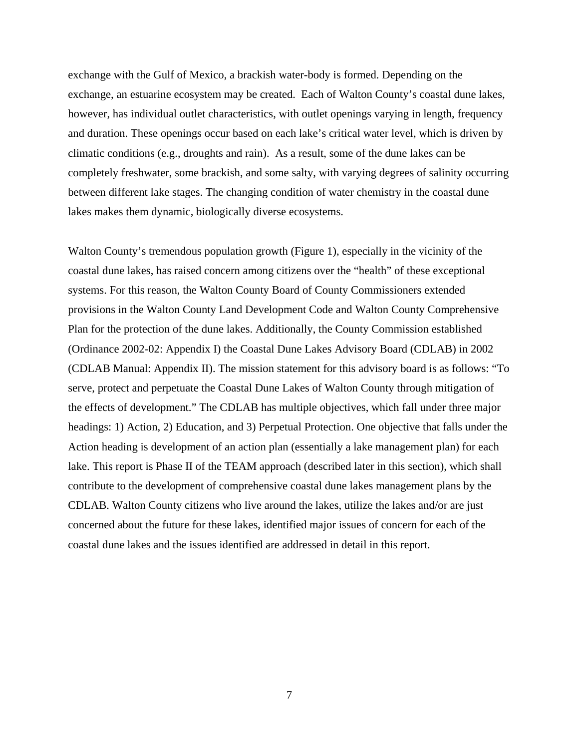exchange with the Gulf of Mexico, a brackish water-body is formed. Depending on the exchange, an estuarine ecosystem may be created. Each of Walton County's coastal dune lakes, however, has individual outlet characteristics, with outlet openings varying in length, frequency and duration. These openings occur based on each lake's critical water level, which is driven by climatic conditions (e.g., droughts and rain). As a result, some of the dune lakes can be completely freshwater, some brackish, and some salty, with varying degrees of salinity occurring between different lake stages. The changing condition of water chemistry in the coastal dune lakes makes them dynamic, biologically diverse ecosystems.

Walton County's tremendous population growth (Figure 1), especially in the vicinity of the coastal dune lakes, has raised concern among citizens over the "health" of these exceptional systems. For this reason, the Walton County Board of County Commissioners extended provisions in the Walton County Land Development Code and Walton County Comprehensive Plan for the protection of the dune lakes. Additionally, the County Commission established (Ordinance 2002-02: Appendix I) the Coastal Dune Lakes Advisory Board (CDLAB) in 2002 (CDLAB Manual: Appendix II). The mission statement for this advisory board is as follows: "To serve, protect and perpetuate the Coastal Dune Lakes of Walton County through mitigation of the effects of development." The CDLAB has multiple objectives, which fall under three major headings: 1) Action, 2) Education, and 3) Perpetual Protection. One objective that falls under the Action heading is development of an action plan (essentially a lake management plan) for each lake. This report is Phase II of the TEAM approach (described later in this section), which shall contribute to the development of comprehensive coastal dune lakes management plans by the CDLAB. Walton County citizens who live around the lakes, utilize the lakes and/or are just concerned about the future for these lakes, identified major issues of concern for each of the coastal dune lakes and the issues identified are addressed in detail in this report.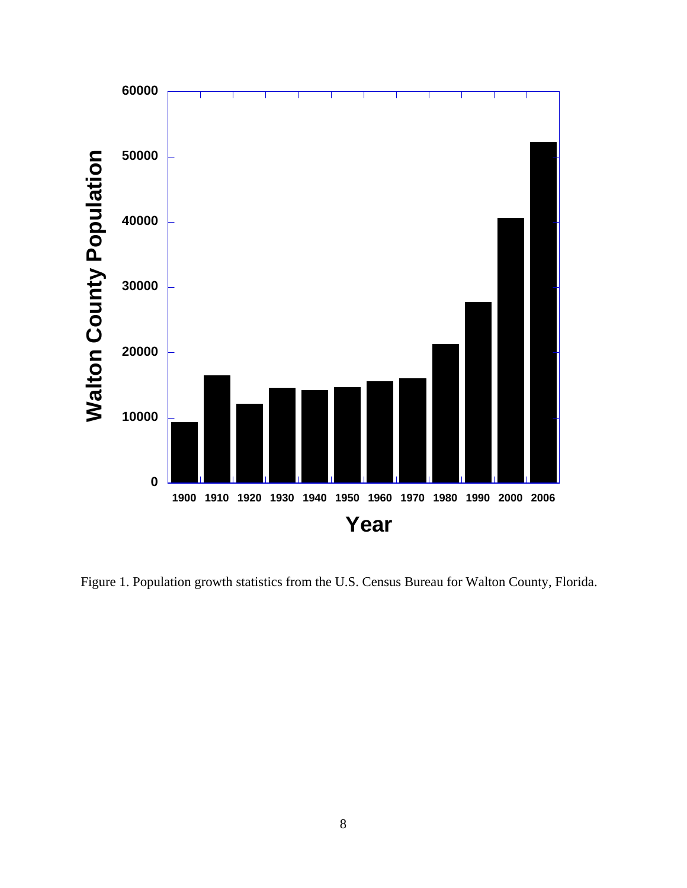Figure 1. Population growth statistics from the U.S. Census Bureau for Walton County, Florida.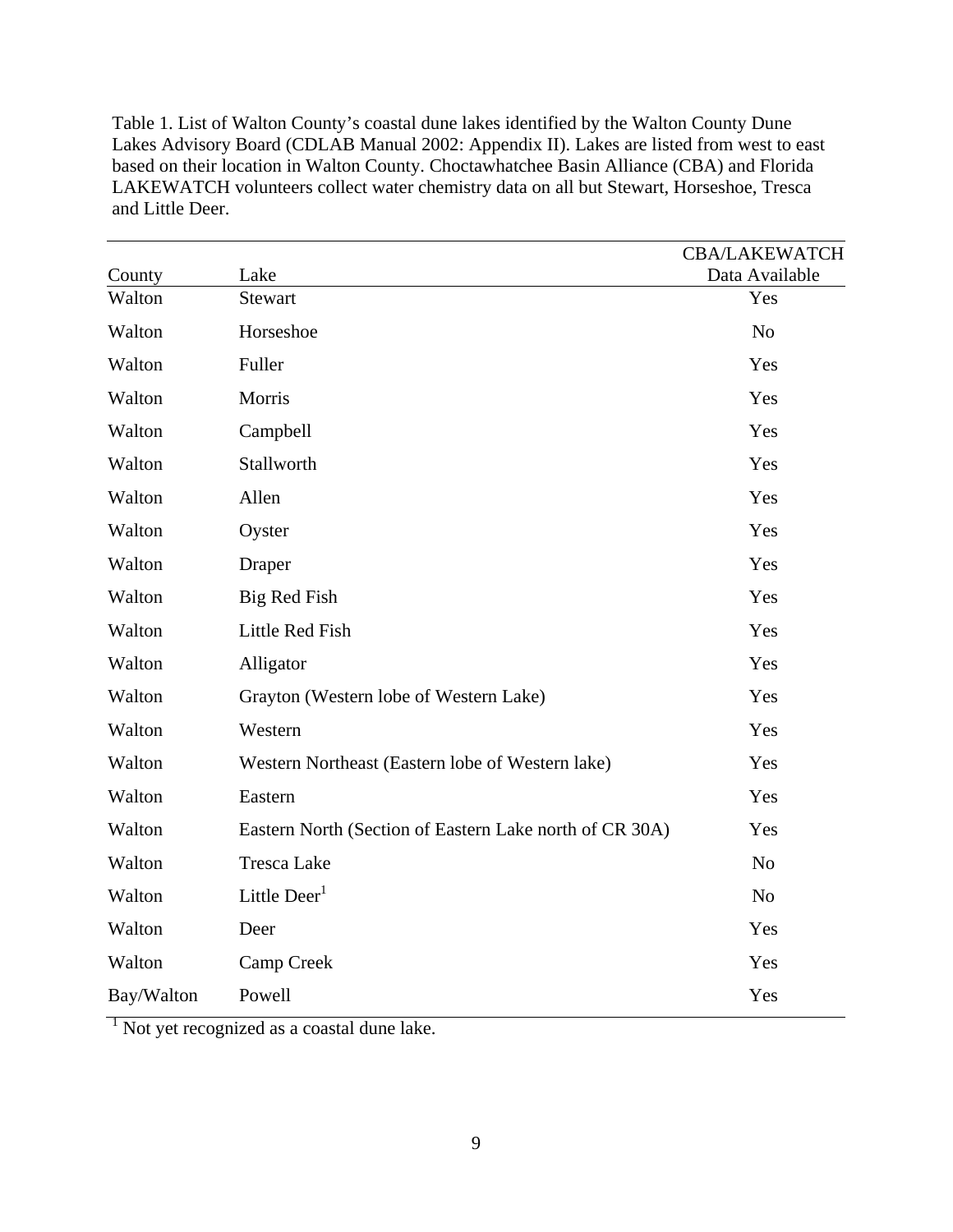Table 1. List of Walton County's coastal dune lakes identified by the Walton County Dune Lakes Advisory Board (CDLAB Manual 2002: Appendix II). Lakes are listed from west to east based on their location in Walton County. Choctawhatchee Basin Alliance (CBA) and Florida LAKEWATCH volunteers collect water chemistry data on all but Stewart, Horseshoe, Tresca and Little Deer.

| County | Lake | CBA/LAKEWATCH Data Available |
|---|---|---|
| Walton | Stewart | Yes |
| Walton | Horseshoe | No |
| Walton | Fuller | Yes |
| Walton | Morris | Yes |
| Walton | Campbell | Yes |
| Walton | Stallworth | Yes |
| Walton | Allen | Yes |
| Walton | Oyster | Yes |
| Walton | Draper | Yes |
| Walton | Big Red Fish | Yes |
| Walton | Little Red Fish | Yes |
| Walton | Alligator | Yes |
| Walton | Grayton (Western lobe of Western Lake) | Yes |
| Walton | Western | Yes |
| Walton | Western Northeast (Eastern lobe of Western lake) | Yes |
| Walton | Eastern | Yes |
| Walton | Eastern North (Section of Eastern Lake north of CR 30A) | Yes |
| Walton | Tresca Lake | No |
| Walton | Little Deer[1] | No |
| Walton | Deer | Yes |
| Walton | Camp Creek | Yes |
| Bay/Walton | Powell | Yes |

[1] Not yet recognized as a coastal dune lake.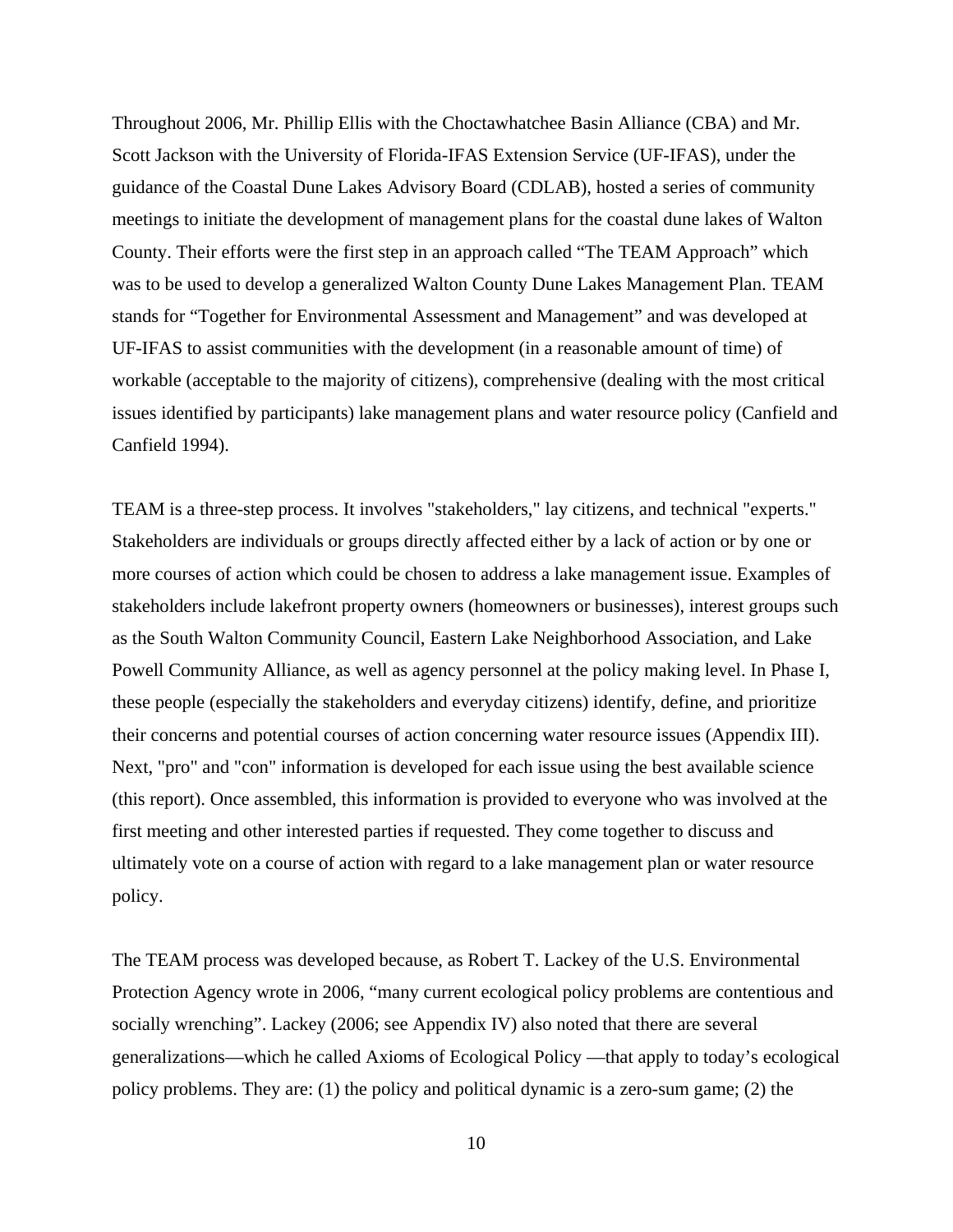Throughout 2006, Mr. Phillip Ellis with the Choctawhatchee Basin Alliance (CBA) and Mr. Scott Jackson with the University of Florida-IFAS Extension Service (UF-IFAS), under the guidance of the Coastal Dune Lakes Advisory Board (CDLAB), hosted a series of community meetings to initiate the development of management plans for the coastal dune lakes of Walton County. Their efforts were the first step in an approach called "The TEAM Approach" which was to be used to develop a generalized Walton County Dune Lakes Management Plan. TEAM stands for "Together for Environmental Assessment and Management" and was developed at UF-IFAS to assist communities with the development (in a reasonable amount of time) of workable (acceptable to the majority of citizens), comprehensive (dealing with the most critical issues identified by participants) lake management plans and water resource policy (Canfield and Canfield 1994).

TEAM is a three-step process. It involves "stakeholders," lay citizens, and technical "experts." Stakeholders are individuals or groups directly affected either by a lack of action or by one or more courses of action which could be chosen to address a lake management issue. Examples of stakeholders include lakefront property owners (homeowners or businesses), interest groups such as the South Walton Community Council, Eastern Lake Neighborhood Association, and Lake Powell Community Alliance, as well as agency personnel at the policy making level. In Phase I, these people (especially the stakeholders and everyday citizens) identify, define, and prioritize their concerns and potential courses of action concerning water resource issues (Appendix III). Next, "pro" and "con" information is developed for each issue using the best available science (this report). Once assembled, this information is provided to everyone who was involved at the first meeting and other interested parties if requested. They come together to discuss and ultimately vote on a course of action with regard to a lake management plan or water resource policy.

The TEAM process was developed because, as Robert T. Lackey of the U.S. Environmental Protection Agency wrote in 2006, "many current ecological policy problems are contentious and socially wrenching". Lackey (2006; see Appendix IV) also noted that there are several generalizations—which he called Axioms of Ecological Policy —that apply to today's ecological policy problems. They are: (1) the policy and political dynamic is a zero-sum game; (2) the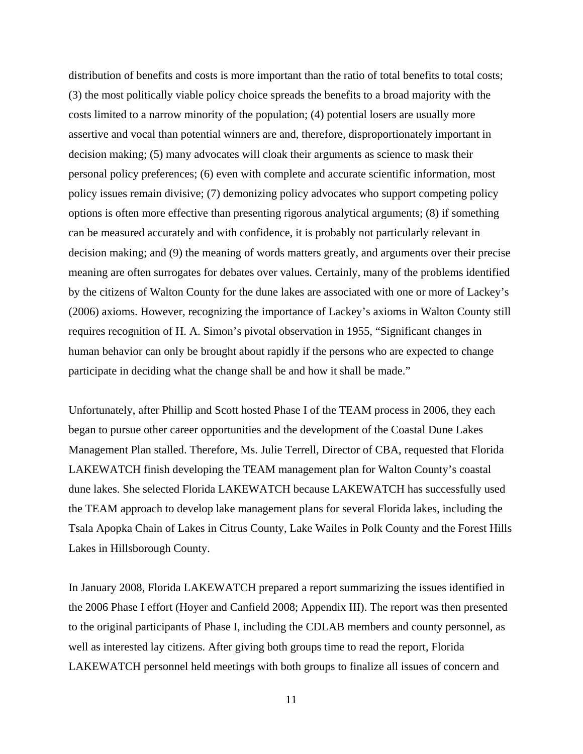distribution of benefits and costs is more important than the ratio of total benefits to total costs; (3) the most politically viable policy choice spreads the benefits to a broad majority with the costs limited to a narrow minority of the population; (4) potential losers are usually more assertive and vocal than potential winners are and, therefore, disproportionately important in decision making; (5) many advocates will cloak their arguments as science to mask their personal policy preferences; (6) even with complete and accurate scientific information, most policy issues remain divisive; (7) demonizing policy advocates who support competing policy options is often more effective than presenting rigorous analytical arguments; (8) if something can be measured accurately and with confidence, it is probably not particularly relevant in decision making; and (9) the meaning of words matters greatly, and arguments over their precise meaning are often surrogates for debates over values. Certainly, many of the problems identified by the citizens of Walton County for the dune lakes are associated with one or more of Lackey's (2006) axioms. However, recognizing the importance of Lackey's axioms in Walton County still requires recognition of H. A. Simon's pivotal observation in 1955, "Significant changes in human behavior can only be brought about rapidly if the persons who are expected to change participate in deciding what the change shall be and how it shall be made."

Unfortunately, after Phillip and Scott hosted Phase I of the TEAM process in 2006, they each began to pursue other career opportunities and the development of the Coastal Dune Lakes Management Plan stalled. Therefore, Ms. Julie Terrell, Director of CBA, requested that Florida LAKEWATCH finish developing the TEAM management plan for Walton County's coastal dune lakes. She selected Florida LAKEWATCH because LAKEWATCH has successfully used the TEAM approach to develop lake management plans for several Florida lakes, including the Tsala Apopka Chain of Lakes in Citrus County, Lake Wailes in Polk County and the Forest Hills Lakes in Hillsborough County.

In January 2008, Florida LAKEWATCH prepared a report summarizing the issues identified in the 2006 Phase I effort (Hoyer and Canfield 2008; Appendix III). The report was then presented to the original participants of Phase I, including the CDLAB members and county personnel, as well as interested lay citizens. After giving both groups time to read the report, Florida LAKEWATCH personnel held meetings with both groups to finalize all issues of concern and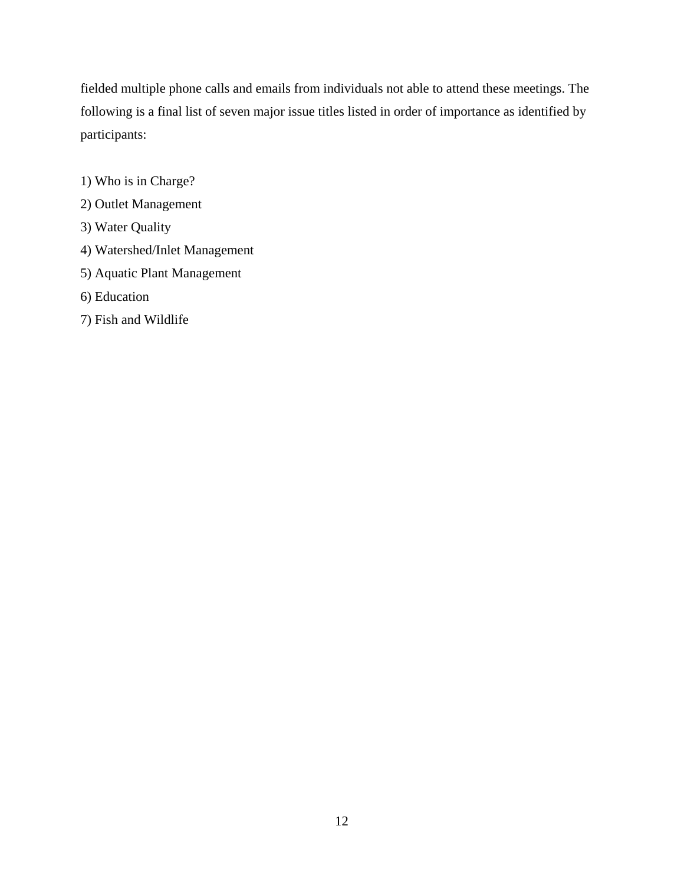fielded multiple phone calls and emails from individuals not able to attend these meetings. The following is a final list of seven major issue titles listed in order of importance as identified by participants:

1) Who is in Charge?
2) Outlet Management
3) Water Quality
4) Watershed/Inlet Management
5) Aquatic Plant Management
6) Education
7) Fish and Wildlife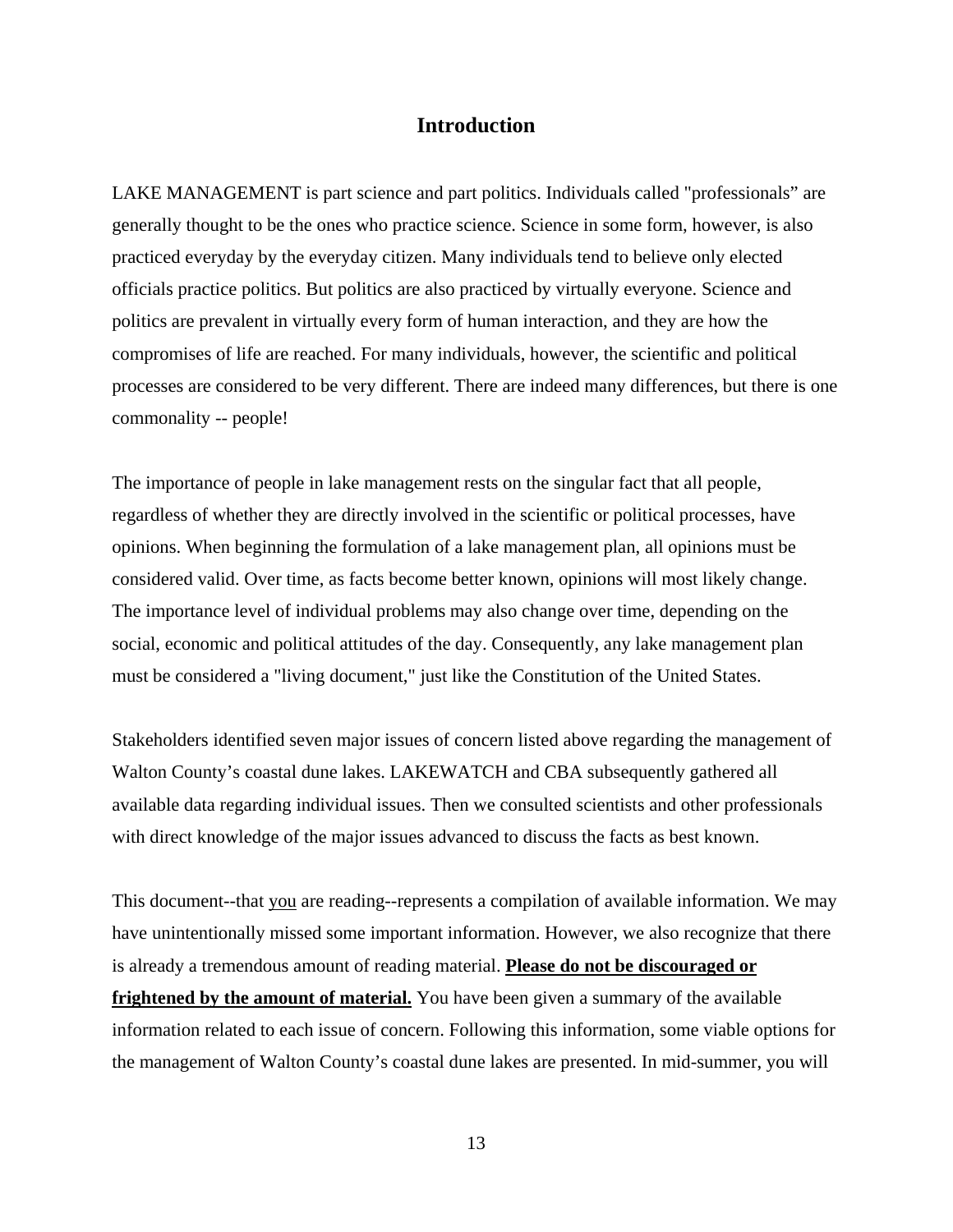## Introduction

LAKE MANAGEMENT is part science and part politics. Individuals called "professionals" are generally thought to be the ones who practice science. Science in some form, however, is also practiced everyday by the everyday citizen. Many individuals tend to believe only elected officials practice politics. But politics are also practiced by virtually everyone. Science and politics are prevalent in virtually every form of human interaction, and they are how the compromises of life are reached. For many individuals, however, the scientific and political processes are considered to be very different. There are indeed many differences, but there is one commonality -- people!

The importance of people in lake management rests on the singular fact that all people, regardless of whether they are directly involved in the scientific or political processes, have opinions. When beginning the formulation of a lake management plan, all opinions must be considered valid. Over time, as facts become better known, opinions will most likely change. The importance level of individual problems may also change over time, depending on the social, economic and political attitudes of the day. Consequently, any lake management plan must be considered a "living document," just like the Constitution of the United States.

Stakeholders identified seven major issues of concern listed above regarding the management of Walton County's coastal dune lakes. LAKEWATCH and CBA subsequently gathered all available data regarding individual issues. Then we consulted scientists and other professionals with direct knowledge of the major issues advanced to discuss the facts as best known.

This document--that you are reading--represents a compilation of available information. We may have unintentionally missed some important information. However, we also recognize that there is already a tremendous amount of reading material. **Please do not be discouraged or frightened by the amount of material.** You have been given a summary of the available information related to each issue of concern. Following this information, some viable options for the management of Walton County's coastal dune lakes are presented. In mid-summer, you will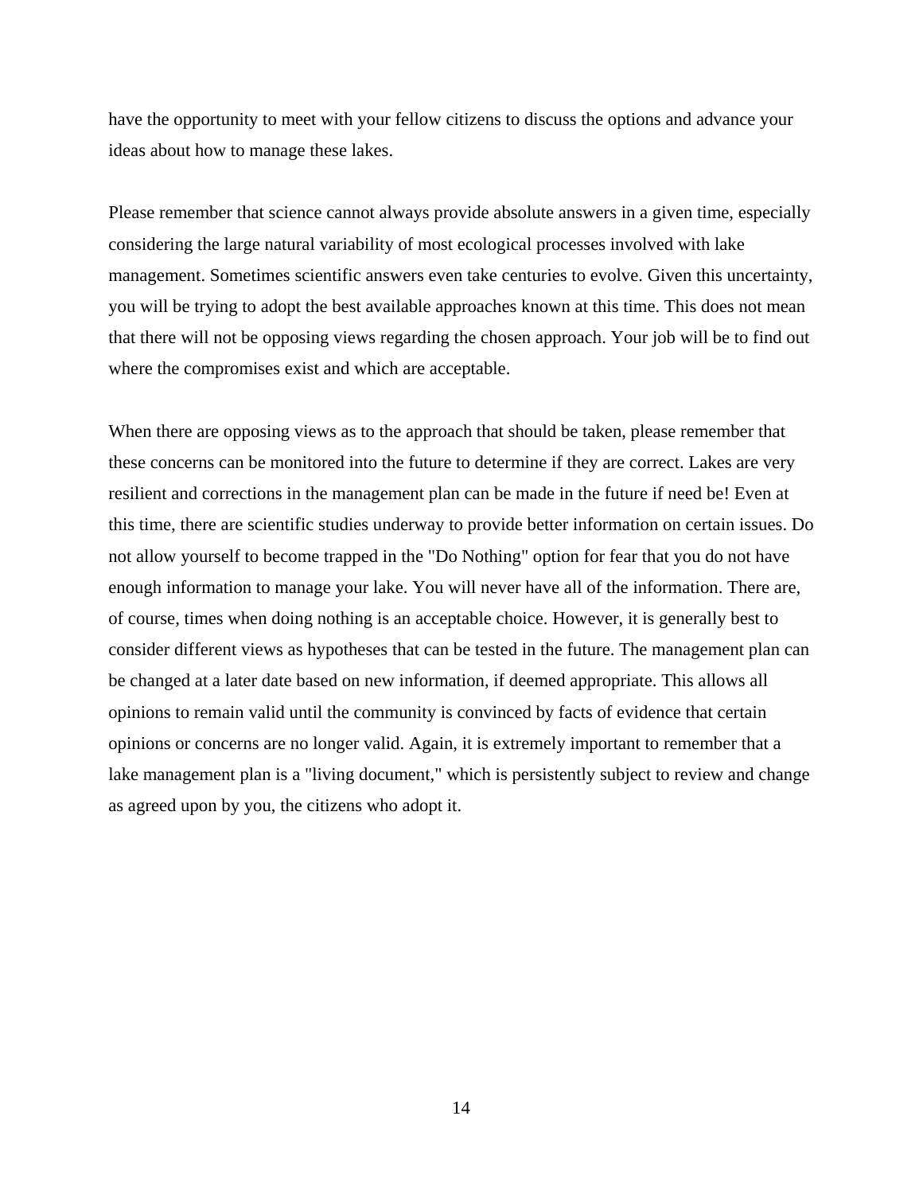have the opportunity to meet with your fellow citizens to discuss the options and advance your ideas about how to manage these lakes.

Please remember that science cannot always provide absolute answers in a given time, especially considering the large natural variability of most ecological processes involved with lake management. Sometimes scientific answers even take centuries to evolve. Given this uncertainty, you will be trying to adopt the best available approaches known at this time. This does not mean that there will not be opposing views regarding the chosen approach. Your job will be to find out where the compromises exist and which are acceptable.

When there are opposing views as to the approach that should be taken, please remember that these concerns can be monitored into the future to determine if they are correct. Lakes are very resilient and corrections in the management plan can be made in the future if need be! Even at this time, there are scientific studies underway to provide better information on certain issues. Do not allow yourself to become trapped in the "Do Nothing" option for fear that you do not have enough information to manage your lake. You will never have all of the information. There are, of course, times when doing nothing is an acceptable choice. However, it is generally best to consider different views as hypotheses that can be tested in the future. The management plan can be changed at a later date based on new information, if deemed appropriate. This allows all opinions to remain valid until the community is convinced by facts of evidence that certain opinions or concerns are no longer valid. Again, it is extremely important to remember that a lake management plan is a "living document," which is persistently subject to review and change as agreed upon by you, the citizens who adopt it.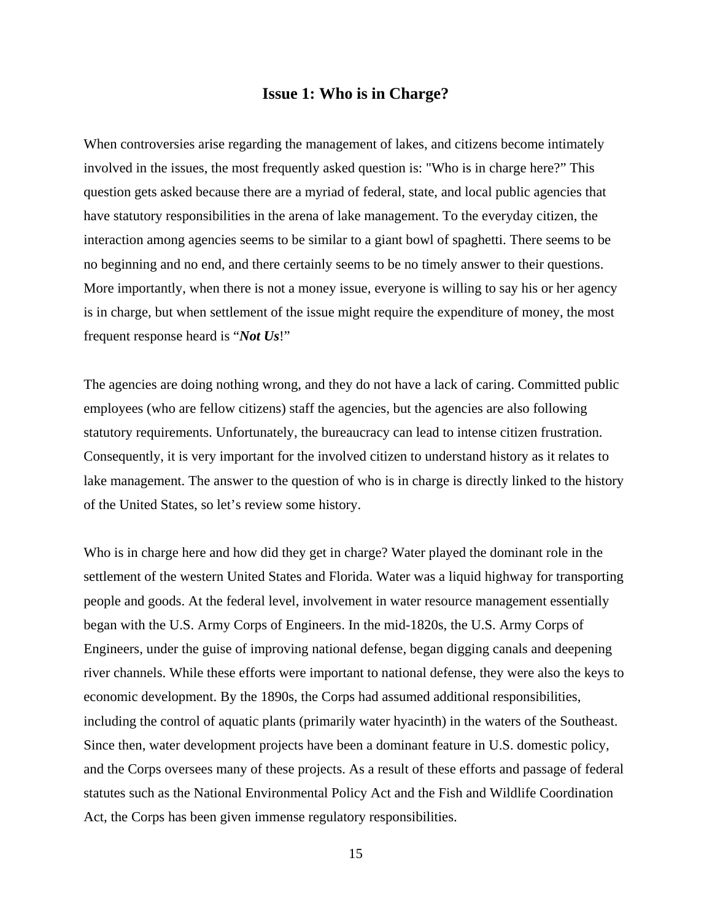## Issue 1: Who is in Charge?

When controversies arise regarding the management of lakes, and citizens become intimately involved in the issues, the most frequently asked question is: "Who is in charge here?" This question gets asked because there are a myriad of federal, state, and local public agencies that have statutory responsibilities in the arena of lake management. To the everyday citizen, the interaction among agencies seems to be similar to a giant bowl of spaghetti. There seems to be no beginning and no end, and there certainly seems to be no timely answer to their questions. More importantly, when there is not a money issue, everyone is willing to say his or her agency is in charge, but when settlement of the issue might require the expenditure of money, the most frequent response heard is "***Not Us***!"

The agencies are doing nothing wrong, and they do not have a lack of caring. Committed public employees (who are fellow citizens) staff the agencies, but the agencies are also following statutory requirements. Unfortunately, the bureaucracy can lead to intense citizen frustration. Consequently, it is very important for the involved citizen to understand history as it relates to lake management. The answer to the question of who is in charge is directly linked to the history of the United States, so let's review some history.

Who is in charge here and how did they get in charge? Water played the dominant role in the settlement of the western United States and Florida. Water was a liquid highway for transporting people and goods. At the federal level, involvement in water resource management essentially began with the U.S. Army Corps of Engineers. In the mid-1820s, the U.S. Army Corps of Engineers, under the guise of improving national defense, began digging canals and deepening river channels. While these efforts were important to national defense, they were also the keys to economic development. By the 1890s, the Corps had assumed additional responsibilities, including the control of aquatic plants (primarily water hyacinth) in the waters of the Southeast. Since then, water development projects have been a dominant feature in U.S. domestic policy, and the Corps oversees many of these projects. As a result of these efforts and passage of federal statutes such as the National Environmental Policy Act and the Fish and Wildlife Coordination Act, the Corps has been given immense regulatory responsibilities.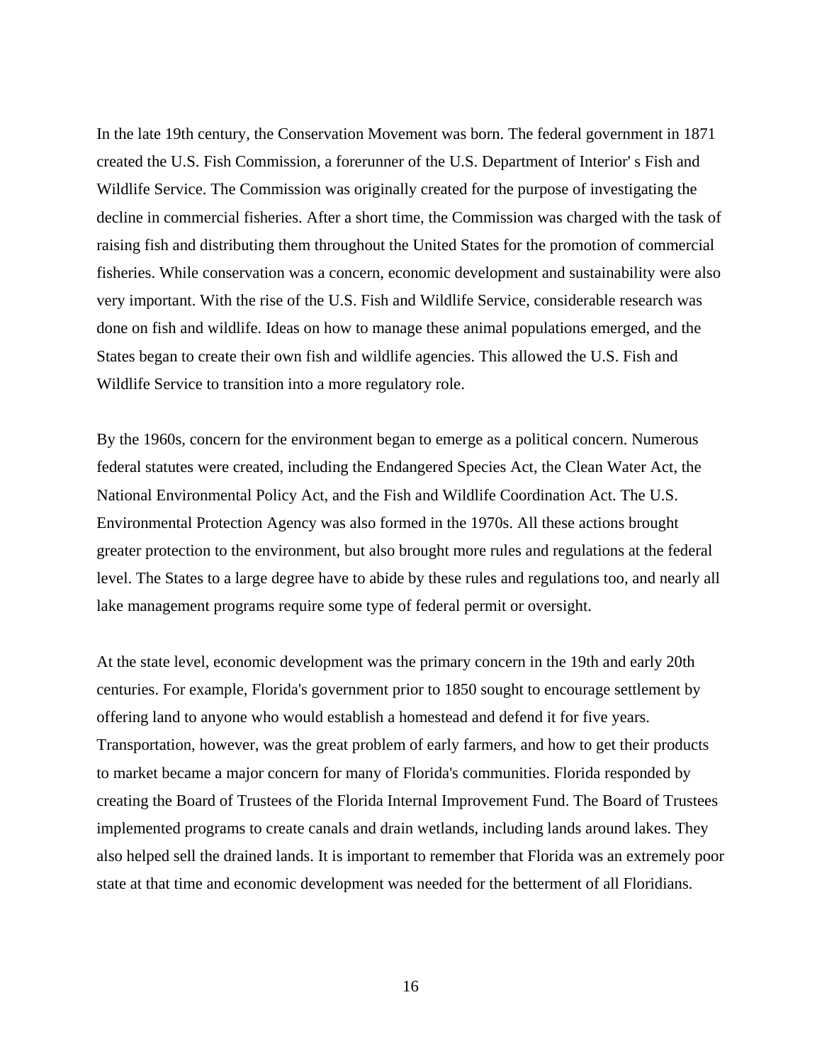In the late 19th century, the Conservation Movement was born. The federal government in 1871 created the U.S. Fish Commission, a forerunner of the U.S. Department of Interior' s Fish and Wildlife Service. The Commission was originally created for the purpose of investigating the decline in commercial fisheries. After a short time, the Commission was charged with the task of raising fish and distributing them throughout the United States for the promotion of commercial fisheries. While conservation was a concern, economic development and sustainability were also very important. With the rise of the U.S. Fish and Wildlife Service, considerable research was done on fish and wildlife. Ideas on how to manage these animal populations emerged, and the States began to create their own fish and wildlife agencies. This allowed the U.S. Fish and Wildlife Service to transition into a more regulatory role.

By the 1960s, concern for the environment began to emerge as a political concern. Numerous federal statutes were created, including the Endangered Species Act, the Clean Water Act, the National Environmental Policy Act, and the Fish and Wildlife Coordination Act. The U.S. Environmental Protection Agency was also formed in the 1970s. All these actions brought greater protection to the environment, but also brought more rules and regulations at the federal level. The States to a large degree have to abide by these rules and regulations too, and nearly all lake management programs require some type of federal permit or oversight.

At the state level, economic development was the primary concern in the 19th and early 20th centuries. For example, Florida's government prior to 1850 sought to encourage settlement by offering land to anyone who would establish a homestead and defend it for five years. Transportation, however, was the great problem of early farmers, and how to get their products to market became a major concern for many of Florida's communities. Florida responded by creating the Board of Trustees of the Florida Internal Improvement Fund. The Board of Trustees implemented programs to create canals and drain wetlands, including lands around lakes. They also helped sell the drained lands. It is important to remember that Florida was an extremely poor state at that time and economic development was needed for the betterment of all Floridians.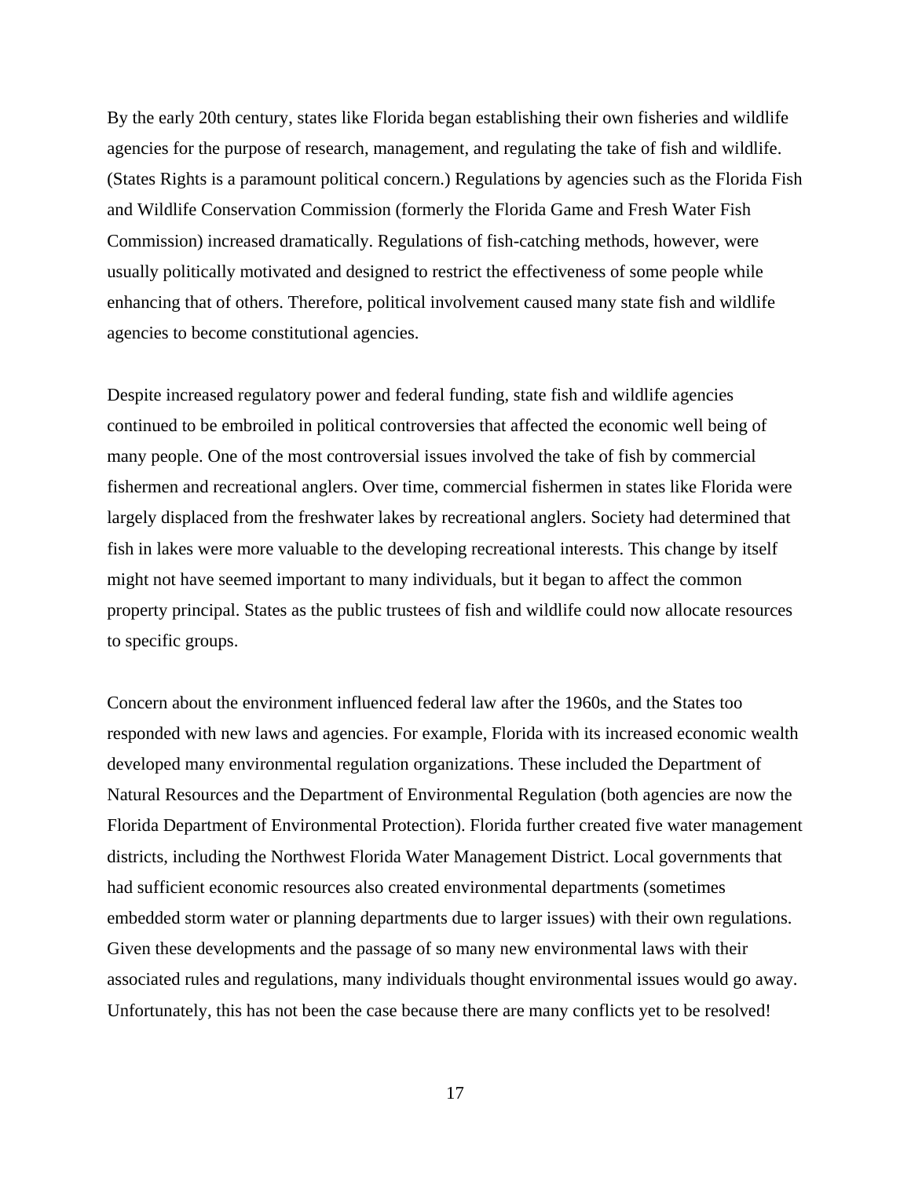By the early 20th century, states like Florida began establishing their own fisheries and wildlife agencies for the purpose of research, management, and regulating the take of fish and wildlife. (States Rights is a paramount political concern.) Regulations by agencies such as the Florida Fish and Wildlife Conservation Commission (formerly the Florida Game and Fresh Water Fish Commission) increased dramatically. Regulations of fish-catching methods, however, were usually politically motivated and designed to restrict the effectiveness of some people while enhancing that of others. Therefore, political involvement caused many state fish and wildlife agencies to become constitutional agencies.

Despite increased regulatory power and federal funding, state fish and wildlife agencies continued to be embroiled in political controversies that affected the economic well being of many people. One of the most controversial issues involved the take of fish by commercial fishermen and recreational anglers. Over time, commercial fishermen in states like Florida were largely displaced from the freshwater lakes by recreational anglers. Society had determined that fish in lakes were more valuable to the developing recreational interests. This change by itself might not have seemed important to many individuals, but it began to affect the common property principal. States as the public trustees of fish and wildlife could now allocate resources to specific groups.

Concern about the environment influenced federal law after the 1960s, and the States too responded with new laws and agencies. For example, Florida with its increased economic wealth developed many environmental regulation organizations. These included the Department of Natural Resources and the Department of Environmental Regulation (both agencies are now the Florida Department of Environmental Protection). Florida further created five water management districts, including the Northwest Florida Water Management District. Local governments that had sufficient economic resources also created environmental departments (sometimes embedded storm water or planning departments due to larger issues) with their own regulations. Given these developments and the passage of so many new environmental laws with their associated rules and regulations, many individuals thought environmental issues would go away. Unfortunately, this has not been the case because there are many conflicts yet to be resolved!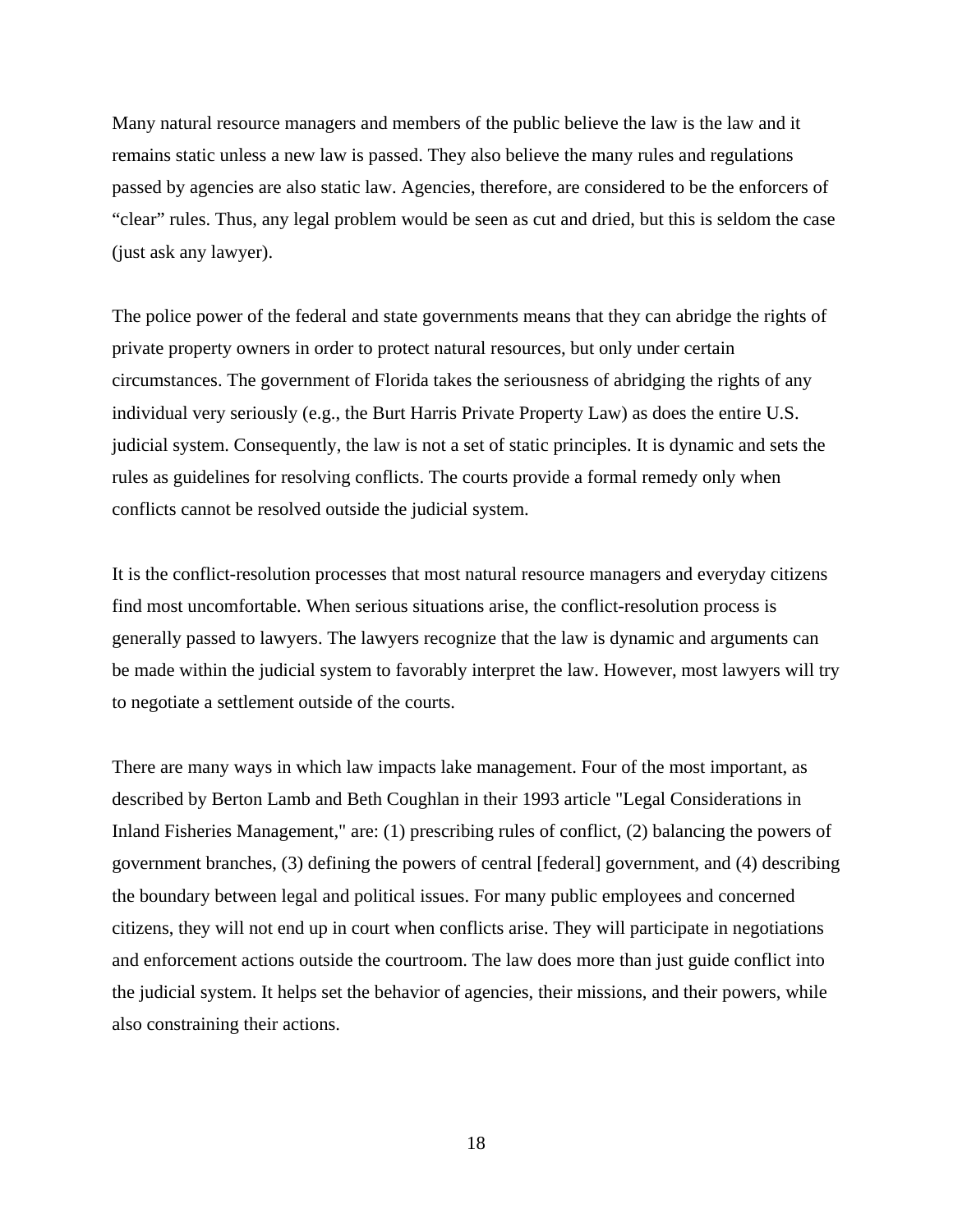Many natural resource managers and members of the public believe the law is the law and it remains static unless a new law is passed. They also believe the many rules and regulations passed by agencies are also static law. Agencies, therefore, are considered to be the enforcers of "clear" rules. Thus, any legal problem would be seen as cut and dried, but this is seldom the case (just ask any lawyer).

The police power of the federal and state governments means that they can abridge the rights of private property owners in order to protect natural resources, but only under certain circumstances. The government of Florida takes the seriousness of abridging the rights of any individual very seriously (e.g., the Burt Harris Private Property Law) as does the entire U.S. judicial system. Consequently, the law is not a set of static principles. It is dynamic and sets the rules as guidelines for resolving conflicts. The courts provide a formal remedy only when conflicts cannot be resolved outside the judicial system.

It is the conflict-resolution processes that most natural resource managers and everyday citizens find most uncomfortable. When serious situations arise, the conflict-resolution process is generally passed to lawyers. The lawyers recognize that the law is dynamic and arguments can be made within the judicial system to favorably interpret the law. However, most lawyers will try to negotiate a settlement outside of the courts.

There are many ways in which law impacts lake management. Four of the most important, as described by Berton Lamb and Beth Coughlan in their 1993 article "Legal Considerations in Inland Fisheries Management," are: (1) prescribing rules of conflict, (2) balancing the powers of government branches, (3) defining the powers of central [federal] government, and (4) describing the boundary between legal and political issues. For many public employees and concerned citizens, they will not end up in court when conflicts arise. They will participate in negotiations and enforcement actions outside the courtroom. The law does more than just guide conflict into the judicial system. It helps set the behavior of agencies, their missions, and their powers, while also constraining their actions.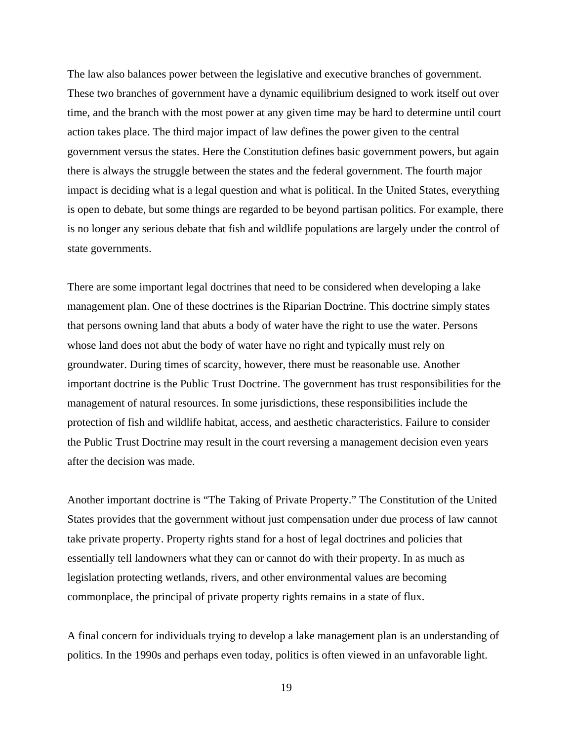The law also balances power between the legislative and executive branches of government. These two branches of government have a dynamic equilibrium designed to work itself out over time, and the branch with the most power at any given time may be hard to determine until court action takes place. The third major impact of law defines the power given to the central government versus the states. Here the Constitution defines basic government powers, but again there is always the struggle between the states and the federal government. The fourth major impact is deciding what is a legal question and what is political. In the United States, everything is open to debate, but some things are regarded to be beyond partisan politics. For example, there is no longer any serious debate that fish and wildlife populations are largely under the control of state governments.

There are some important legal doctrines that need to be considered when developing a lake management plan. One of these doctrines is the Riparian Doctrine. This doctrine simply states that persons owning land that abuts a body of water have the right to use the water. Persons whose land does not abut the body of water have no right and typically must rely on groundwater. During times of scarcity, however, there must be reasonable use. Another important doctrine is the Public Trust Doctrine. The government has trust responsibilities for the management of natural resources. In some jurisdictions, these responsibilities include the protection of fish and wildlife habitat, access, and aesthetic characteristics. Failure to consider the Public Trust Doctrine may result in the court reversing a management decision even years after the decision was made.

Another important doctrine is "The Taking of Private Property." The Constitution of the United States provides that the government without just compensation under due process of law cannot take private property. Property rights stand for a host of legal doctrines and policies that essentially tell landowners what they can or cannot do with their property. In as much as legislation protecting wetlands, rivers, and other environmental values are becoming commonplace, the principal of private property rights remains in a state of flux.

A final concern for individuals trying to develop a lake management plan is an understanding of politics. In the 1990s and perhaps even today, politics is often viewed in an unfavorable light.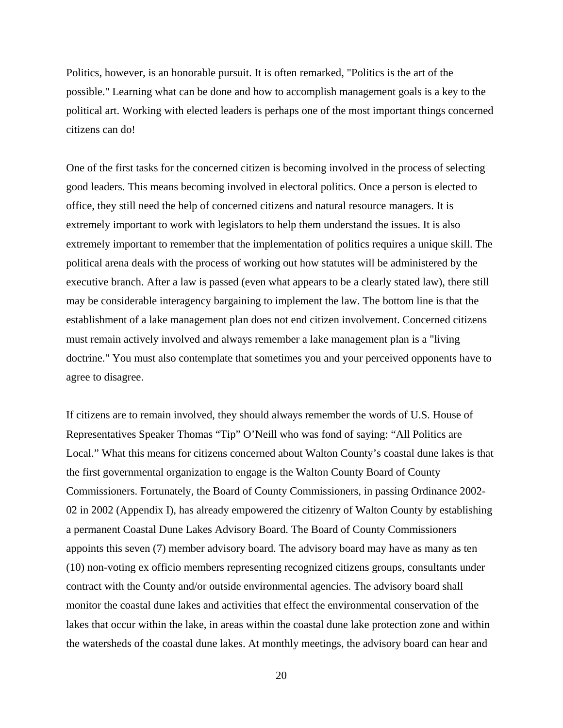Politics, however, is an honorable pursuit. It is often remarked, "Politics is the art of the possible." Learning what can be done and how to accomplish management goals is a key to the political art. Working with elected leaders is perhaps one of the most important things concerned citizens can do!

One of the first tasks for the concerned citizen is becoming involved in the process of selecting good leaders. This means becoming involved in electoral politics. Once a person is elected to office, they still need the help of concerned citizens and natural resource managers. It is extremely important to work with legislators to help them understand the issues. It is also extremely important to remember that the implementation of politics requires a unique skill. The political arena deals with the process of working out how statutes will be administered by the executive branch. After a law is passed (even what appears to be a clearly stated law), there still may be considerable interagency bargaining to implement the law. The bottom line is that the establishment of a lake management plan does not end citizen involvement. Concerned citizens must remain actively involved and always remember a lake management plan is a "living doctrine." You must also contemplate that sometimes you and your perceived opponents have to agree to disagree.

If citizens are to remain involved, they should always remember the words of U.S. House of Representatives Speaker Thomas "Tip" O'Neill who was fond of saying: "All Politics are Local." What this means for citizens concerned about Walton County's coastal dune lakes is that the first governmental organization to engage is the Walton County Board of County Commissioners. Fortunately, the Board of County Commissioners, in passing Ordinance 2002-02 in 2002 (Appendix I), has already empowered the citizenry of Walton County by establishing a permanent Coastal Dune Lakes Advisory Board. The Board of County Commissioners appoints this seven (7) member advisory board. The advisory board may have as many as ten (10) non-voting ex officio members representing recognized citizens groups, consultants under contract with the County and/or outside environmental agencies. The advisory board shall monitor the coastal dune lakes and activities that effect the environmental conservation of the lakes that occur within the lake, in areas within the coastal dune lake protection zone and within the watersheds of the coastal dune lakes. At monthly meetings, the advisory board can hear and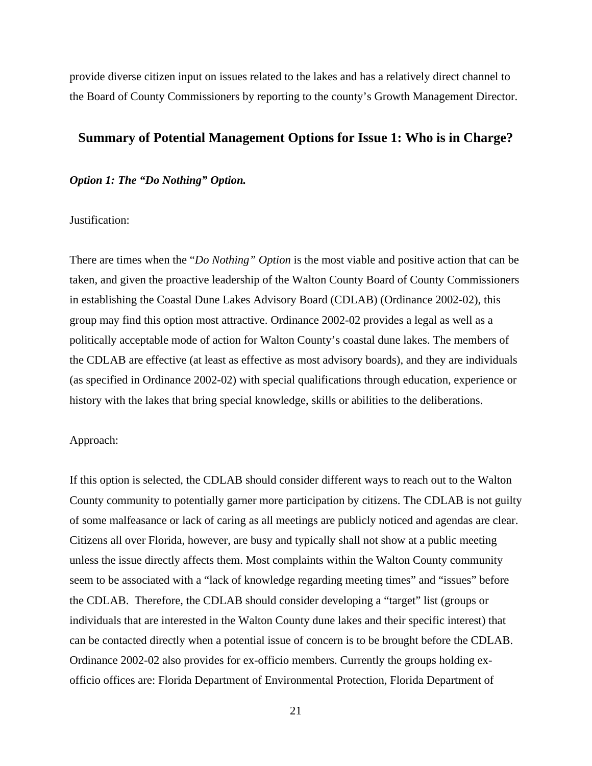provide diverse citizen input on issues related to the lakes and has a relatively direct channel to the Board of County Commissioners by reporting to the county's Growth Management Director.

## Summary of Potential Management Options for Issue 1: Who is in Charge?

***Option 1: The "Do Nothing" Option.***

Justification:

There are times when the "*Do Nothing" Option* is the most viable and positive action that can be taken, and given the proactive leadership of the Walton County Board of County Commissioners in establishing the Coastal Dune Lakes Advisory Board (CDLAB) (Ordinance 2002-02), this group may find this option most attractive. Ordinance 2002-02 provides a legal as well as a politically acceptable mode of action for Walton County's coastal dune lakes. The members of the CDLAB are effective (at least as effective as most advisory boards), and they are individuals (as specified in Ordinance 2002-02) with special qualifications through education, experience or history with the lakes that bring special knowledge, skills or abilities to the deliberations.

Approach:

If this option is selected, the CDLAB should consider different ways to reach out to the Walton County community to potentially garner more participation by citizens. The CDLAB is not guilty of some malfeasance or lack of caring as all meetings are publicly noticed and agendas are clear. Citizens all over Florida, however, are busy and typically shall not show at a public meeting unless the issue directly affects them. Most complaints within the Walton County community seem to be associated with a "lack of knowledge regarding meeting times" and "issues" before the CDLAB. Therefore, the CDLAB should consider developing a "target" list (groups or individuals that are interested in the Walton County dune lakes and their specific interest) that can be contacted directly when a potential issue of concern is to be brought before the CDLAB. Ordinance 2002-02 also provides for ex-officio members. Currently the groups holding ex-officio offices are: Florida Department of Environmental Protection, Florida Department of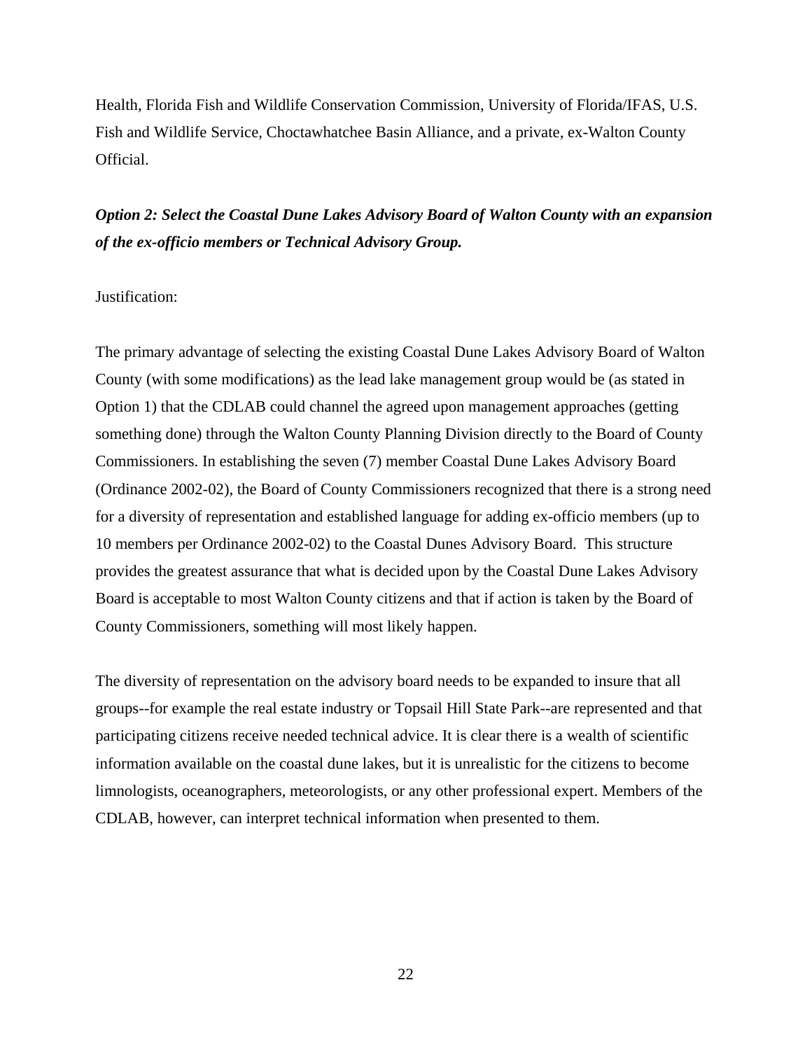Health, Florida Fish and Wildlife Conservation Commission, University of Florida/IFAS, U.S. Fish and Wildlife Service, Choctawhatchee Basin Alliance, and a private, ex-Walton County Official.

***Option 2: Select the Coastal Dune Lakes Advisory Board of Walton County with an expansion of the ex-officio members or Technical Advisory Group.***

Justification:

The primary advantage of selecting the existing Coastal Dune Lakes Advisory Board of Walton County (with some modifications) as the lead lake management group would be (as stated in Option 1) that the CDLAB could channel the agreed upon management approaches (getting something done) through the Walton County Planning Division directly to the Board of County Commissioners. In establishing the seven (7) member Coastal Dune Lakes Advisory Board (Ordinance 2002-02), the Board of County Commissioners recognized that there is a strong need for a diversity of representation and established language for adding ex-officio members (up to 10 members per Ordinance 2002-02) to the Coastal Dunes Advisory Board. This structure provides the greatest assurance that what is decided upon by the Coastal Dune Lakes Advisory Board is acceptable to most Walton County citizens and that if action is taken by the Board of County Commissioners, something will most likely happen.

The diversity of representation on the advisory board needs to be expanded to insure that all groups--for example the real estate industry or Topsail Hill State Park--are represented and that participating citizens receive needed technical advice. It is clear there is a wealth of scientific information available on the coastal dune lakes, but it is unrealistic for the citizens to become limnologists, oceanographers, meteorologists, or any other professional expert. Members of the CDLAB, however, can interpret technical information when presented to them.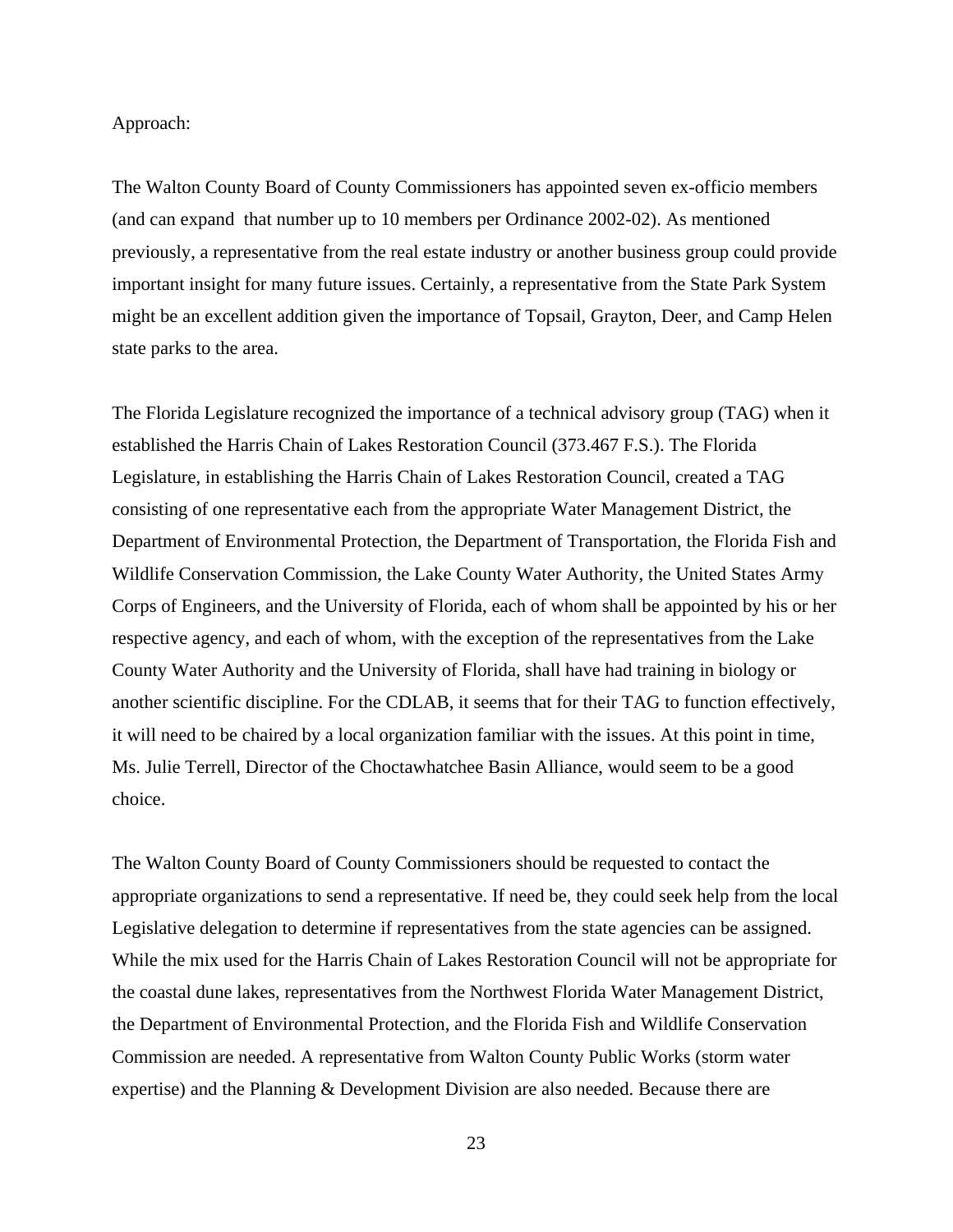Approach:

The Walton County Board of County Commissioners has appointed seven ex-officio members (and can expand that number up to 10 members per Ordinance 2002-02). As mentioned previously, a representative from the real estate industry or another business group could provide important insight for many future issues. Certainly, a representative from the State Park System might be an excellent addition given the importance of Topsail, Grayton, Deer, and Camp Helen state parks to the area.

The Florida Legislature recognized the importance of a technical advisory group (TAG) when it established the Harris Chain of Lakes Restoration Council (373.467 F.S.). The Florida Legislature, in establishing the Harris Chain of Lakes Restoration Council, created a TAG consisting of one representative each from the appropriate Water Management District, the Department of Environmental Protection, the Department of Transportation, the Florida Fish and Wildlife Conservation Commission, the Lake County Water Authority, the United States Army Corps of Engineers, and the University of Florida, each of whom shall be appointed by his or her respective agency, and each of whom, with the exception of the representatives from the Lake County Water Authority and the University of Florida, shall have had training in biology or another scientific discipline. For the CDLAB, it seems that for their TAG to function effectively, it will need to be chaired by a local organization familiar with the issues. At this point in time, Ms. Julie Terrell, Director of the Choctawhatchee Basin Alliance, would seem to be a good choice.

The Walton County Board of County Commissioners should be requested to contact the appropriate organizations to send a representative. If need be, they could seek help from the local Legislative delegation to determine if representatives from the state agencies can be assigned. While the mix used for the Harris Chain of Lakes Restoration Council will not be appropriate for the coastal dune lakes, representatives from the Northwest Florida Water Management District, the Department of Environmental Protection, and the Florida Fish and Wildlife Conservation Commission are needed. A representative from Walton County Public Works (storm water expertise) and the Planning & Development Division are also needed. Because there are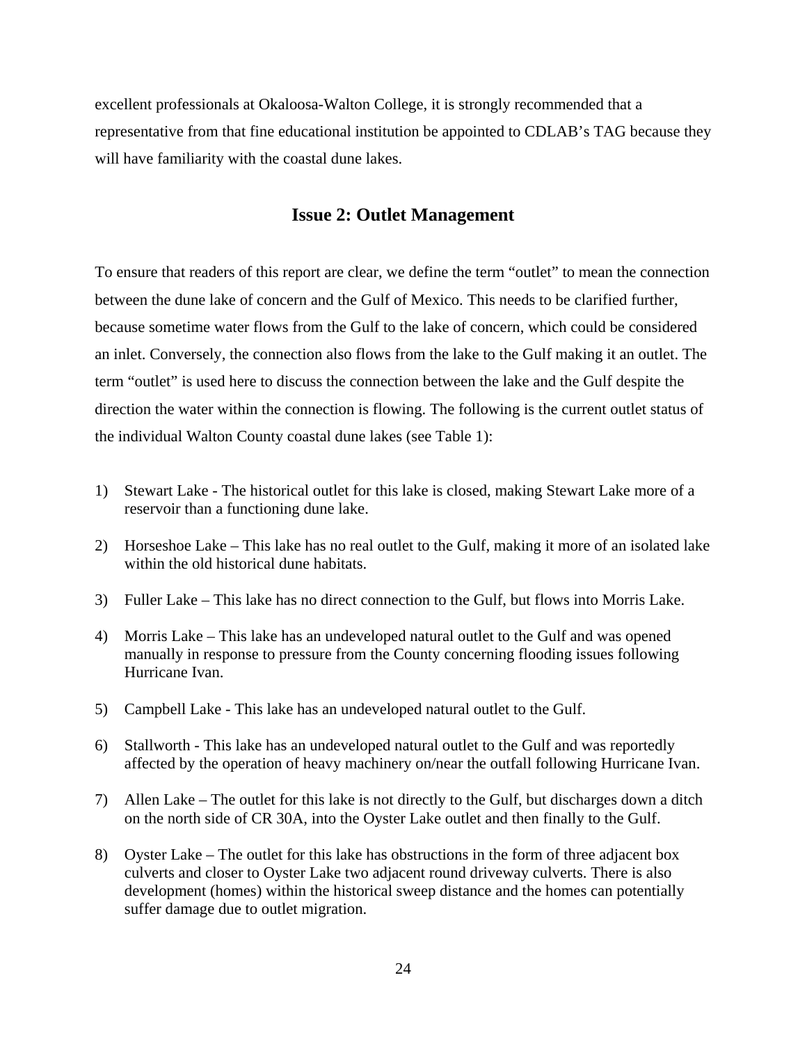excellent professionals at Okaloosa-Walton College, it is strongly recommended that a representative from that fine educational institution be appointed to CDLAB's TAG because they will have familiarity with the coastal dune lakes.

## Issue 2: Outlet Management

To ensure that readers of this report are clear, we define the term "outlet" to mean the connection between the dune lake of concern and the Gulf of Mexico. This needs to be clarified further, because sometime water flows from the Gulf to the lake of concern, which could be considered an inlet. Conversely, the connection also flows from the lake to the Gulf making it an outlet. The term "outlet" is used here to discuss the connection between the lake and the Gulf despite the direction the water within the connection is flowing. The following is the current outlet status of the individual Walton County coastal dune lakes (see Table 1):

1) Stewart Lake - The historical outlet for this lake is closed, making Stewart Lake more of a reservoir than a functioning dune lake.

2) Horseshoe Lake – This lake has no real outlet to the Gulf, making it more of an isolated lake within the old historical dune habitats.

3) Fuller Lake – This lake has no direct connection to the Gulf, but flows into Morris Lake.

4) Morris Lake – This lake has an undeveloped natural outlet to the Gulf and was opened manually in response to pressure from the County concerning flooding issues following Hurricane Ivan.

5) Campbell Lake - This lake has an undeveloped natural outlet to the Gulf.

6) Stallworth - This lake has an undeveloped natural outlet to the Gulf and was reportedly affected by the operation of heavy machinery on/near the outfall following Hurricane Ivan.

7) Allen Lake – The outlet for this lake is not directly to the Gulf, but discharges down a ditch on the north side of CR 30A, into the Oyster Lake outlet and then finally to the Gulf.

8) Oyster Lake – The outlet for this lake has obstructions in the form of three adjacent box culverts and closer to Oyster Lake two adjacent round driveway culverts. There is also development (homes) within the historical sweep distance and the homes can potentially suffer damage due to outlet migration.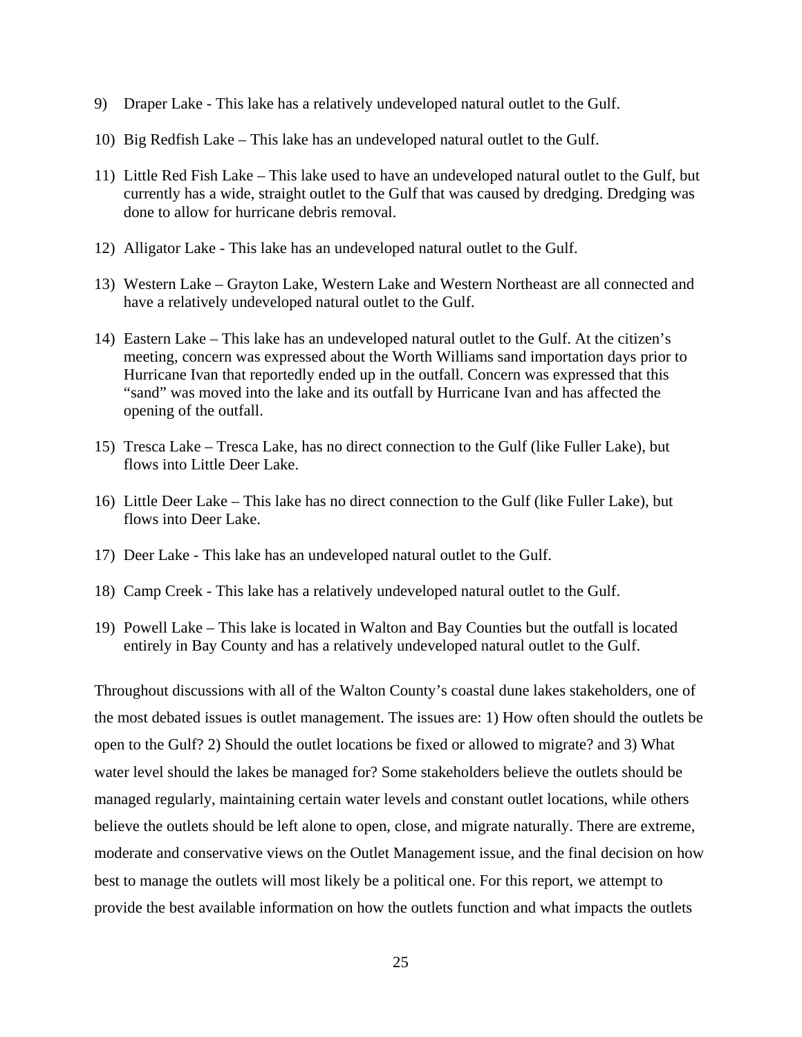9) Draper Lake - This lake has a relatively undeveloped natural outlet to the Gulf.

10) Big Redfish Lake – This lake has an undeveloped natural outlet to the Gulf.

11) Little Red Fish Lake – This lake used to have an undeveloped natural outlet to the Gulf, but currently has a wide, straight outlet to the Gulf that was caused by dredging. Dredging was done to allow for hurricane debris removal.

12) Alligator Lake - This lake has an undeveloped natural outlet to the Gulf.

13) Western Lake – Grayton Lake, Western Lake and Western Northeast are all connected and have a relatively undeveloped natural outlet to the Gulf.

14) Eastern Lake – This lake has an undeveloped natural outlet to the Gulf. At the citizen's meeting, concern was expressed about the Worth Williams sand importation days prior to Hurricane Ivan that reportedly ended up in the outfall. Concern was expressed that this "sand" was moved into the lake and its outfall by Hurricane Ivan and has affected the opening of the outfall.

15) Tresca Lake – Tresca Lake, has no direct connection to the Gulf (like Fuller Lake), but flows into Little Deer Lake.

16) Little Deer Lake – This lake has no direct connection to the Gulf (like Fuller Lake), but flows into Deer Lake.

17) Deer Lake - This lake has an undeveloped natural outlet to the Gulf.

18) Camp Creek - This lake has a relatively undeveloped natural outlet to the Gulf.

19) Powell Lake – This lake is located in Walton and Bay Counties but the outfall is located entirely in Bay County and has a relatively undeveloped natural outlet to the Gulf.

Throughout discussions with all of the Walton County's coastal dune lakes stakeholders, one of the most debated issues is outlet management. The issues are: 1) How often should the outlets be open to the Gulf? 2) Should the outlet locations be fixed or allowed to migrate? and 3) What water level should the lakes be managed for? Some stakeholders believe the outlets should be managed regularly, maintaining certain water levels and constant outlet locations, while others believe the outlets should be left alone to open, close, and migrate naturally. There are extreme, moderate and conservative views on the Outlet Management issue, and the final decision on how best to manage the outlets will most likely be a political one. For this report, we attempt to provide the best available information on how the outlets function and what impacts the outlets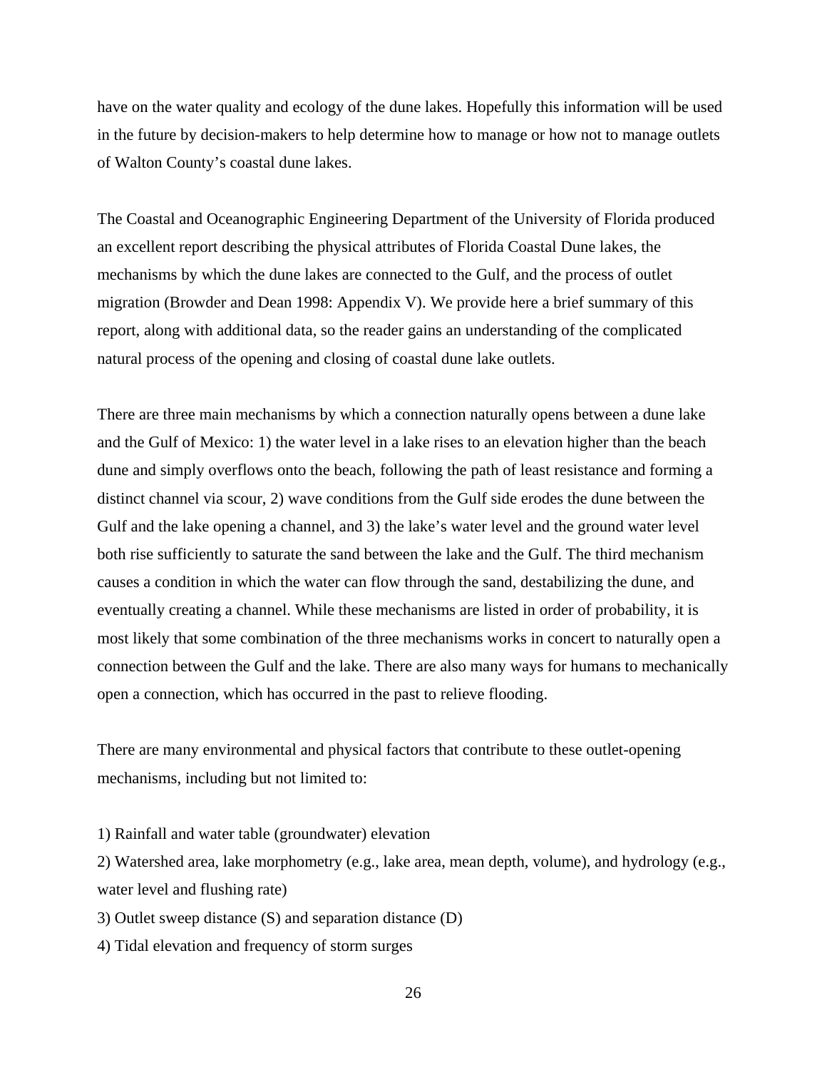have on the water quality and ecology of the dune lakes. Hopefully this information will be used in the future by decision-makers to help determine how to manage or how not to manage outlets of Walton County's coastal dune lakes.

The Coastal and Oceanographic Engineering Department of the University of Florida produced an excellent report describing the physical attributes of Florida Coastal Dune lakes, the mechanisms by which the dune lakes are connected to the Gulf, and the process of outlet migration (Browder and Dean 1998: Appendix V). We provide here a brief summary of this report, along with additional data, so the reader gains an understanding of the complicated natural process of the opening and closing of coastal dune lake outlets.

There are three main mechanisms by which a connection naturally opens between a dune lake and the Gulf of Mexico: 1) the water level in a lake rises to an elevation higher than the beach dune and simply overflows onto the beach, following the path of least resistance and forming a distinct channel via scour, 2) wave conditions from the Gulf side erodes the dune between the Gulf and the lake opening a channel, and 3) the lake's water level and the ground water level both rise sufficiently to saturate the sand between the lake and the Gulf. The third mechanism causes a condition in which the water can flow through the sand, destabilizing the dune, and eventually creating a channel. While these mechanisms are listed in order of probability, it is most likely that some combination of the three mechanisms works in concert to naturally open a connection between the Gulf and the lake. There are also many ways for humans to mechanically open a connection, which has occurred in the past to relieve flooding.

There are many environmental and physical factors that contribute to these outlet-opening mechanisms, including but not limited to:

1) Rainfall and water table (groundwater) elevation
2) Watershed area, lake morphometry (e.g., lake area, mean depth, volume), and hydrology (e.g., water level and flushing rate)
3) Outlet sweep distance (S) and separation distance (D)
4) Tidal elevation and frequency of storm surges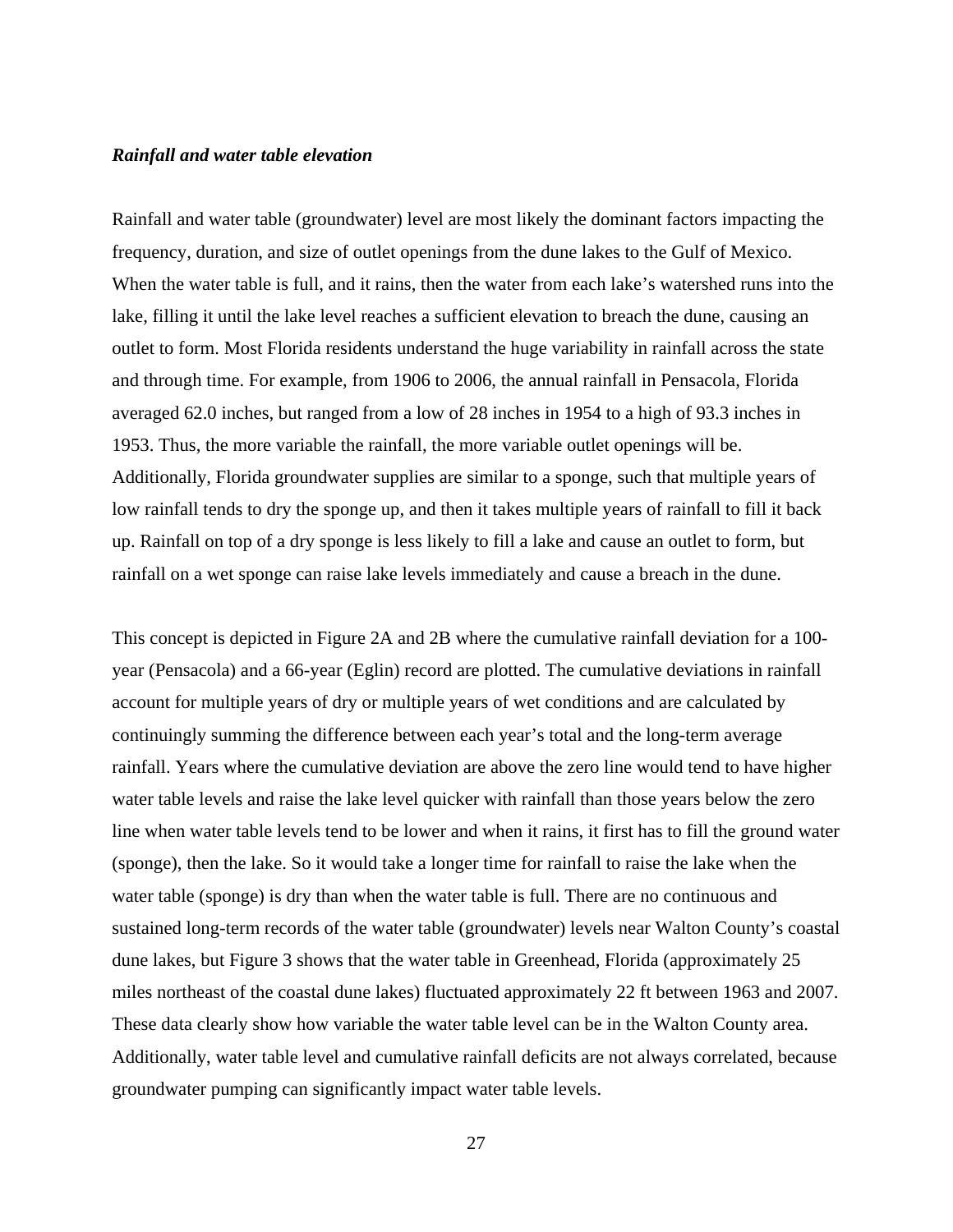***Rainfall and water table elevation***

Rainfall and water table (groundwater) level are most likely the dominant factors impacting the frequency, duration, and size of outlet openings from the dune lakes to the Gulf of Mexico. When the water table is full, and it rains, then the water from each lake's watershed runs into the lake, filling it until the lake level reaches a sufficient elevation to breach the dune, causing an outlet to form. Most Florida residents understand the huge variability in rainfall across the state and through time. For example, from 1906 to 2006, the annual rainfall in Pensacola, Florida averaged 62.0 inches, but ranged from a low of 28 inches in 1954 to a high of 93.3 inches in 1953. Thus, the more variable the rainfall, the more variable outlet openings will be. Additionally, Florida groundwater supplies are similar to a sponge, such that multiple years of low rainfall tends to dry the sponge up, and then it takes multiple years of rainfall to fill it back up. Rainfall on top of a dry sponge is less likely to fill a lake and cause an outlet to form, but rainfall on a wet sponge can raise lake levels immediately and cause a breach in the dune.

This concept is depicted in Figure 2A and 2B where the cumulative rainfall deviation for a 100-year (Pensacola) and a 66-year (Eglin) record are plotted. The cumulative deviations in rainfall account for multiple years of dry or multiple years of wet conditions and are calculated by continuingly summing the difference between each year's total and the long-term average rainfall. Years where the cumulative deviation are above the zero line would tend to have higher water table levels and raise the lake level quicker with rainfall than those years below the zero line when water table levels tend to be lower and when it rains, it first has to fill the ground water (sponge), then the lake. So it would take a longer time for rainfall to raise the lake when the water table (sponge) is dry than when the water table is full. There are no continuous and sustained long-term records of the water table (groundwater) levels near Walton County's coastal dune lakes, but Figure 3 shows that the water table in Greenhead, Florida (approximately 25 miles northeast of the coastal dune lakes) fluctuated approximately 22 ft between 1963 and 2007. These data clearly show how variable the water table level can be in the Walton County area. Additionally, water table level and cumulative rainfall deficits are not always correlated, because groundwater pumping can significantly impact water table levels.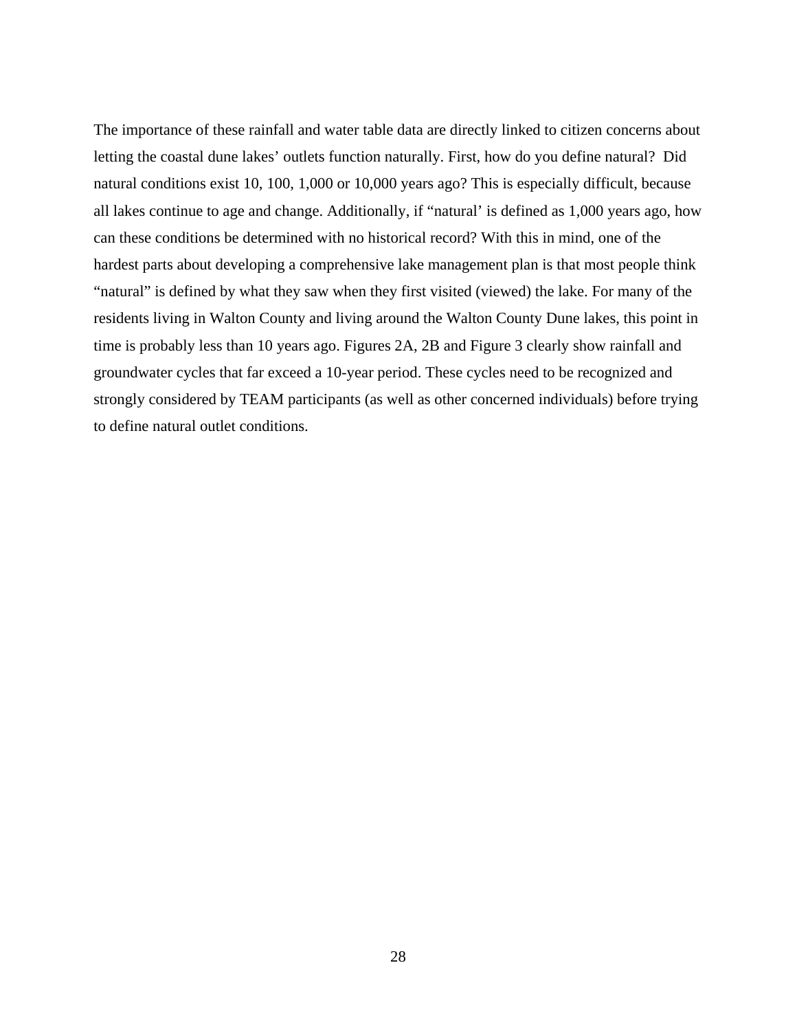The importance of these rainfall and water table data are directly linked to citizen concerns about letting the coastal dune lakes' outlets function naturally. First, how do you define natural? Did natural conditions exist 10, 100, 1,000 or 10,000 years ago? This is especially difficult, because all lakes continue to age and change. Additionally, if "natural' is defined as 1,000 years ago, how can these conditions be determined with no historical record? With this in mind, one of the hardest parts about developing a comprehensive lake management plan is that most people think "natural" is defined by what they saw when they first visited (viewed) the lake. For many of the residents living in Walton County and living around the Walton County Dune lakes, this point in time is probably less than 10 years ago. Figures 2A, 2B and Figure 3 clearly show rainfall and groundwater cycles that far exceed a 10-year period. These cycles need to be recognized and strongly considered by TEAM participants (as well as other concerned individuals) before trying to define natural outlet conditions.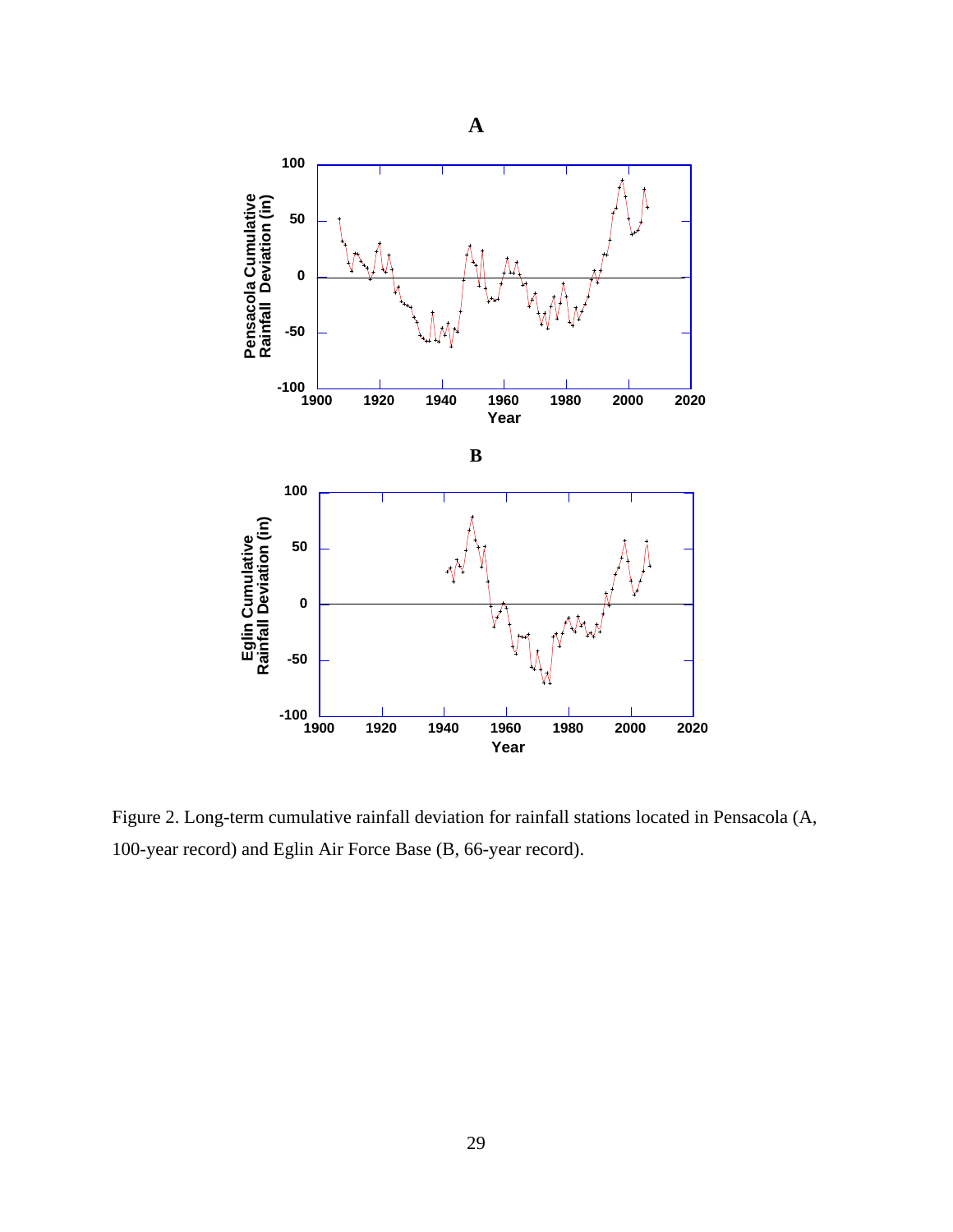Figure 2. Long-term cumulative rainfall deviation for rainfall stations located in Pensacola (A, 100-year record) and Eglin Air Force Base (B, 66-year record).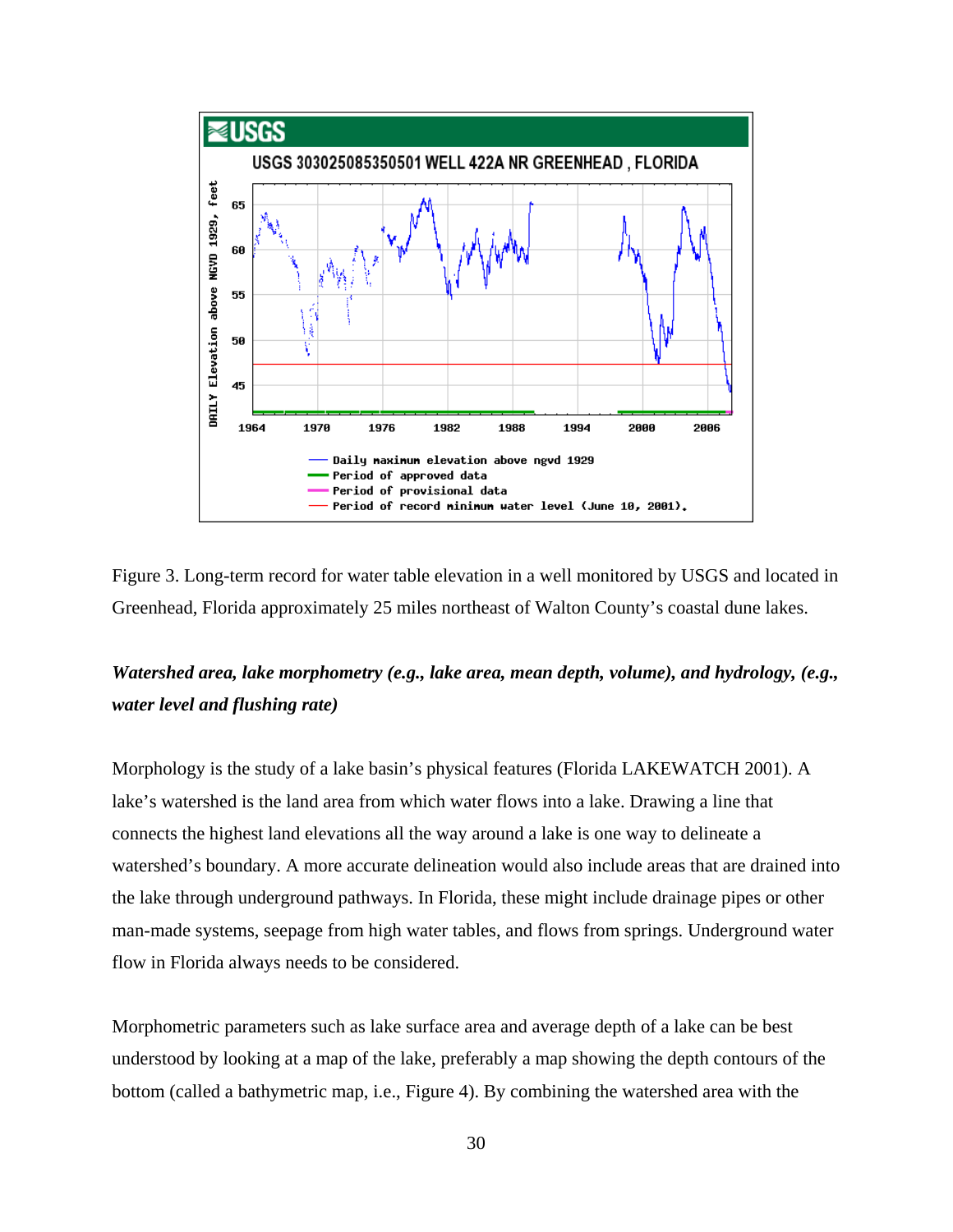Figure 3. Long-term record for water table elevation in a well monitored by USGS and located in Greenhead, Florida approximately 25 miles northeast of Walton County's coastal dune lakes.

***Watershed area, lake morphometry (e.g., lake area, mean depth, volume), and hydrology, (e.g., water level and flushing rate)***

Morphology is the study of a lake basin's physical features (Florida LAKEWATCH 2001). A lake's watershed is the land area from which water flows into a lake. Drawing a line that connects the highest land elevations all the way around a lake is one way to delineate a watershed's boundary. A more accurate delineation would also include areas that are drained into the lake through underground pathways. In Florida, these might include drainage pipes or other man-made systems, seepage from high water tables, and flows from springs. Underground water flow in Florida always needs to be considered.

Morphometric parameters such as lake surface area and average depth of a lake can be best understood by looking at a map of the lake, preferably a map showing the depth contours of the bottom (called a bathymetric map, i.e., Figure 4). By combining the watershed area with the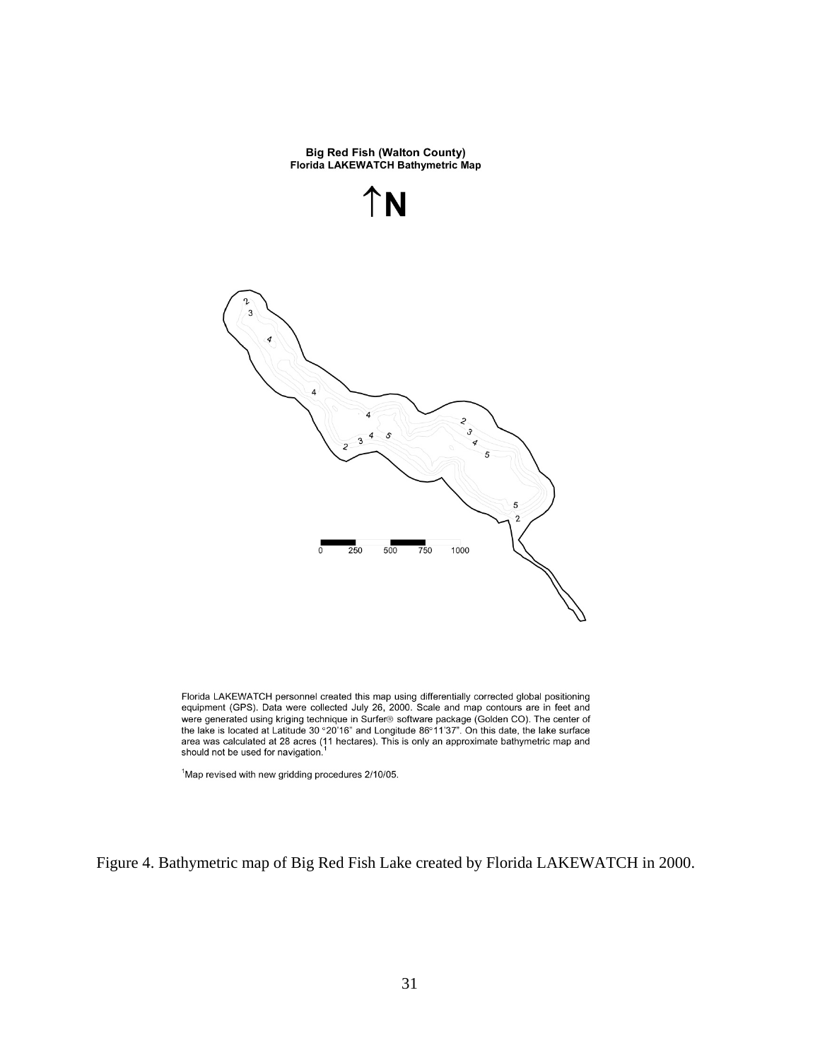**Big Red Fish (Walton County)**
**Florida LAKEWATCH Bathymetric Map**

↑**N**

0 250 500 750 1000

Florida LAKEWATCH personnel created this map using differentially corrected global positioning equipment (GPS). Data were collected July 26, 2000. Scale and map contours are in feet and were generated using kriging technique in Surfer® software package (Golden CO). The center of the lake is located at Latitude 30 °20'16" and Longitude 86°11'37". On this date, the lake surface area was calculated at 28 acres (11 hectares). This is only an approximate bathymetric map and should not be used for navigation.[1]

[1]Map revised with new gridding procedures 2/10/05.

Figure 4. Bathymetric map of Big Red Fish Lake created by Florida LAKEWATCH in 2000.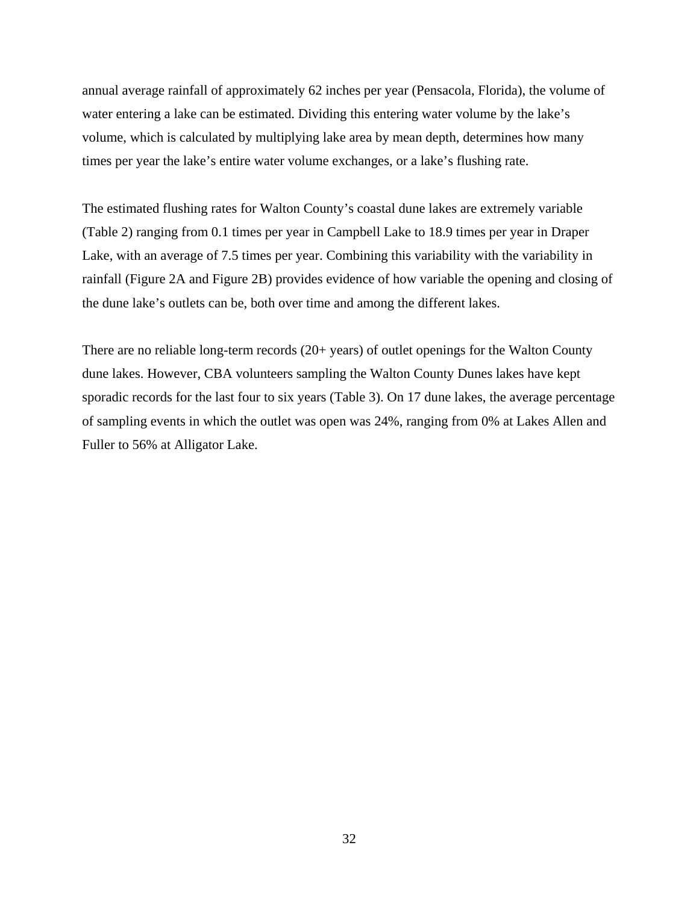annual average rainfall of approximately 62 inches per year (Pensacola, Florida), the volume of water entering a lake can be estimated. Dividing this entering water volume by the lake's volume, which is calculated by multiplying lake area by mean depth, determines how many times per year the lake's entire water volume exchanges, or a lake's flushing rate.

The estimated flushing rates for Walton County's coastal dune lakes are extremely variable (Table 2) ranging from 0.1 times per year in Campbell Lake to 18.9 times per year in Draper Lake, with an average of 7.5 times per year. Combining this variability with the variability in rainfall (Figure 2A and Figure 2B) provides evidence of how variable the opening and closing of the dune lake's outlets can be, both over time and among the different lakes.

There are no reliable long-term records (20+ years) of outlet openings for the Walton County dune lakes. However, CBA volunteers sampling the Walton County Dunes lakes have kept sporadic records for the last four to six years (Table 3). On 17 dune lakes, the average percentage of sampling events in which the outlet was open was 24%, ranging from 0% at Lakes Allen and Fuller to 56% at Alligator Lake.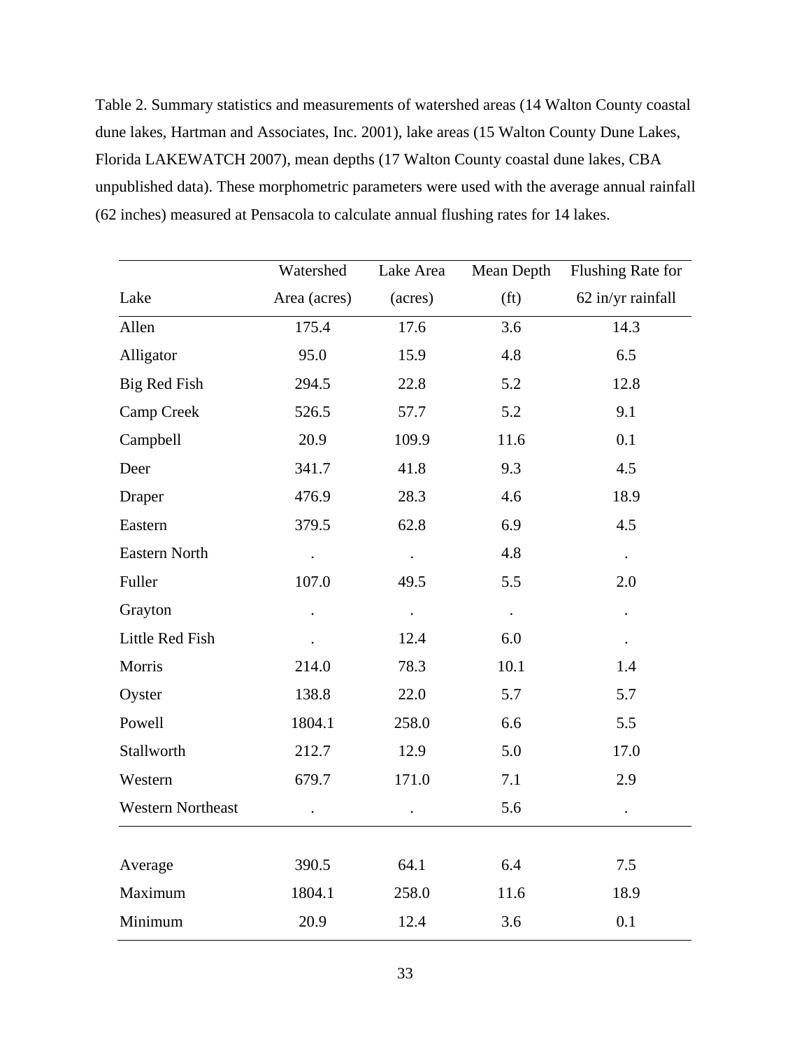Table 2. Summary statistics and measurements of watershed areas (14 Walton County coastal dune lakes, Hartman and Associates, Inc. 2001), lake areas (15 Walton County Dune Lakes, Florida LAKEWATCH 2007), mean depths (17 Walton County coastal dune lakes, CBA unpublished data). These morphometric parameters were used with the average annual rainfall (62 inches) measured at Pensacola to calculate annual flushing rates for 14 lakes.

| Lake | Watershed Area (acres) | Lake Area (acres) | Mean Depth (ft) | Flushing Rate for 62 in/yr rainfall |
|---|---|---|---|---|
| Allen | 175.4 | 17.6 | 3.6 | 14.3 |
| Alligator | 95.0 | 15.9 | 4.8 | 6.5 |
| Big Red Fish | 294.5 | 22.8 | 5.2 | 12.8 |
| Camp Creek | 526.5 | 57.7 | 5.2 | 9.1 |
| Campbell | 20.9 | 109.9 | 11.6 | 0.1 |
| Deer | 341.7 | 41.8 | 9.3 | 4.5 |
| Draper | 476.9 | 28.3 | 4.6 | 18.9 |
| Eastern | 379.5 | 62.8 | 6.9 | 4.5 |
| Eastern North | . | . | 4.8 | . |
| Fuller | 107.0 | 49.5 | 5.5 | 2.0 |
| Grayton | . | . | . | . |
| Little Red Fish | . | 12.4 | 6.0 | . |
| Morris | 214.0 | 78.3 | 10.1 | 1.4 |
| Oyster | 138.8 | 22.0 | 5.7 | 5.7 |
| Powell | 1804.1 | 258.0 | 6.6 | 5.5 |
| Stallworth | 212.7 | 12.9 | 5.0 | 17.0 |
| Western | 679.7 | 171.0 | 7.1 | 2.9 |
| Western Northeast | . | . | 5.6 | . |
| Average | 390.5 | 64.1 | 6.4 | 7.5 |
| Maximum | 1804.1 | 258.0 | 11.6 | 18.9 |
| Minimum | 20.9 | 12.4 | 3.6 | 0.1 |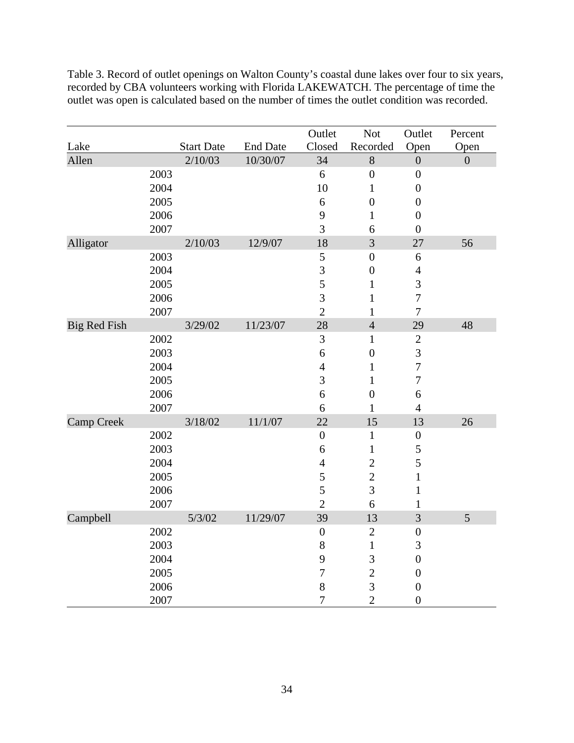Table 3. Record of outlet openings on Walton County's coastal dune lakes over four to six years, recorded by CBA volunteers working with Florida LAKEWATCH. The percentage of time the outlet was open is calculated based on the number of times the outlet condition was recorded.

| Lake | | Start Date | End Date | Outlet Closed | Not Recorded | Outlet Open | Percent Open |
|---|---|---|---|---|---|---|---|
| Allen | | 2/10/03 | 10/30/07 | 34 | 8 | 0 | 0 |
| | 2003 | | | 6 | 0 | 0 | |
| | 2004 | | | 10 | 1 | 0 | |
| | 2005 | | | 6 | 0 | 0 | |
| | 2006 | | | 9 | 1 | 0 | |
| | 2007 | | | 3 | 6 | 0 | |
| Alligator | | 2/10/03 | 12/9/07 | 18 | 3 | 27 | 56 |
| | 2003 | | | 5 | 0 | 6 | |
| | 2004 | | | 3 | 0 | 4 | |
| | 2005 | | | 5 | 1 | 3 | |
| | 2006 | | | 3 | 1 | 7 | |
| | 2007 | | | 2 | 1 | 7 | |
| Big Red Fish | | 3/29/02 | 11/23/07 | 28 | 4 | 29 | 48 |
| | 2002 | | | 3 | 1 | 2 | |
| | 2003 | | | 6 | 0 | 3 | |
| | 2004 | | | 4 | 1 | 7 | |
| | 2005 | | | 3 | 1 | 7 | |
| | 2006 | | | 6 | 0 | 6 | |
| | 2007 | | | 6 | 1 | 4 | |
| Camp Creek | | 3/18/02 | 11/1/07 | 22 | 15 | 13 | 26 |
| | 2002 | | | 0 | 1 | 0 | |
| | 2003 | | | 6 | 1 | 5 | |
| | 2004 | | | 4 | 2 | 5 | |
| | 2005 | | | 5 | 2 | 1 | |
| | 2006 | | | 5 | 3 | 1 | |
| | 2007 | | | 2 | 6 | 1 | |
| Campbell | | 5/3/02 | 11/29/07 | 39 | 13 | 3 | 5 |
| | 2002 | | | 0 | 2 | 0 | |
| | 2003 | | | 8 | 1 | 3 | |
| | 2004 | | | 9 | 3 | 0 | |
| | 2005 | | | 7 | 2 | 0 | |
| | 2006 | | | 8 | 3 | 0 | |
| | 2007 | | | 7 | 2 | 0 | |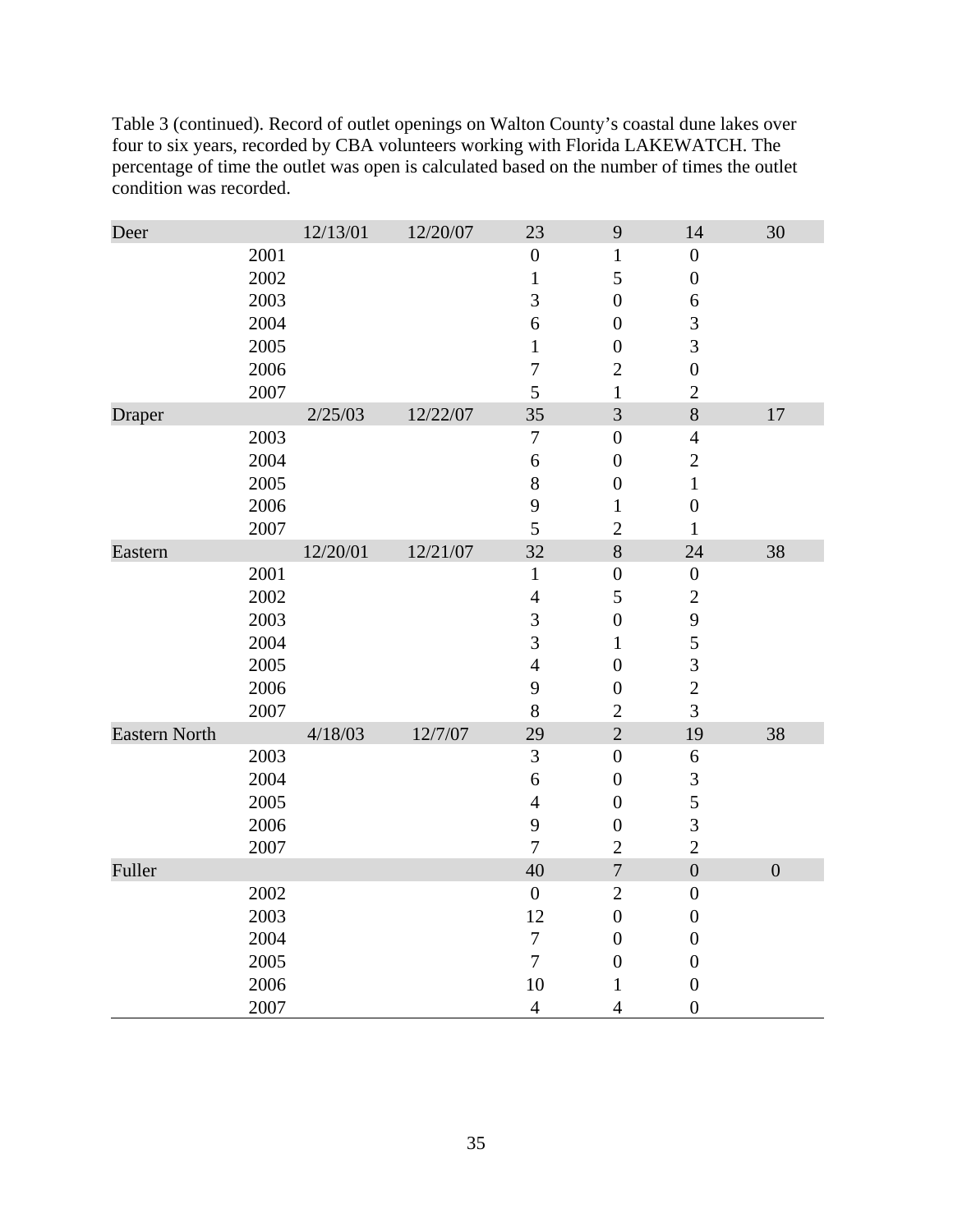Table 3 (continued). Record of outlet openings on Walton County's coastal dune lakes over four to six years, recorded by CBA volunteers working with Florida LAKEWATCH. The percentage of time the outlet was open is calculated based on the number of times the outlet condition was recorded.

| Deer | | 12/13/01 | 12/20/07 | 23 | 9 | 14 | 30 |
|---|---|---|---|---|---|---|---|
| | 2001 | | | 0 | 1 | 0 | |
| | 2002 | | | 1 | 5 | 0 | |
| | 2003 | | | 3 | 0 | 6 | |
| | 2004 | | | 6 | 0 | 3 | |
| | 2005 | | | 1 | 0 | 3 | |
| | 2006 | | | 7 | 2 | 0 | |
| | 2007 | | | 5 | 1 | 2 | |
| Draper | | 2/25/03 | 12/22/07 | 35 | 3 | 8 | 17 |
| | 2003 | | | 7 | 0 | 4 | |
| | 2004 | | | 6 | 0 | 2 | |
| | 2005 | | | 8 | 0 | 1 | |
| | 2006 | | | 9 | 1 | 0 | |
| | 2007 | | | 5 | 2 | 1 | |
| Eastern | | 12/20/01 | 12/21/07 | 32 | 8 | 24 | 38 |
| | 2001 | | | 1 | 0 | 0 | |
| | 2002 | | | 4 | 5 | 2 | |
| | 2003 | | | 3 | 0 | 9 | |
| | 2004 | | | 3 | 1 | 5 | |
| | 2005 | | | 4 | 0 | 3 | |
| | 2006 | | | 9 | 0 | 2 | |
| | 2007 | | | 8 | 2 | 3 | |
| Eastern North | | 4/18/03 | 12/7/07 | 29 | 2 | 19 | 38 |
| | 2003 | | | 3 | 0 | 6 | |
| | 2004 | | | 6 | 0 | 3 | |
| | 2005 | | | 4 | 0 | 5 | |
| | 2006 | | | 9 | 0 | 3 | |
| | 2007 | | | 7 | 2 | 2 | |
| Fuller | | | | 40 | 7 | 0 | 0 |
| | 2002 | | | 0 | 2 | 0 | |
| | 2003 | | | 12 | 0 | 0 | |
| | 2004 | | | 7 | 0 | 0 | |
| | 2005 | | | 7 | 0 | 0 | |
| | 2006 | | | 10 | 1 | 0 | |
| | 2007 | | | 4 | 4 | 0 | |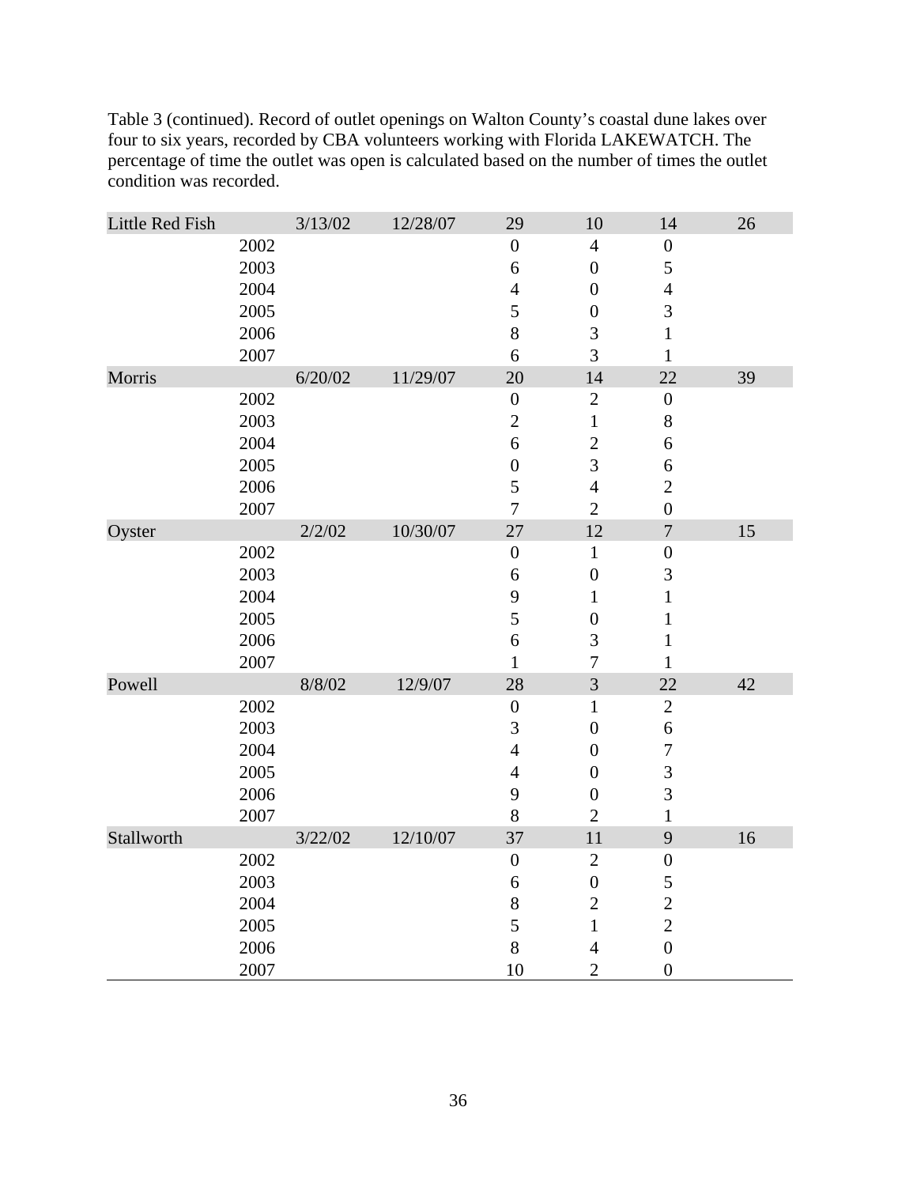Table 3 (continued). Record of outlet openings on Walton County's coastal dune lakes over four to six years, recorded by CBA volunteers working with Florida LAKEWATCH. The percentage of time the outlet was open is calculated based on the number of times the outlet condition was recorded.

| | | | | | | | |
|---|---|---|---|---|---|---|---|
| Little Red Fish | | 3/13/02 | 12/28/07 | 29 | 10 | 14 | 26 |
| | 2002 | | | 0 | 4 | 0 | |
| | 2003 | | | 6 | 0 | 5 | |
| | 2004 | | | 4 | 0 | 4 | |
| | 2005 | | | 5 | 0 | 3 | |
| | 2006 | | | 8 | 3 | 1 | |
| | 2007 | | | 6 | 3 | 1 | |
| Morris | | 6/20/02 | 11/29/07 | 20 | 14 | 22 | 39 |
| | 2002 | | | 0 | 2 | 0 | |
| | 2003 | | | 2 | 1 | 8 | |
| | 2004 | | | 6 | 2 | 6 | |
| | 2005 | | | 0 | 3 | 6 | |
| | 2006 | | | 5 | 4 | 2 | |
| | 2007 | | | 7 | 2 | 0 | |
| Oyster | | 2/2/02 | 10/30/07 | 27 | 12 | 7 | 15 |
| | 2002 | | | 0 | 1 | 0 | |
| | 2003 | | | 6 | 0 | 3 | |
| | 2004 | | | 9 | 1 | 1 | |
| | 2005 | | | 5 | 0 | 1 | |
| | 2006 | | | 6 | 3 | 1 | |
| | 2007 | | | 1 | 7 | 1 | |
| Powell | | 8/8/02 | 12/9/07 | 28 | 3 | 22 | 42 |
| | 2002 | | | 0 | 1 | 2 | |
| | 2003 | | | 3 | 0 | 6 | |
| | 2004 | | | 4 | 0 | 7 | |
| | 2005 | | | 4 | 0 | 3 | |
| | 2006 | | | 9 | 0 | 3 | |
| | 2007 | | | 8 | 2 | 1 | |
| Stallworth | | 3/22/02 | 12/10/07 | 37 | 11 | 9 | 16 |
| | 2002 | | | 0 | 2 | 0 | |
| | 2003 | | | 6 | 0 | 5 | |
| | 2004 | | | 8 | 2 | 2 | |
| | 2005 | | | 5 | 1 | 2 | |
| | 2006 | | | 8 | 4 | 0 | |
| | 2007 | | | 10 | 2 | 0 | |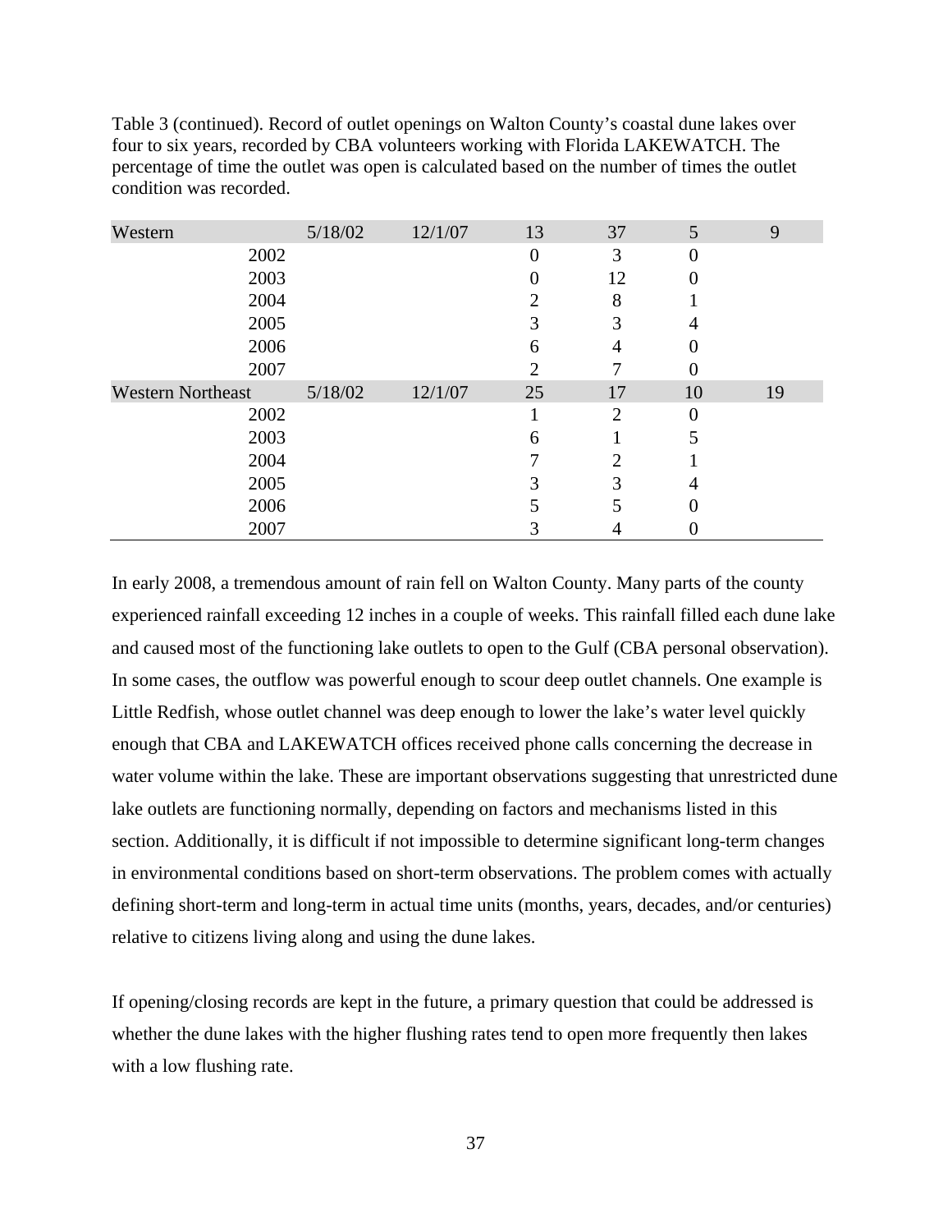Table 3 (continued). Record of outlet openings on Walton County's coastal dune lakes over four to six years, recorded by CBA volunteers working with Florida LAKEWATCH. The percentage of time the outlet was open is calculated based on the number of times the outlet condition was recorded.

| | | | | | | |
|---|---|---|---|---|---|---|
| Western | 5/18/02 | 12/1/07 | 13 | 37 | 5 | 9 |
| 2002 | | | 0 | 3 | 0 | |
| 2003 | | | 0 | 12 | 0 | |
| 2004 | | | 2 | 8 | 1 | |
| 2005 | | | 3 | 3 | 4 | |
| 2006 | | | 6 | 4 | 0 | |
| 2007 | | | 2 | 7 | 0 | |
| Western Northeast | 5/18/02 | 12/1/07 | 25 | 17 | 10 | 19 |
| 2002 | | | 1 | 2 | 0 | |
| 2003 | | | 6 | 1 | 5 | |
| 2004 | | | 7 | 2 | 1 | |
| 2005 | | | 3 | 3 | 4 | |
| 2006 | | | 5 | 5 | 0 | |
| 2007 | | | 3 | 4 | 0 | |

In early 2008, a tremendous amount of rain fell on Walton County. Many parts of the county experienced rainfall exceeding 12 inches in a couple of weeks. This rainfall filled each dune lake and caused most of the functioning lake outlets to open to the Gulf (CBA personal observation). In some cases, the outflow was powerful enough to scour deep outlet channels. One example is Little Redfish, whose outlet channel was deep enough to lower the lake's water level quickly enough that CBA and LAKEWATCH offices received phone calls concerning the decrease in water volume within the lake. These are important observations suggesting that unrestricted dune lake outlets are functioning normally, depending on factors and mechanisms listed in this section. Additionally, it is difficult if not impossible to determine significant long-term changes in environmental conditions based on short-term observations. The problem comes with actually defining short-term and long-term in actual time units (months, years, decades, and/or centuries) relative to citizens living along and using the dune lakes.

If opening/closing records are kept in the future, a primary question that could be addressed is whether the dune lakes with the higher flushing rates tend to open more frequently then lakes with a low flushing rate.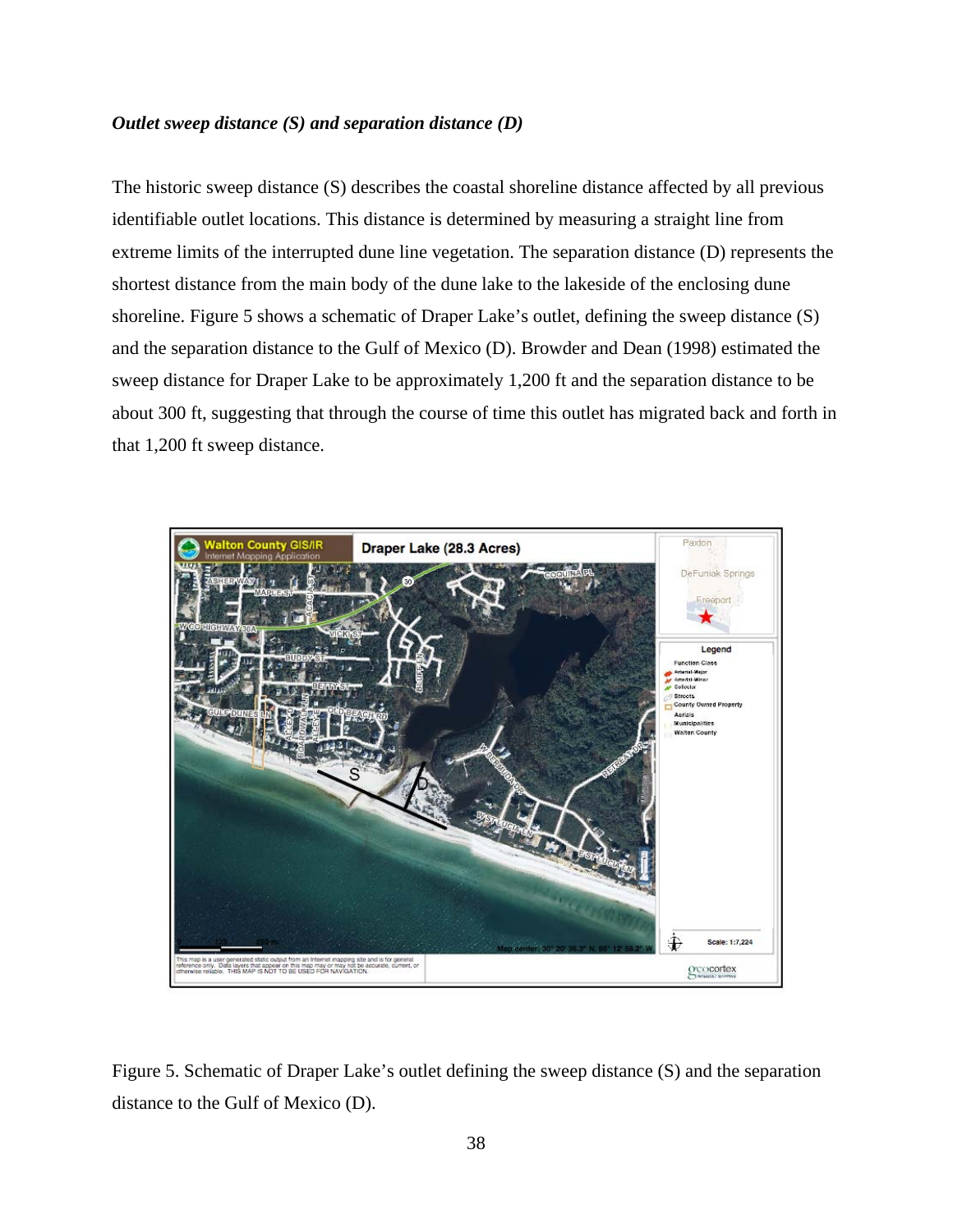### *Outlet sweep distance (S) and separation distance (D)*

The historic sweep distance (S) describes the coastal shoreline distance affected by all previous identifiable outlet locations. This distance is determined by measuring a straight line from extreme limits of the interrupted dune line vegetation. The separation distance (D) represents the shortest distance from the main body of the dune lake to the lakeside of the enclosing dune shoreline. Figure 5 shows a schematic of Draper Lake's outlet, defining the sweep distance (S) and the separation distance to the Gulf of Mexico (D). Browder and Dean (1998) estimated the sweep distance for Draper Lake to be approximately 1,200 ft and the separation distance to be about 300 ft, suggesting that through the course of time this outlet has migrated back and forth in that 1,200 ft sweep distance.

Figure 5. Schematic of Draper Lake's outlet defining the sweep distance (S) and the separation distance to the Gulf of Mexico (D).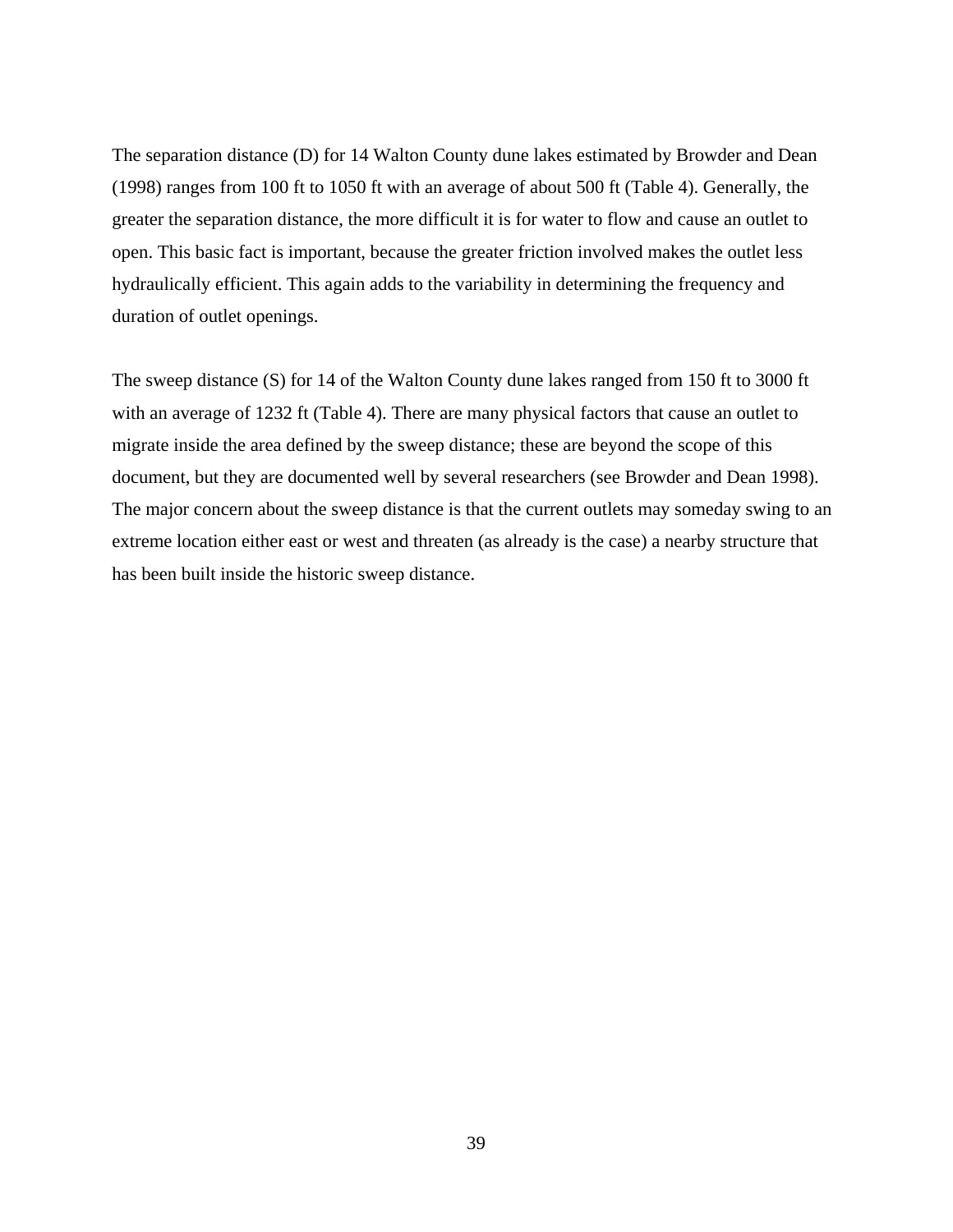The separation distance (D) for 14 Walton County dune lakes estimated by Browder and Dean (1998) ranges from 100 ft to 1050 ft with an average of about 500 ft (Table 4). Generally, the greater the separation distance, the more difficult it is for water to flow and cause an outlet to open. This basic fact is important, because the greater friction involved makes the outlet less hydraulically efficient. This again adds to the variability in determining the frequency and duration of outlet openings.

The sweep distance (S) for 14 of the Walton County dune lakes ranged from 150 ft to 3000 ft with an average of 1232 ft (Table 4). There are many physical factors that cause an outlet to migrate inside the area defined by the sweep distance; these are beyond the scope of this document, but they are documented well by several researchers (see Browder and Dean 1998). The major concern about the sweep distance is that the current outlets may someday swing to an extreme location either east or west and threaten (as already is the case) a nearby structure that has been built inside the historic sweep distance.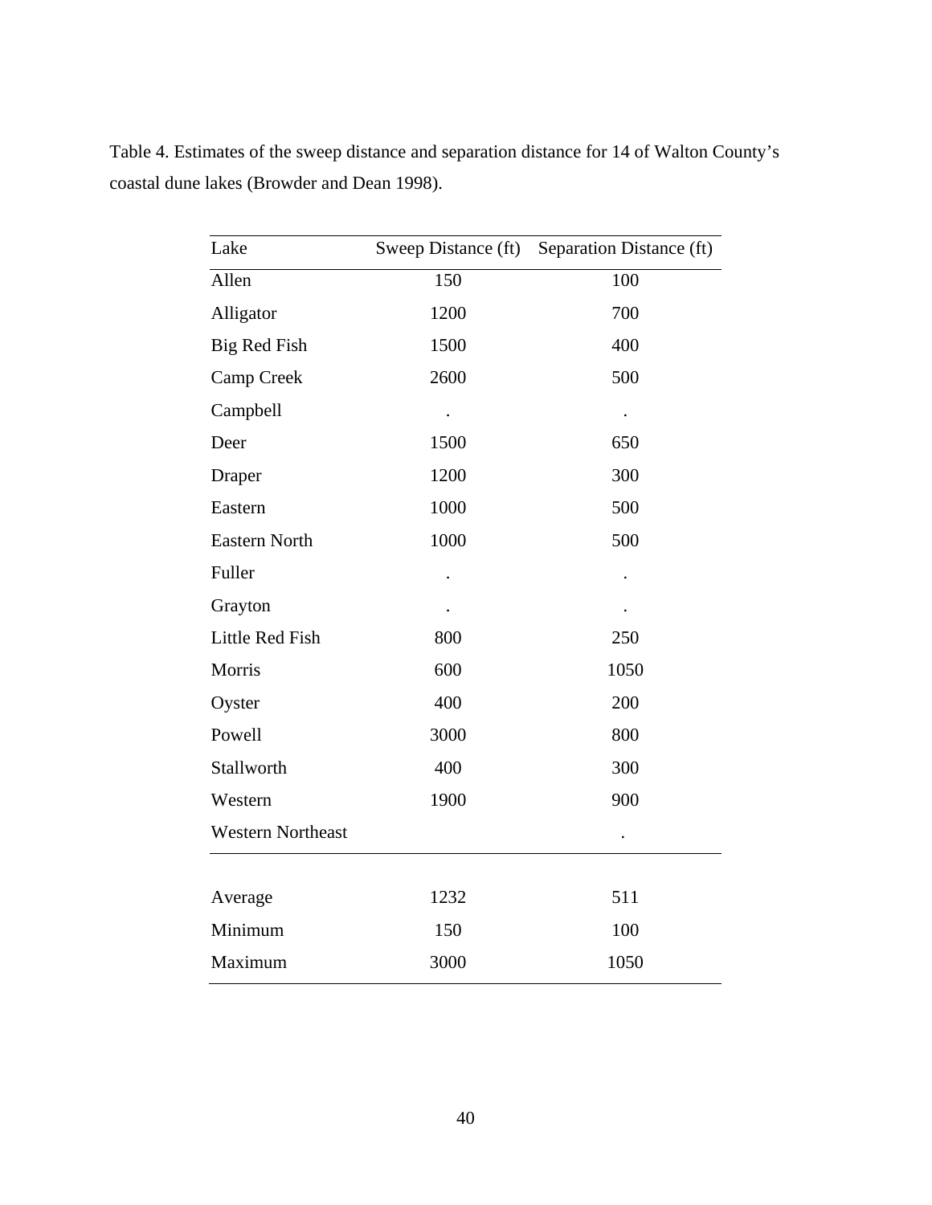Table 4. Estimates of the sweep distance and separation distance for 14 of Walton County's coastal dune lakes (Browder and Dean 1998).

| Lake | Sweep Distance (ft) | Separation Distance (ft) |
|---|---|---|
| Allen | 150 | 100 |
| Alligator | 1200 | 700 |
| Big Red Fish | 1500 | 400 |
| Camp Creek | 2600 | 500 |
| Campbell | . | . |
| Deer | 1500 | 650 |
| Draper | 1200 | 300 |
| Eastern | 1000 | 500 |
| Eastern North | 1000 | 500 |
| Fuller | . | . |
| Grayton | . | . |
| Little Red Fish | 800 | 250 |
| Morris | 600 | 1050 |
| Oyster | 400 | 200 |
| Powell | 3000 | 800 |
| Stallworth | 400 | 300 |
| Western | 1900 | 900 |
| Western Northeast | | . |
| | | |
| Average | 1232 | 511 |
| Minimum | 150 | 100 |
| Maximum | 3000 | 1050 |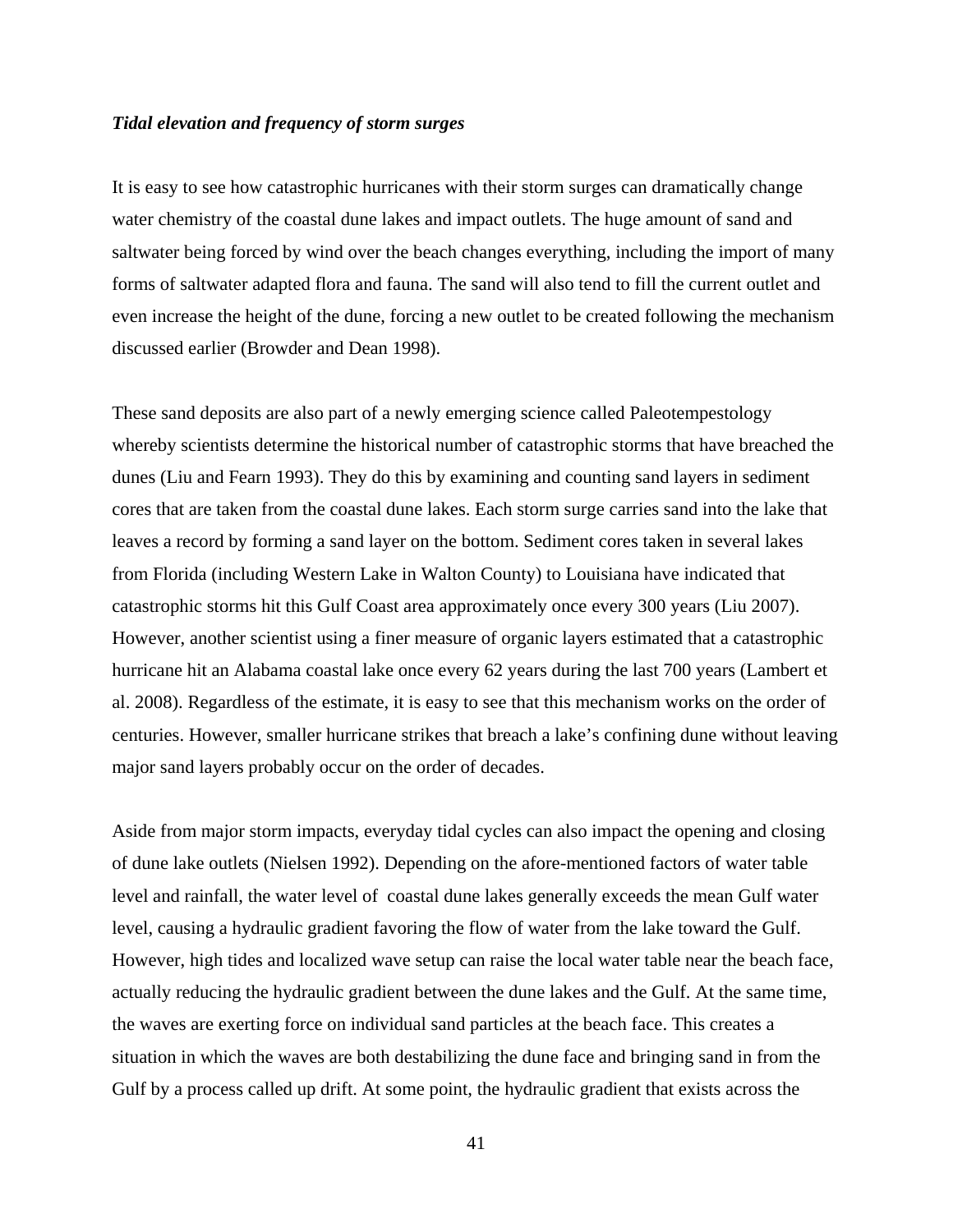***Tidal elevation and frequency of storm surges***

It is easy to see how catastrophic hurricanes with their storm surges can dramatically change water chemistry of the coastal dune lakes and impact outlets. The huge amount of sand and saltwater being forced by wind over the beach changes everything, including the import of many forms of saltwater adapted flora and fauna. The sand will also tend to fill the current outlet and even increase the height of the dune, forcing a new outlet to be created following the mechanism discussed earlier (Browder and Dean 1998).

These sand deposits are also part of a newly emerging science called Paleotempestology whereby scientists determine the historical number of catastrophic storms that have breached the dunes (Liu and Fearn 1993). They do this by examining and counting sand layers in sediment cores that are taken from the coastal dune lakes. Each storm surge carries sand into the lake that leaves a record by forming a sand layer on the bottom. Sediment cores taken in several lakes from Florida (including Western Lake in Walton County) to Louisiana have indicated that catastrophic storms hit this Gulf Coast area approximately once every 300 years (Liu 2007). However, another scientist using a finer measure of organic layers estimated that a catastrophic hurricane hit an Alabama coastal lake once every 62 years during the last 700 years (Lambert et al. 2008). Regardless of the estimate, it is easy to see that this mechanism works on the order of centuries. However, smaller hurricane strikes that breach a lake's confining dune without leaving major sand layers probably occur on the order of decades.

Aside from major storm impacts, everyday tidal cycles can also impact the opening and closing of dune lake outlets (Nielsen 1992). Depending on the afore-mentioned factors of water table level and rainfall, the water level of coastal dune lakes generally exceeds the mean Gulf water level, causing a hydraulic gradient favoring the flow of water from the lake toward the Gulf. However, high tides and localized wave setup can raise the local water table near the beach face, actually reducing the hydraulic gradient between the dune lakes and the Gulf. At the same time, the waves are exerting force on individual sand particles at the beach face. This creates a situation in which the waves are both destabilizing the dune face and bringing sand in from the Gulf by a process called up drift. At some point, the hydraulic gradient that exists across the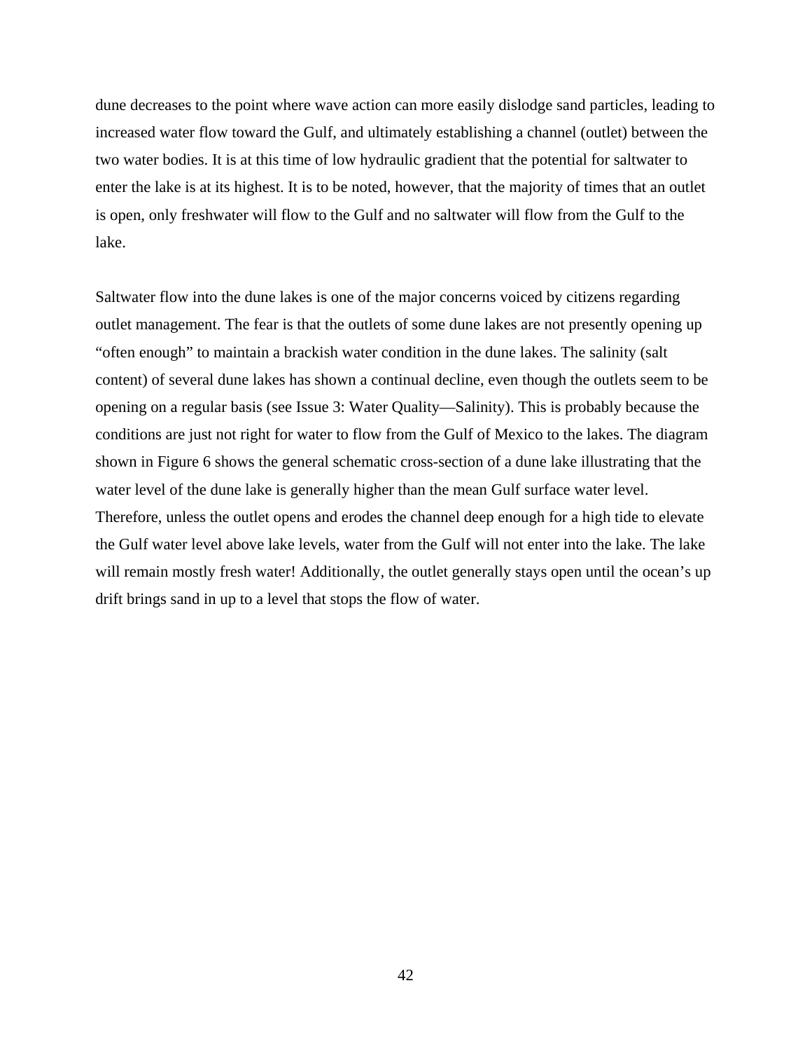dune decreases to the point where wave action can more easily dislodge sand particles, leading to increased water flow toward the Gulf, and ultimately establishing a channel (outlet) between the two water bodies. It is at this time of low hydraulic gradient that the potential for saltwater to enter the lake is at its highest. It is to be noted, however, that the majority of times that an outlet is open, only freshwater will flow to the Gulf and no saltwater will flow from the Gulf to the lake.

Saltwater flow into the dune lakes is one of the major concerns voiced by citizens regarding outlet management. The fear is that the outlets of some dune lakes are not presently opening up "often enough" to maintain a brackish water condition in the dune lakes. The salinity (salt content) of several dune lakes has shown a continual decline, even though the outlets seem to be opening on a regular basis (see Issue 3: Water Quality—Salinity). This is probably because the conditions are just not right for water to flow from the Gulf of Mexico to the lakes. The diagram shown in Figure 6 shows the general schematic cross-section of a dune lake illustrating that the water level of the dune lake is generally higher than the mean Gulf surface water level. Therefore, unless the outlet opens and erodes the channel deep enough for a high tide to elevate the Gulf water level above lake levels, water from the Gulf will not enter into the lake. The lake will remain mostly fresh water! Additionally, the outlet generally stays open until the ocean's up drift brings sand in up to a level that stops the flow of water.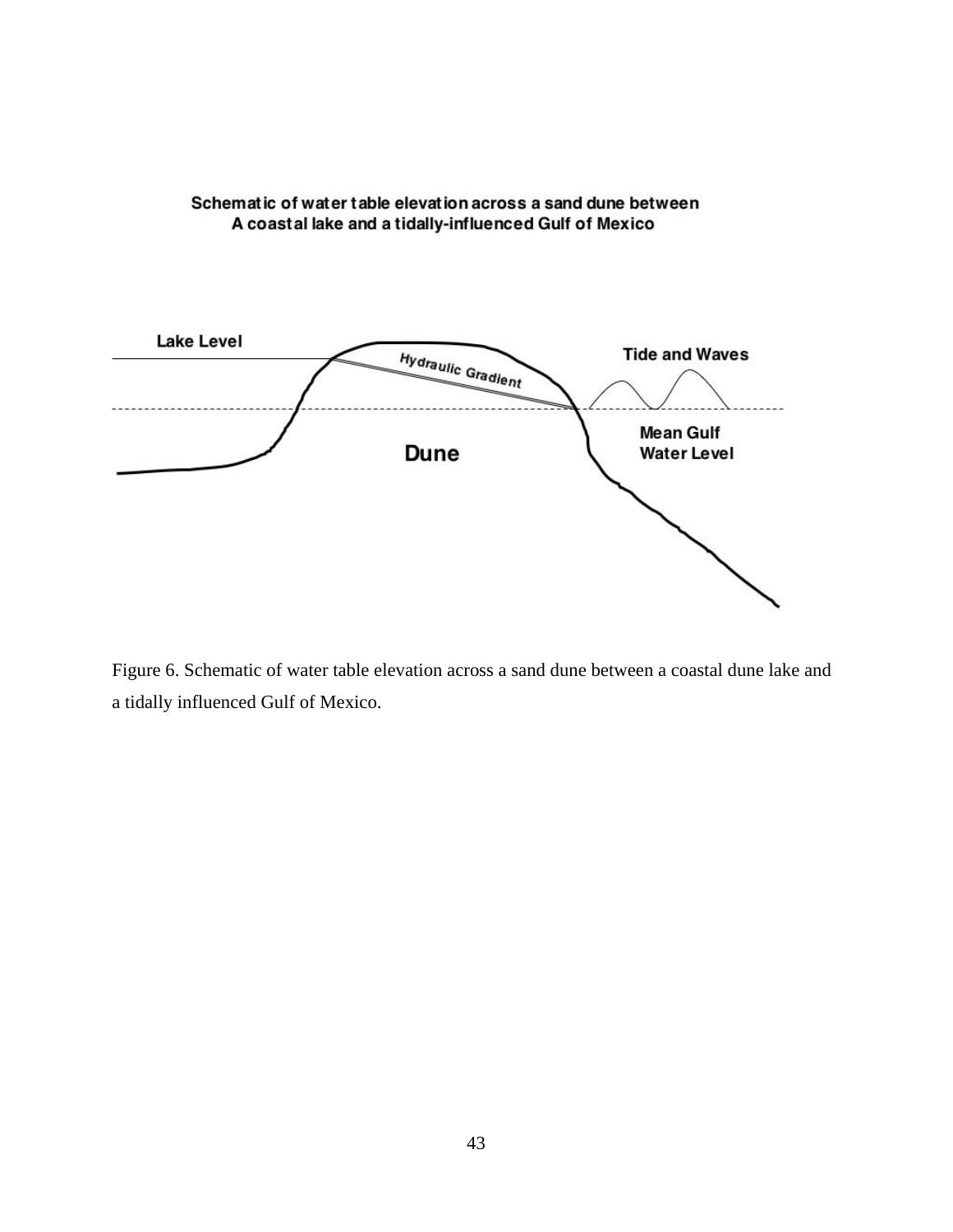Schematic of water table elevation across a sand dune between A coastal lake and a tidally-influenced Gulf of Mexico

Lake Level

Hydraulic Gradient

Tide and Waves

Mean Gulf Water Level

Dune

Figure 6. Schematic of water table elevation across a sand dune between a coastal dune lake and a tidally influenced Gulf of Mexico.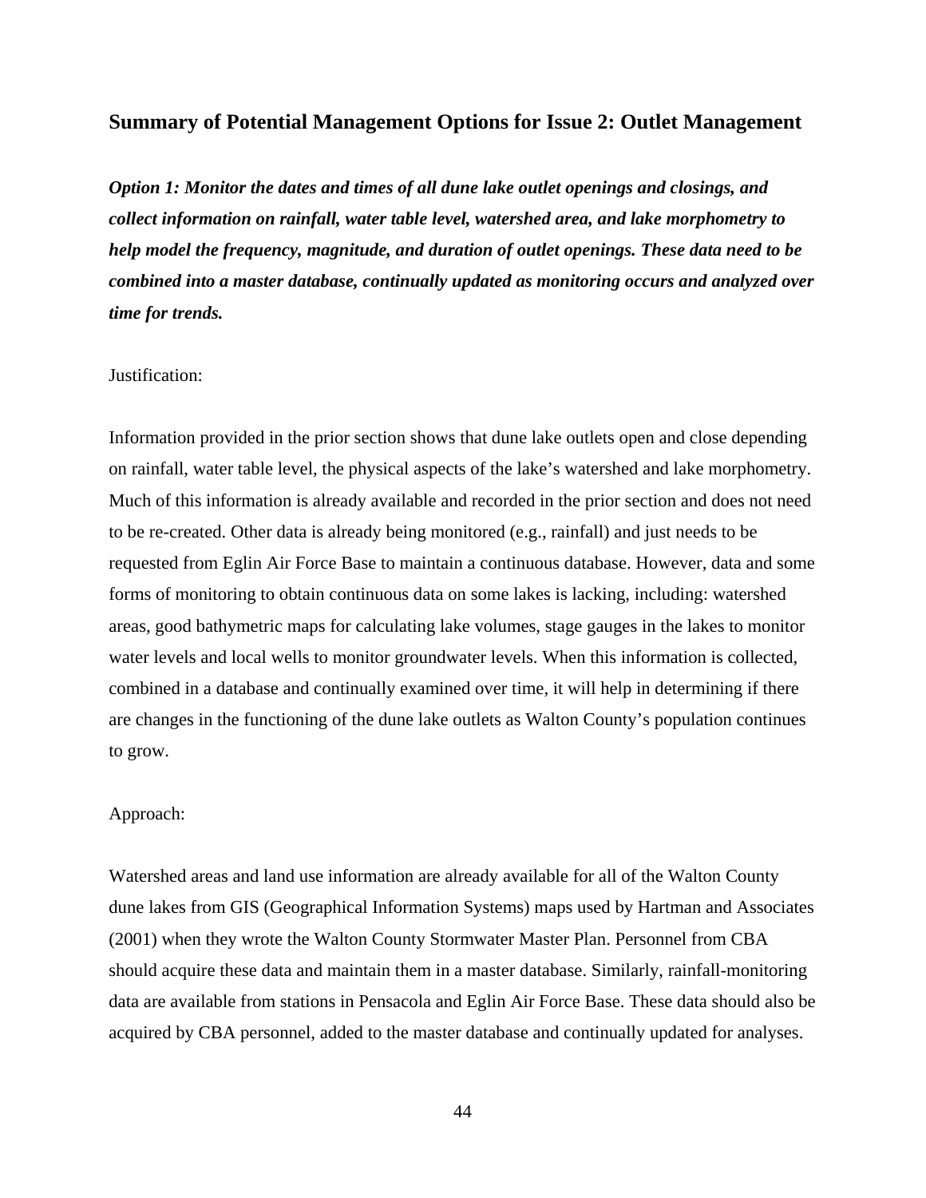## Summary of Potential Management Options for Issue 2: Outlet Management

***Option 1: Monitor the dates and times of all dune lake outlet openings and closings, and collect information on rainfall, water table level, watershed area, and lake morphometry to help model the frequency, magnitude, and duration of outlet openings. These data need to be combined into a master database, continually updated as monitoring occurs and analyzed over time for trends.***

Justification:

Information provided in the prior section shows that dune lake outlets open and close depending on rainfall, water table level, the physical aspects of the lake's watershed and lake morphometry. Much of this information is already available and recorded in the prior section and does not need to be re-created. Other data is already being monitored (e.g., rainfall) and just needs to be requested from Eglin Air Force Base to maintain a continuous database. However, data and some forms of monitoring to obtain continuous data on some lakes is lacking, including: watershed areas, good bathymetric maps for calculating lake volumes, stage gauges in the lakes to monitor water levels and local wells to monitor groundwater levels. When this information is collected, combined in a database and continually examined over time, it will help in determining if there are changes in the functioning of the dune lake outlets as Walton County's population continues to grow.

Approach:

Watershed areas and land use information are already available for all of the Walton County dune lakes from GIS (Geographical Information Systems) maps used by Hartman and Associates (2001) when they wrote the Walton County Stormwater Master Plan. Personnel from CBA should acquire these data and maintain them in a master database. Similarly, rainfall-monitoring data are available from stations in Pensacola and Eglin Air Force Base. These data should also be acquired by CBA personnel, added to the master database and continually updated for analyses.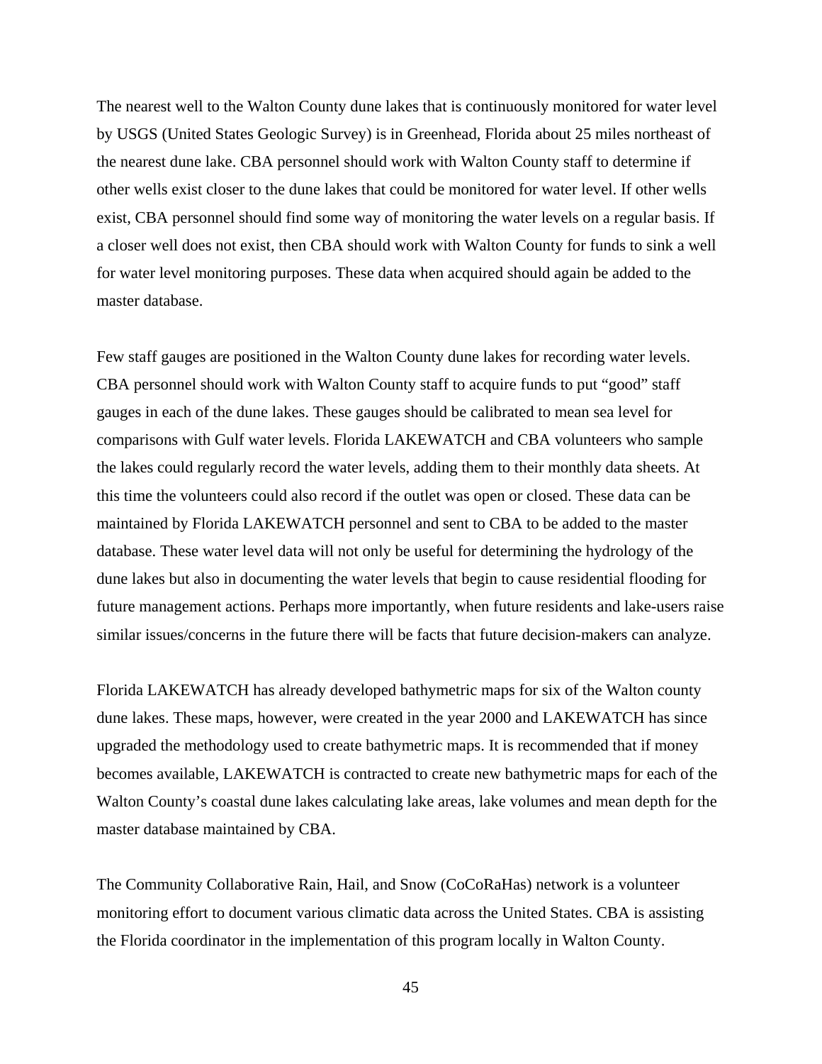The nearest well to the Walton County dune lakes that is continuously monitored for water level by USGS (United States Geologic Survey) is in Greenhead, Florida about 25 miles northeast of the nearest dune lake. CBA personnel should work with Walton County staff to determine if other wells exist closer to the dune lakes that could be monitored for water level. If other wells exist, CBA personnel should find some way of monitoring the water levels on a regular basis. If a closer well does not exist, then CBA should work with Walton County for funds to sink a well for water level monitoring purposes. These data when acquired should again be added to the master database.

Few staff gauges are positioned in the Walton County dune lakes for recording water levels. CBA personnel should work with Walton County staff to acquire funds to put "good" staff gauges in each of the dune lakes. These gauges should be calibrated to mean sea level for comparisons with Gulf water levels. Florida LAKEWATCH and CBA volunteers who sample the lakes could regularly record the water levels, adding them to their monthly data sheets. At this time the volunteers could also record if the outlet was open or closed. These data can be maintained by Florida LAKEWATCH personnel and sent to CBA to be added to the master database. These water level data will not only be useful for determining the hydrology of the dune lakes but also in documenting the water levels that begin to cause residential flooding for future management actions. Perhaps more importantly, when future residents and lake-users raise similar issues/concerns in the future there will be facts that future decision-makers can analyze.

Florida LAKEWATCH has already developed bathymetric maps for six of the Walton county dune lakes. These maps, however, were created in the year 2000 and LAKEWATCH has since upgraded the methodology used to create bathymetric maps. It is recommended that if money becomes available, LAKEWATCH is contracted to create new bathymetric maps for each of the Walton County's coastal dune lakes calculating lake areas, lake volumes and mean depth for the master database maintained by CBA.

The Community Collaborative Rain, Hail, and Snow (CoCoRaHas) network is a volunteer monitoring effort to document various climatic data across the United States. CBA is assisting the Florida coordinator in the implementation of this program locally in Walton County.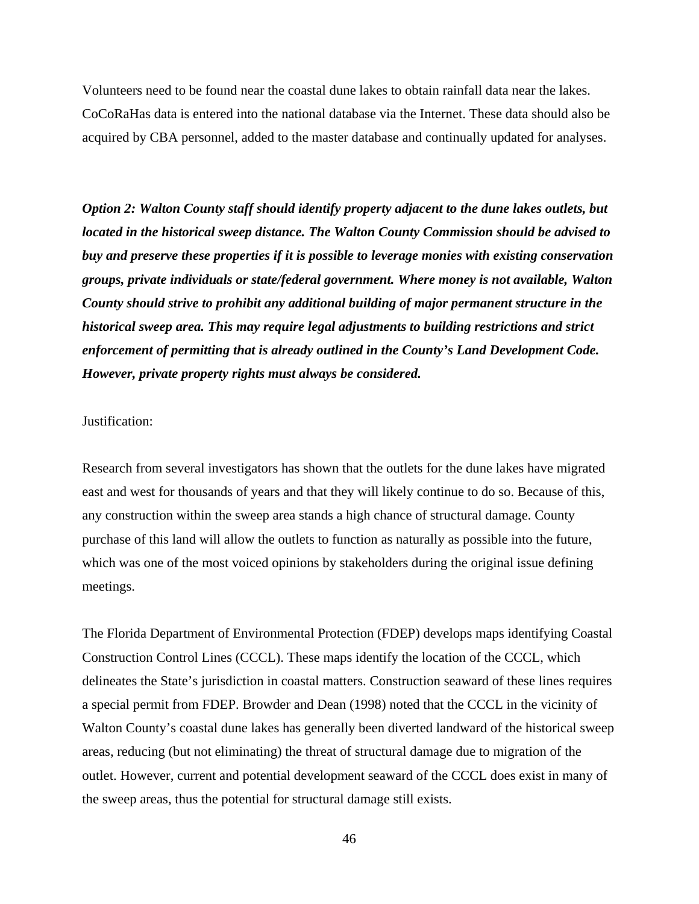Volunteers need to be found near the coastal dune lakes to obtain rainfall data near the lakes. CoCoRaHas data is entered into the national database via the Internet. These data should also be acquired by CBA personnel, added to the master database and continually updated for analyses.

***Option 2: Walton County staff should identify property adjacent to the dune lakes outlets, but located in the historical sweep distance. The Walton County Commission should be advised to buy and preserve these properties if it is possible to leverage monies with existing conservation groups, private individuals or state/federal government. Where money is not available, Walton County should strive to prohibit any additional building of major permanent structure in the historical sweep area. This may require legal adjustments to building restrictions and strict enforcement of permitting that is already outlined in the County's Land Development Code. However, private property rights must always be considered.***

Justification:

Research from several investigators has shown that the outlets for the dune lakes have migrated east and west for thousands of years and that they will likely continue to do so. Because of this, any construction within the sweep area stands a high chance of structural damage. County purchase of this land will allow the outlets to function as naturally as possible into the future, which was one of the most voiced opinions by stakeholders during the original issue defining meetings.

The Florida Department of Environmental Protection (FDEP) develops maps identifying Coastal Construction Control Lines (CCCL). These maps identify the location of the CCCL, which delineates the State's jurisdiction in coastal matters. Construction seaward of these lines requires a special permit from FDEP. Browder and Dean (1998) noted that the CCCL in the vicinity of Walton County's coastal dune lakes has generally been diverted landward of the historical sweep areas, reducing (but not eliminating) the threat of structural damage due to migration of the outlet. However, current and potential development seaward of the CCCL does exist in many of the sweep areas, thus the potential for structural damage still exists.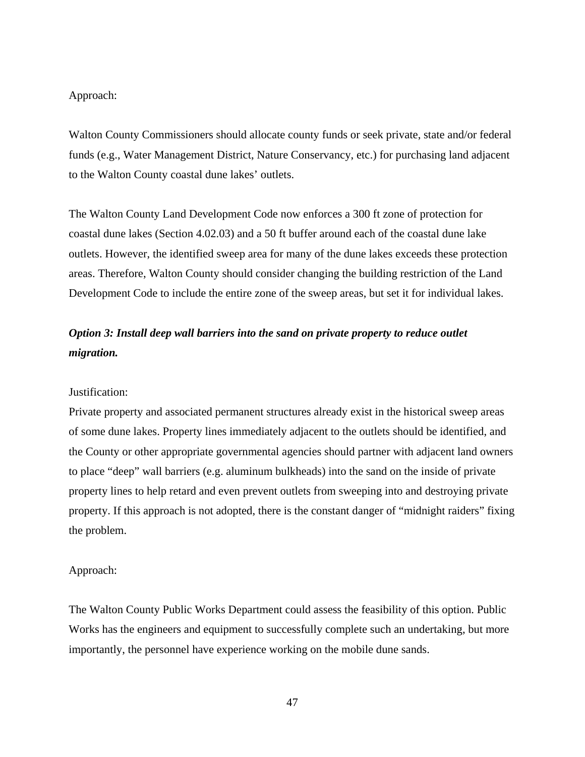Approach:

Walton County Commissioners should allocate county funds or seek private, state and/or federal funds (e.g., Water Management District, Nature Conservancy, etc.) for purchasing land adjacent to the Walton County coastal dune lakes' outlets.

The Walton County Land Development Code now enforces a 300 ft zone of protection for coastal dune lakes (Section 4.02.03) and a 50 ft buffer around each of the coastal dune lake outlets. However, the identified sweep area for many of the dune lakes exceeds these protection areas. Therefore, Walton County should consider changing the building restriction of the Land Development Code to include the entire zone of the sweep areas, but set it for individual lakes.

***Option 3: Install deep wall barriers into the sand on private property to reduce outlet migration.***

Justification:
Private property and associated permanent structures already exist in the historical sweep areas of some dune lakes. Property lines immediately adjacent to the outlets should be identified, and the County or other appropriate governmental agencies should partner with adjacent land owners to place "deep" wall barriers (e.g. aluminum bulkheads) into the sand on the inside of private property lines to help retard and even prevent outlets from sweeping into and destroying private property. If this approach is not adopted, there is the constant danger of "midnight raiders" fixing the problem.

Approach:

The Walton County Public Works Department could assess the feasibility of this option. Public Works has the engineers and equipment to successfully complete such an undertaking, but more importantly, the personnel have experience working on the mobile dune sands.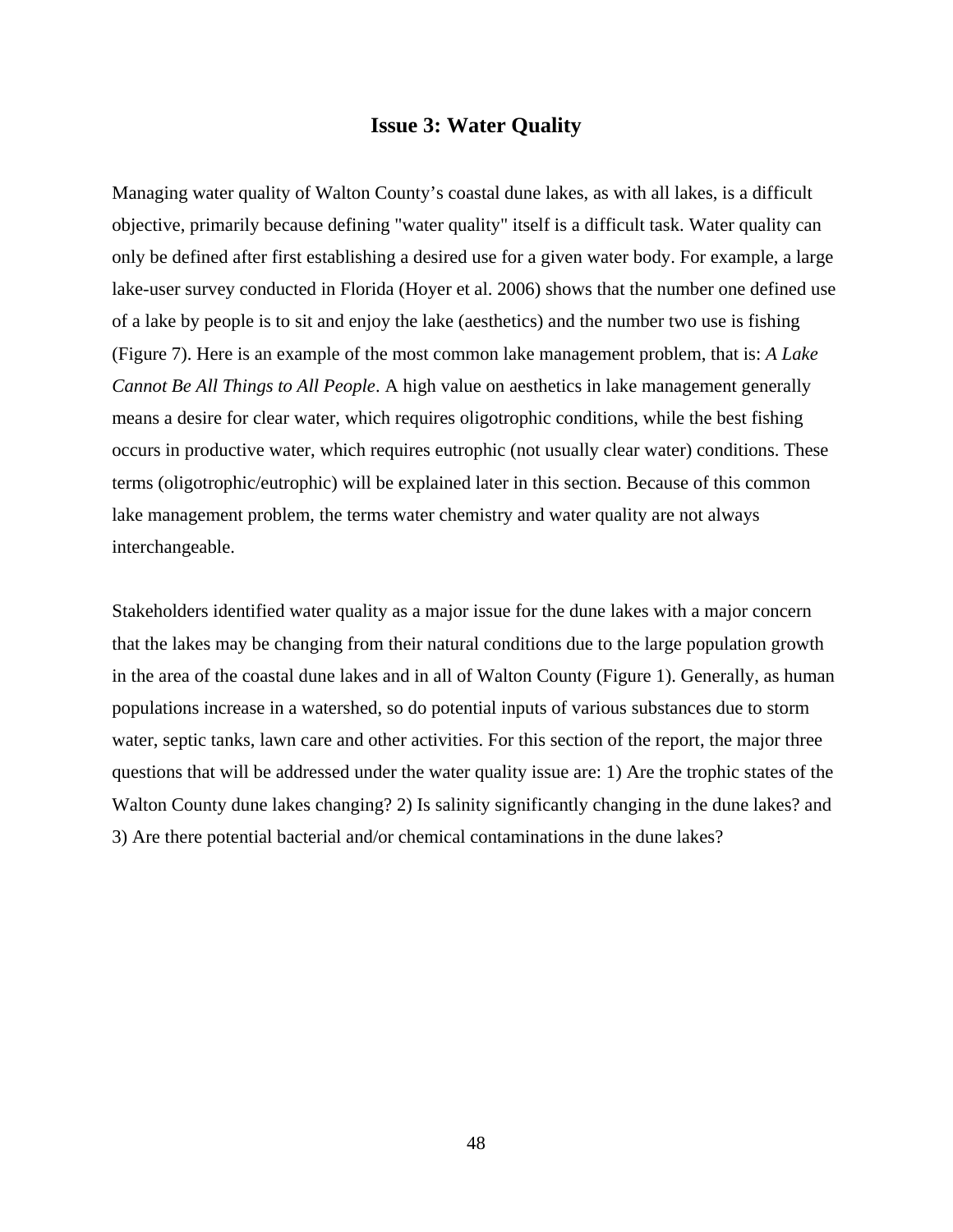## Issue 3: Water Quality

Managing water quality of Walton County's coastal dune lakes, as with all lakes, is a difficult objective, primarily because defining "water quality" itself is a difficult task. Water quality can only be defined after first establishing a desired use for a given water body. For example, a large lake-user survey conducted in Florida (Hoyer et al. 2006) shows that the number one defined use of a lake by people is to sit and enjoy the lake (aesthetics) and the number two use is fishing (Figure 7). Here is an example of the most common lake management problem, that is: *A Lake Cannot Be All Things to All People*. A high value on aesthetics in lake management generally means a desire for clear water, which requires oligotrophic conditions, while the best fishing occurs in productive water, which requires eutrophic (not usually clear water) conditions. These terms (oligotrophic/eutrophic) will be explained later in this section. Because of this common lake management problem, the terms water chemistry and water quality are not always interchangeable.

Stakeholders identified water quality as a major issue for the dune lakes with a major concern that the lakes may be changing from their natural conditions due to the large population growth in the area of the coastal dune lakes and in all of Walton County (Figure 1). Generally, as human populations increase in a watershed, so do potential inputs of various substances due to storm water, septic tanks, lawn care and other activities. For this section of the report, the major three questions that will be addressed under the water quality issue are: 1) Are the trophic states of the Walton County dune lakes changing? 2) Is salinity significantly changing in the dune lakes? and 3) Are there potential bacterial and/or chemical contaminations in the dune lakes?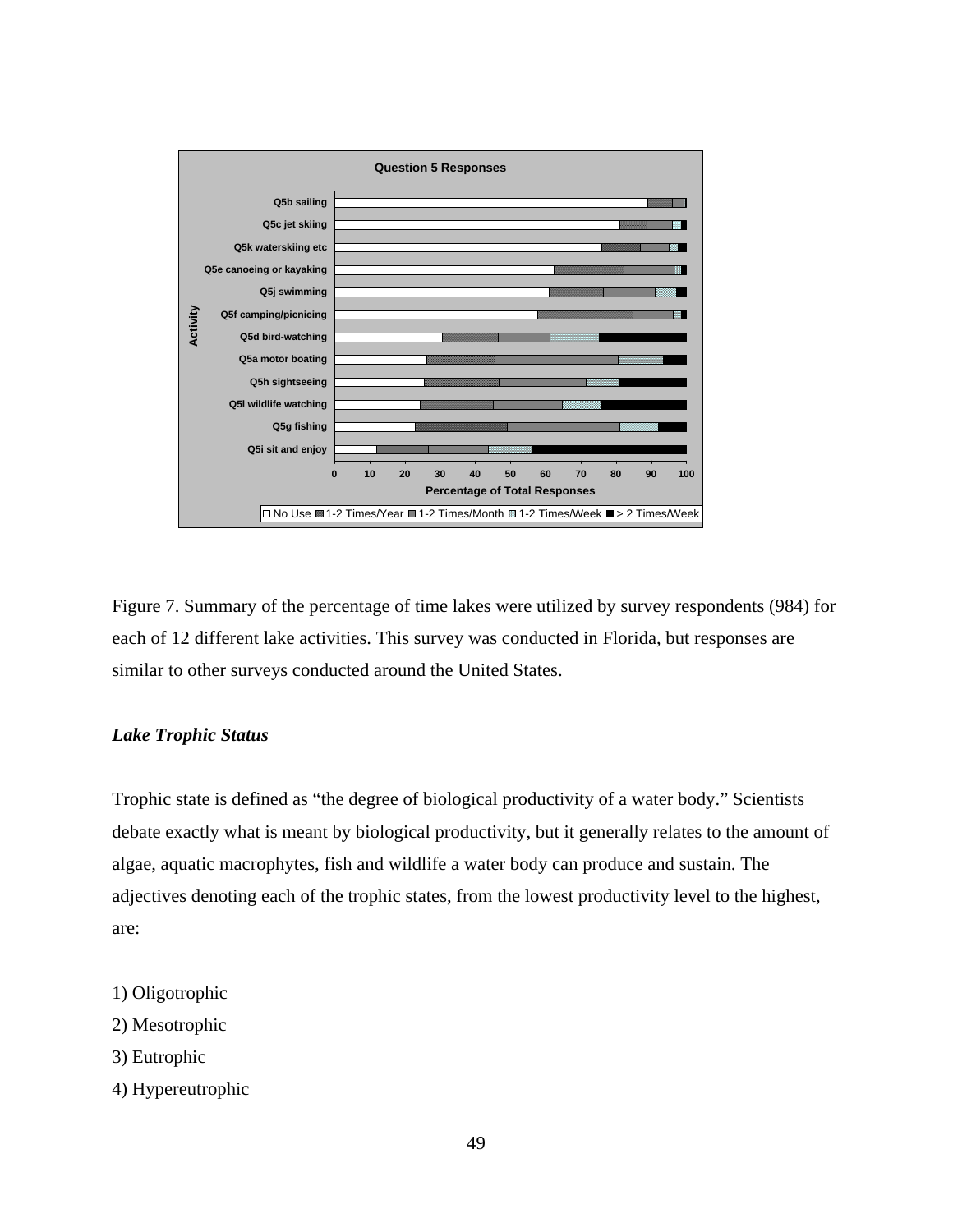Figure 7. Summary of the percentage of time lakes were utilized by survey respondents (984) for each of 12 different lake activities. This survey was conducted in Florida, but responses are similar to other surveys conducted around the United States.

### *Lake Trophic Status*

Trophic state is defined as "the degree of biological productivity of a water body." Scientists debate exactly what is meant by biological productivity, but it generally relates to the amount of algae, aquatic macrophytes, fish and wildlife a water body can produce and sustain. The adjectives denoting each of the trophic states, from the lowest productivity level to the highest, are:

1) Oligotrophic
2) Mesotrophic
3) Eutrophic
4) Hypereutrophic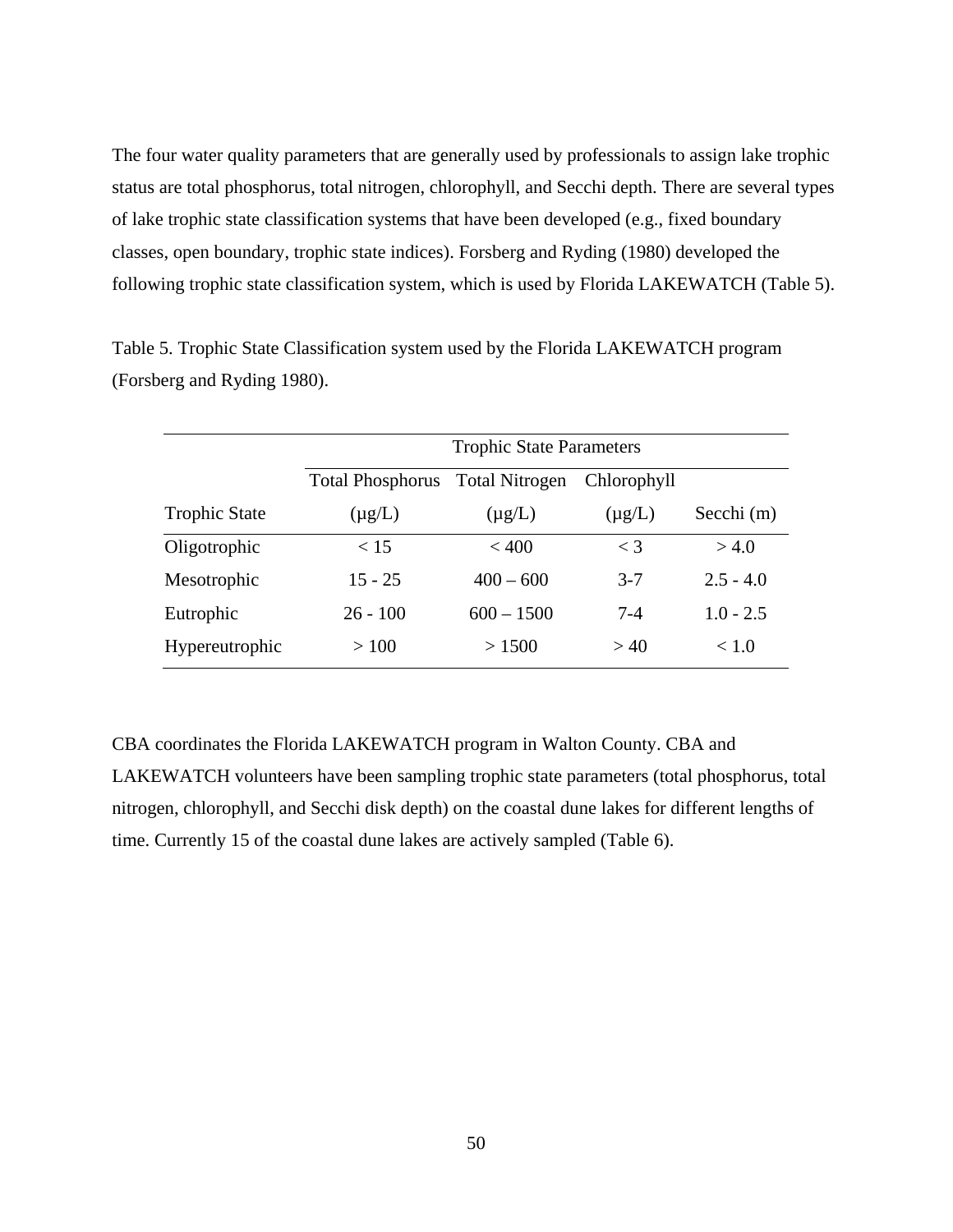The four water quality parameters that are generally used by professionals to assign lake trophic status are total phosphorus, total nitrogen, chlorophyll, and Secchi depth. There are several types of lake trophic state classification systems that have been developed (e.g., fixed boundary classes, open boundary, trophic state indices). Forsberg and Ryding (1980) developed the following trophic state classification system, which is used by Florida LAKEWATCH (Table 5).

Table 5. Trophic State Classification system used by the Florida LAKEWATCH program (Forsberg and Ryding 1980).

| | Trophic State Parameters | | | |
|---|---|---|---|---|
| Trophic State | Total Phosphorus (µg/L) | Total Nitrogen (µg/L) | Chlorophyll (µg/L) | Secchi (m) |
| Oligotrophic | < 15 | < 400 | < 3 | > 4.0 |
| Mesotrophic | 15 - 25 | 400 – 600 | 3-7 | 2.5 - 4.0 |
| Eutrophic | 26 - 100 | 600 – 1500 | 7-4 | 1.0 - 2.5 |
| Hypereutrophic | > 100 | > 1500 | > 40 | < 1.0 |

CBA coordinates the Florida LAKEWATCH program in Walton County. CBA and LAKEWATCH volunteers have been sampling trophic state parameters (total phosphorus, total nitrogen, chlorophyll, and Secchi disk depth) on the coastal dune lakes for different lengths of time. Currently 15 of the coastal dune lakes are actively sampled (Table 6).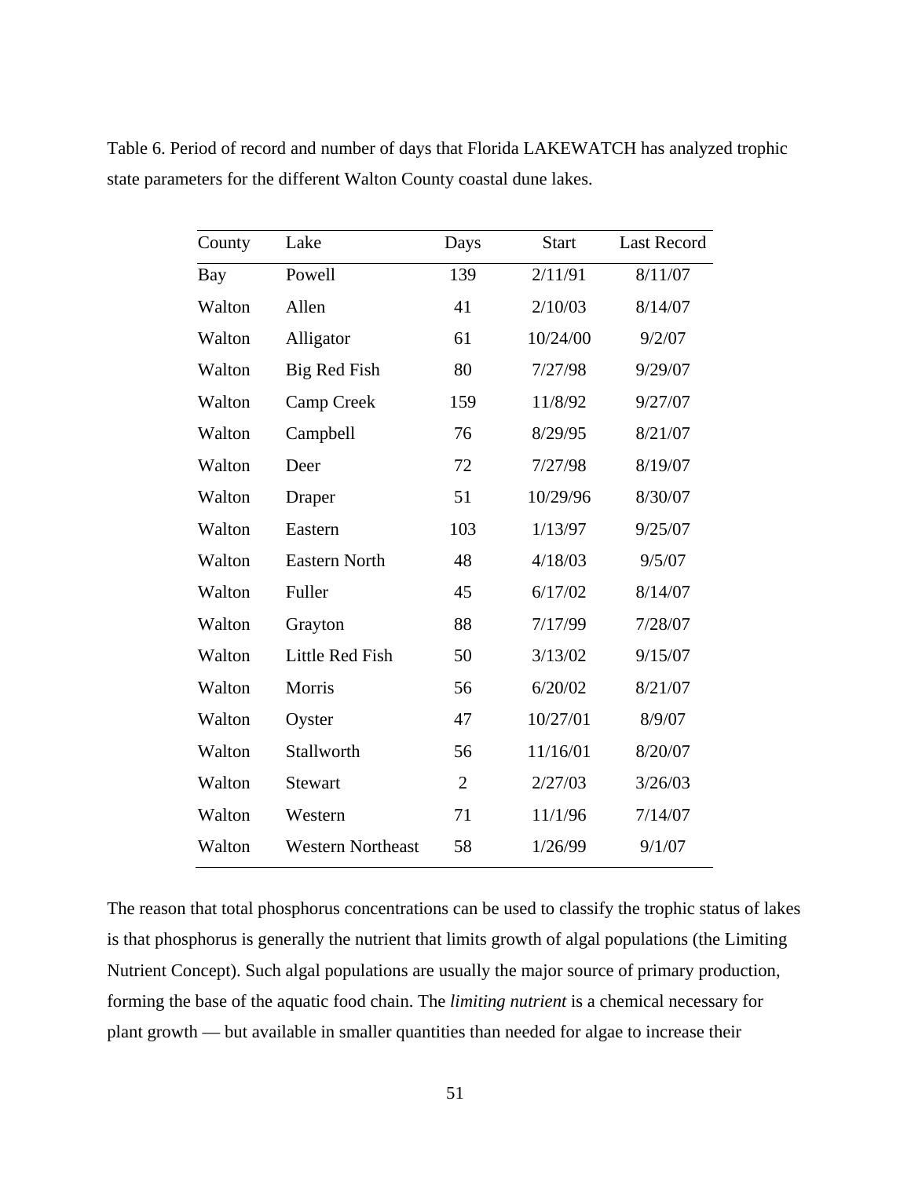Table 6. Period of record and number of days that Florida LAKEWATCH has analyzed trophic state parameters for the different Walton County coastal dune lakes.

| County | Lake | Days | Start | Last Record |
|---|---|---|---|---|
| Bay | Powell | 139 | 2/11/91 | 8/11/07 |
| Walton | Allen | 41 | 2/10/03 | 8/14/07 |
| Walton | Alligator | 61 | 10/24/00 | 9/2/07 |
| Walton | Big Red Fish | 80 | 7/27/98 | 9/29/07 |
| Walton | Camp Creek | 159 | 11/8/92 | 9/27/07 |
| Walton | Campbell | 76 | 8/29/95 | 8/21/07 |
| Walton | Deer | 72 | 7/27/98 | 8/19/07 |
| Walton | Draper | 51 | 10/29/96 | 8/30/07 |
| Walton | Eastern | 103 | 1/13/97 | 9/25/07 |
| Walton | Eastern North | 48 | 4/18/03 | 9/5/07 |
| Walton | Fuller | 45 | 6/17/02 | 8/14/07 |
| Walton | Grayton | 88 | 7/17/99 | 7/28/07 |
| Walton | Little Red Fish | 50 | 3/13/02 | 9/15/07 |
| Walton | Morris | 56 | 6/20/02 | 8/21/07 |
| Walton | Oyster | 47 | 10/27/01 | 8/9/07 |
| Walton | Stallworth | 56 | 11/16/01 | 8/20/07 |
| Walton | Stewart | 2 | 2/27/03 | 3/26/03 |
| Walton | Western | 71 | 11/1/96 | 7/14/07 |
| Walton | Western Northeast | 58 | 1/26/99 | 9/1/07 |

The reason that total phosphorus concentrations can be used to classify the trophic status of lakes is that phosphorus is generally the nutrient that limits growth of algal populations (the Limiting Nutrient Concept). Such algal populations are usually the major source of primary production, forming the base of the aquatic food chain. The *limiting nutrient* is a chemical necessary for plant growth — but available in smaller quantities than needed for algae to increase their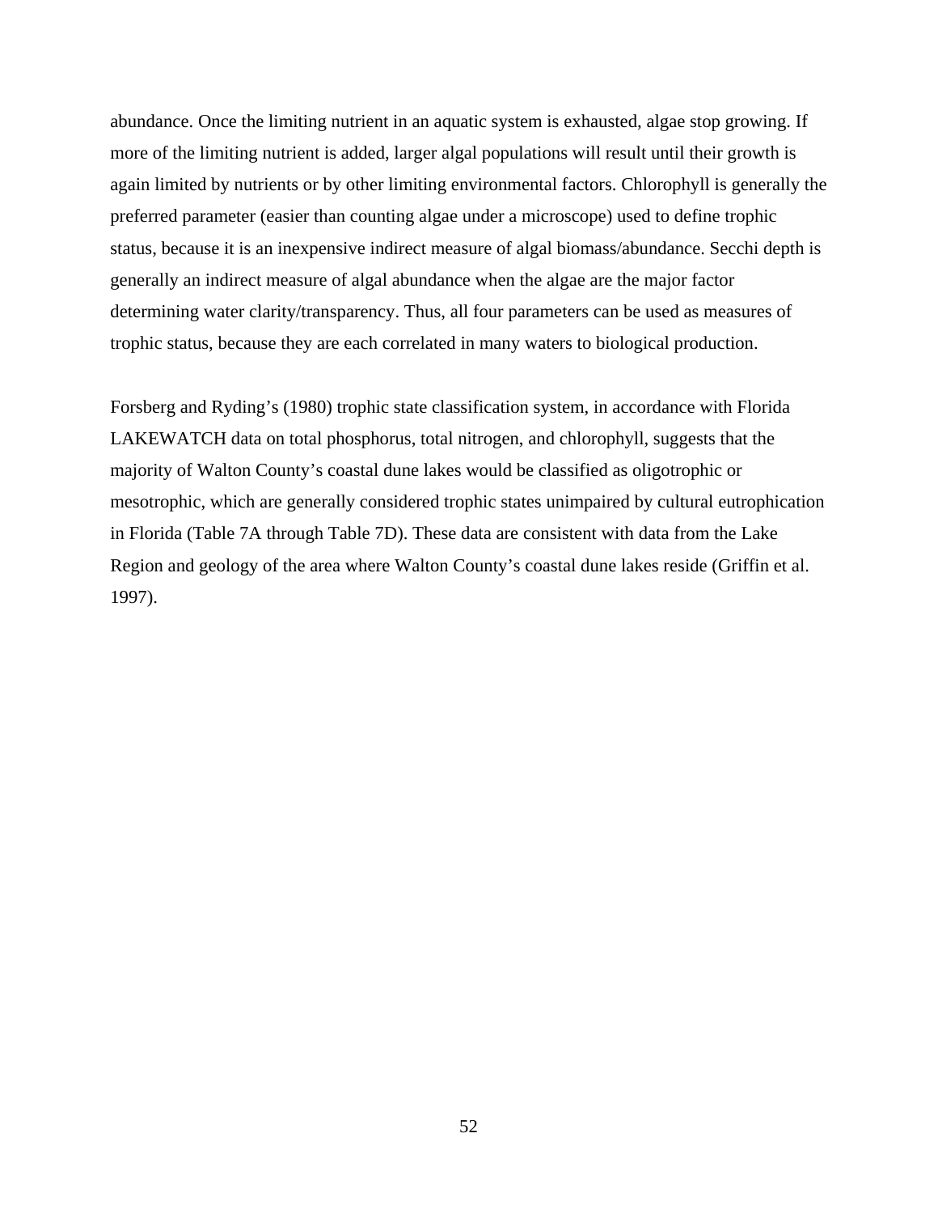abundance. Once the limiting nutrient in an aquatic system is exhausted, algae stop growing. If more of the limiting nutrient is added, larger algal populations will result until their growth is again limited by nutrients or by other limiting environmental factors. Chlorophyll is generally the preferred parameter (easier than counting algae under a microscope) used to define trophic status, because it is an inexpensive indirect measure of algal biomass/abundance. Secchi depth is generally an indirect measure of algal abundance when the algae are the major factor determining water clarity/transparency. Thus, all four parameters can be used as measures of trophic status, because they are each correlated in many waters to biological production.

Forsberg and Ryding's (1980) trophic state classification system, in accordance with Florida LAKEWATCH data on total phosphorus, total nitrogen, and chlorophyll, suggests that the majority of Walton County's coastal dune lakes would be classified as oligotrophic or mesotrophic, which are generally considered trophic states unimpaired by cultural eutrophication in Florida (Table 7A through Table 7D). These data are consistent with data from the Lake Region and geology of the area where Walton County's coastal dune lakes reside (Griffin et al. 1997).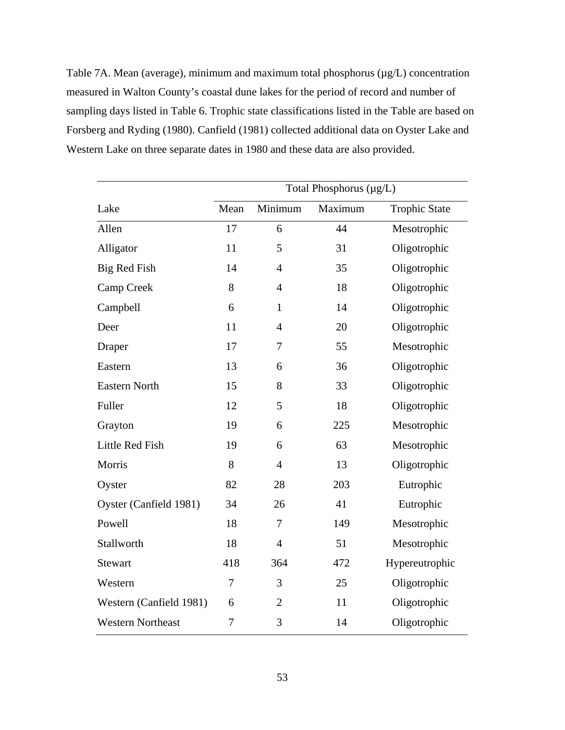Table 7A. Mean (average), minimum and maximum total phosphorus (µg/L) concentration measured in Walton County's coastal dune lakes for the period of record and number of sampling days listed in Table 6. Trophic state classifications listed in the Table are based on Forsberg and Ryding (1980). Canfield (1981) collected additional data on Oyster Lake and Western Lake on three separate dates in 1980 and these data are also provided.

| | Total Phosphorus (µg/L) | | | |
|---|---|---|---|---|
| Lake | Mean | Minimum | Maximum | Trophic State |
| Allen | 17 | 6 | 44 | Mesotrophic |
| Alligator | 11 | 5 | 31 | Oligotrophic |
| Big Red Fish | 14 | 4 | 35 | Oligotrophic |
| Camp Creek | 8 | 4 | 18 | Oligotrophic |
| Campbell | 6 | 1 | 14 | Oligotrophic |
| Deer | 11 | 4 | 20 | Oligotrophic |
| Draper | 17 | 7 | 55 | Mesotrophic |
| Eastern | 13 | 6 | 36 | Oligotrophic |
| Eastern North | 15 | 8 | 33 | Oligotrophic |
| Fuller | 12 | 5 | 18 | Oligotrophic |
| Grayton | 19 | 6 | 225 | Mesotrophic |
| Little Red Fish | 19 | 6 | 63 | Mesotrophic |
| Morris | 8 | 4 | 13 | Oligotrophic |
| Oyster | 82 | 28 | 203 | Eutrophic |
| Oyster (Canfield 1981) | 34 | 26 | 41 | Eutrophic |
| Powell | 18 | 7 | 149 | Mesotrophic |
| Stallworth | 18 | 4 | 51 | Mesotrophic |
| Stewart | 418 | 364 | 472 | Hypereutrophic |
| Western | 7 | 3 | 25 | Oligotrophic |
| Western (Canfield 1981) | 6 | 2 | 11 | Oligotrophic |
| Western Northeast | 7 | 3 | 14 | Oligotrophic |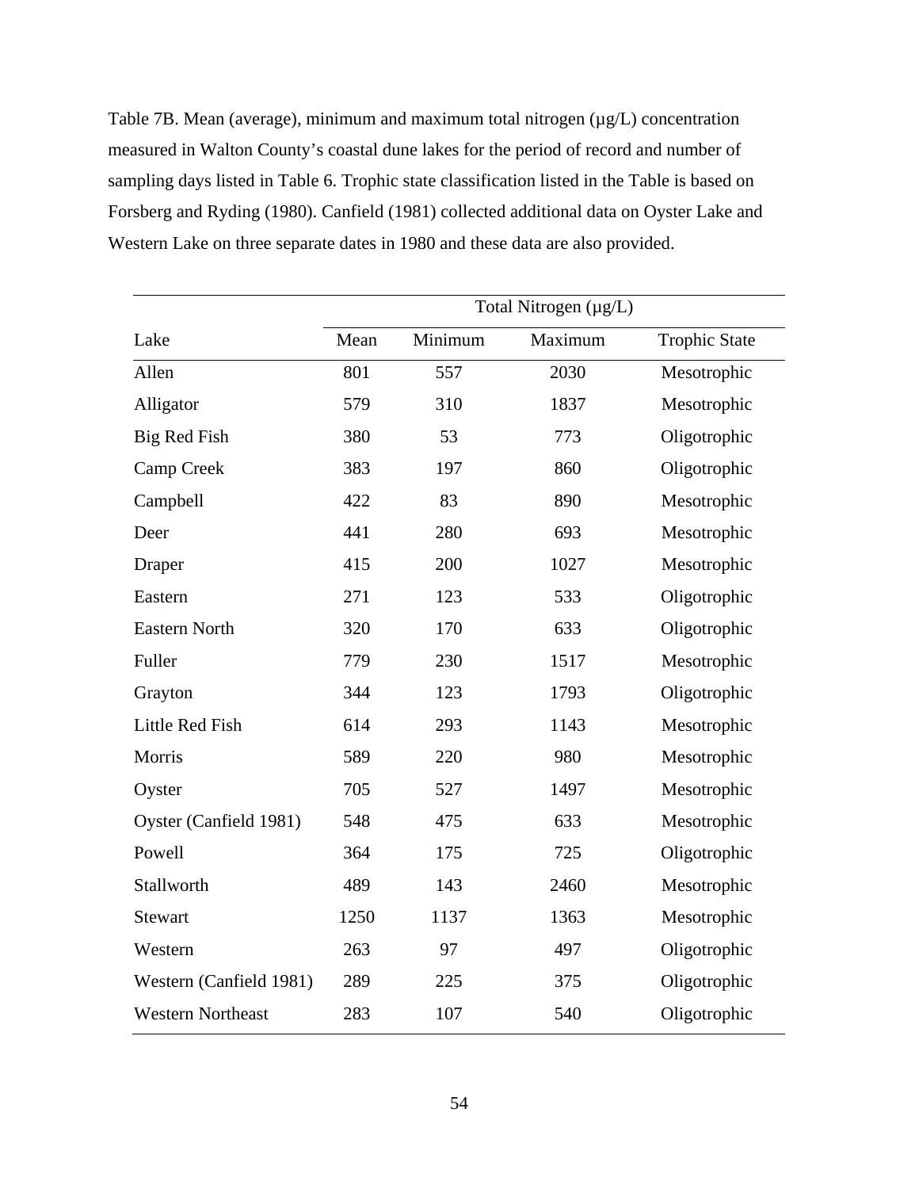Table 7B. Mean (average), minimum and maximum total nitrogen (µg/L) concentration measured in Walton County's coastal dune lakes for the period of record and number of sampling days listed in Table 6. Trophic state classification listed in the Table is based on Forsberg and Ryding (1980). Canfield (1981) collected additional data on Oyster Lake and Western Lake on three separate dates in 1980 and these data are also provided.

| | Total Nitrogen (µg/L) | | | |
|---|---|---|---|---|
| Lake | Mean | Minimum | Maximum | Trophic State |
| Allen | 801 | 557 | 2030 | Mesotrophic |
| Alligator | 579 | 310 | 1837 | Mesotrophic |
| Big Red Fish | 380 | 53 | 773 | Oligotrophic |
| Camp Creek | 383 | 197 | 860 | Oligotrophic |
| Campbell | 422 | 83 | 890 | Mesotrophic |
| Deer | 441 | 280 | 693 | Mesotrophic |
| Draper | 415 | 200 | 1027 | Mesotrophic |
| Eastern | 271 | 123 | 533 | Oligotrophic |
| Eastern North | 320 | 170 | 633 | Oligotrophic |
| Fuller | 779 | 230 | 1517 | Mesotrophic |
| Grayton | 344 | 123 | 1793 | Oligotrophic |
| Little Red Fish | 614 | 293 | 1143 | Mesotrophic |
| Morris | 589 | 220 | 980 | Mesotrophic |
| Oyster | 705 | 527 | 1497 | Mesotrophic |
| Oyster (Canfield 1981) | 548 | 475 | 633 | Mesotrophic |
| Powell | 364 | 175 | 725 | Oligotrophic |
| Stallworth | 489 | 143 | 2460 | Mesotrophic |
| Stewart | 1250 | 1137 | 1363 | Mesotrophic |
| Western | 263 | 97 | 497 | Oligotrophic |
| Western (Canfield 1981) | 289 | 225 | 375 | Oligotrophic |
| Western Northeast | 283 | 107 | 540 | Oligotrophic |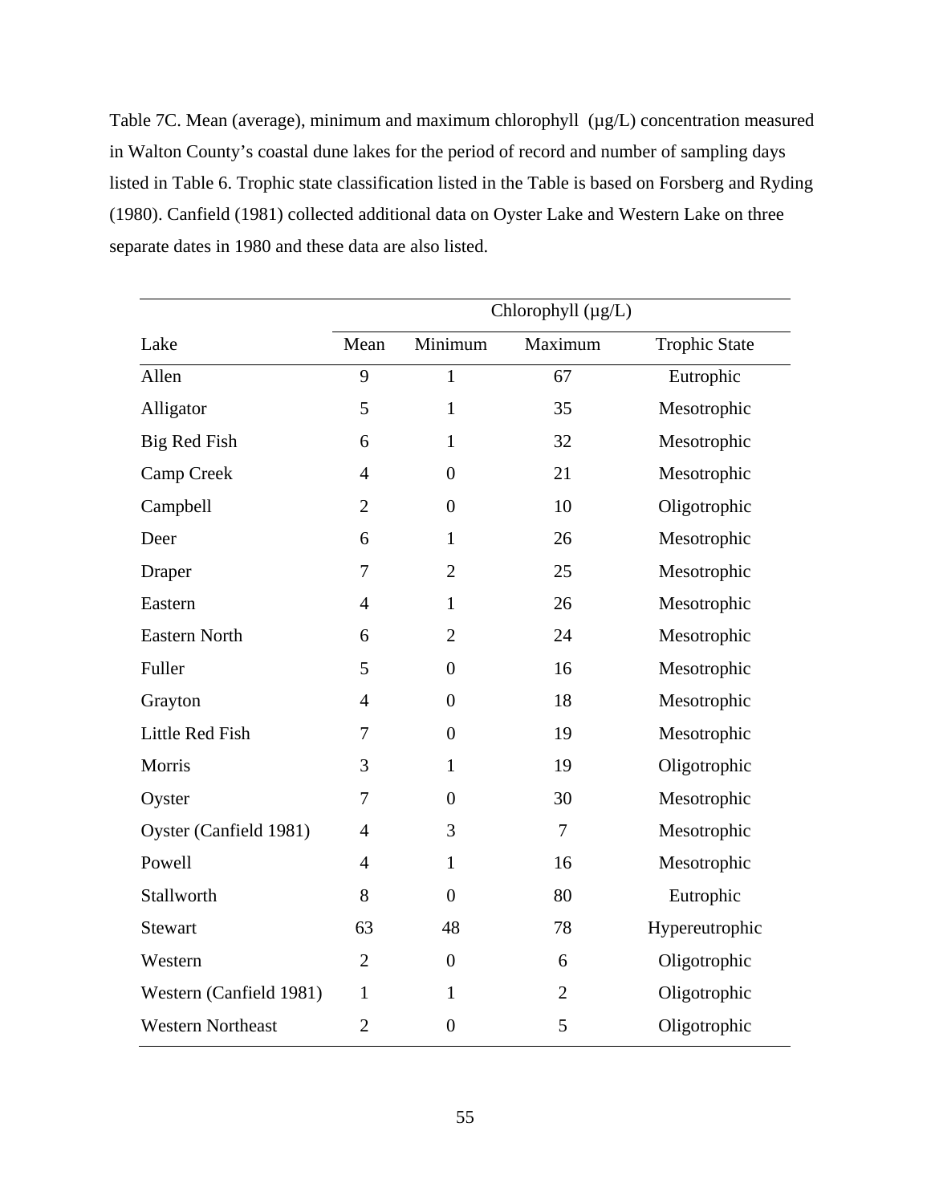Table 7C. Mean (average), minimum and maximum chlorophyll (µg/L) concentration measured in Walton County's coastal dune lakes for the period of record and number of sampling days listed in Table 6. Trophic state classification listed in the Table is based on Forsberg and Ryding (1980). Canfield (1981) collected additional data on Oyster Lake and Western Lake on three separate dates in 1980 and these data are also listed.

| | Chlorophyll (µg/L) | | | |
|---|---|---|---|---|
| Lake | Mean | Minimum | Maximum | Trophic State |
| Allen | 9 | 1 | 67 | Eutrophic |
| Alligator | 5 | 1 | 35 | Mesotrophic |
| Big Red Fish | 6 | 1 | 32 | Mesotrophic |
| Camp Creek | 4 | 0 | 21 | Mesotrophic |
| Campbell | 2 | 0 | 10 | Oligotrophic |
| Deer | 6 | 1 | 26 | Mesotrophic |
| Draper | 7 | 2 | 25 | Mesotrophic |
| Eastern | 4 | 1 | 26 | Mesotrophic |
| Eastern North | 6 | 2 | 24 | Mesotrophic |
| Fuller | 5 | 0 | 16 | Mesotrophic |
| Grayton | 4 | 0 | 18 | Mesotrophic |
| Little Red Fish | 7 | 0 | 19 | Mesotrophic |
| Morris | 3 | 1 | 19 | Oligotrophic |
| Oyster | 7 | 0 | 30 | Mesotrophic |
| Oyster (Canfield 1981) | 4 | 3 | 7 | Mesotrophic |
| Powell | 4 | 1 | 16 | Mesotrophic |
| Stallworth | 8 | 0 | 80 | Eutrophic |
| Stewart | 63 | 48 | 78 | Hypereutrophic |
| Western | 2 | 0 | 6 | Oligotrophic |
| Western (Canfield 1981) | 1 | 1 | 2 | Oligotrophic |
| Western Northeast | 2 | 0 | 5 | Oligotrophic |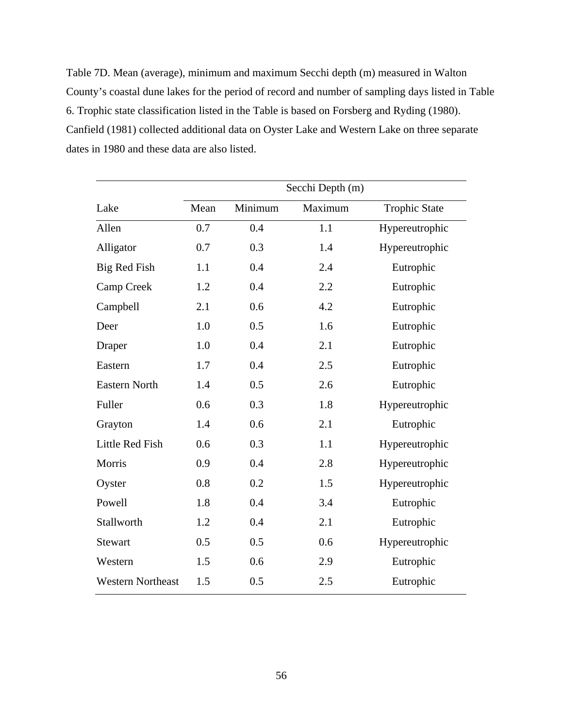Table 7D. Mean (average), minimum and maximum Secchi depth (m) measured in Walton County's coastal dune lakes for the period of record and number of sampling days listed in Table 6. Trophic state classification listed in the Table is based on Forsberg and Ryding (1980). Canfield (1981) collected additional data on Oyster Lake and Western Lake on three separate dates in 1980 and these data are also listed.

| | Secchi Depth (m) | | | |
|---|---|---|---|---|
| Lake | Mean | Minimum | Maximum | Trophic State |
| Allen | 0.7 | 0.4 | 1.1 | Hypereutrophic |
| Alligator | 0.7 | 0.3 | 1.4 | Hypereutrophic |
| Big Red Fish | 1.1 | 0.4 | 2.4 | Eutrophic |
| Camp Creek | 1.2 | 0.4 | 2.2 | Eutrophic |
| Campbell | 2.1 | 0.6 | 4.2 | Eutrophic |
| Deer | 1.0 | 0.5 | 1.6 | Eutrophic |
| Draper | 1.0 | 0.4 | 2.1 | Eutrophic |
| Eastern | 1.7 | 0.4 | 2.5 | Eutrophic |
| Eastern North | 1.4 | 0.5 | 2.6 | Eutrophic |
| Fuller | 0.6 | 0.3 | 1.8 | Hypereutrophic |
| Grayton | 1.4 | 0.6 | 2.1 | Eutrophic |
| Little Red Fish | 0.6 | 0.3 | 1.1 | Hypereutrophic |
| Morris | 0.9 | 0.4 | 2.8 | Hypereutrophic |
| Oyster | 0.8 | 0.2 | 1.5 | Hypereutrophic |
| Powell | 1.8 | 0.4 | 3.4 | Eutrophic |
| Stallworth | 1.2 | 0.4 | 2.1 | Eutrophic |
| Stewart | 0.5 | 0.5 | 0.6 | Hypereutrophic |
| Western | 1.5 | 0.6 | 2.9 | Eutrophic |
| Western Northeast | 1.5 | 0.5 | 2.5 | Eutrophic |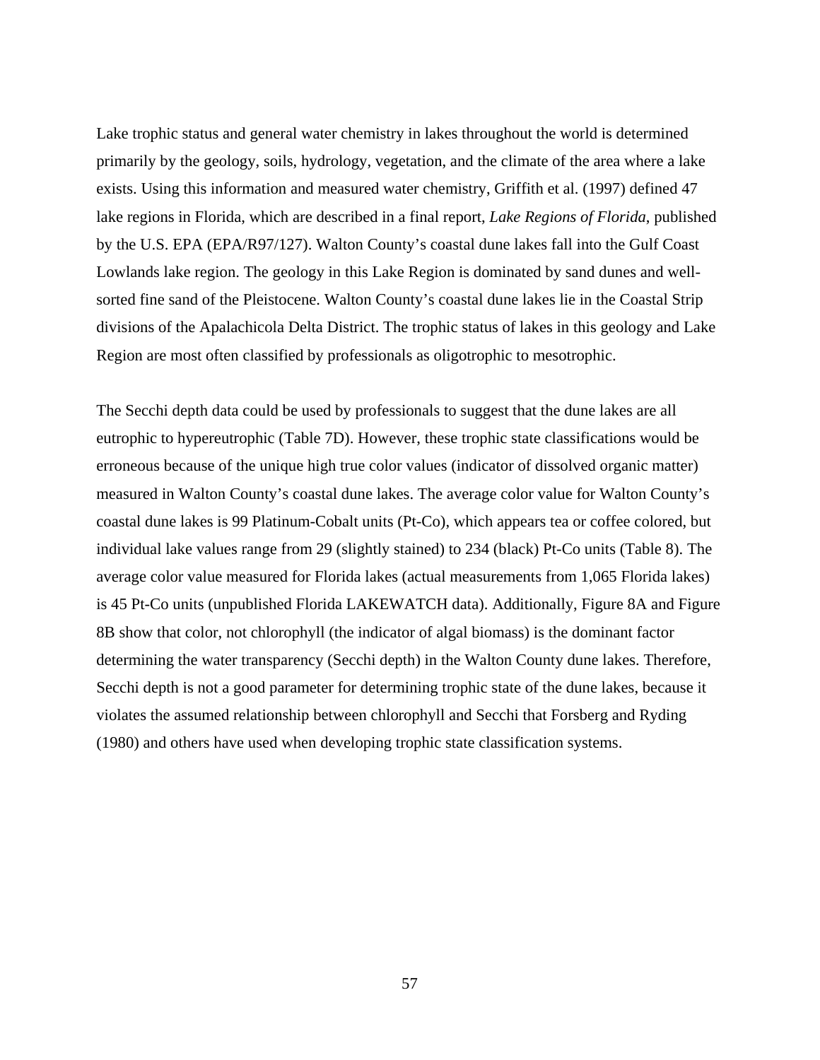Lake trophic status and general water chemistry in lakes throughout the world is determined primarily by the geology, soils, hydrology, vegetation, and the climate of the area where a lake exists. Using this information and measured water chemistry, Griffith et al. (1997) defined 47 lake regions in Florida, which are described in a final report, *Lake Regions of Florida*, published by the U.S. EPA (EPA/R97/127). Walton County's coastal dune lakes fall into the Gulf Coast Lowlands lake region. The geology in this Lake Region is dominated by sand dunes and well-sorted fine sand of the Pleistocene. Walton County's coastal dune lakes lie in the Coastal Strip divisions of the Apalachicola Delta District. The trophic status of lakes in this geology and Lake Region are most often classified by professionals as oligotrophic to mesotrophic.

The Secchi depth data could be used by professionals to suggest that the dune lakes are all eutrophic to hypereutrophic (Table 7D). However, these trophic state classifications would be erroneous because of the unique high true color values (indicator of dissolved organic matter) measured in Walton County's coastal dune lakes. The average color value for Walton County's coastal dune lakes is 99 Platinum-Cobalt units (Pt-Co), which appears tea or coffee colored, but individual lake values range from 29 (slightly stained) to 234 (black) Pt-Co units (Table 8). The average color value measured for Florida lakes (actual measurements from 1,065 Florida lakes) is 45 Pt-Co units (unpublished Florida LAKEWATCH data). Additionally, Figure 8A and Figure 8B show that color, not chlorophyll (the indicator of algal biomass) is the dominant factor determining the water transparency (Secchi depth) in the Walton County dune lakes. Therefore, Secchi depth is not a good parameter for determining trophic state of the dune lakes, because it violates the assumed relationship between chlorophyll and Secchi that Forsberg and Ryding (1980) and others have used when developing trophic state classification systems.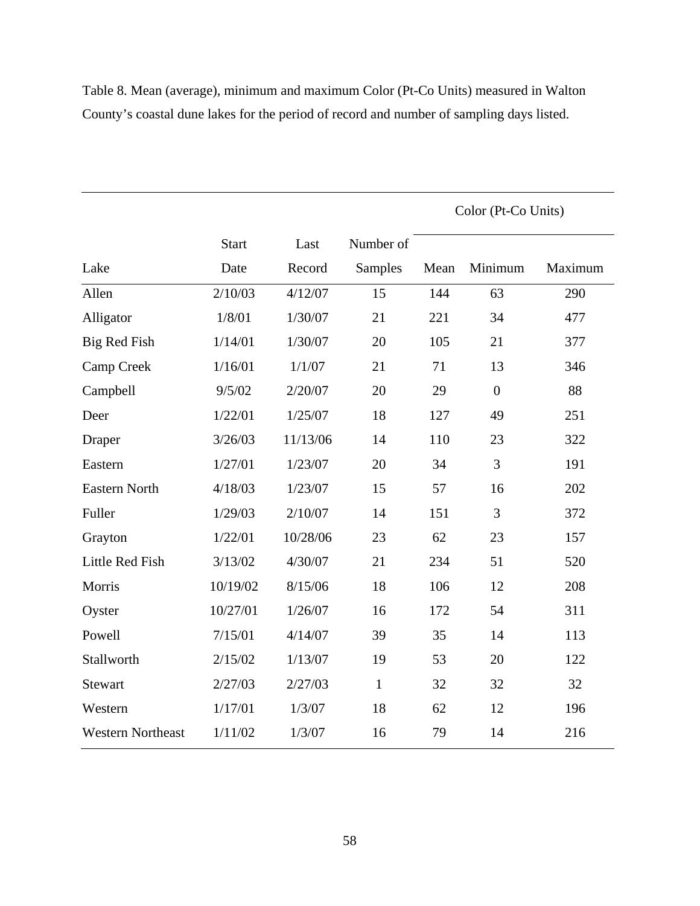Table 8. Mean (average), minimum and maximum Color (Pt-Co Units) measured in Walton County's coastal dune lakes for the period of record and number of sampling days listed.

| | | | | Color (Pt-Co Units) | | |
|---|---|---|---|---|---|---|
| Lake | Start Date | Last Record | Number of Samples | Mean | Minimum | Maximum |
| Allen | 2/10/03 | 4/12/07 | 15 | 144 | 63 | 290 |
| Alligator | 1/8/01 | 1/30/07 | 21 | 221 | 34 | 477 |
| Big Red Fish | 1/14/01 | 1/30/07 | 20 | 105 | 21 | 377 |
| Camp Creek | 1/16/01 | 1/1/07 | 21 | 71 | 13 | 346 |
| Campbell | 9/5/02 | 2/20/07 | 20 | 29 | 0 | 88 |
| Deer | 1/22/01 | 1/25/07 | 18 | 127 | 49 | 251 |
| Draper | 3/26/03 | 11/13/06 | 14 | 110 | 23 | 322 |
| Eastern | 1/27/01 | 1/23/07 | 20 | 34 | 3 | 191 |
| Eastern North | 4/18/03 | 1/23/07 | 15 | 57 | 16 | 202 |
| Fuller | 1/29/03 | 2/10/07 | 14 | 151 | 3 | 372 |
| Grayton | 1/22/01 | 10/28/06 | 23 | 62 | 23 | 157 |
| Little Red Fish | 3/13/02 | 4/30/07 | 21 | 234 | 51 | 520 |
| Morris | 10/19/02 | 8/15/06 | 18 | 106 | 12 | 208 |
| Oyster | 10/27/01 | 1/26/07 | 16 | 172 | 54 | 311 |
| Powell | 7/15/01 | 4/14/07 | 39 | 35 | 14 | 113 |
| Stallworth | 2/15/02 | 1/13/07 | 19 | 53 | 20 | 122 |
| Stewart | 2/27/03 | 2/27/03 | 1 | 32 | 32 | 32 |
| Western | 1/17/01 | 1/3/07 | 18 | 62 | 12 | 196 |
| Western Northeast | 1/11/02 | 1/3/07 | 16 | 79 | 14 | 216 |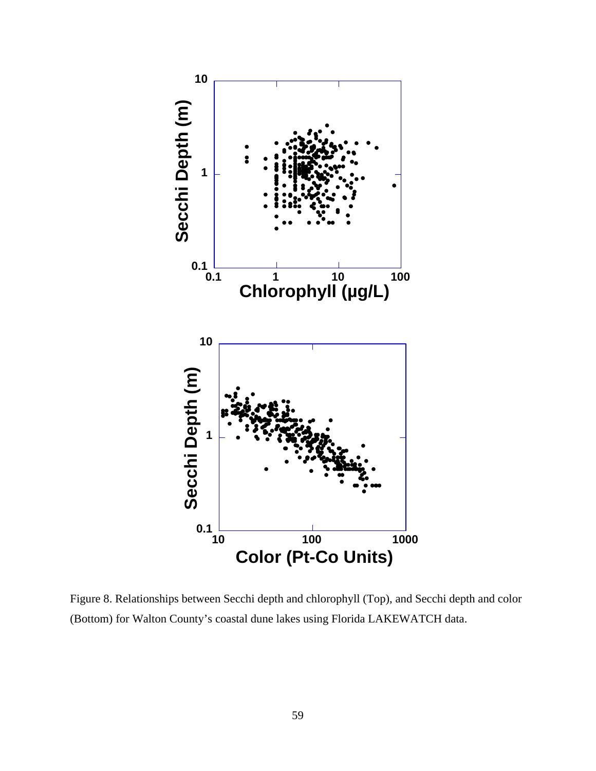Figure 8. Relationships between Secchi depth and chlorophyll (Top), and Secchi depth and color (Bottom) for Walton County's coastal dune lakes using Florida LAKEWATCH data.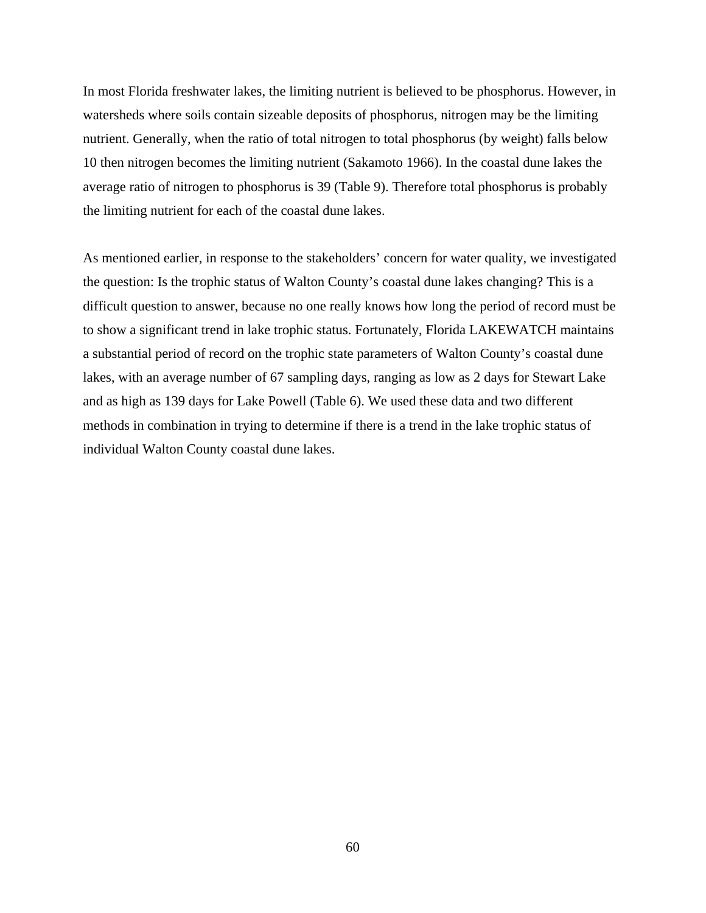In most Florida freshwater lakes, the limiting nutrient is believed to be phosphorus. However, in watersheds where soils contain sizeable deposits of phosphorus, nitrogen may be the limiting nutrient. Generally, when the ratio of total nitrogen to total phosphorus (by weight) falls below 10 then nitrogen becomes the limiting nutrient (Sakamoto 1966). In the coastal dune lakes the average ratio of nitrogen to phosphorus is 39 (Table 9). Therefore total phosphorus is probably the limiting nutrient for each of the coastal dune lakes.

As mentioned earlier, in response to the stakeholders' concern for water quality, we investigated the question: Is the trophic status of Walton County's coastal dune lakes changing? This is a difficult question to answer, because no one really knows how long the period of record must be to show a significant trend in lake trophic status. Fortunately, Florida LAKEWATCH maintains a substantial period of record on the trophic state parameters of Walton County's coastal dune lakes, with an average number of 67 sampling days, ranging as low as 2 days for Stewart Lake and as high as 139 days for Lake Powell (Table 6). We used these data and two different methods in combination in trying to determine if there is a trend in the lake trophic status of individual Walton County coastal dune lakes.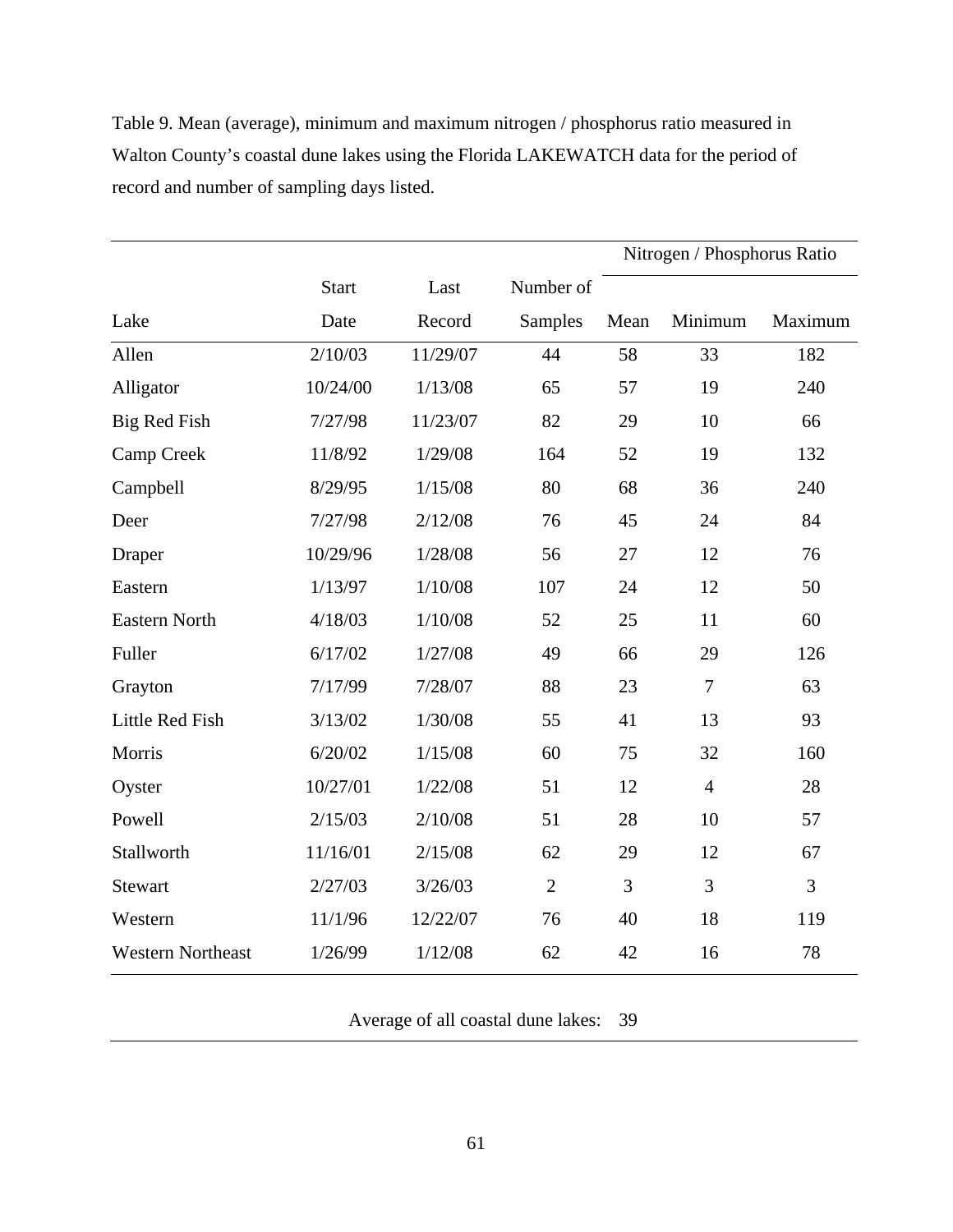Table 9. Mean (average), minimum and maximum nitrogen / phosphorus ratio measured in Walton County's coastal dune lakes using the Florida LAKEWATCH data for the period of record and number of sampling days listed.

| | | | | Nitrogen / Phosphorus Ratio | | |
|---|---|---|---|---|---|---|
| Lake | Start Date | Last Record | Number of Samples | Mean | Minimum | Maximum |
| Allen | 2/10/03 | 11/29/07 | 44 | 58 | 33 | 182 |
| Alligator | 10/24/00 | 1/13/08 | 65 | 57 | 19 | 240 |
| Big Red Fish | 7/27/98 | 11/23/07 | 82 | 29 | 10 | 66 |
| Camp Creek | 11/8/92 | 1/29/08 | 164 | 52 | 19 | 132 |
| Campbell | 8/29/95 | 1/15/08 | 80 | 68 | 36 | 240 |
| Deer | 7/27/98 | 2/12/08 | 76 | 45 | 24 | 84 |
| Draper | 10/29/96 | 1/28/08 | 56 | 27 | 12 | 76 |
| Eastern | 1/13/97 | 1/10/08 | 107 | 24 | 12 | 50 |
| Eastern North | 4/18/03 | 1/10/08 | 52 | 25 | 11 | 60 |
| Fuller | 6/17/02 | 1/27/08 | 49 | 66 | 29 | 126 |
| Grayton | 7/17/99 | 7/28/07 | 88 | 23 | 7 | 63 |
| Little Red Fish | 3/13/02 | 1/30/08 | 55 | 41 | 13 | 93 |
| Morris | 6/20/02 | 1/15/08 | 60 | 75 | 32 | 160 |
| Oyster | 10/27/01 | 1/22/08 | 51 | 12 | 4 | 28 |
| Powell | 2/15/03 | 2/10/08 | 51 | 28 | 10 | 57 |
| Stallworth | 11/16/01 | 2/15/08 | 62 | 29 | 12 | 67 |
| Stewart | 2/27/03 | 3/26/03 | 2 | 3 | 3 | 3 |
| Western | 11/1/96 | 12/22/07 | 76 | 40 | 18 | 119 |
| Western Northeast | 1/26/99 | 1/12/08 | 62 | 42 | 16 | 78 |
| | | | Average of all coastal dune lakes: | 39 | | |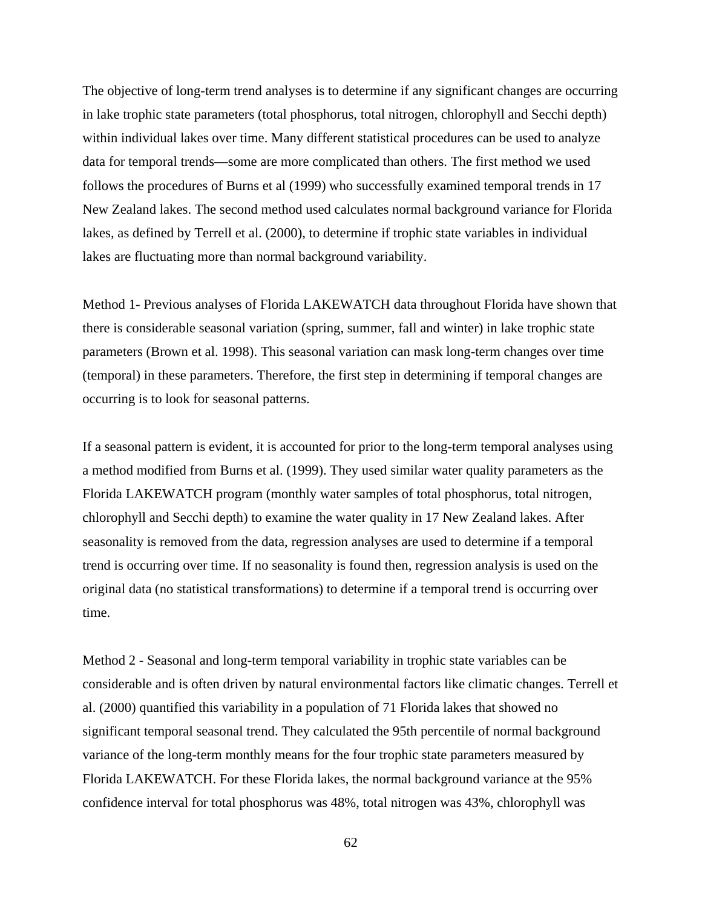The objective of long-term trend analyses is to determine if any significant changes are occurring in lake trophic state parameters (total phosphorus, total nitrogen, chlorophyll and Secchi depth) within individual lakes over time. Many different statistical procedures can be used to analyze data for temporal trends—some are more complicated than others. The first method we used follows the procedures of Burns et al (1999) who successfully examined temporal trends in 17 New Zealand lakes. The second method used calculates normal background variance for Florida lakes, as defined by Terrell et al. (2000), to determine if trophic state variables in individual lakes are fluctuating more than normal background variability.

Method 1- Previous analyses of Florida LAKEWATCH data throughout Florida have shown that there is considerable seasonal variation (spring, summer, fall and winter) in lake trophic state parameters (Brown et al. 1998). This seasonal variation can mask long-term changes over time (temporal) in these parameters. Therefore, the first step in determining if temporal changes are occurring is to look for seasonal patterns.

If a seasonal pattern is evident, it is accounted for prior to the long-term temporal analyses using a method modified from Burns et al. (1999). They used similar water quality parameters as the Florida LAKEWATCH program (monthly water samples of total phosphorus, total nitrogen, chlorophyll and Secchi depth) to examine the water quality in 17 New Zealand lakes. After seasonality is removed from the data, regression analyses are used to determine if a temporal trend is occurring over time. If no seasonality is found then, regression analysis is used on the original data (no statistical transformations) to determine if a temporal trend is occurring over time.

Method 2 - Seasonal and long-term temporal variability in trophic state variables can be considerable and is often driven by natural environmental factors like climatic changes. Terrell et al. (2000) quantified this variability in a population of 71 Florida lakes that showed no significant temporal seasonal trend. They calculated the 95th percentile of normal background variance of the long-term monthly means for the four trophic state parameters measured by Florida LAKEWATCH. For these Florida lakes, the normal background variance at the 95% confidence interval for total phosphorus was 48%, total nitrogen was 43%, chlorophyll was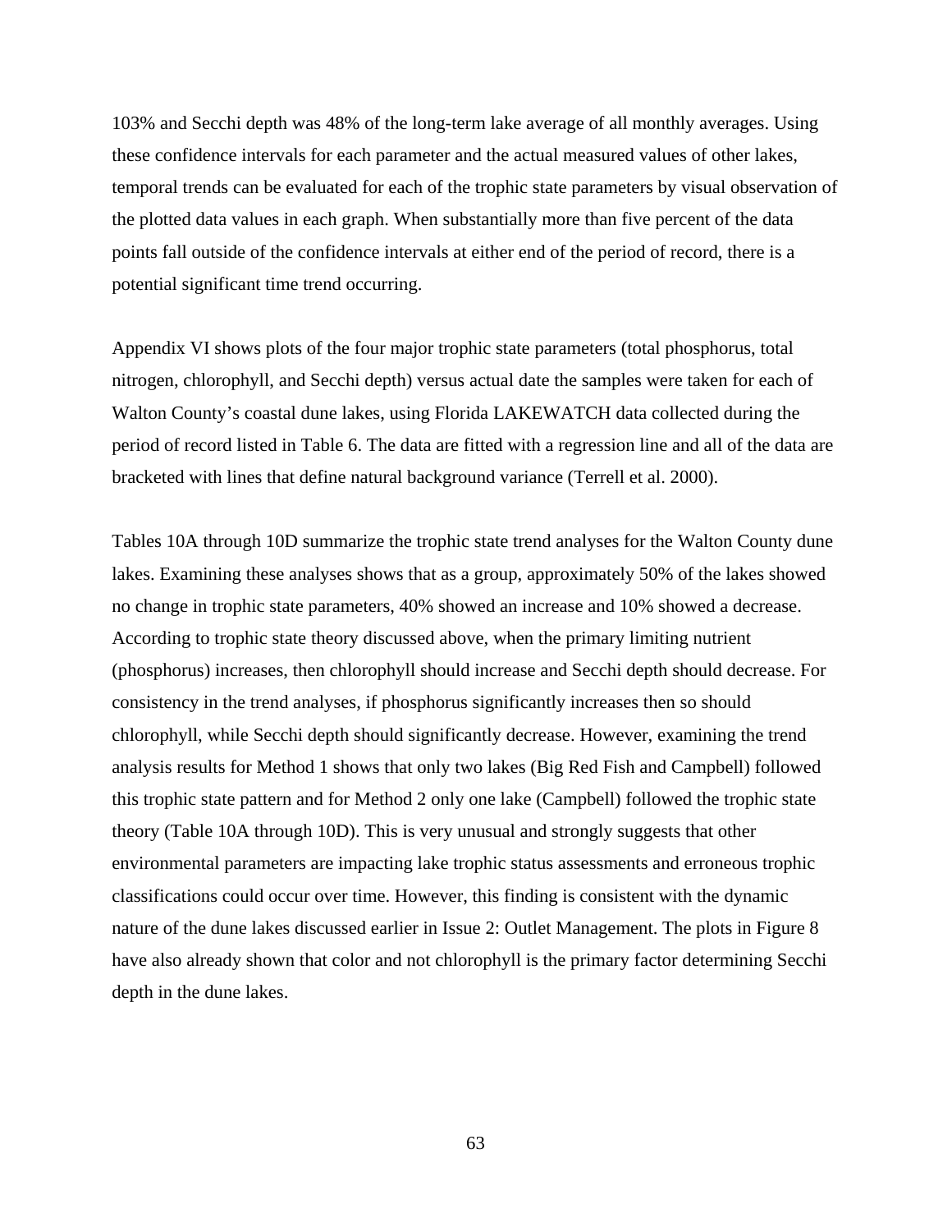103% and Secchi depth was 48% of the long-term lake average of all monthly averages. Using these confidence intervals for each parameter and the actual measured values of other lakes, temporal trends can be evaluated for each of the trophic state parameters by visual observation of the plotted data values in each graph. When substantially more than five percent of the data points fall outside of the confidence intervals at either end of the period of record, there is a potential significant time trend occurring.

Appendix VI shows plots of the four major trophic state parameters (total phosphorus, total nitrogen, chlorophyll, and Secchi depth) versus actual date the samples were taken for each of Walton County's coastal dune lakes, using Florida LAKEWATCH data collected during the period of record listed in Table 6. The data are fitted with a regression line and all of the data are bracketed with lines that define natural background variance (Terrell et al. 2000).

Tables 10A through 10D summarize the trophic state trend analyses for the Walton County dune lakes. Examining these analyses shows that as a group, approximately 50% of the lakes showed no change in trophic state parameters, 40% showed an increase and 10% showed a decrease. According to trophic state theory discussed above, when the primary limiting nutrient (phosphorus) increases, then chlorophyll should increase and Secchi depth should decrease. For consistency in the trend analyses, if phosphorus significantly increases then so should chlorophyll, while Secchi depth should significantly decrease. However, examining the trend analysis results for Method 1 shows that only two lakes (Big Red Fish and Campbell) followed this trophic state pattern and for Method 2 only one lake (Campbell) followed the trophic state theory (Table 10A through 10D). This is very unusual and strongly suggests that other environmental parameters are impacting lake trophic status assessments and erroneous trophic classifications could occur over time. However, this finding is consistent with the dynamic nature of the dune lakes discussed earlier in Issue 2: Outlet Management. The plots in Figure 8 have also already shown that color and not chlorophyll is the primary factor determining Secchi depth in the dune lakes.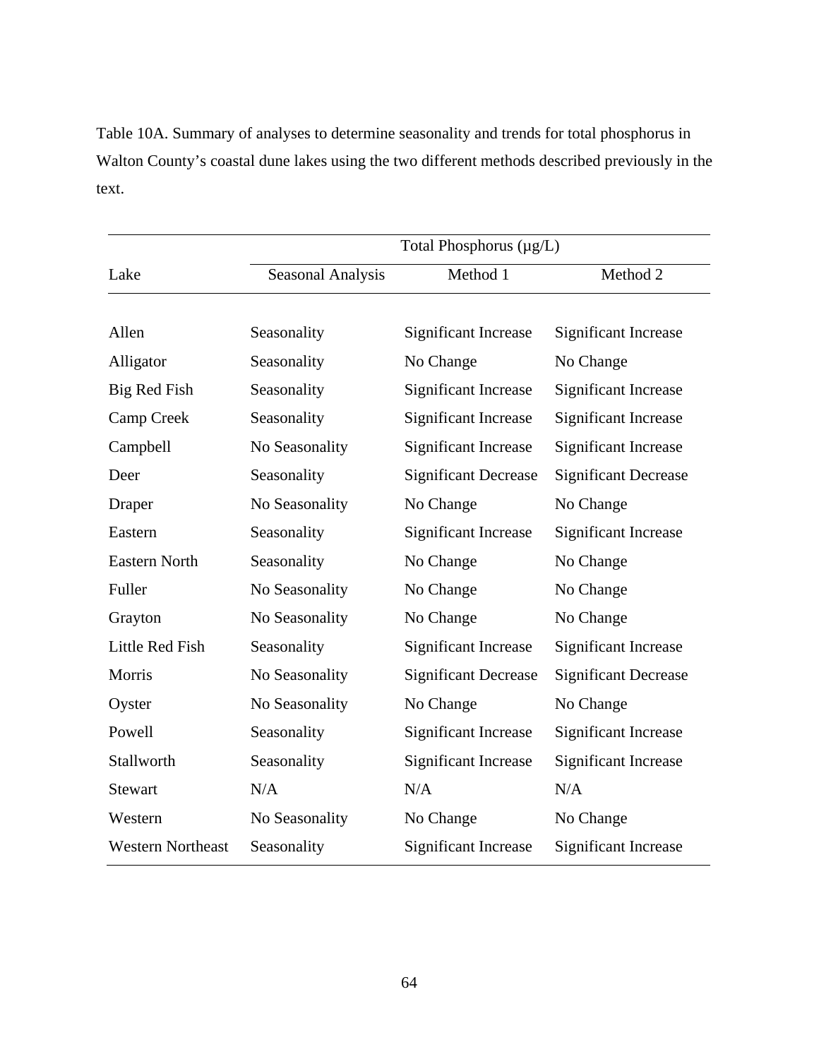Table 10A. Summary of analyses to determine seasonality and trends for total phosphorus in Walton County's coastal dune lakes using the two different methods described previously in the text.

| | Total Phosphorus (µg/L) | | |
|---|---|---|---|
| Lake | Seasonal Analysis | Method 1 | Method 2 |
| Allen | Seasonality | Significant Increase | Significant Increase |
| Alligator | Seasonality | No Change | No Change |
| Big Red Fish | Seasonality | Significant Increase | Significant Increase |
| Camp Creek | Seasonality | Significant Increase | Significant Increase |
| Campbell | No Seasonality | Significant Increase | Significant Increase |
| Deer | Seasonality | Significant Decrease | Significant Decrease |
| Draper | No Seasonality | No Change | No Change |
| Eastern | Seasonality | Significant Increase | Significant Increase |
| Eastern North | Seasonality | No Change | No Change |
| Fuller | No Seasonality | No Change | No Change |
| Grayton | No Seasonality | No Change | No Change |
| Little Red Fish | Seasonality | Significant Increase | Significant Increase |
| Morris | No Seasonality | Significant Decrease | Significant Decrease |
| Oyster | No Seasonality | No Change | No Change |
| Powell | Seasonality | Significant Increase | Significant Increase |
| Stallworth | Seasonality | Significant Increase | Significant Increase |
| Stewart | N/A | N/A | N/A |
| Western | No Seasonality | No Change | No Change |
| Western Northeast | Seasonality | Significant Increase | Significant Increase |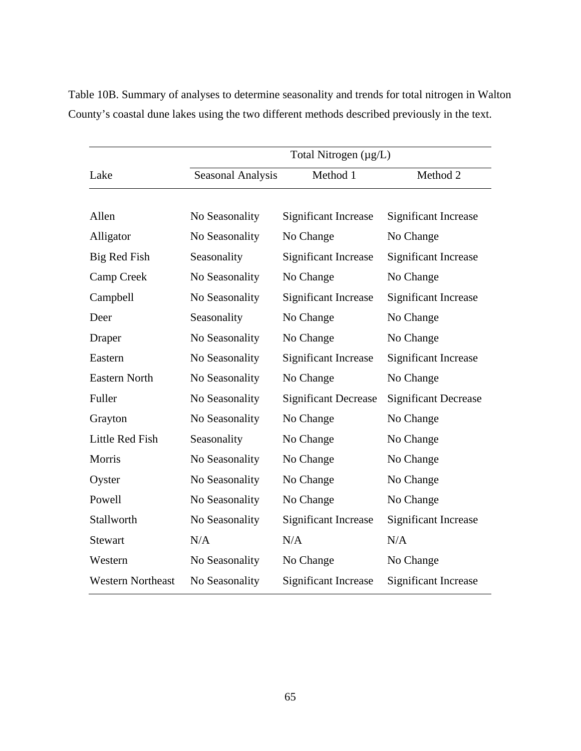Table 10B. Summary of analyses to determine seasonality and trends for total nitrogen in Walton County's coastal dune lakes using the two different methods described previously in the text.

| | Total Nitrogen (µg/L) | | |
|---|---|---|---|
| Lake | Seasonal Analysis | Method 1 | Method 2 |
| Allen | No Seasonality | Significant Increase | Significant Increase |
| Alligator | No Seasonality | No Change | No Change |
| Big Red Fish | Seasonality | Significant Increase | Significant Increase |
| Camp Creek | No Seasonality | No Change | No Change |
| Campbell | No Seasonality | Significant Increase | Significant Increase |
| Deer | Seasonality | No Change | No Change |
| Draper | No Seasonality | No Change | No Change |
| Eastern | No Seasonality | Significant Increase | Significant Increase |
| Eastern North | No Seasonality | No Change | No Change |
| Fuller | No Seasonality | Significant Decrease | Significant Decrease |
| Grayton | No Seasonality | No Change | No Change |
| Little Red Fish | Seasonality | No Change | No Change |
| Morris | No Seasonality | No Change | No Change |
| Oyster | No Seasonality | No Change | No Change |
| Powell | No Seasonality | No Change | No Change |
| Stallworth | No Seasonality | Significant Increase | Significant Increase |
| Stewart | N/A | N/A | N/A |
| Western | No Seasonality | No Change | No Change |
| Western Northeast | No Seasonality | Significant Increase | Significant Increase |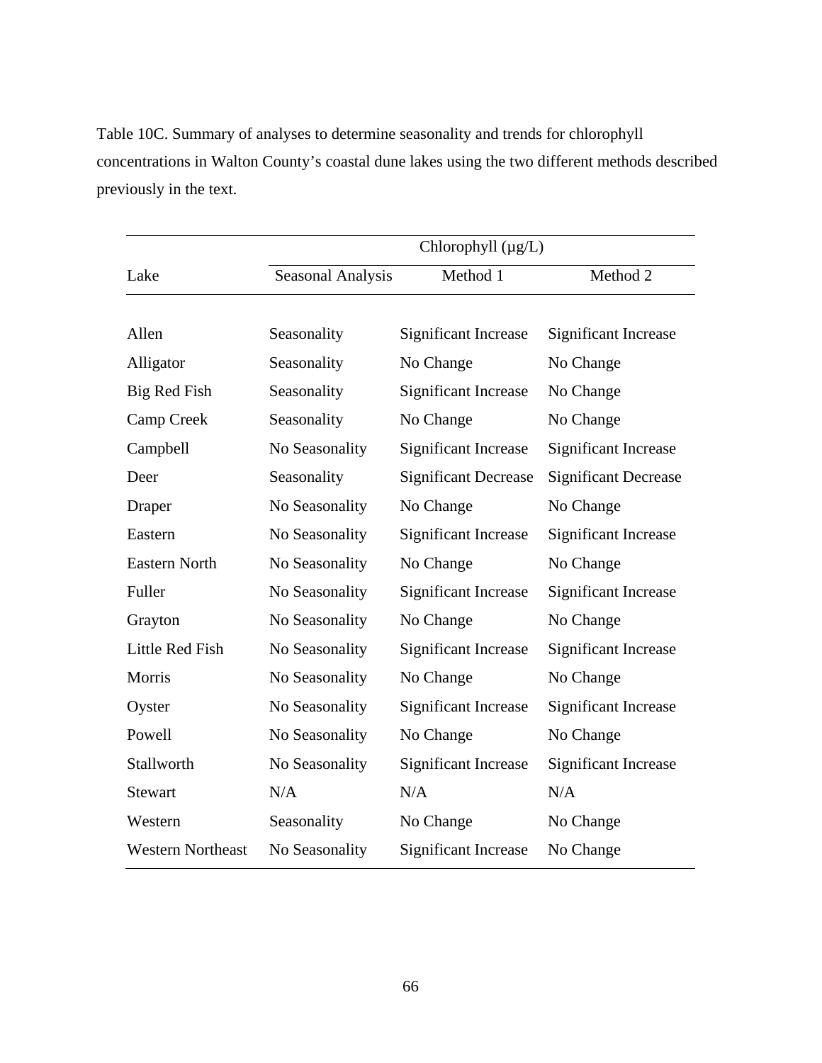Table 10C. Summary of analyses to determine seasonality and trends for chlorophyll concentrations in Walton County's coastal dune lakes using the two different methods described previously in the text.

| | Chlorophyll (µg/L) | | |
|---|---|---|---|
| Lake | Seasonal Analysis | Method 1 | Method 2 |
| Allen | Seasonality | Significant Increase | Significant Increase |
| Alligator | Seasonality | No Change | No Change |
| Big Red Fish | Seasonality | Significant Increase | No Change |
| Camp Creek | Seasonality | No Change | No Change |
| Campbell | No Seasonality | Significant Increase | Significant Increase |
| Deer | Seasonality | Significant Decrease | Significant Decrease |
| Draper | No Seasonality | No Change | No Change |
| Eastern | No Seasonality | Significant Increase | Significant Increase |
| Eastern North | No Seasonality | No Change | No Change |
| Fuller | No Seasonality | Significant Increase | Significant Increase |
| Grayton | No Seasonality | No Change | No Change |
| Little Red Fish | No Seasonality | Significant Increase | Significant Increase |
| Morris | No Seasonality | No Change | No Change |
| Oyster | No Seasonality | Significant Increase | Significant Increase |
| Powell | No Seasonality | No Change | No Change |
| Stallworth | No Seasonality | Significant Increase | Significant Increase |
| Stewart | N/A | N/A | N/A |
| Western | Seasonality | No Change | No Change |
| Western Northeast | No Seasonality | Significant Increase | No Change |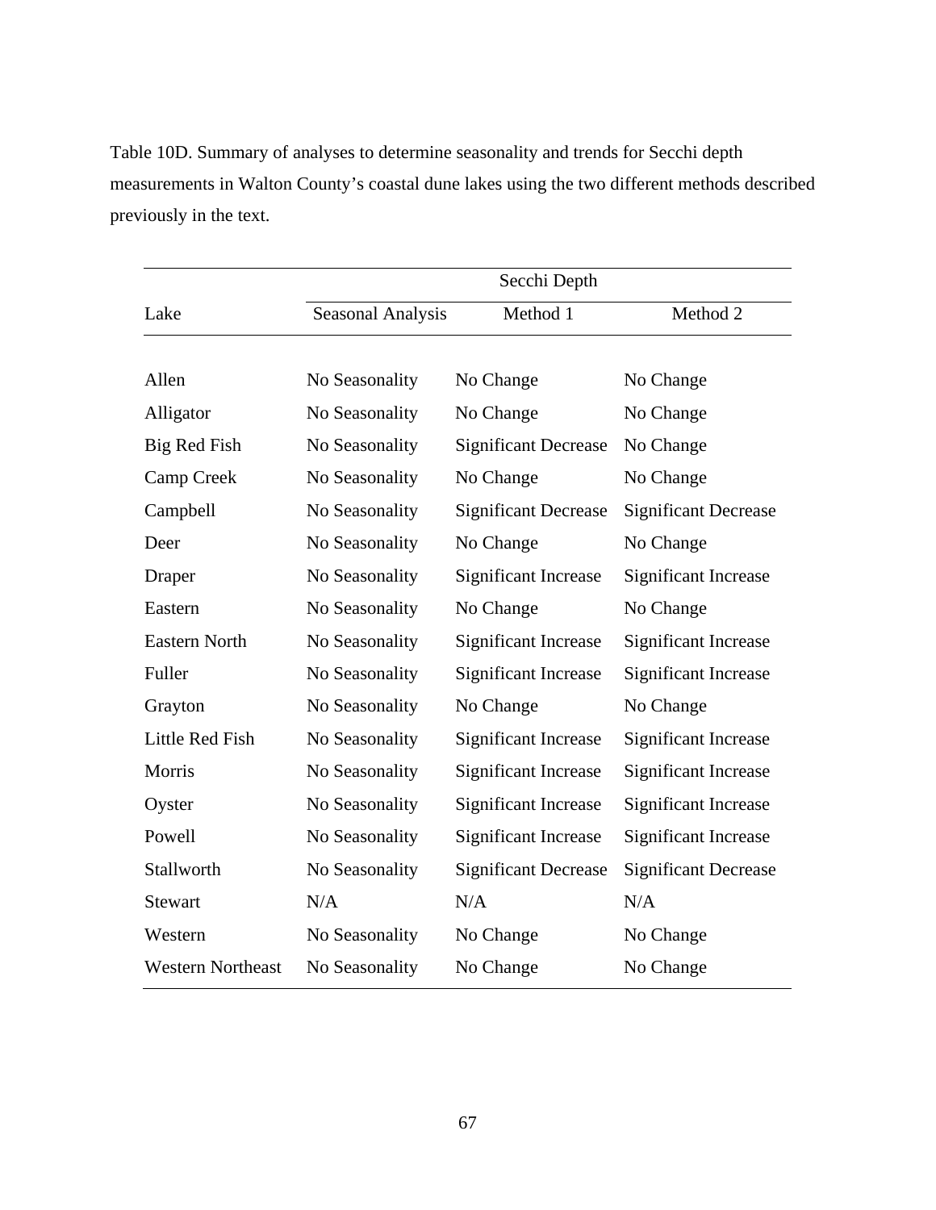Table 10D. Summary of analyses to determine seasonality and trends for Secchi depth measurements in Walton County's coastal dune lakes using the two different methods described previously in the text.

| Lake | Secchi Depth | | |
|---|---|---|---|
| | Seasonal Analysis | Method 1 | Method 2 |
| Allen | No Seasonality | No Change | No Change |
| Alligator | No Seasonality | No Change | No Change |
| Big Red Fish | No Seasonality | Significant Decrease | No Change |
| Camp Creek | No Seasonality | No Change | No Change |
| Campbell | No Seasonality | Significant Decrease | Significant Decrease |
| Deer | No Seasonality | No Change | No Change |
| Draper | No Seasonality | Significant Increase | Significant Increase |
| Eastern | No Seasonality | No Change | No Change |
| Eastern North | No Seasonality | Significant Increase | Significant Increase |
| Fuller | No Seasonality | Significant Increase | Significant Increase |
| Grayton | No Seasonality | No Change | No Change |
| Little Red Fish | No Seasonality | Significant Increase | Significant Increase |
| Morris | No Seasonality | Significant Increase | Significant Increase |
| Oyster | No Seasonality | Significant Increase | Significant Increase |
| Powell | No Seasonality | Significant Increase | Significant Increase |
| Stallworth | No Seasonality | Significant Decrease | Significant Decrease |
| Stewart | N/A | N/A | N/A |
| Western | No Seasonality | No Change | No Change |
| Western Northeast | No Seasonality | No Change | No Change |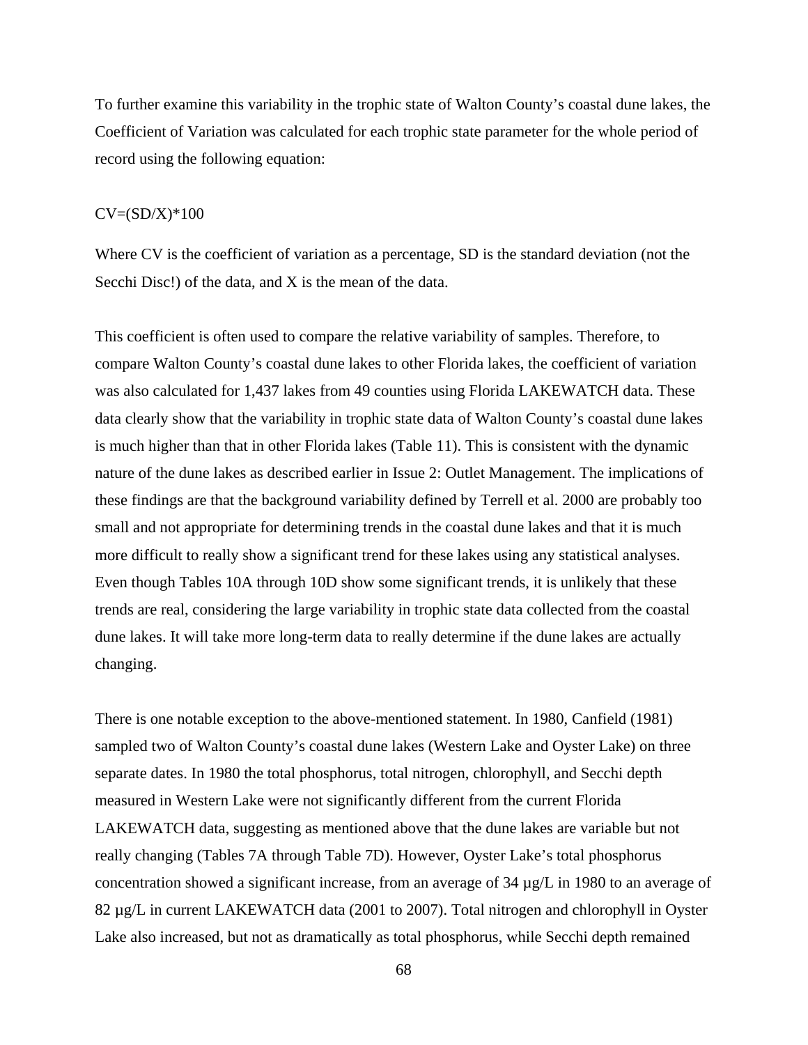To further examine this variability in the trophic state of Walton County's coastal dune lakes, the Coefficient of Variation was calculated for each trophic state parameter for the whole period of record using the following equation:

$$CV=(SD/X)*100$$

Where CV is the coefficient of variation as a percentage, SD is the standard deviation (not the Secchi Disc!) of the data, and X is the mean of the data.

This coefficient is often used to compare the relative variability of samples. Therefore, to compare Walton County's coastal dune lakes to other Florida lakes, the coefficient of variation was also calculated for 1,437 lakes from 49 counties using Florida LAKEWATCH data. These data clearly show that the variability in trophic state data of Walton County's coastal dune lakes is much higher than that in other Florida lakes (Table 11). This is consistent with the dynamic nature of the dune lakes as described earlier in Issue 2: Outlet Management. The implications of these findings are that the background variability defined by Terrell et al. 2000 are probably too small and not appropriate for determining trends in the coastal dune lakes and that it is much more difficult to really show a significant trend for these lakes using any statistical analyses. Even though Tables 10A through 10D show some significant trends, it is unlikely that these trends are real, considering the large variability in trophic state data collected from the coastal dune lakes. It will take more long-term data to really determine if the dune lakes are actually changing.

There is one notable exception to the above-mentioned statement. In 1980, Canfield (1981) sampled two of Walton County's coastal dune lakes (Western Lake and Oyster Lake) on three separate dates. In 1980 the total phosphorus, total nitrogen, chlorophyll, and Secchi depth measured in Western Lake were not significantly different from the current Florida LAKEWATCH data, suggesting as mentioned above that the dune lakes are variable but not really changing (Tables 7A through Table 7D). However, Oyster Lake's total phosphorus concentration showed a significant increase, from an average of 34 µg/L in 1980 to an average of 82 µg/L in current LAKEWATCH data (2001 to 2007). Total nitrogen and chlorophyll in Oyster Lake also increased, but not as dramatically as total phosphorus, while Secchi depth remained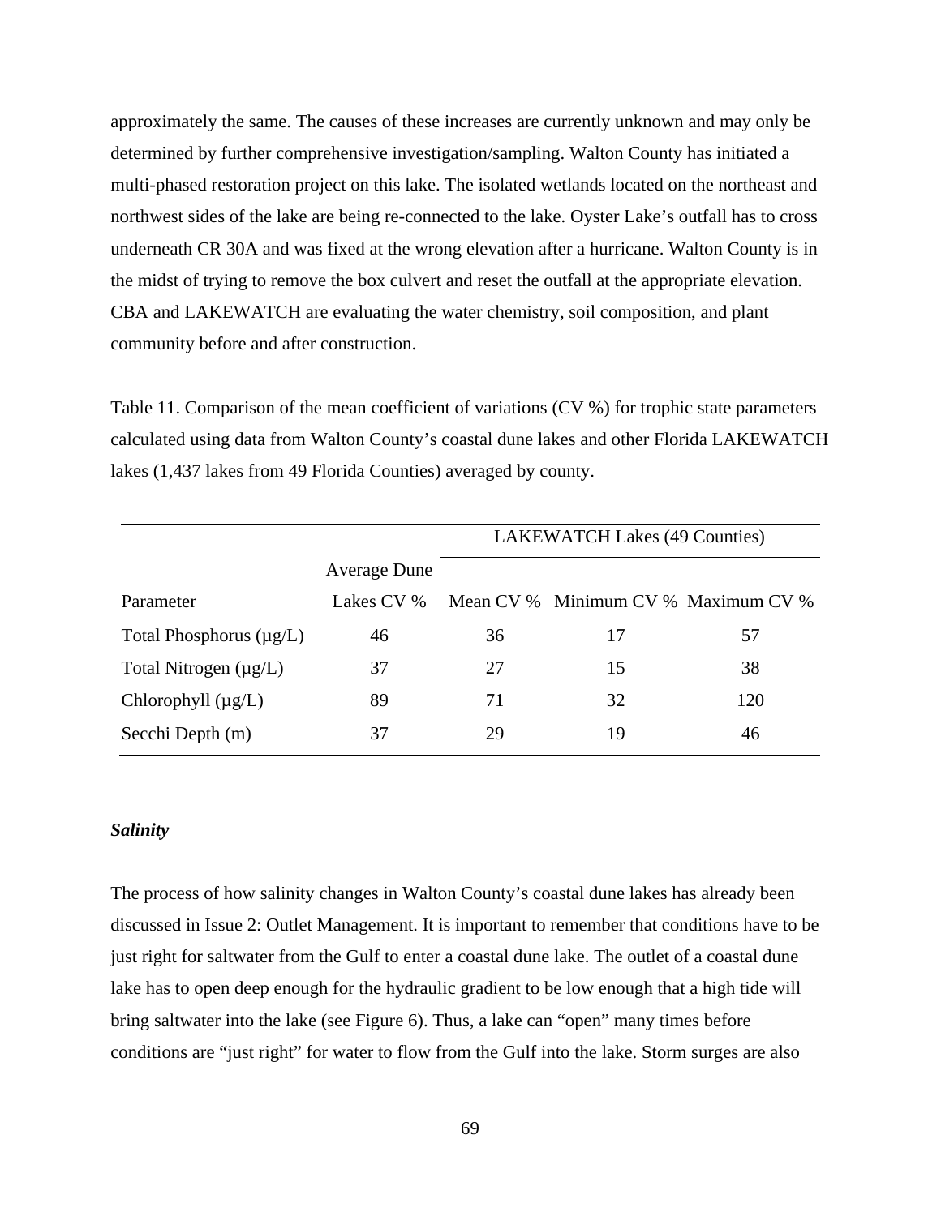approximately the same. The causes of these increases are currently unknown and may only be determined by further comprehensive investigation/sampling. Walton County has initiated a multi-phased restoration project on this lake. The isolated wetlands located on the northeast and northwest sides of the lake are being re-connected to the lake. Oyster Lake's outfall has to cross underneath CR 30A and was fixed at the wrong elevation after a hurricane. Walton County is in the midst of trying to remove the box culvert and reset the outfall at the appropriate elevation. CBA and LAKEWATCH are evaluating the water chemistry, soil composition, and plant community before and after construction.

Table 11. Comparison of the mean coefficient of variations (CV %) for trophic state parameters calculated using data from Walton County's coastal dune lakes and other Florida LAKEWATCH lakes (1,437 lakes from 49 Florida Counties) averaged by county.

| | | LAKEWATCH Lakes (49 Counties) | | |
|---|---|---|---|---|
| Parameter | Average Dune Lakes CV % | Mean CV % | Minimum CV % | Maximum CV % |
| Total Phosphorus (µg/L) | 46 | 36 | 17 | 57 |
| Total Nitrogen (µg/L) | 37 | 27 | 15 | 38 |
| Chlorophyll (µg/L) | 89 | 71 | 32 | 120 |
| Secchi Depth (m) | 37 | 29 | 19 | 46 |

***Salinity***

The process of how salinity changes in Walton County's coastal dune lakes has already been discussed in Issue 2: Outlet Management. It is important to remember that conditions have to be just right for saltwater from the Gulf to enter a coastal dune lake. The outlet of a coastal dune lake has to open deep enough for the hydraulic gradient to be low enough that a high tide will bring saltwater into the lake (see Figure 6). Thus, a lake can "open" many times before conditions are "just right" for water to flow from the Gulf into the lake. Storm surges are also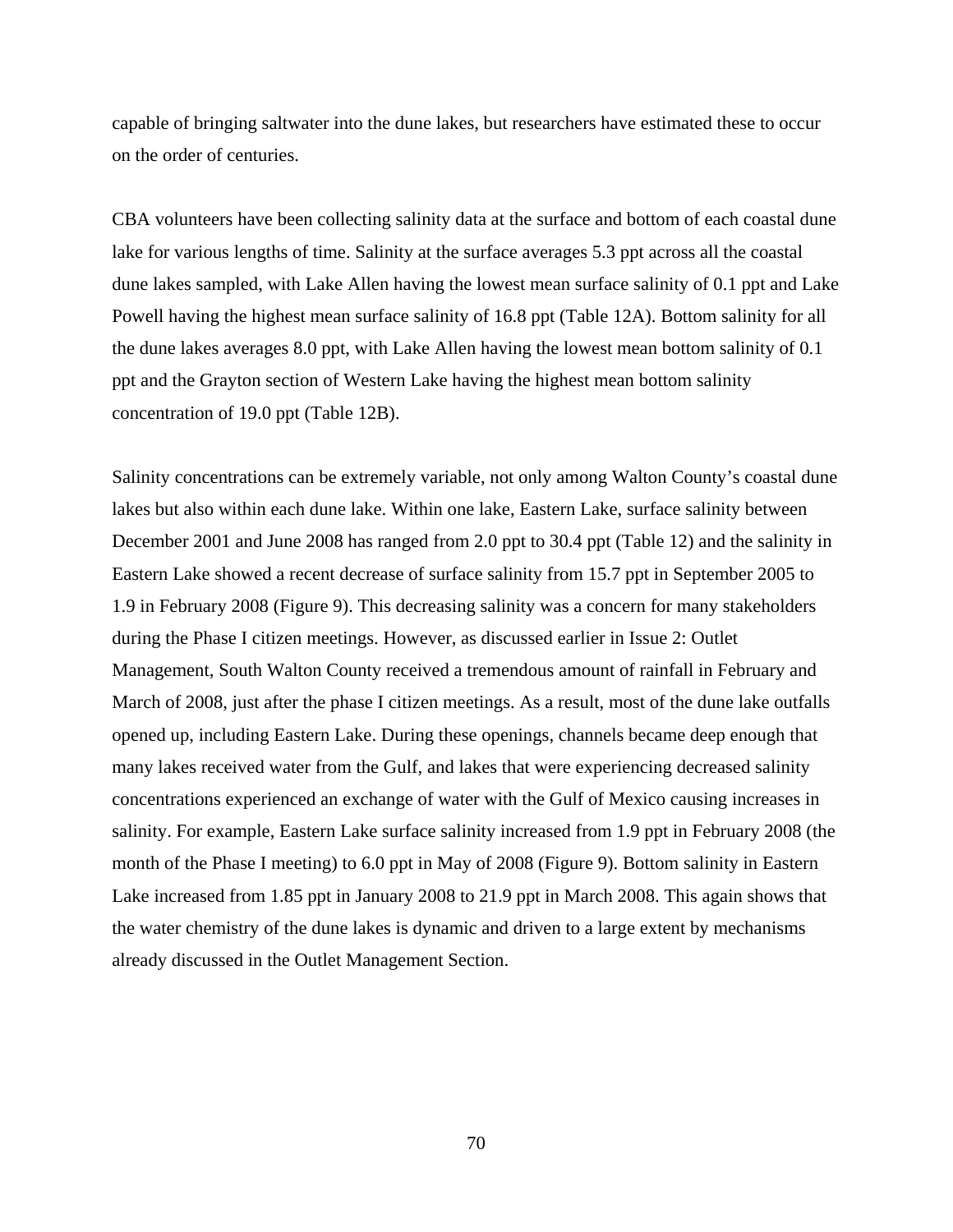capable of bringing saltwater into the dune lakes, but researchers have estimated these to occur on the order of centuries.

CBA volunteers have been collecting salinity data at the surface and bottom of each coastal dune lake for various lengths of time. Salinity at the surface averages 5.3 ppt across all the coastal dune lakes sampled, with Lake Allen having the lowest mean surface salinity of 0.1 ppt and Lake Powell having the highest mean surface salinity of 16.8 ppt (Table 12A). Bottom salinity for all the dune lakes averages 8.0 ppt, with Lake Allen having the lowest mean bottom salinity of 0.1 ppt and the Grayton section of Western Lake having the highest mean bottom salinity concentration of 19.0 ppt (Table 12B).

Salinity concentrations can be extremely variable, not only among Walton County's coastal dune lakes but also within each dune lake. Within one lake, Eastern Lake, surface salinity between December 2001 and June 2008 has ranged from 2.0 ppt to 30.4 ppt (Table 12) and the salinity in Eastern Lake showed a recent decrease of surface salinity from 15.7 ppt in September 2005 to 1.9 in February 2008 (Figure 9). This decreasing salinity was a concern for many stakeholders during the Phase I citizen meetings. However, as discussed earlier in Issue 2: Outlet Management, South Walton County received a tremendous amount of rainfall in February and March of 2008, just after the phase I citizen meetings. As a result, most of the dune lake outfalls opened up, including Eastern Lake. During these openings, channels became deep enough that many lakes received water from the Gulf, and lakes that were experiencing decreased salinity concentrations experienced an exchange of water with the Gulf of Mexico causing increases in salinity. For example, Eastern Lake surface salinity increased from 1.9 ppt in February 2008 (the month of the Phase I meeting) to 6.0 ppt in May of 2008 (Figure 9). Bottom salinity in Eastern Lake increased from 1.85 ppt in January 2008 to 21.9 ppt in March 2008. This again shows that the water chemistry of the dune lakes is dynamic and driven to a large extent by mechanisms already discussed in the Outlet Management Section.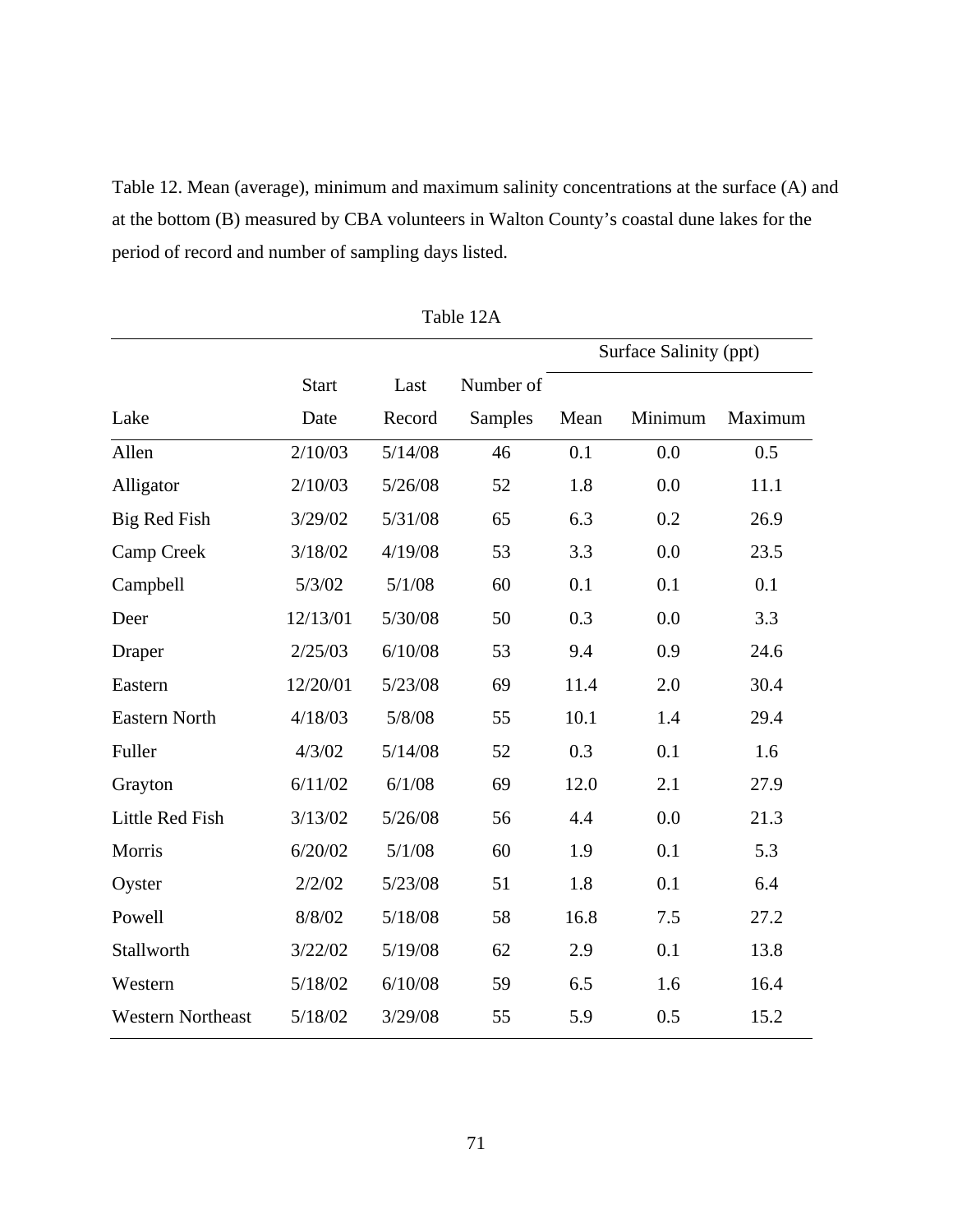Table 12. Mean (average), minimum and maximum salinity concentrations at the surface (A) and at the bottom (B) measured by CBA volunteers in Walton County's coastal dune lakes for the period of record and number of sampling days listed.

Table 12A

| | | | | Surface Salinity (ppt) | | |
|---|---|---|---|---|---|---|
| Lake | Start Date | Last Record | Number of Samples | Mean | Minimum | Maximum |
| Allen | 2/10/03 | 5/14/08 | 46 | 0.1 | 0.0 | 0.5 |
| Alligator | 2/10/03 | 5/26/08 | 52 | 1.8 | 0.0 | 11.1 |
| Big Red Fish | 3/29/02 | 5/31/08 | 65 | 6.3 | 0.2 | 26.9 |
| Camp Creek | 3/18/02 | 4/19/08 | 53 | 3.3 | 0.0 | 23.5 |
| Campbell | 5/3/02 | 5/1/08 | 60 | 0.1 | 0.1 | 0.1 |
| Deer | 12/13/01 | 5/30/08 | 50 | 0.3 | 0.0 | 3.3 |
| Draper | 2/25/03 | 6/10/08 | 53 | 9.4 | 0.9 | 24.6 |
| Eastern | 12/20/01 | 5/23/08 | 69 | 11.4 | 2.0 | 30.4 |
| Eastern North | 4/18/03 | 5/8/08 | 55 | 10.1 | 1.4 | 29.4 |
| Fuller | 4/3/02 | 5/14/08 | 52 | 0.3 | 0.1 | 1.6 |
| Grayton | 6/11/02 | 6/1/08 | 69 | 12.0 | 2.1 | 27.9 |
| Little Red Fish | 3/13/02 | 5/26/08 | 56 | 4.4 | 0.0 | 21.3 |
| Morris | 6/20/02 | 5/1/08 | 60 | 1.9 | 0.1 | 5.3 |
| Oyster | 2/2/02 | 5/23/08 | 51 | 1.8 | 0.1 | 6.4 |
| Powell | 8/8/02 | 5/18/08 | 58 | 16.8 | 7.5 | 27.2 |
| Stallworth | 3/22/02 | 5/19/08 | 62 | 2.9 | 0.1 | 13.8 |
| Western | 5/18/02 | 6/10/08 | 59 | 6.5 | 1.6 | 16.4 |
| Western Northeast | 5/18/02 | 3/29/08 | 55 | 5.9 | 0.5 | 15.2 |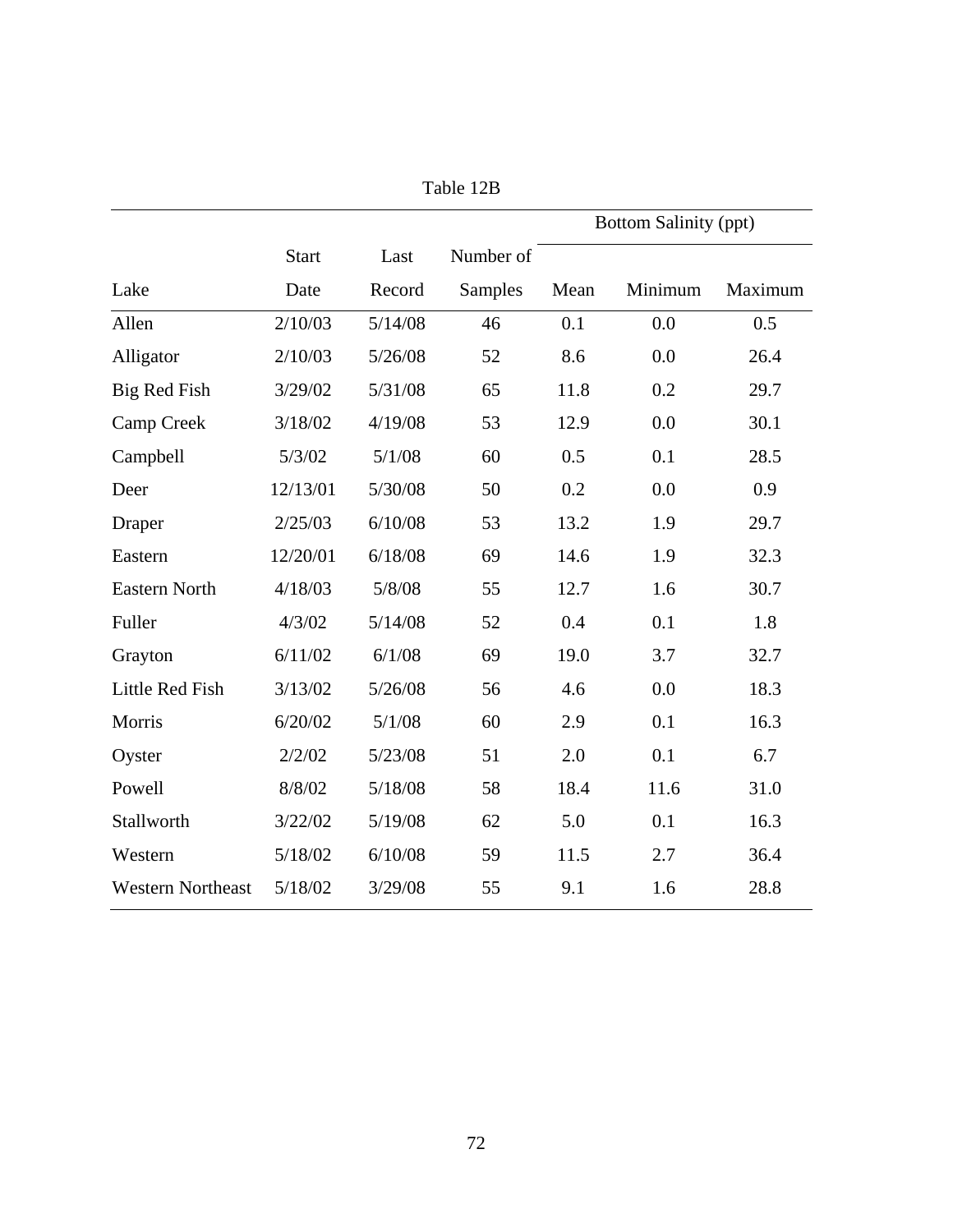Table 12B

| | | | | Bottom Salinity (ppt) | | |
|---|---|---|---|---|---|---|
| Lake | Start Date | Last Record | Number of Samples | Mean | Minimum | Maximum |
| Allen | 2/10/03 | 5/14/08 | 46 | 0.1 | 0.0 | 0.5 |
| Alligator | 2/10/03 | 5/26/08 | 52 | 8.6 | 0.0 | 26.4 |
| Big Red Fish | 3/29/02 | 5/31/08 | 65 | 11.8 | 0.2 | 29.7 |
| Camp Creek | 3/18/02 | 4/19/08 | 53 | 12.9 | 0.0 | 30.1 |
| Campbell | 5/3/02 | 5/1/08 | 60 | 0.5 | 0.1 | 28.5 |
| Deer | 12/13/01 | 5/30/08 | 50 | 0.2 | 0.0 | 0.9 |
| Draper | 2/25/03 | 6/10/08 | 53 | 13.2 | 1.9 | 29.7 |
| Eastern | 12/20/01 | 6/18/08 | 69 | 14.6 | 1.9 | 32.3 |
| Eastern North | 4/18/03 | 5/8/08 | 55 | 12.7 | 1.6 | 30.7 |
| Fuller | 4/3/02 | 5/14/08 | 52 | 0.4 | 0.1 | 1.8 |
| Grayton | 6/11/02 | 6/1/08 | 69 | 19.0 | 3.7 | 32.7 |
| Little Red Fish | 3/13/02 | 5/26/08 | 56 | 4.6 | 0.0 | 18.3 |
| Morris | 6/20/02 | 5/1/08 | 60 | 2.9 | 0.1 | 16.3 |
| Oyster | 2/2/02 | 5/23/08 | 51 | 2.0 | 0.1 | 6.7 |
| Powell | 8/8/02 | 5/18/08 | 58 | 18.4 | 11.6 | 31.0 |
| Stallworth | 3/22/02 | 5/19/08 | 62 | 5.0 | 0.1 | 16.3 |
| Western | 5/18/02 | 6/10/08 | 59 | 11.5 | 2.7 | 36.4 |
| Western Northeast | 5/18/02 | 3/29/08 | 55 | 9.1 | 1.6 | 28.8 |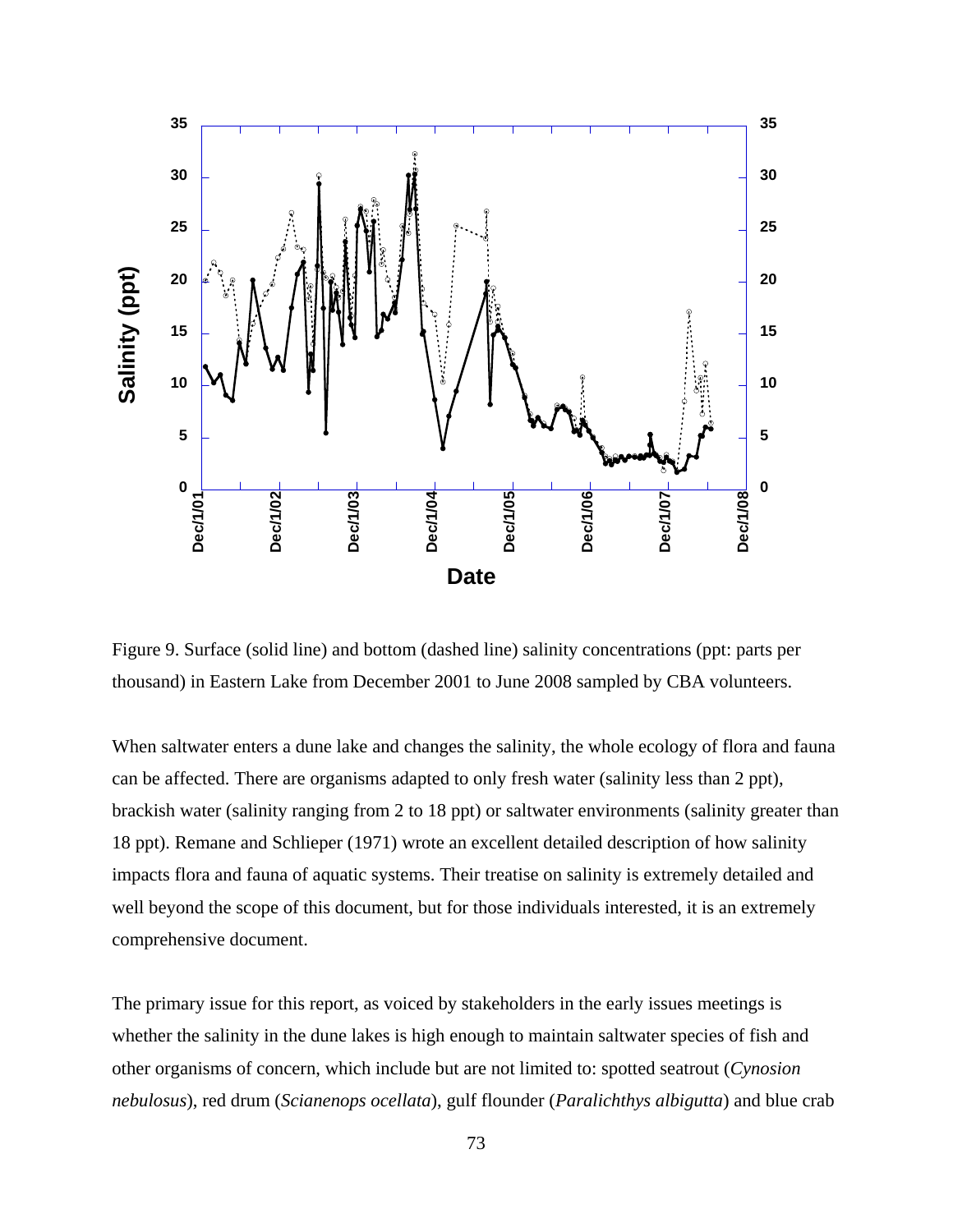Figure 9. Surface (solid line) and bottom (dashed line) salinity concentrations (ppt: parts per thousand) in Eastern Lake from December 2001 to June 2008 sampled by CBA volunteers.

When saltwater enters a dune lake and changes the salinity, the whole ecology of flora and fauna can be affected. There are organisms adapted to only fresh water (salinity less than 2 ppt), brackish water (salinity ranging from 2 to 18 ppt) or saltwater environments (salinity greater than 18 ppt). Remane and Schlieper (1971) wrote an excellent detailed description of how salinity impacts flora and fauna of aquatic systems. Their treatise on salinity is extremely detailed and well beyond the scope of this document, but for those individuals interested, it is an extremely comprehensive document.

The primary issue for this report, as voiced by stakeholders in the early issues meetings is whether the salinity in the dune lakes is high enough to maintain saltwater species of fish and other organisms of concern, which include but are not limited to: spotted seatrout (*Cynosion nebulosus*), red drum (*Scianenops ocellata*), gulf flounder (*Paralichthys albigutta*) and blue crab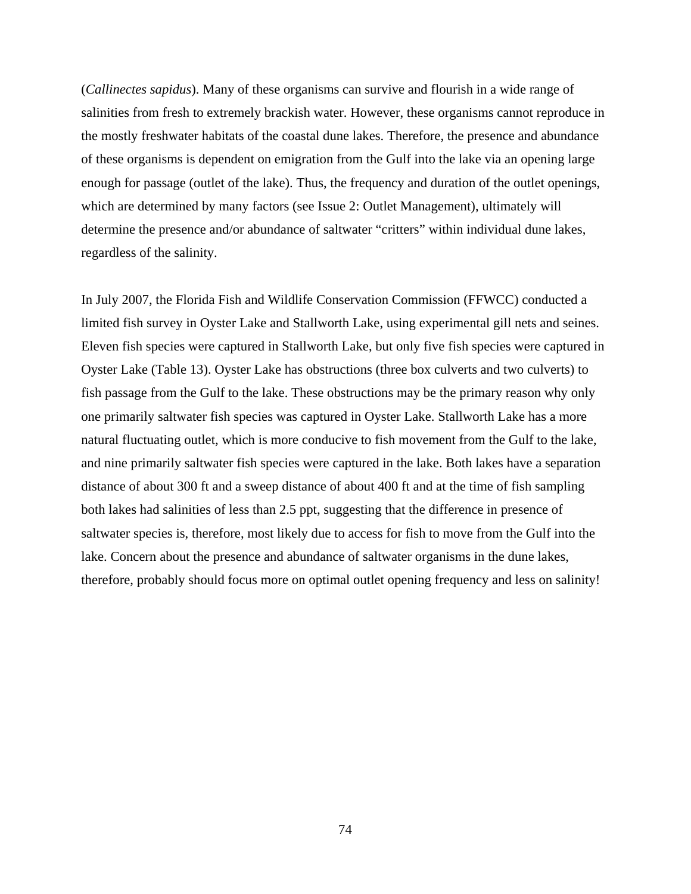(*Callinectes sapidus*). Many of these organisms can survive and flourish in a wide range of salinities from fresh to extremely brackish water. However, these organisms cannot reproduce in the mostly freshwater habitats of the coastal dune lakes. Therefore, the presence and abundance of these organisms is dependent on emigration from the Gulf into the lake via an opening large enough for passage (outlet of the lake). Thus, the frequency and duration of the outlet openings, which are determined by many factors (see Issue 2: Outlet Management), ultimately will determine the presence and/or abundance of saltwater "critters" within individual dune lakes, regardless of the salinity.

In July 2007, the Florida Fish and Wildlife Conservation Commission (FFWCC) conducted a limited fish survey in Oyster Lake and Stallworth Lake, using experimental gill nets and seines. Eleven fish species were captured in Stallworth Lake, but only five fish species were captured in Oyster Lake (Table 13). Oyster Lake has obstructions (three box culverts and two culverts) to fish passage from the Gulf to the lake. These obstructions may be the primary reason why only one primarily saltwater fish species was captured in Oyster Lake. Stallworth Lake has a more natural fluctuating outlet, which is more conducive to fish movement from the Gulf to the lake, and nine primarily saltwater fish species were captured in the lake. Both lakes have a separation distance of about 300 ft and a sweep distance of about 400 ft and at the time of fish sampling both lakes had salinities of less than 2.5 ppt, suggesting that the difference in presence of saltwater species is, therefore, most likely due to access for fish to move from the Gulf into the lake. Concern about the presence and abundance of saltwater organisms in the dune lakes, therefore, probably should focus more on optimal outlet opening frequency and less on salinity!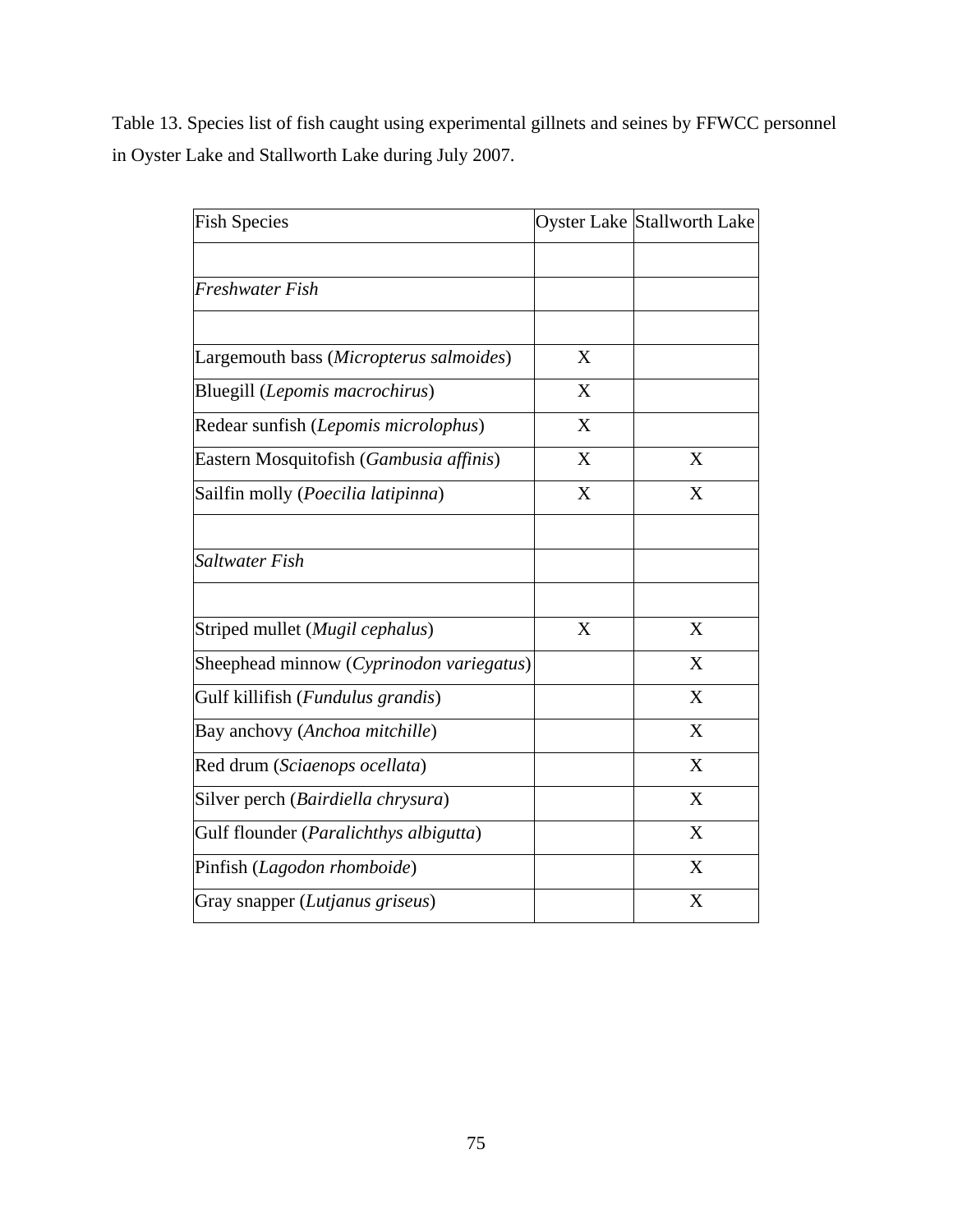Table 13. Species list of fish caught using experimental gillnets and seines by FFWCC personnel in Oyster Lake and Stallworth Lake during July 2007.

| Fish Species | Oyster Lake | Stallworth Lake |
|---|---|---|
| | | |
| *Freshwater Fish* | | |
| | | |
| Largemouth bass (*Micropterus salmoides*) | X | |
| Bluegill (*Lepomis macrochirus*) | X | |
| Redear sunfish (*Lepomis microlophus*) | X | |
| Eastern Mosquitofish (*Gambusia affinis*) | X | X |
| Sailfin molly (*Poecilia latipinna*) | X | X |
| | | |
| *Saltwater Fish* | | |
| | | |
| Striped mullet (*Mugil cephalus*) | X | X |
| Sheephead minnow (*Cyprinodon variegatus*) | | X |
| Gulf killifish (*Fundulus grandis*) | | X |
| Bay anchovy (*Anchoa mitchille*) | | X |
| Red drum (*Sciaenops ocellata*) | | X |
| Silver perch (*Bairdiella chrysura*) | | X |
| Gulf flounder (*Paralichthys albigutta*) | | X |
| Pinfish (*Lagodon rhomboide*) | | X |
| Gray snapper (*Lutjanus griseus*) | | X |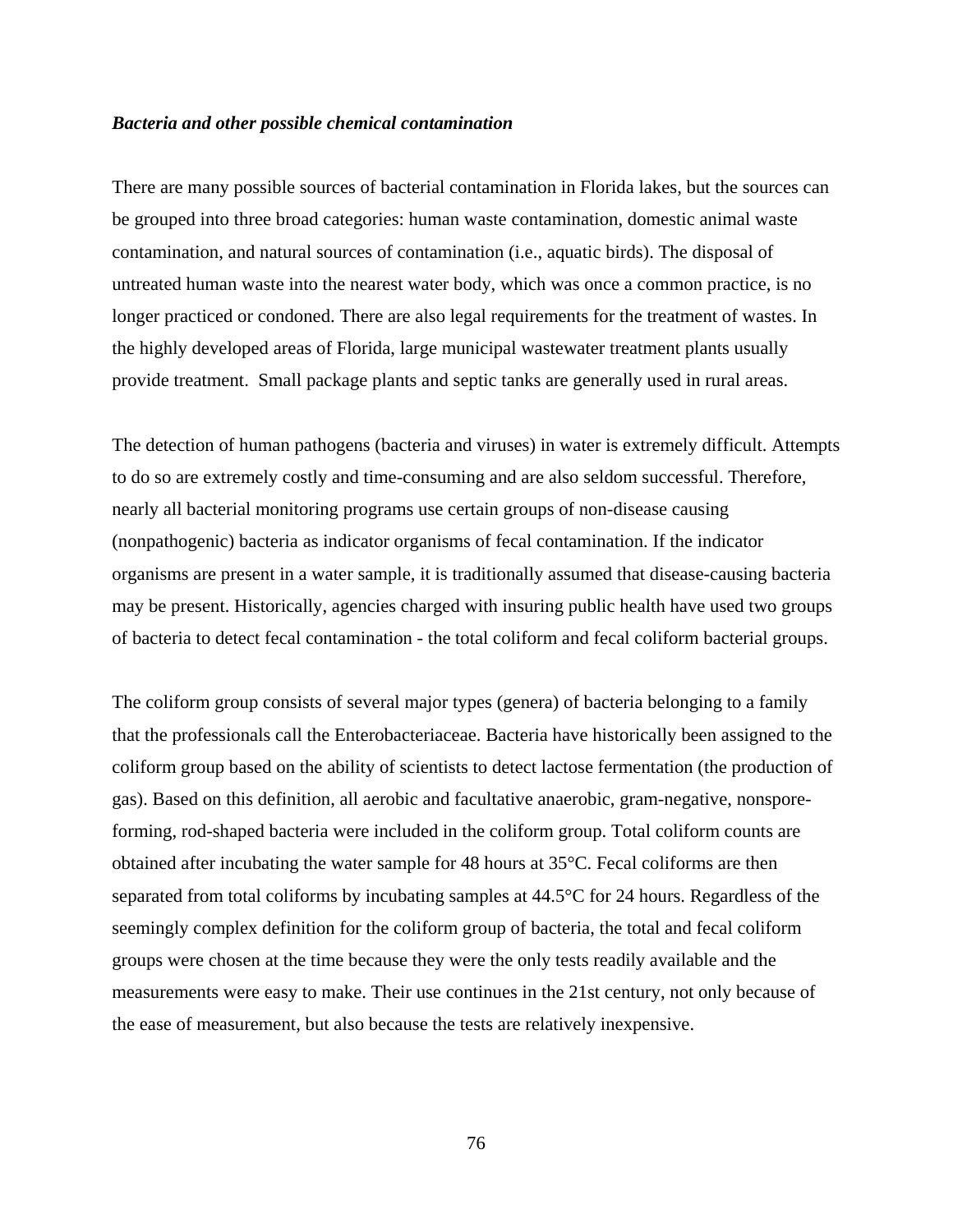***Bacteria and other possible chemical contamination***

There are many possible sources of bacterial contamination in Florida lakes, but the sources can be grouped into three broad categories: human waste contamination, domestic animal waste contamination, and natural sources of contamination (i.e., aquatic birds). The disposal of untreated human waste into the nearest water body, which was once a common practice, is no longer practiced or condoned. There are also legal requirements for the treatment of wastes. In the highly developed areas of Florida, large municipal wastewater treatment plants usually provide treatment. Small package plants and septic tanks are generally used in rural areas.

The detection of human pathogens (bacteria and viruses) in water is extremely difficult. Attempts to do so are extremely costly and time-consuming and are also seldom successful. Therefore, nearly all bacterial monitoring programs use certain groups of non-disease causing (nonpathogenic) bacteria as indicator organisms of fecal contamination. If the indicator organisms are present in a water sample, it is traditionally assumed that disease-causing bacteria may be present. Historically, agencies charged with insuring public health have used two groups of bacteria to detect fecal contamination - the total coliform and fecal coliform bacterial groups.

The coliform group consists of several major types (genera) of bacteria belonging to a family that the professionals call the Enterobacteriaceae. Bacteria have historically been assigned to the coliform group based on the ability of scientists to detect lactose fermentation (the production of gas). Based on this definition, all aerobic and facultative anaerobic, gram-negative, nonspore-forming, rod-shaped bacteria were included in the coliform group. Total coliform counts are obtained after incubating the water sample for 48 hours at 35°C. Fecal coliforms are then separated from total coliforms by incubating samples at 44.5°C for 24 hours. Regardless of the seemingly complex definition for the coliform group of bacteria, the total and fecal coliform groups were chosen at the time because they were the only tests readily available and the measurements were easy to make. Their use continues in the 21st century, not only because of the ease of measurement, but also because the tests are relatively inexpensive.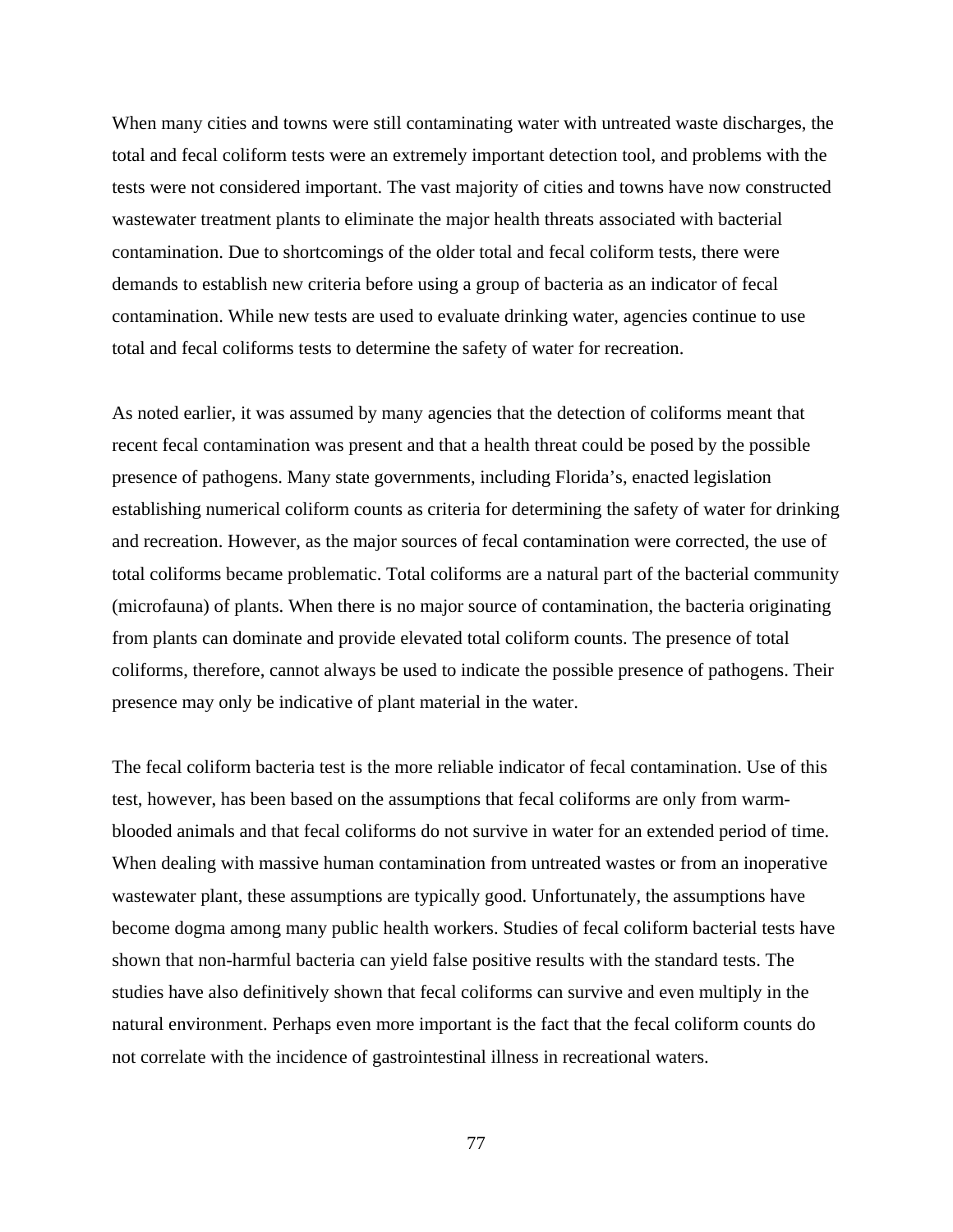When many cities and towns were still contaminating water with untreated waste discharges, the total and fecal coliform tests were an extremely important detection tool, and problems with the tests were not considered important. The vast majority of cities and towns have now constructed wastewater treatment plants to eliminate the major health threats associated with bacterial contamination. Due to shortcomings of the older total and fecal coliform tests, there were demands to establish new criteria before using a group of bacteria as an indicator of fecal contamination. While new tests are used to evaluate drinking water, agencies continue to use total and fecal coliforms tests to determine the safety of water for recreation.

As noted earlier, it was assumed by many agencies that the detection of coliforms meant that recent fecal contamination was present and that a health threat could be posed by the possible presence of pathogens. Many state governments, including Florida's, enacted legislation establishing numerical coliform counts as criteria for determining the safety of water for drinking and recreation. However, as the major sources of fecal contamination were corrected, the use of total coliforms became problematic. Total coliforms are a natural part of the bacterial community (microfauna) of plants. When there is no major source of contamination, the bacteria originating from plants can dominate and provide elevated total coliform counts. The presence of total coliforms, therefore, cannot always be used to indicate the possible presence of pathogens. Their presence may only be indicative of plant material in the water.

The fecal coliform bacteria test is the more reliable indicator of fecal contamination. Use of this test, however, has been based on the assumptions that fecal coliforms are only from warm-blooded animals and that fecal coliforms do not survive in water for an extended period of time. When dealing with massive human contamination from untreated wastes or from an inoperative wastewater plant, these assumptions are typically good. Unfortunately, the assumptions have become dogma among many public health workers. Studies of fecal coliform bacterial tests have shown that non-harmful bacteria can yield false positive results with the standard tests. The studies have also definitively shown that fecal coliforms can survive and even multiply in the natural environment. Perhaps even more important is the fact that the fecal coliform counts do not correlate with the incidence of gastrointestinal illness in recreational waters.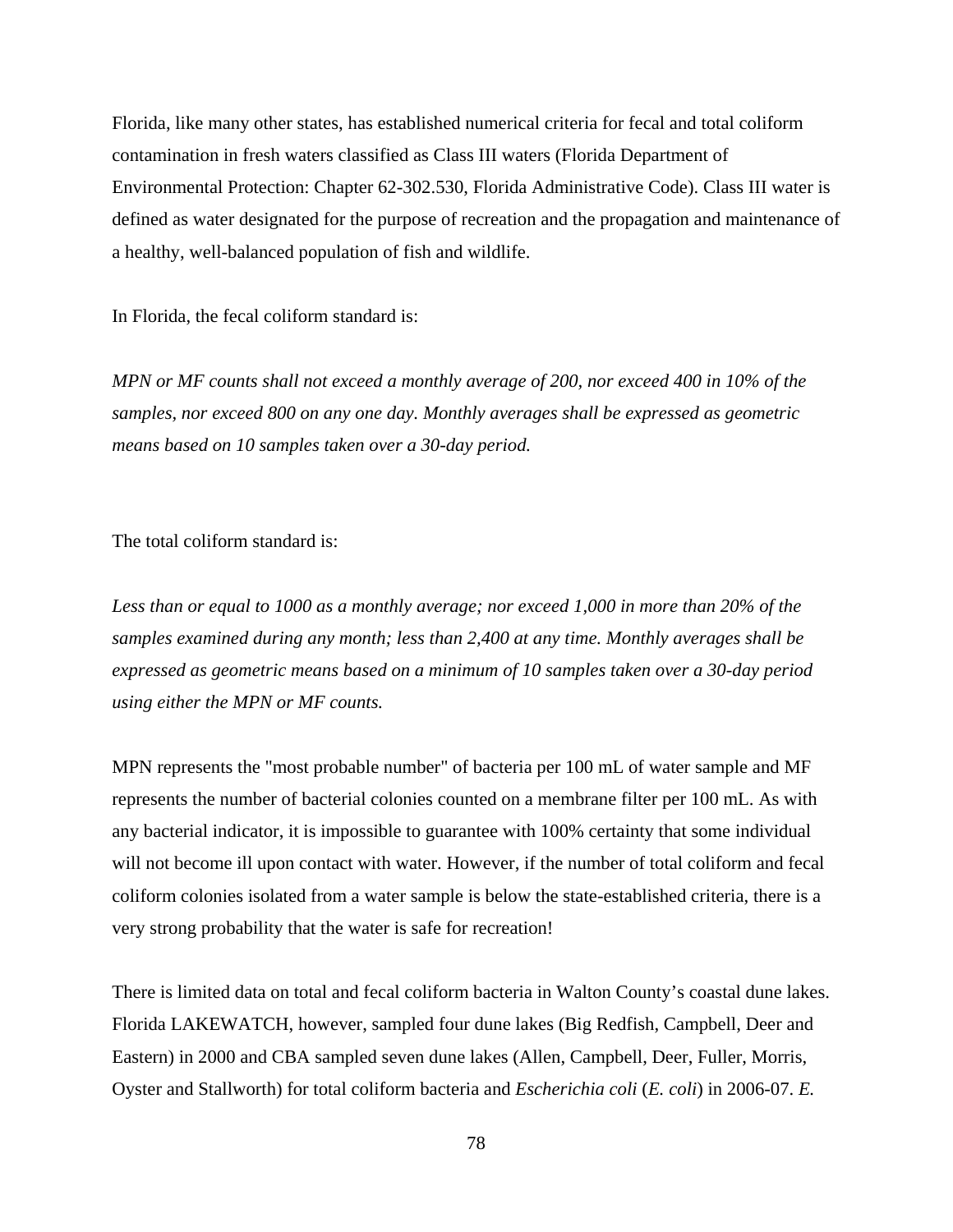Florida, like many other states, has established numerical criteria for fecal and total coliform contamination in fresh waters classified as Class III waters (Florida Department of Environmental Protection: Chapter 62-302.530, Florida Administrative Code). Class III water is defined as water designated for the purpose of recreation and the propagation and maintenance of a healthy, well-balanced population of fish and wildlife.

In Florida, the fecal coliform standard is:

*MPN or MF counts shall not exceed a monthly average of 200, nor exceed 400 in 10% of the samples, nor exceed 800 on any one day. Monthly averages shall be expressed as geometric means based on 10 samples taken over a 30-day period.*

The total coliform standard is:

*Less than or equal to 1000 as a monthly average; nor exceed 1,000 in more than 20% of the samples examined during any month; less than 2,400 at any time. Monthly averages shall be expressed as geometric means based on a minimum of 10 samples taken over a 30-day period using either the MPN or MF counts.*

MPN represents the "most probable number" of bacteria per 100 mL of water sample and MF represents the number of bacterial colonies counted on a membrane filter per 100 mL. As with any bacterial indicator, it is impossible to guarantee with 100% certainty that some individual will not become ill upon contact with water. However, if the number of total coliform and fecal coliform colonies isolated from a water sample is below the state-established criteria, there is a very strong probability that the water is safe for recreation!

There is limited data on total and fecal coliform bacteria in Walton County's coastal dune lakes. Florida LAKEWATCH, however, sampled four dune lakes (Big Redfish, Campbell, Deer and Eastern) in 2000 and CBA sampled seven dune lakes (Allen, Campbell, Deer, Fuller, Morris, Oyster and Stallworth) for total coliform bacteria and *Escherichia coli* (*E. coli*) in 2006-07. *E.*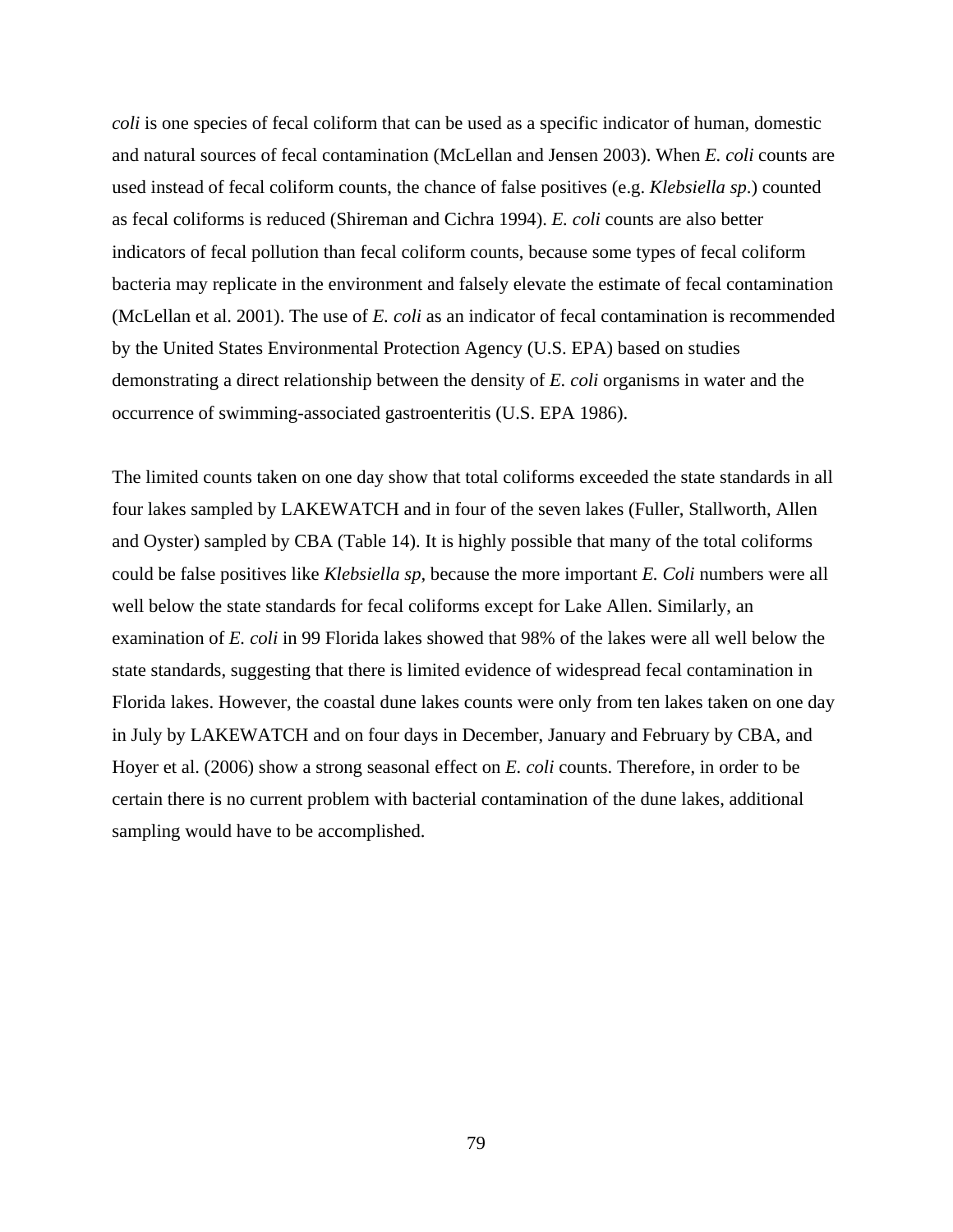*coli* is one species of fecal coliform that can be used as a specific indicator of human, domestic and natural sources of fecal contamination (McLellan and Jensen 2003). When *E. coli* counts are used instead of fecal coliform counts, the chance of false positives (e.g. *Klebsiella sp.*) counted as fecal coliforms is reduced (Shireman and Cichra 1994). *E. coli* counts are also better indicators of fecal pollution than fecal coliform counts, because some types of fecal coliform bacteria may replicate in the environment and falsely elevate the estimate of fecal contamination (McLellan et al. 2001). The use of *E. coli* as an indicator of fecal contamination is recommended by the United States Environmental Protection Agency (U.S. EPA) based on studies demonstrating a direct relationship between the density of *E. coli* organisms in water and the occurrence of swimming-associated gastroenteritis (U.S. EPA 1986).

The limited counts taken on one day show that total coliforms exceeded the state standards in all four lakes sampled by LAKEWATCH and in four of the seven lakes (Fuller, Stallworth, Allen and Oyster) sampled by CBA (Table 14). It is highly possible that many of the total coliforms could be false positives like *Klebsiella sp*, because the more important *E. Coli* numbers were all well below the state standards for fecal coliforms except for Lake Allen. Similarly, an examination of *E. coli* in 99 Florida lakes showed that 98% of the lakes were all well below the state standards, suggesting that there is limited evidence of widespread fecal contamination in Florida lakes. However, the coastal dune lakes counts were only from ten lakes taken on one day in July by LAKEWATCH and on four days in December, January and February by CBA, and Hoyer et al. (2006) show a strong seasonal effect on *E. coli* counts. Therefore, in order to be certain there is no current problem with bacterial contamination of the dune lakes, additional sampling would have to be accomplished.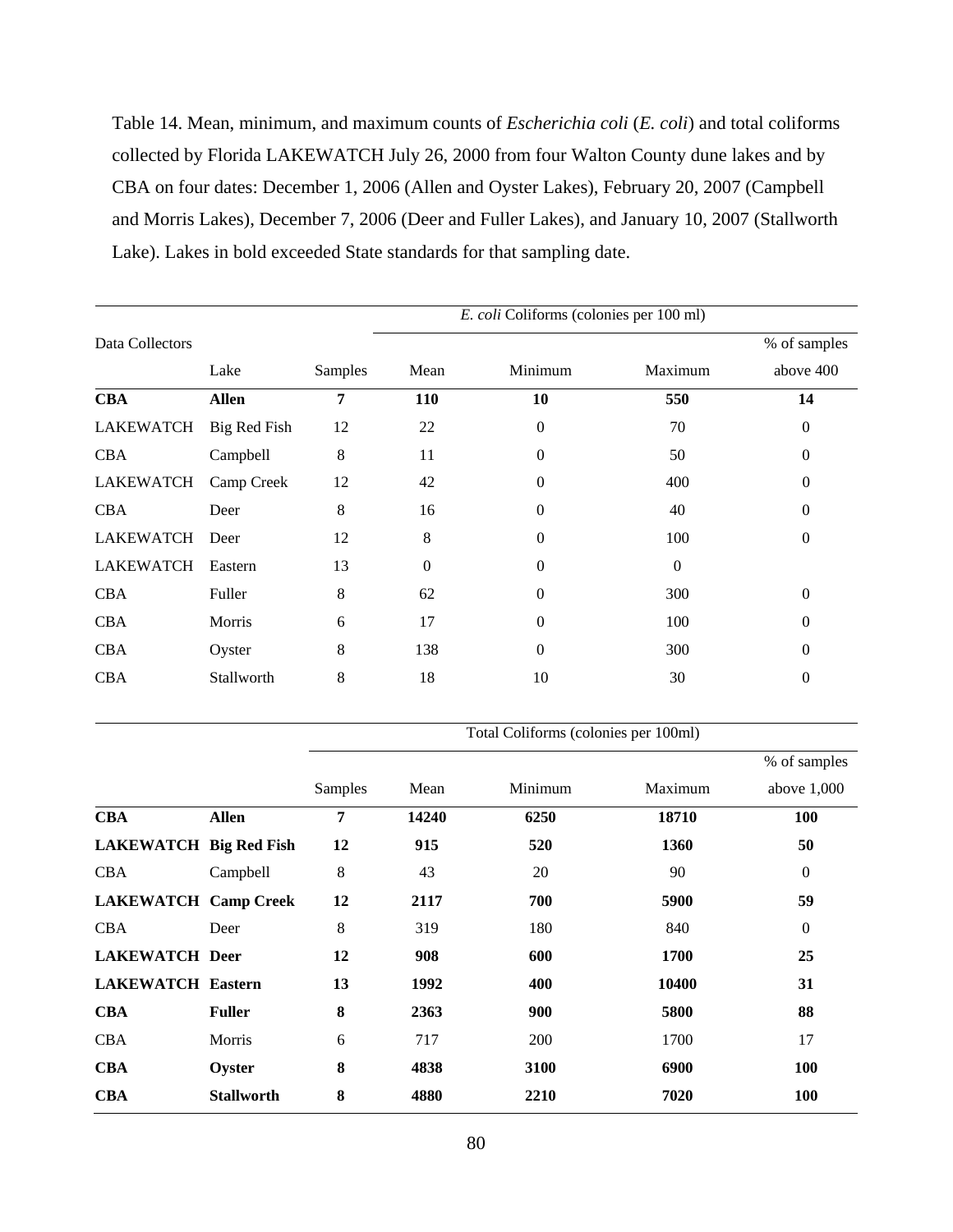Table 14. Mean, minimum, and maximum counts of *Escherichia coli* (*E. coli*) and total coliforms collected by Florida LAKEWATCH July 26, 2000 from four Walton County dune lakes and by CBA on four dates: December 1, 2006 (Allen and Oyster Lakes), February 20, 2007 (Campbell and Morris Lakes), December 7, 2006 (Deer and Fuller Lakes), and January 10, 2007 (Stallworth Lake). Lakes in bold exceeded State standards for that sampling date.

| | | | *E. coli* Coliforms (colonies per 100 ml) | | | |
|---|---|---|---|---|---|---|
| Data Collectors | Lake | Samples | Mean | Minimum | Maximum | % of samples above 400 |
| **CBA** | **Allen** | **7** | **110** | **10** | **550** | **14** |
| LAKEWATCH | Big Red Fish | 12 | 22 | 0 | 70 | 0 |
| CBA | Campbell | 8 | 11 | 0 | 50 | 0 |
| LAKEWATCH | Camp Creek | 12 | 42 | 0 | 400 | 0 |
| CBA | Deer | 8 | 16 | 0 | 40 | 0 |
| LAKEWATCH | Deer | 12 | 8 | 0 | 100 | 0 |
| LAKEWATCH | Eastern | 13 | 0 | 0 | 0 | |
| CBA | Fuller | 8 | 62 | 0 | 300 | 0 |
| CBA | Morris | 6 | 17 | 0 | 100 | 0 |
| CBA | Oyster | 8 | 138 | 0 | 300 | 0 |
| CBA | Stallworth | 8 | 18 | 10 | 30 | 0 |

| | | | Total Coliforms (colonies per 100ml) | | | |
|---|---|---|---|---|---|---|
| | | Samples | Mean | Minimum | Maximum | % of samples above 1,000 |
| **CBA** | **Allen** | **7** | **14240** | **6250** | **18710** | **100** |
| **LAKEWATCH** | **Big Red Fish** | **12** | **915** | **520** | **1360** | **50** |
| CBA | Campbell | 8 | 43 | 20 | 90 | 0 |
| **LAKEWATCH** | **Camp Creek** | **12** | **2117** | **700** | **5900** | **59** |
| CBA | Deer | 8 | 319 | 180 | 840 | 0 |
| **LAKEWATCH** | **Deer** | **12** | **908** | **600** | **1700** | **25** |
| **LAKEWATCH** | **Eastern** | **13** | **1992** | **400** | **10400** | **31** |
| **CBA** | **Fuller** | **8** | **2363** | **900** | **5800** | **88** |
| CBA | Morris | 6 | 717 | 200 | 1700 | 17 |
| **CBA** | **Oyster** | **8** | **4838** | **3100** | **6900** | **100** |
| **CBA** | **Stallworth** | **8** | **4880** | **2210** | **7020** | **100** |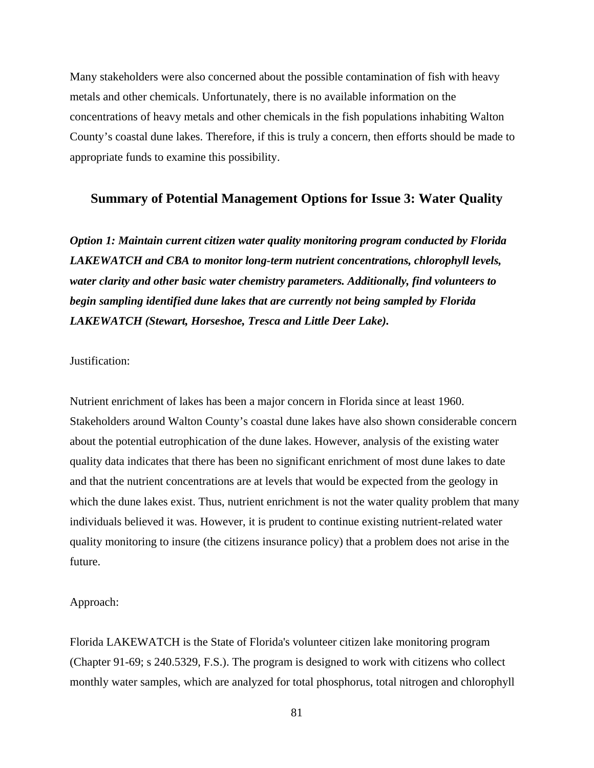Many stakeholders were also concerned about the possible contamination of fish with heavy metals and other chemicals. Unfortunately, there is no available information on the concentrations of heavy metals and other chemicals in the fish populations inhabiting Walton County's coastal dune lakes. Therefore, if this is truly a concern, then efforts should be made to appropriate funds to examine this possibility.

## Summary of Potential Management Options for Issue 3: Water Quality

***Option 1: Maintain current citizen water quality monitoring program conducted by Florida LAKEWATCH and CBA to monitor long-term nutrient concentrations, chlorophyll levels, water clarity and other basic water chemistry parameters. Additionally, find volunteers to begin sampling identified dune lakes that are currently not being sampled by Florida LAKEWATCH (Stewart, Horseshoe, Tresca and Little Deer Lake).***

Justification:

Nutrient enrichment of lakes has been a major concern in Florida since at least 1960. Stakeholders around Walton County's coastal dune lakes have also shown considerable concern about the potential eutrophication of the dune lakes. However, analysis of the existing water quality data indicates that there has been no significant enrichment of most dune lakes to date and that the nutrient concentrations are at levels that would be expected from the geology in which the dune lakes exist. Thus, nutrient enrichment is not the water quality problem that many individuals believed it was. However, it is prudent to continue existing nutrient-related water quality monitoring to insure (the citizens insurance policy) that a problem does not arise in the future.

Approach:

Florida LAKEWATCH is the State of Florida's volunteer citizen lake monitoring program (Chapter 91-69; s 240.5329, F.S.). The program is designed to work with citizens who collect monthly water samples, which are analyzed for total phosphorus, total nitrogen and chlorophyll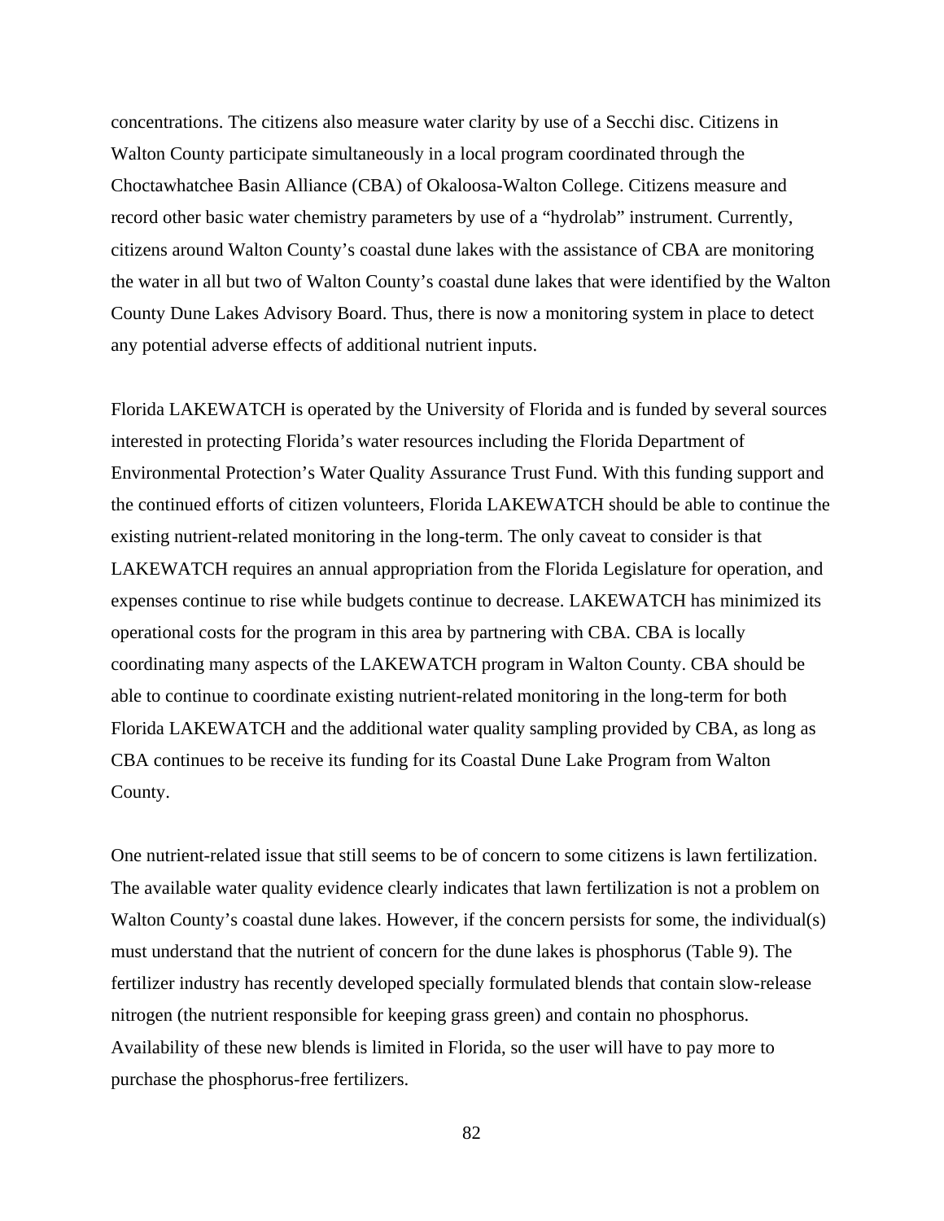concentrations. The citizens also measure water clarity by use of a Secchi disc. Citizens in Walton County participate simultaneously in a local program coordinated through the Choctawhatchee Basin Alliance (CBA) of Okaloosa-Walton College. Citizens measure and record other basic water chemistry parameters by use of a "hydrolab" instrument. Currently, citizens around Walton County's coastal dune lakes with the assistance of CBA are monitoring the water in all but two of Walton County's coastal dune lakes that were identified by the Walton County Dune Lakes Advisory Board. Thus, there is now a monitoring system in place to detect any potential adverse effects of additional nutrient inputs.

Florida LAKEWATCH is operated by the University of Florida and is funded by several sources interested in protecting Florida's water resources including the Florida Department of Environmental Protection's Water Quality Assurance Trust Fund. With this funding support and the continued efforts of citizen volunteers, Florida LAKEWATCH should be able to continue the existing nutrient-related monitoring in the long-term. The only caveat to consider is that LAKEWATCH requires an annual appropriation from the Florida Legislature for operation, and expenses continue to rise while budgets continue to decrease. LAKEWATCH has minimized its operational costs for the program in this area by partnering with CBA. CBA is locally coordinating many aspects of the LAKEWATCH program in Walton County. CBA should be able to continue to coordinate existing nutrient-related monitoring in the long-term for both Florida LAKEWATCH and the additional water quality sampling provided by CBA, as long as CBA continues to be receive its funding for its Coastal Dune Lake Program from Walton County.

One nutrient-related issue that still seems to be of concern to some citizens is lawn fertilization. The available water quality evidence clearly indicates that lawn fertilization is not a problem on Walton County's coastal dune lakes. However, if the concern persists for some, the individual(s) must understand that the nutrient of concern for the dune lakes is phosphorus (Table 9). The fertilizer industry has recently developed specially formulated blends that contain slow-release nitrogen (the nutrient responsible for keeping grass green) and contain no phosphorus. Availability of these new blends is limited in Florida, so the user will have to pay more to purchase the phosphorus-free fertilizers.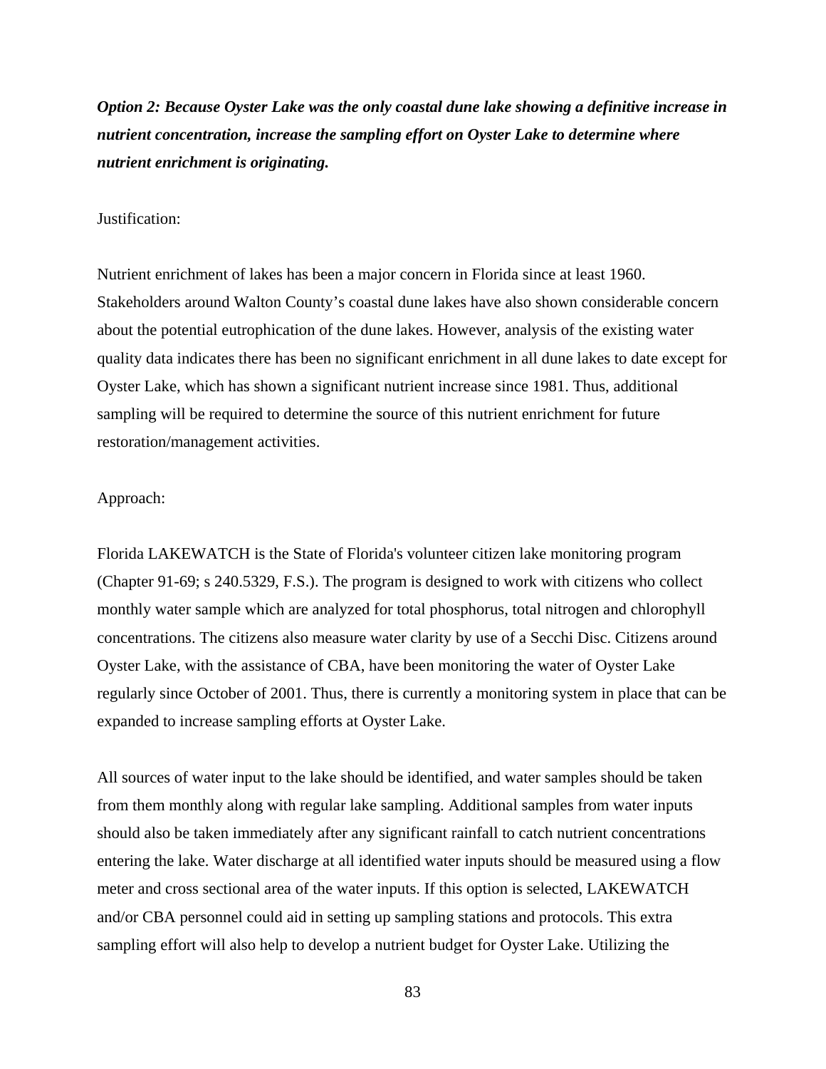***Option 2: Because Oyster Lake was the only coastal dune lake showing a definitive increase in nutrient concentration, increase the sampling effort on Oyster Lake to determine where nutrient enrichment is originating.***

Justification:

Nutrient enrichment of lakes has been a major concern in Florida since at least 1960. Stakeholders around Walton County's coastal dune lakes have also shown considerable concern about the potential eutrophication of the dune lakes. However, analysis of the existing water quality data indicates there has been no significant enrichment in all dune lakes to date except for Oyster Lake, which has shown a significant nutrient increase since 1981. Thus, additional sampling will be required to determine the source of this nutrient enrichment for future restoration/management activities.

Approach:

Florida LAKEWATCH is the State of Florida's volunteer citizen lake monitoring program (Chapter 91-69; s 240.5329, F.S.). The program is designed to work with citizens who collect monthly water sample which are analyzed for total phosphorus, total nitrogen and chlorophyll concentrations. The citizens also measure water clarity by use of a Secchi Disc. Citizens around Oyster Lake, with the assistance of CBA, have been monitoring the water of Oyster Lake regularly since October of 2001. Thus, there is currently a monitoring system in place that can be expanded to increase sampling efforts at Oyster Lake.

All sources of water input to the lake should be identified, and water samples should be taken from them monthly along with regular lake sampling. Additional samples from water inputs should also be taken immediately after any significant rainfall to catch nutrient concentrations entering the lake. Water discharge at all identified water inputs should be measured using a flow meter and cross sectional area of the water inputs. If this option is selected, LAKEWATCH and/or CBA personnel could aid in setting up sampling stations and protocols. This extra sampling effort will also help to develop a nutrient budget for Oyster Lake. Utilizing the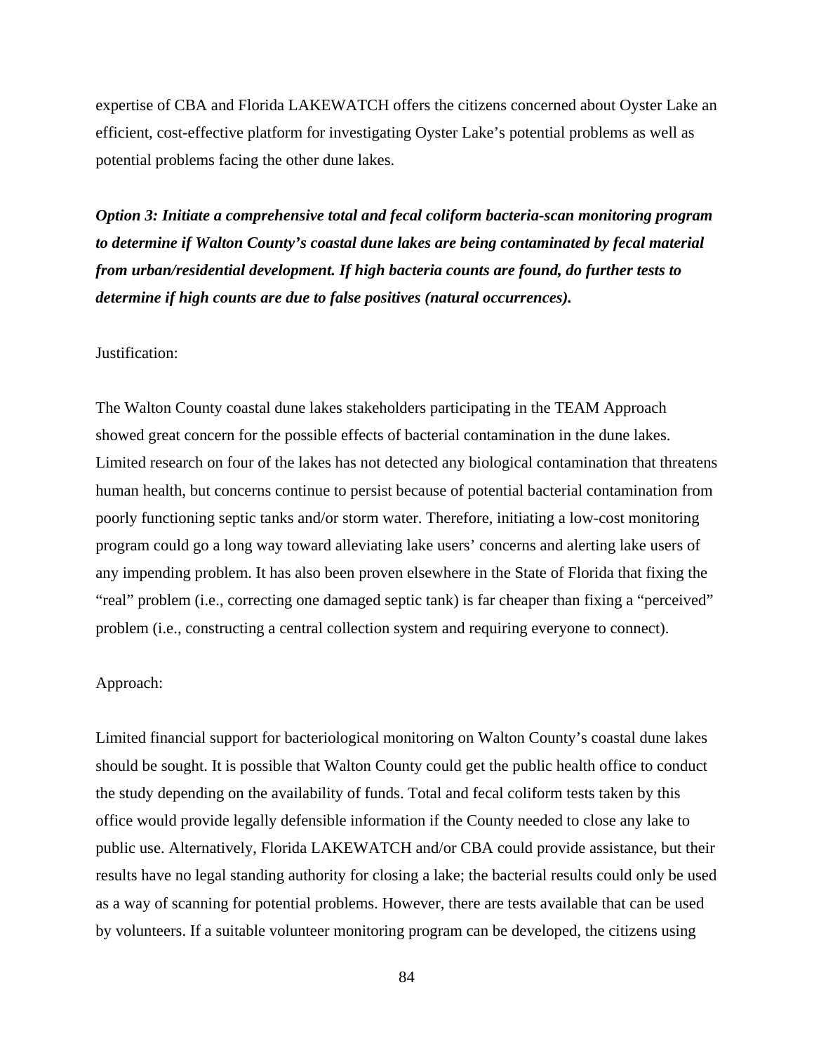expertise of CBA and Florida LAKEWATCH offers the citizens concerned about Oyster Lake an efficient, cost-effective platform for investigating Oyster Lake's potential problems as well as potential problems facing the other dune lakes.

***Option 3: Initiate a comprehensive total and fecal coliform bacteria-scan monitoring program to determine if Walton County's coastal dune lakes are being contaminated by fecal material from urban/residential development. If high bacteria counts are found, do further tests to determine if high counts are due to false positives (natural occurrences).***

Justification:

The Walton County coastal dune lakes stakeholders participating in the TEAM Approach showed great concern for the possible effects of bacterial contamination in the dune lakes. Limited research on four of the lakes has not detected any biological contamination that threatens human health, but concerns continue to persist because of potential bacterial contamination from poorly functioning septic tanks and/or storm water. Therefore, initiating a low-cost monitoring program could go a long way toward alleviating lake users' concerns and alerting lake users of any impending problem. It has also been proven elsewhere in the State of Florida that fixing the "real" problem (i.e., correcting one damaged septic tank) is far cheaper than fixing a "perceived" problem (i.e., constructing a central collection system and requiring everyone to connect).

Approach:

Limited financial support for bacteriological monitoring on Walton County's coastal dune lakes should be sought. It is possible that Walton County could get the public health office to conduct the study depending on the availability of funds. Total and fecal coliform tests taken by this office would provide legally defensible information if the County needed to close any lake to public use. Alternatively, Florida LAKEWATCH and/or CBA could provide assistance, but their results have no legal standing authority for closing a lake; the bacterial results could only be used as a way of scanning for potential problems. However, there are tests available that can be used by volunteers. If a suitable volunteer monitoring program can be developed, the citizens using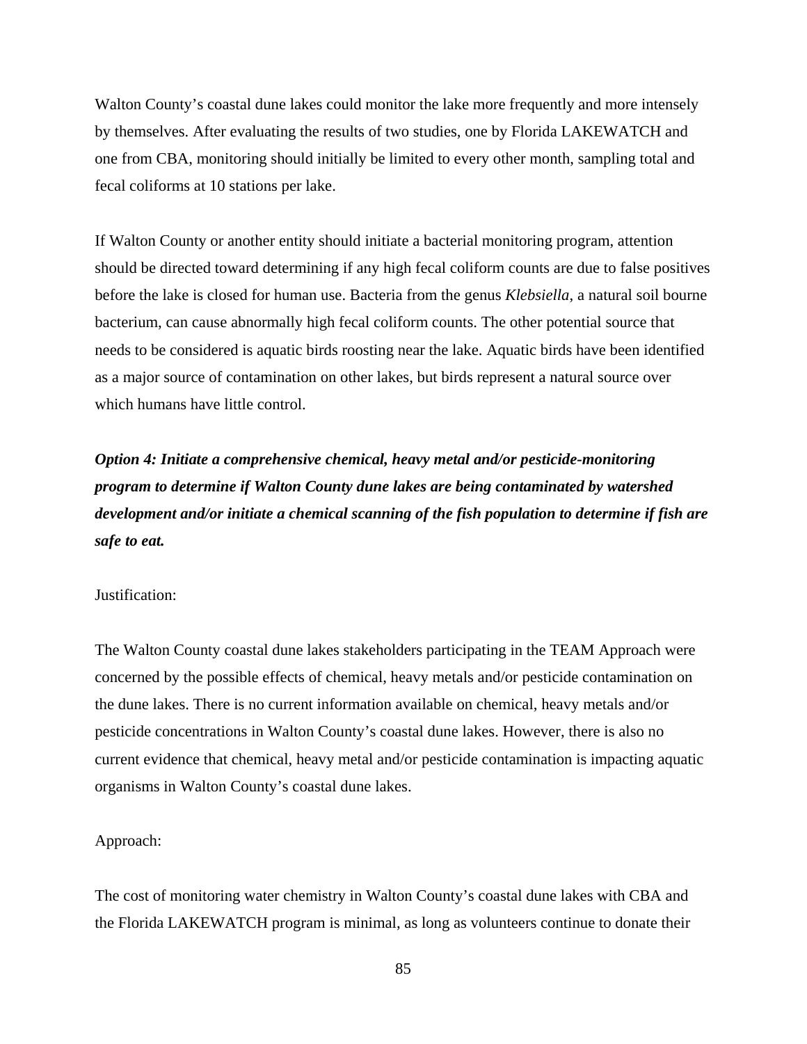Walton County's coastal dune lakes could monitor the lake more frequently and more intensely by themselves. After evaluating the results of two studies, one by Florida LAKEWATCH and one from CBA, monitoring should initially be limited to every other month, sampling total and fecal coliforms at 10 stations per lake.

If Walton County or another entity should initiate a bacterial monitoring program, attention should be directed toward determining if any high fecal coliform counts are due to false positives before the lake is closed for human use. Bacteria from the genus *Klebsiella*, a natural soil bourne bacterium, can cause abnormally high fecal coliform counts. The other potential source that needs to be considered is aquatic birds roosting near the lake. Aquatic birds have been identified as a major source of contamination on other lakes, but birds represent a natural source over which humans have little control.

***Option 4: Initiate a comprehensive chemical, heavy metal and/or pesticide-monitoring program to determine if Walton County dune lakes are being contaminated by watershed development and/or initiate a chemical scanning of the fish population to determine if fish are safe to eat.***

Justification:

The Walton County coastal dune lakes stakeholders participating in the TEAM Approach were concerned by the possible effects of chemical, heavy metals and/or pesticide contamination on the dune lakes. There is no current information available on chemical, heavy metals and/or pesticide concentrations in Walton County's coastal dune lakes. However, there is also no current evidence that chemical, heavy metal and/or pesticide contamination is impacting aquatic organisms in Walton County's coastal dune lakes.

Approach:

The cost of monitoring water chemistry in Walton County's coastal dune lakes with CBA and the Florida LAKEWATCH program is minimal, as long as volunteers continue to donate their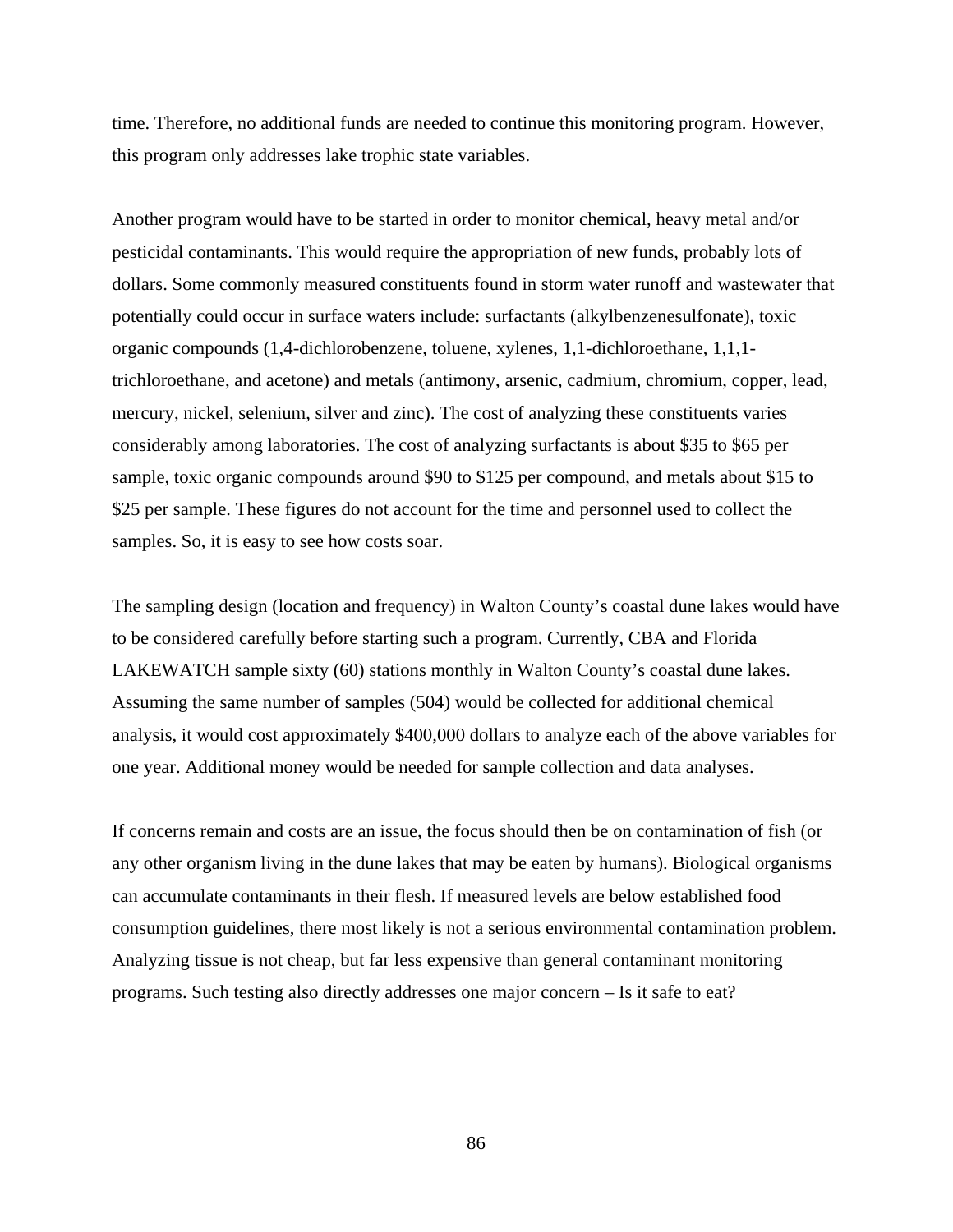time. Therefore, no additional funds are needed to continue this monitoring program. However, this program only addresses lake trophic state variables.

Another program would have to be started in order to monitor chemical, heavy metal and/or pesticidal contaminants. This would require the appropriation of new funds, probably lots of dollars. Some commonly measured constituents found in storm water runoff and wastewater that potentially could occur in surface waters include: surfactants (alkylbenzenesulfonate), toxic organic compounds (1,4-dichlorobenzene, toluene, xylenes, 1,1-dichloroethane, 1,1,1-trichloroethane, and acetone) and metals (antimony, arsenic, cadmium, chromium, copper, lead, mercury, nickel, selenium, silver and zinc). The cost of analyzing these constituents varies considerably among laboratories. The cost of analyzing surfactants is about $35 to $65 per sample, toxic organic compounds around $90 to $125 per compound, and metals about $15 to $25 per sample. These figures do not account for the time and personnel used to collect the samples. So, it is easy to see how costs soar.

The sampling design (location and frequency) in Walton County's coastal dune lakes would have to be considered carefully before starting such a program. Currently, CBA and Florida LAKEWATCH sample sixty (60) stations monthly in Walton County's coastal dune lakes. Assuming the same number of samples (504) would be collected for additional chemical analysis, it would cost approximately $400,000 dollars to analyze each of the above variables for one year. Additional money would be needed for sample collection and data analyses.

If concerns remain and costs are an issue, the focus should then be on contamination of fish (or any other organism living in the dune lakes that may be eaten by humans). Biological organisms can accumulate contaminants in their flesh. If measured levels are below established food consumption guidelines, there most likely is not a serious environmental contamination problem. Analyzing tissue is not cheap, but far less expensive than general contaminant monitoring programs. Such testing also directly addresses one major concern – Is it safe to eat?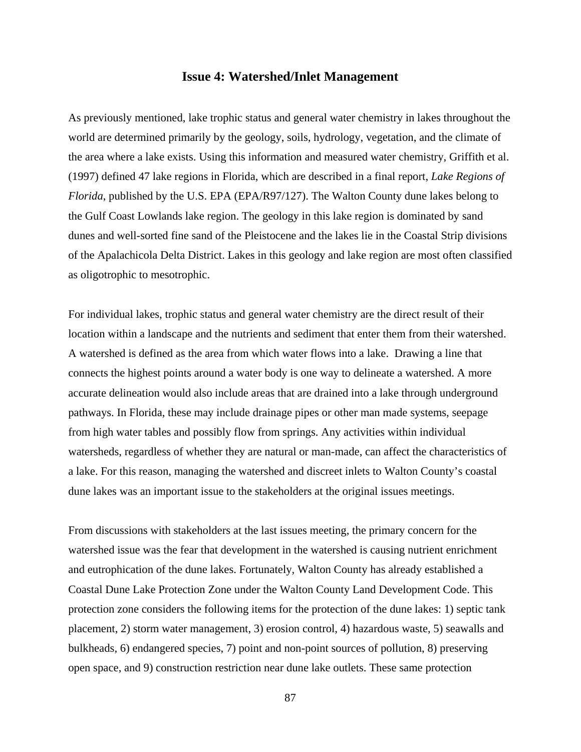## Issue 4: Watershed/Inlet Management

As previously mentioned, lake trophic status and general water chemistry in lakes throughout the world are determined primarily by the geology, soils, hydrology, vegetation, and the climate of the area where a lake exists. Using this information and measured water chemistry, Griffith et al. (1997) defined 47 lake regions in Florida, which are described in a final report, *Lake Regions of Florida*, published by the U.S. EPA (EPA/R97/127). The Walton County dune lakes belong to the Gulf Coast Lowlands lake region. The geology in this lake region is dominated by sand dunes and well-sorted fine sand of the Pleistocene and the lakes lie in the Coastal Strip divisions of the Apalachicola Delta District. Lakes in this geology and lake region are most often classified as oligotrophic to mesotrophic.

For individual lakes, trophic status and general water chemistry are the direct result of their location within a landscape and the nutrients and sediment that enter them from their watershed. A watershed is defined as the area from which water flows into a lake. Drawing a line that connects the highest points around a water body is one way to delineate a watershed. A more accurate delineation would also include areas that are drained into a lake through underground pathways. In Florida, these may include drainage pipes or other man made systems, seepage from high water tables and possibly flow from springs. Any activities within individual watersheds, regardless of whether they are natural or man-made, can affect the characteristics of a lake. For this reason, managing the watershed and discreet inlets to Walton County's coastal dune lakes was an important issue to the stakeholders at the original issues meetings.

From discussions with stakeholders at the last issues meeting, the primary concern for the watershed issue was the fear that development in the watershed is causing nutrient enrichment and eutrophication of the dune lakes. Fortunately, Walton County has already established a Coastal Dune Lake Protection Zone under the Walton County Land Development Code. This protection zone considers the following items for the protection of the dune lakes: 1) septic tank placement, 2) storm water management, 3) erosion control, 4) hazardous waste, 5) seawalls and bulkheads, 6) endangered species, 7) point and non-point sources of pollution, 8) preserving open space, and 9) construction restriction near dune lake outlets. These same protection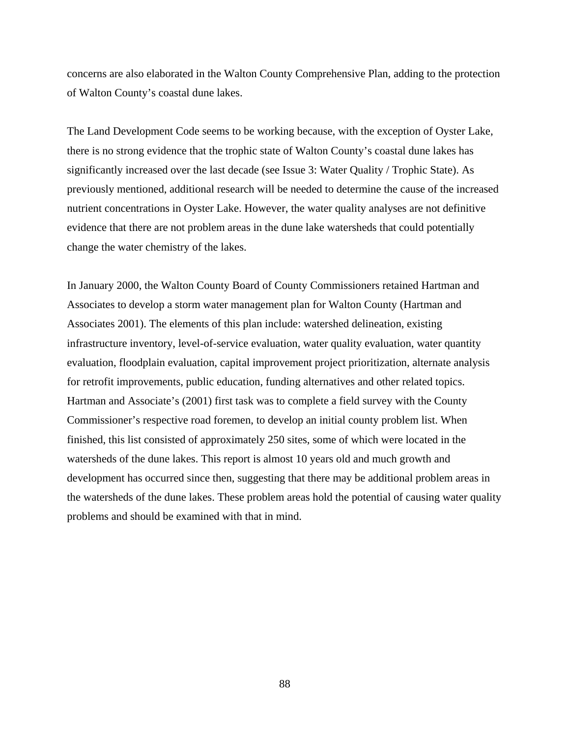concerns are also elaborated in the Walton County Comprehensive Plan, adding to the protection of Walton County's coastal dune lakes.

The Land Development Code seems to be working because, with the exception of Oyster Lake, there is no strong evidence that the trophic state of Walton County's coastal dune lakes has significantly increased over the last decade (see Issue 3: Water Quality / Trophic State). As previously mentioned, additional research will be needed to determine the cause of the increased nutrient concentrations in Oyster Lake. However, the water quality analyses are not definitive evidence that there are not problem areas in the dune lake watersheds that could potentially change the water chemistry of the lakes.

In January 2000, the Walton County Board of County Commissioners retained Hartman and Associates to develop a storm water management plan for Walton County (Hartman and Associates 2001). The elements of this plan include: watershed delineation, existing infrastructure inventory, level-of-service evaluation, water quality evaluation, water quantity evaluation, floodplain evaluation, capital improvement project prioritization, alternate analysis for retrofit improvements, public education, funding alternatives and other related topics. Hartman and Associate's (2001) first task was to complete a field survey with the County Commissioner's respective road foremen, to develop an initial county problem list. When finished, this list consisted of approximately 250 sites, some of which were located in the watersheds of the dune lakes. This report is almost 10 years old and much growth and development has occurred since then, suggesting that there may be additional problem areas in the watersheds of the dune lakes. These problem areas hold the potential of causing water quality problems and should be examined with that in mind.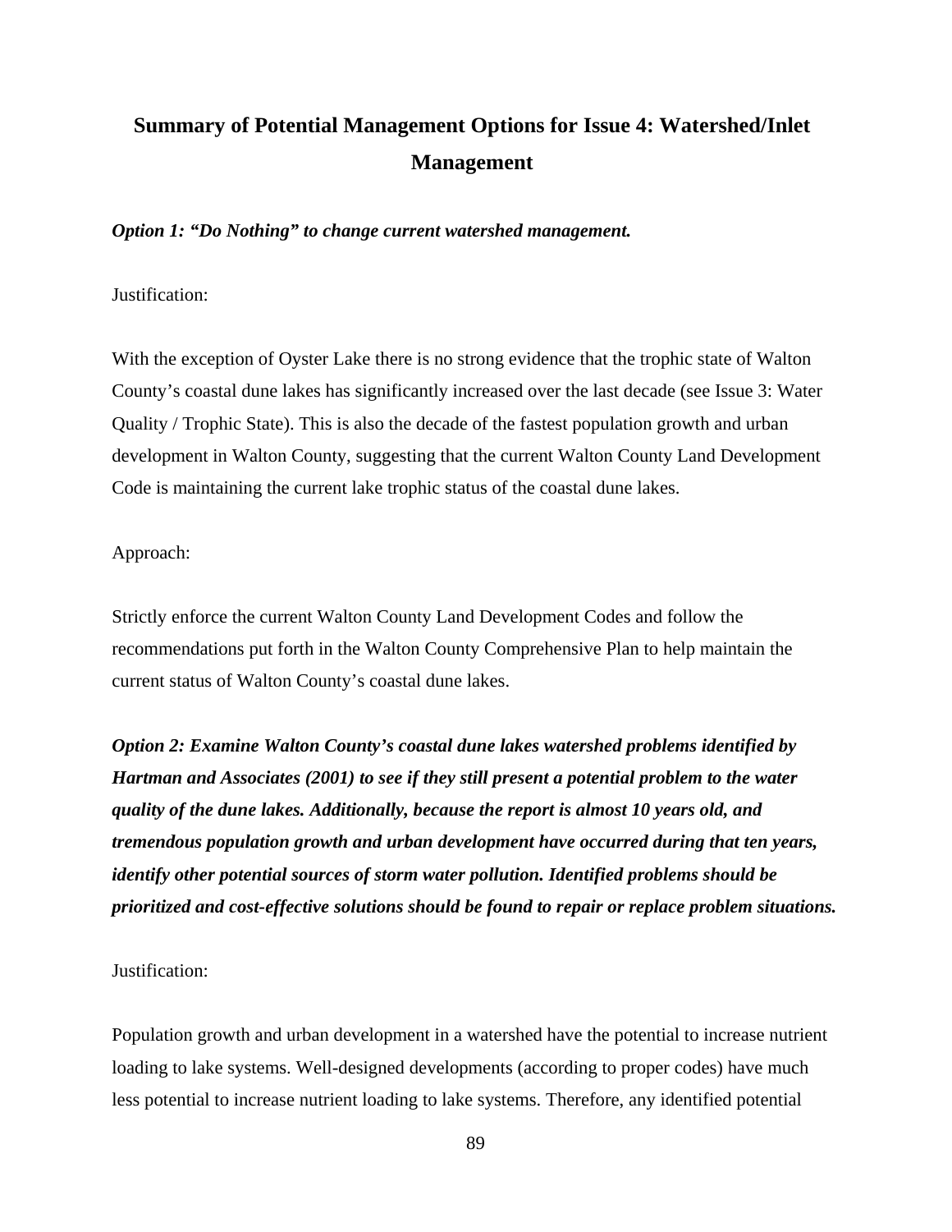# Summary of Potential Management Options for Issue 4: Watershed/Inlet Management

***Option 1: "Do Nothing" to change current watershed management.***

Justification:

With the exception of Oyster Lake there is no strong evidence that the trophic state of Walton County's coastal dune lakes has significantly increased over the last decade (see Issue 3: Water Quality / Trophic State). This is also the decade of the fastest population growth and urban development in Walton County, suggesting that the current Walton County Land Development Code is maintaining the current lake trophic status of the coastal dune lakes.

Approach:

Strictly enforce the current Walton County Land Development Codes and follow the recommendations put forth in the Walton County Comprehensive Plan to help maintain the current status of Walton County's coastal dune lakes.

***Option 2: Examine Walton County's coastal dune lakes watershed problems identified by Hartman and Associates (2001) to see if they still present a potential problem to the water quality of the dune lakes. Additionally, because the report is almost 10 years old, and tremendous population growth and urban development have occurred during that ten years, identify other potential sources of storm water pollution. Identified problems should be prioritized and cost-effective solutions should be found to repair or replace problem situations.***

Justification:

Population growth and urban development in a watershed have the potential to increase nutrient loading to lake systems. Well-designed developments (according to proper codes) have much less potential to increase nutrient loading to lake systems. Therefore, any identified potential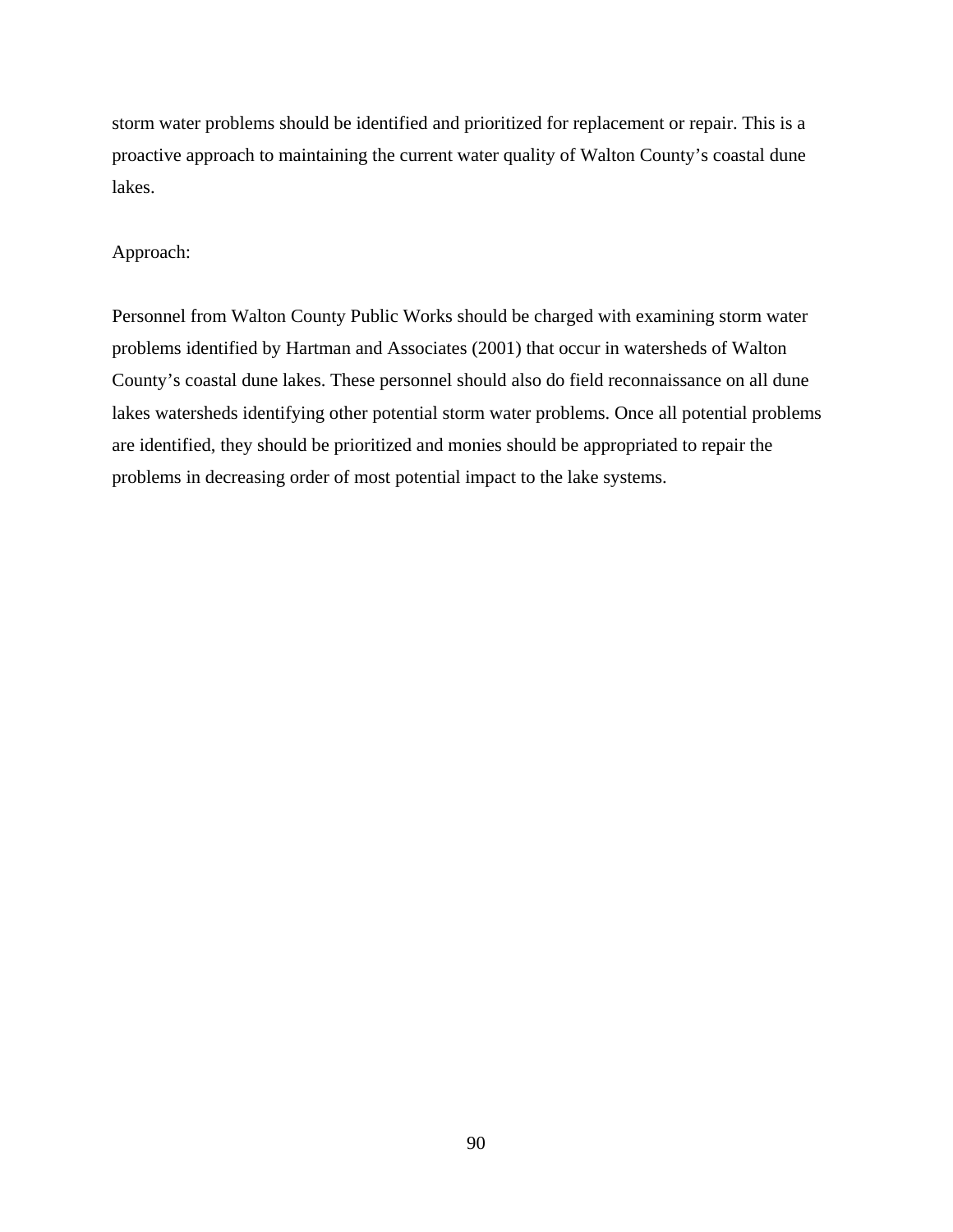storm water problems should be identified and prioritized for replacement or repair. This is a proactive approach to maintaining the current water quality of Walton County's coastal dune lakes.

Approach:

Personnel from Walton County Public Works should be charged with examining storm water problems identified by Hartman and Associates (2001) that occur in watersheds of Walton County's coastal dune lakes. These personnel should also do field reconnaissance on all dune lakes watersheds identifying other potential storm water problems. Once all potential problems are identified, they should be prioritized and monies should be appropriated to repair the problems in decreasing order of most potential impact to the lake systems.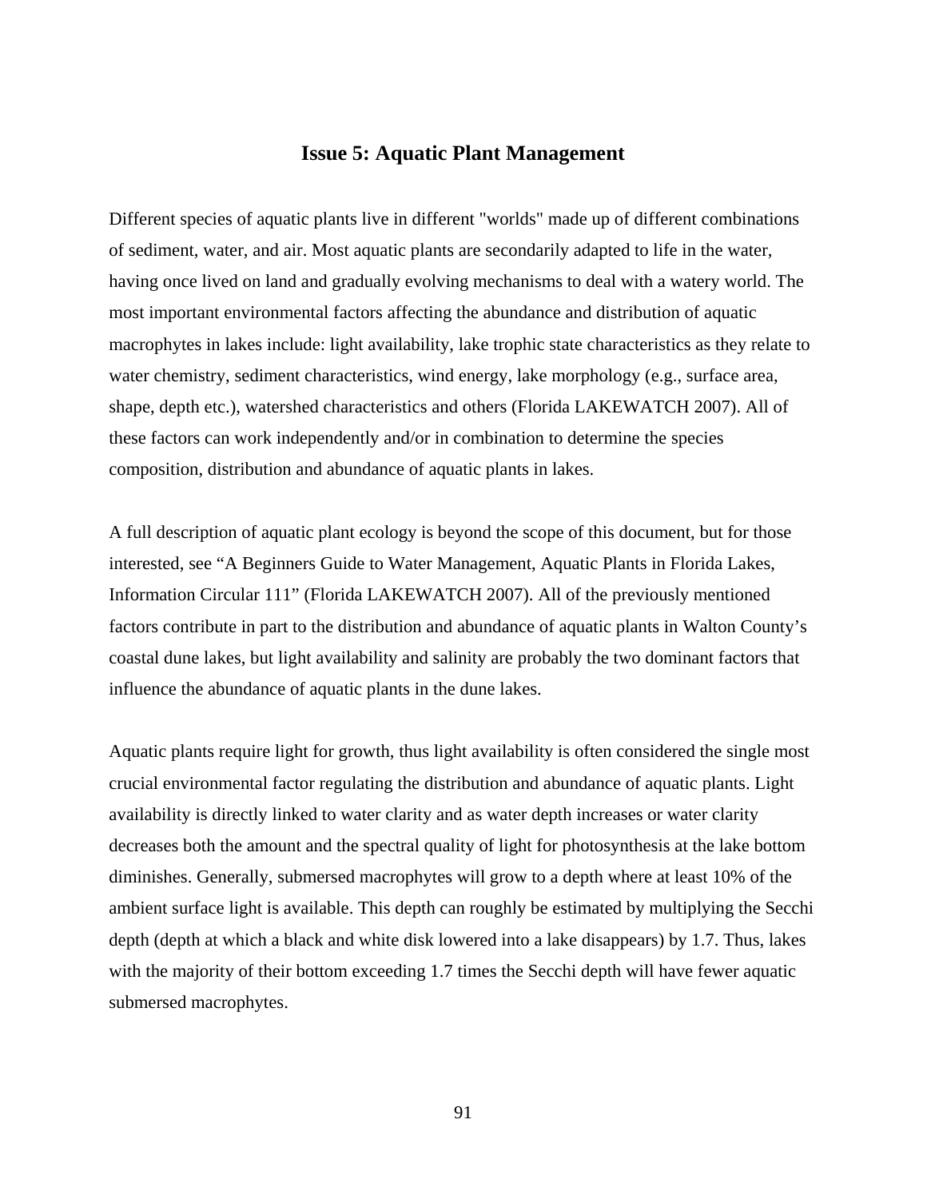## Issue 5: Aquatic Plant Management

Different species of aquatic plants live in different "worlds" made up of different combinations of sediment, water, and air. Most aquatic plants are secondarily adapted to life in the water, having once lived on land and gradually evolving mechanisms to deal with a watery world. The most important environmental factors affecting the abundance and distribution of aquatic macrophytes in lakes include: light availability, lake trophic state characteristics as they relate to water chemistry, sediment characteristics, wind energy, lake morphology (e.g., surface area, shape, depth etc.), watershed characteristics and others (Florida LAKEWATCH 2007). All of these factors can work independently and/or in combination to determine the species composition, distribution and abundance of aquatic plants in lakes.

A full description of aquatic plant ecology is beyond the scope of this document, but for those interested, see "A Beginners Guide to Water Management, Aquatic Plants in Florida Lakes, Information Circular 111" (Florida LAKEWATCH 2007). All of the previously mentioned factors contribute in part to the distribution and abundance of aquatic plants in Walton County's coastal dune lakes, but light availability and salinity are probably the two dominant factors that influence the abundance of aquatic plants in the dune lakes.

Aquatic plants require light for growth, thus light availability is often considered the single most crucial environmental factor regulating the distribution and abundance of aquatic plants. Light availability is directly linked to water clarity and as water depth increases or water clarity decreases both the amount and the spectral quality of light for photosynthesis at the lake bottom diminishes. Generally, submersed macrophytes will grow to a depth where at least 10% of the ambient surface light is available. This depth can roughly be estimated by multiplying the Secchi depth (depth at which a black and white disk lowered into a lake disappears) by 1.7. Thus, lakes with the majority of their bottom exceeding 1.7 times the Secchi depth will have fewer aquatic submersed macrophytes.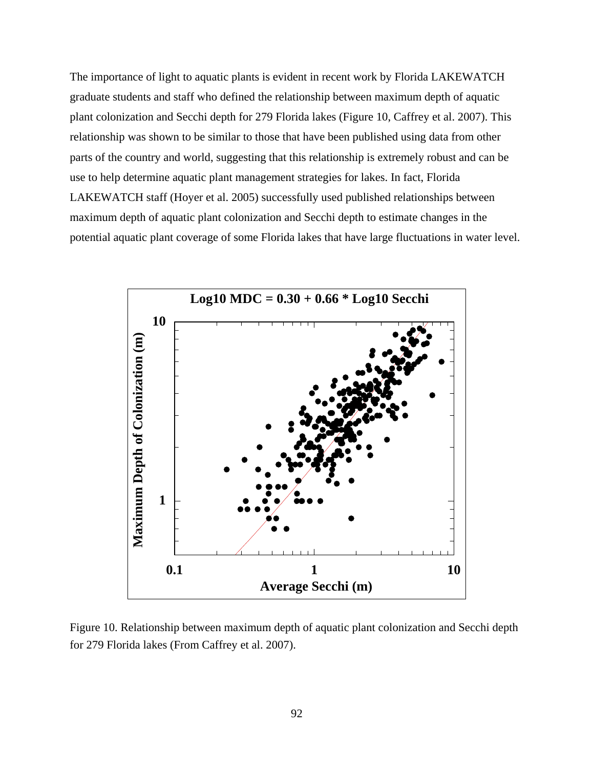The importance of light to aquatic plants is evident in recent work by Florida LAKEWATCH graduate students and staff who defined the relationship between maximum depth of aquatic plant colonization and Secchi depth for 279 Florida lakes (Figure 10, Caffrey et al. 2007). This relationship was shown to be similar to those that have been published using data from other parts of the country and world, suggesting that this relationship is extremely robust and can be use to help determine aquatic plant management strategies for lakes. In fact, Florida LAKEWATCH staff (Hoyer et al. 2005) successfully used published relationships between maximum depth of aquatic plant colonization and Secchi depth to estimate changes in the potential aquatic plant coverage of some Florida lakes that have large fluctuations in water level.

Figure 10. Relationship between maximum depth of aquatic plant colonization and Secchi depth for 279 Florida lakes (From Caffrey et al. 2007).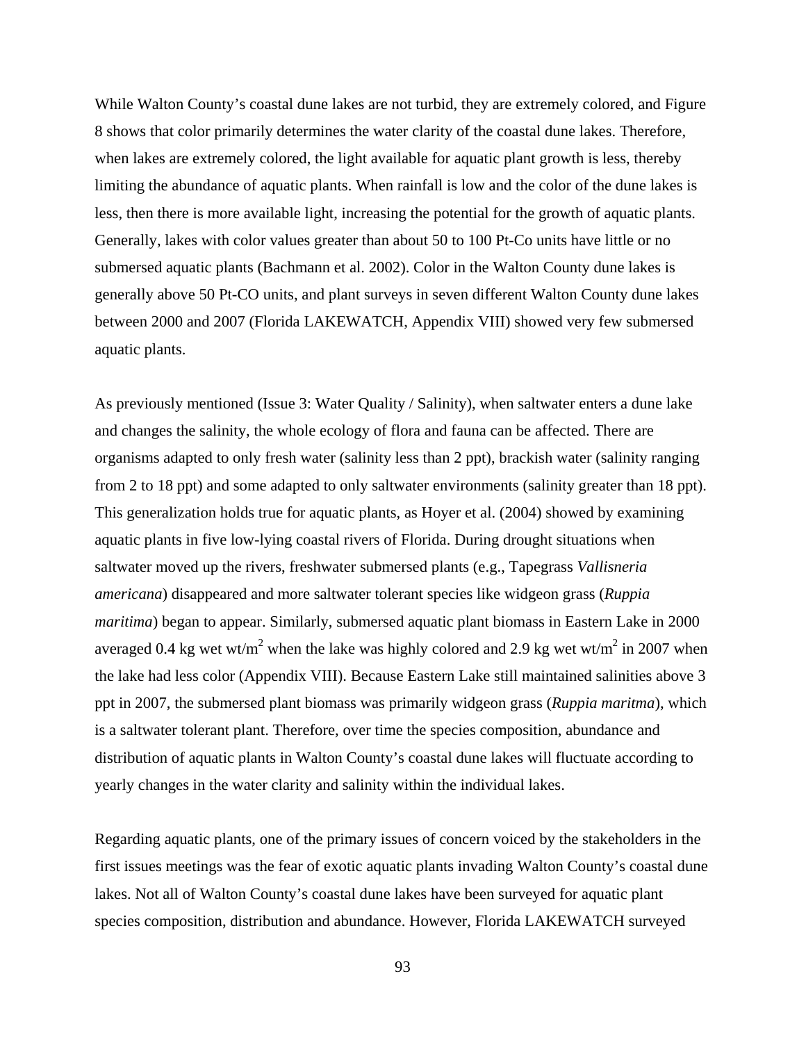While Walton County's coastal dune lakes are not turbid, they are extremely colored, and Figure 8 shows that color primarily determines the water clarity of the coastal dune lakes. Therefore, when lakes are extremely colored, the light available for aquatic plant growth is less, thereby limiting the abundance of aquatic plants. When rainfall is low and the color of the dune lakes is less, then there is more available light, increasing the potential for the growth of aquatic plants. Generally, lakes with color values greater than about 50 to 100 Pt-Co units have little or no submersed aquatic plants (Bachmann et al. 2002). Color in the Walton County dune lakes is generally above 50 Pt-CO units, and plant surveys in seven different Walton County dune lakes between 2000 and 2007 (Florida LAKEWATCH, Appendix VIII) showed very few submersed aquatic plants.

As previously mentioned (Issue 3: Water Quality / Salinity), when saltwater enters a dune lake and changes the salinity, the whole ecology of flora and fauna can be affected. There are organisms adapted to only fresh water (salinity less than 2 ppt), brackish water (salinity ranging from 2 to 18 ppt) and some adapted to only saltwater environments (salinity greater than 18 ppt). This generalization holds true for aquatic plants, as Hoyer et al. (2004) showed by examining aquatic plants in five low-lying coastal rivers of Florida. During drought situations when saltwater moved up the rivers, freshwater submersed plants (e.g., Tapegrass *Vallisneria americana*) disappeared and more saltwater tolerant species like widgeon grass (*Ruppia maritima*) began to appear. Similarly, submersed aquatic plant biomass in Eastern Lake in 2000 averaged 0.4 kg wet wt/m$^2$ when the lake was highly colored and 2.9 kg wet wt/m$^2$ in 2007 when the lake had less color (Appendix VIII). Because Eastern Lake still maintained salinities above 3 ppt in 2007, the submersed plant biomass was primarily widgeon grass (*Ruppia maritma*), which is a saltwater tolerant plant. Therefore, over time the species composition, abundance and distribution of aquatic plants in Walton County's coastal dune lakes will fluctuate according to yearly changes in the water clarity and salinity within the individual lakes.

Regarding aquatic plants, one of the primary issues of concern voiced by the stakeholders in the first issues meetings was the fear of exotic aquatic plants invading Walton County's coastal dune lakes. Not all of Walton County's coastal dune lakes have been surveyed for aquatic plant species composition, distribution and abundance. However, Florida LAKEWATCH surveyed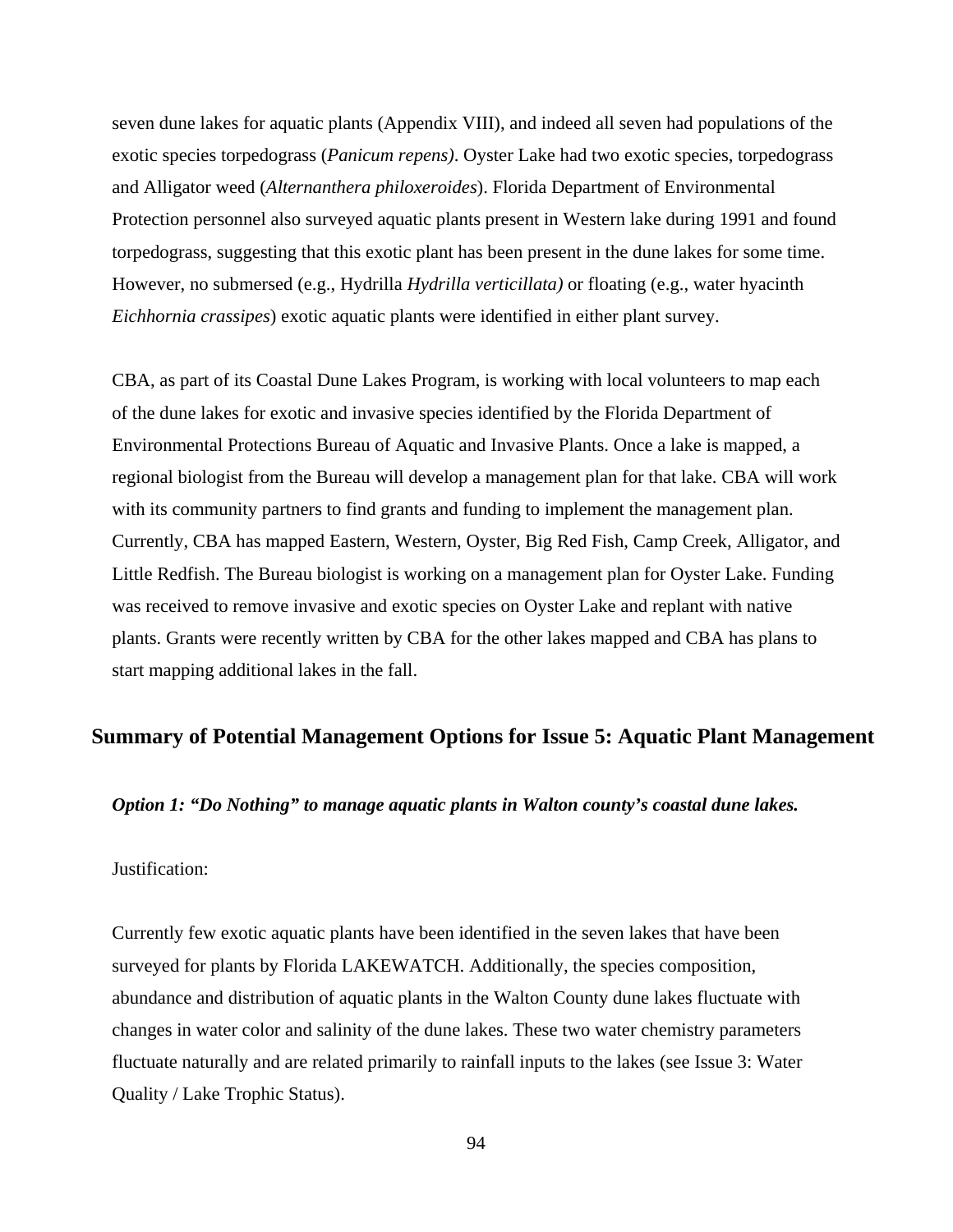seven dune lakes for aquatic plants (Appendix VIII), and indeed all seven had populations of the exotic species torpedograss (*Panicum repens)*. Oyster Lake had two exotic species, torpedograss and Alligator weed (*Alternanthera philoxeroides*). Florida Department of Environmental Protection personnel also surveyed aquatic plants present in Western lake during 1991 and found torpedograss, suggesting that this exotic plant has been present in the dune lakes for some time. However, no submersed (e.g., Hydrilla *Hydrilla verticillata)* or floating (e.g., water hyacinth *Eichhornia crassipes*) exotic aquatic plants were identified in either plant survey.

CBA, as part of its Coastal Dune Lakes Program, is working with local volunteers to map each of the dune lakes for exotic and invasive species identified by the Florida Department of Environmental Protections Bureau of Aquatic and Invasive Plants. Once a lake is mapped, a regional biologist from the Bureau will develop a management plan for that lake. CBA will work with its community partners to find grants and funding to implement the management plan. Currently, CBA has mapped Eastern, Western, Oyster, Big Red Fish, Camp Creek, Alligator, and Little Redfish. The Bureau biologist is working on a management plan for Oyster Lake. Funding was received to remove invasive and exotic species on Oyster Lake and replant with native plants. Grants were recently written by CBA for the other lakes mapped and CBA has plans to start mapping additional lakes in the fall.

## Summary of Potential Management Options for Issue 5: Aquatic Plant Management

***Option 1: "Do Nothing" to manage aquatic plants in Walton county's coastal dune lakes.***

Justification:

Currently few exotic aquatic plants have been identified in the seven lakes that have been surveyed for plants by Florida LAKEWATCH. Additionally, the species composition, abundance and distribution of aquatic plants in the Walton County dune lakes fluctuate with changes in water color and salinity of the dune lakes. These two water chemistry parameters fluctuate naturally and are related primarily to rainfall inputs to the lakes (see Issue 3: Water Quality / Lake Trophic Status).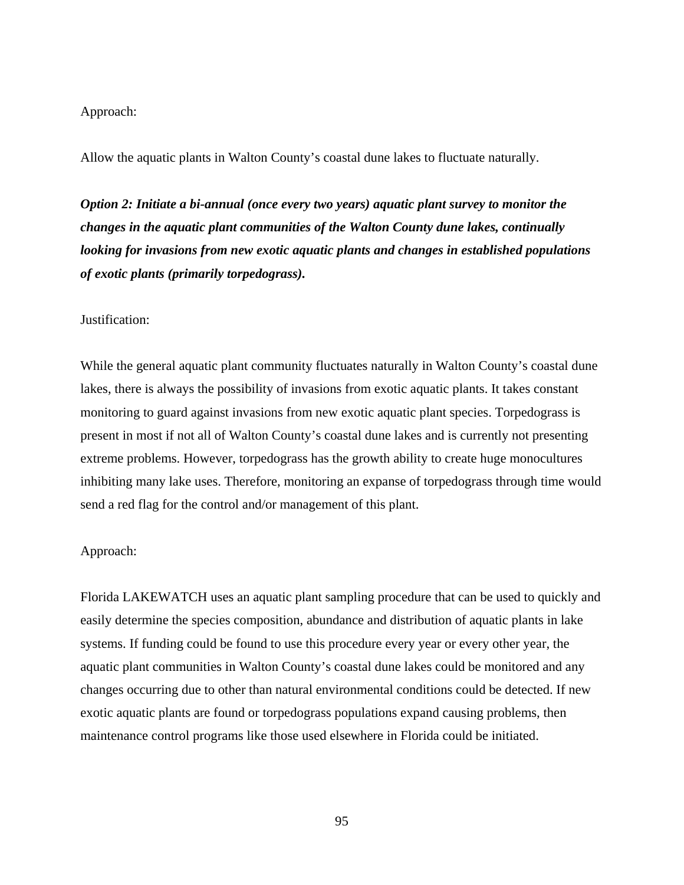Approach:

Allow the aquatic plants in Walton County's coastal dune lakes to fluctuate naturally.

***Option 2: Initiate a bi-annual (once every two years) aquatic plant survey to monitor the changes in the aquatic plant communities of the Walton County dune lakes, continually looking for invasions from new exotic aquatic plants and changes in established populations of exotic plants (primarily torpedograss).***

Justification:

While the general aquatic plant community fluctuates naturally in Walton County's coastal dune lakes, there is always the possibility of invasions from exotic aquatic plants. It takes constant monitoring to guard against invasions from new exotic aquatic plant species. Torpedograss is present in most if not all of Walton County's coastal dune lakes and is currently not presenting extreme problems. However, torpedograss has the growth ability to create huge monocultures inhibiting many lake uses. Therefore, monitoring an expanse of torpedograss through time would send a red flag for the control and/or management of this plant.

Approach:

Florida LAKEWATCH uses an aquatic plant sampling procedure that can be used to quickly and easily determine the species composition, abundance and distribution of aquatic plants in lake systems. If funding could be found to use this procedure every year or every other year, the aquatic plant communities in Walton County's coastal dune lakes could be monitored and any changes occurring due to other than natural environmental conditions could be detected. If new exotic aquatic plants are found or torpedograss populations expand causing problems, then maintenance control programs like those used elsewhere in Florida could be initiated.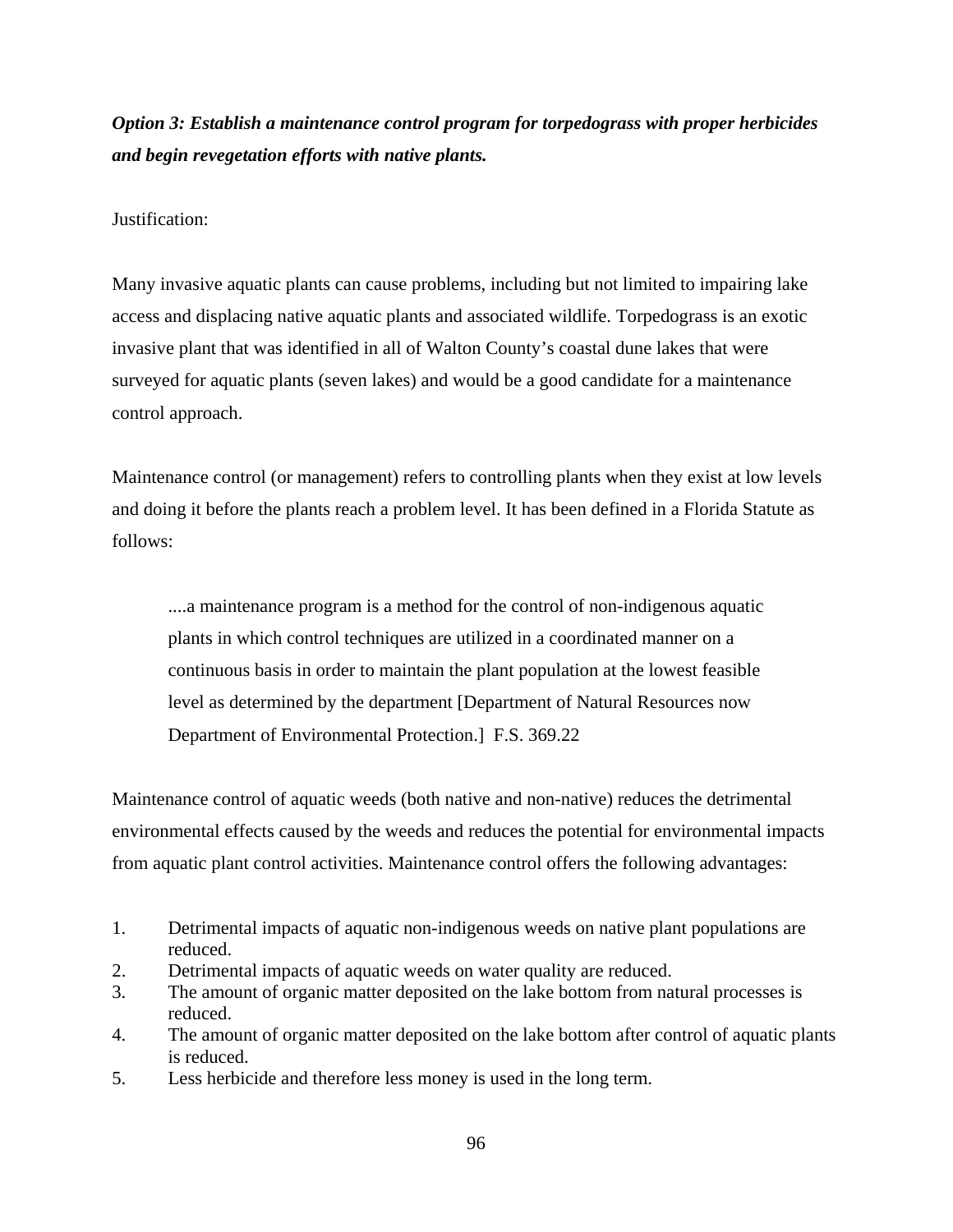***Option 3: Establish a maintenance control program for torpedograss with proper herbicides and begin revegetation efforts with native plants.***

Justification:

Many invasive aquatic plants can cause problems, including but not limited to impairing lake access and displacing native aquatic plants and associated wildlife. Torpedograss is an exotic invasive plant that was identified in all of Walton County's coastal dune lakes that were surveyed for aquatic plants (seven lakes) and would be a good candidate for a maintenance control approach.

Maintenance control (or management) refers to controlling plants when they exist at low levels and doing it before the plants reach a problem level. It has been defined in a Florida Statute as follows:

> ....a maintenance program is a method for the control of non-indigenous aquatic plants in which control techniques are utilized in a coordinated manner on a continuous basis in order to maintain the plant population at the lowest feasible level as determined by the department [Department of Natural Resources now Department of Environmental Protection.] F.S. 369.22

Maintenance control of aquatic weeds (both native and non-native) reduces the detrimental environmental effects caused by the weeds and reduces the potential for environmental impacts from aquatic plant control activities. Maintenance control offers the following advantages:

1. Detrimental impacts of aquatic non-indigenous weeds on native plant populations are reduced.
2. Detrimental impacts of aquatic weeds on water quality are reduced.
3. The amount of organic matter deposited on the lake bottom from natural processes is reduced.
4. The amount of organic matter deposited on the lake bottom after control of aquatic plants is reduced.
5. Less herbicide and therefore less money is used in the long term.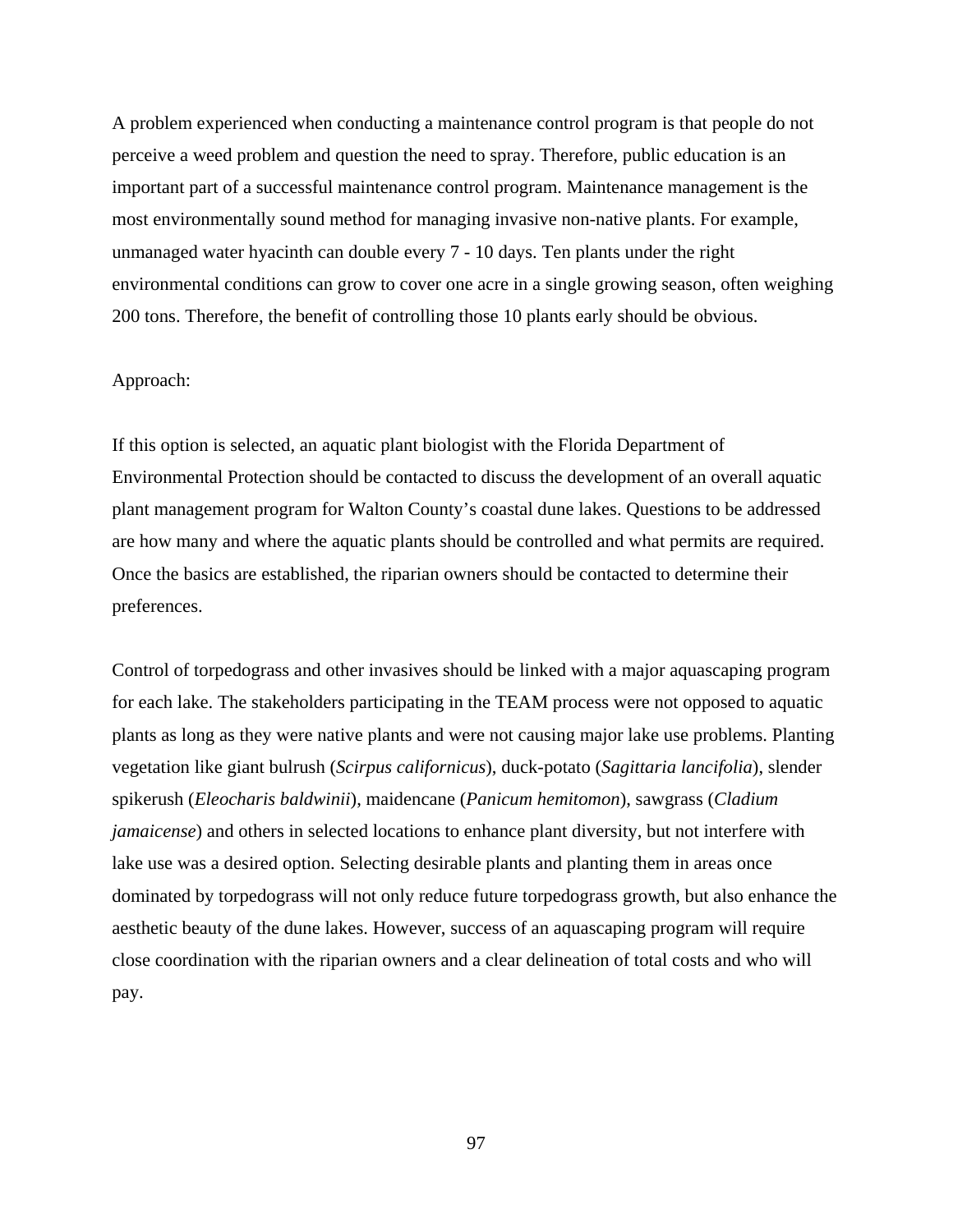A problem experienced when conducting a maintenance control program is that people do not perceive a weed problem and question the need to spray. Therefore, public education is an important part of a successful maintenance control program. Maintenance management is the most environmentally sound method for managing invasive non-native plants. For example, unmanaged water hyacinth can double every 7 - 10 days. Ten plants under the right environmental conditions can grow to cover one acre in a single growing season, often weighing 200 tons. Therefore, the benefit of controlling those 10 plants early should be obvious.

Approach:

If this option is selected, an aquatic plant biologist with the Florida Department of Environmental Protection should be contacted to discuss the development of an overall aquatic plant management program for Walton County's coastal dune lakes. Questions to be addressed are how many and where the aquatic plants should be controlled and what permits are required. Once the basics are established, the riparian owners should be contacted to determine their preferences.

Control of torpedograss and other invasives should be linked with a major aquascaping program for each lake. The stakeholders participating in the TEAM process were not opposed to aquatic plants as long as they were native plants and were not causing major lake use problems. Planting vegetation like giant bulrush (*Scirpus californicus*), duck-potato (*Sagittaria lancifolia*), slender spikerush (*Eleocharis baldwinii*), maidencane (*Panicum hemitomon*), sawgrass (*Cladium jamaicense*) and others in selected locations to enhance plant diversity, but not interfere with lake use was a desired option. Selecting desirable plants and planting them in areas once dominated by torpedograss will not only reduce future torpedograss growth, but also enhance the aesthetic beauty of the dune lakes. However, success of an aquascaping program will require close coordination with the riparian owners and a clear delineation of total costs and who will pay.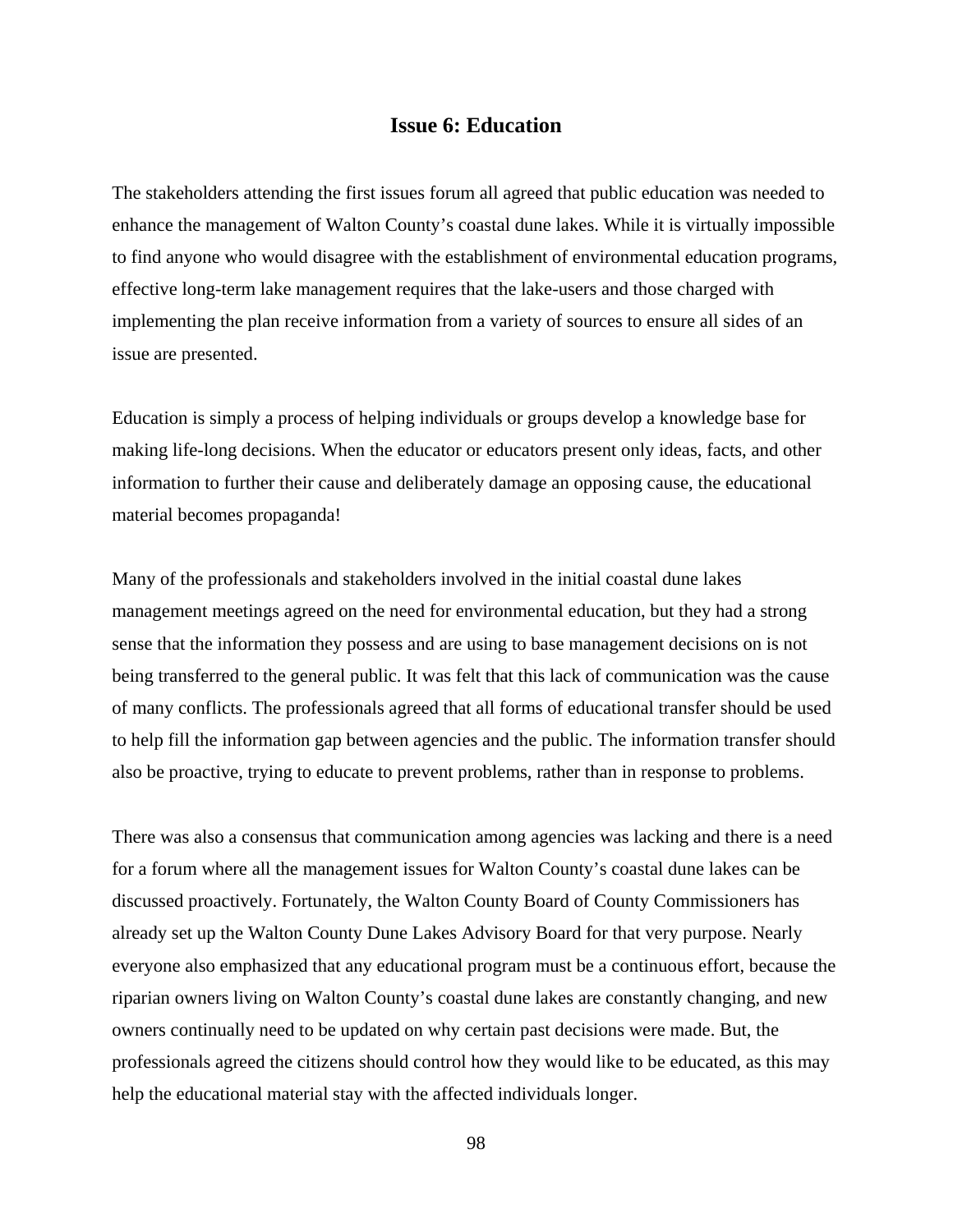## Issue 6: Education

The stakeholders attending the first issues forum all agreed that public education was needed to enhance the management of Walton County's coastal dune lakes. While it is virtually impossible to find anyone who would disagree with the establishment of environmental education programs, effective long-term lake management requires that the lake-users and those charged with implementing the plan receive information from a variety of sources to ensure all sides of an issue are presented.

Education is simply a process of helping individuals or groups develop a knowledge base for making life-long decisions. When the educator or educators present only ideas, facts, and other information to further their cause and deliberately damage an opposing cause, the educational material becomes propaganda!

Many of the professionals and stakeholders involved in the initial coastal dune lakes management meetings agreed on the need for environmental education, but they had a strong sense that the information they possess and are using to base management decisions on is not being transferred to the general public. It was felt that this lack of communication was the cause of many conflicts. The professionals agreed that all forms of educational transfer should be used to help fill the information gap between agencies and the public. The information transfer should also be proactive, trying to educate to prevent problems, rather than in response to problems.

There was also a consensus that communication among agencies was lacking and there is a need for a forum where all the management issues for Walton County's coastal dune lakes can be discussed proactively. Fortunately, the Walton County Board of County Commissioners has already set up the Walton County Dune Lakes Advisory Board for that very purpose. Nearly everyone also emphasized that any educational program must be a continuous effort, because the riparian owners living on Walton County's coastal dune lakes are constantly changing, and new owners continually need to be updated on why certain past decisions were made. But, the professionals agreed the citizens should control how they would like to be educated, as this may help the educational material stay with the affected individuals longer.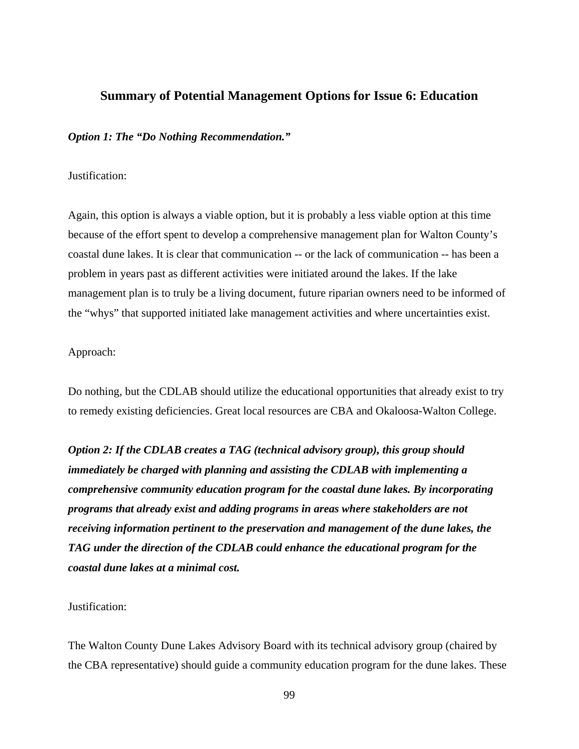## Summary of Potential Management Options for Issue 6: Education

***Option 1: The "Do Nothing Recommendation."***

Justification:

Again, this option is always a viable option, but it is probably a less viable option at this time because of the effort spent to develop a comprehensive management plan for Walton County's coastal dune lakes. It is clear that communication -- or the lack of communication -- has been a problem in years past as different activities were initiated around the lakes. If the lake management plan is to truly be a living document, future riparian owners need to be informed of the "whys" that supported initiated lake management activities and where uncertainties exist.

Approach:

Do nothing, but the CDLAB should utilize the educational opportunities that already exist to try to remedy existing deficiencies. Great local resources are CBA and Okaloosa-Walton College.

***Option 2: If the CDLAB creates a TAG (technical advisory group), this group should immediately be charged with planning and assisting the CDLAB with implementing a comprehensive community education program for the coastal dune lakes. By incorporating programs that already exist and adding programs in areas where stakeholders are not receiving information pertinent to the preservation and management of the dune lakes, the TAG under the direction of the CDLAB could enhance the educational program for the coastal dune lakes at a minimal cost.***

Justification:

The Walton County Dune Lakes Advisory Board with its technical advisory group (chaired by the CBA representative) should guide a community education program for the dune lakes. These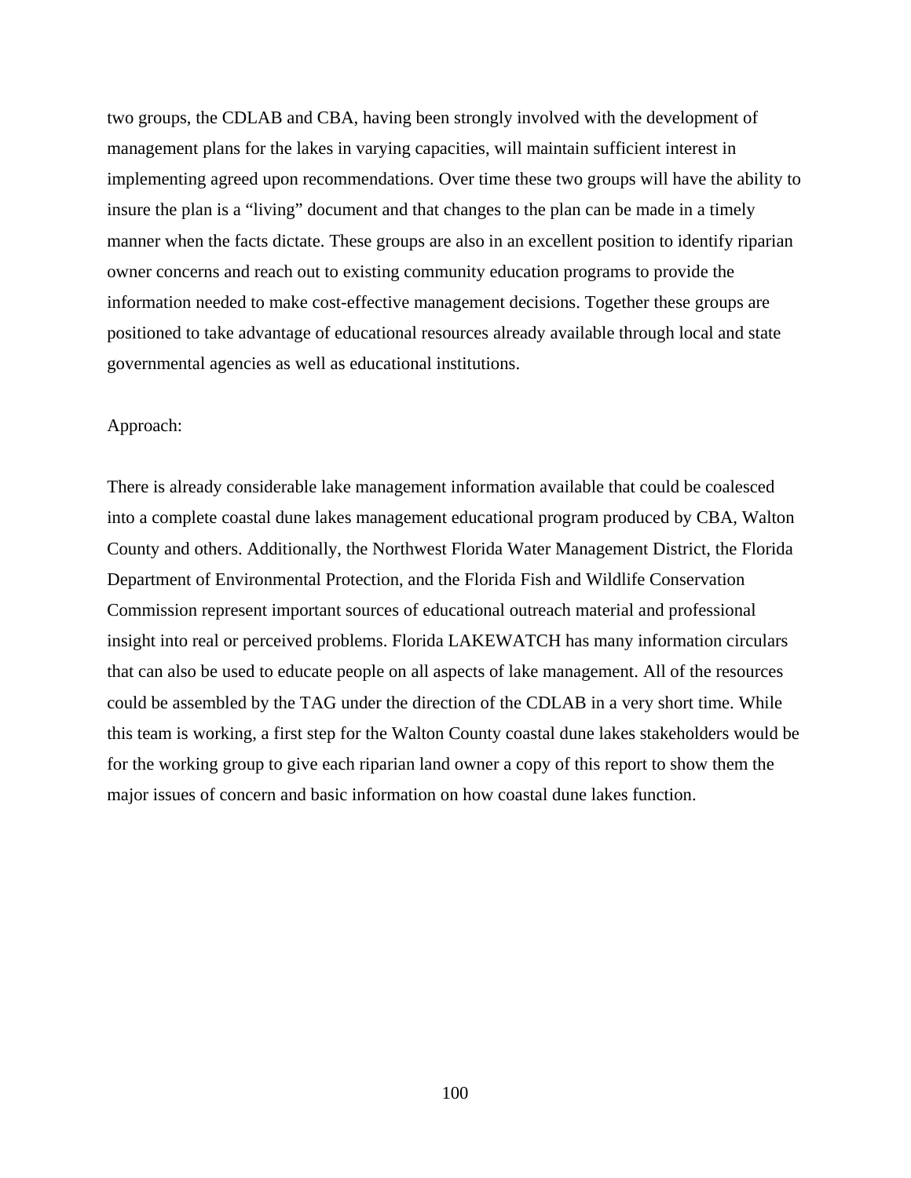two groups, the CDLAB and CBA, having been strongly involved with the development of management plans for the lakes in varying capacities, will maintain sufficient interest in implementing agreed upon recommendations. Over time these two groups will have the ability to insure the plan is a "living" document and that changes to the plan can be made in a timely manner when the facts dictate. These groups are also in an excellent position to identify riparian owner concerns and reach out to existing community education programs to provide the information needed to make cost-effective management decisions. Together these groups are positioned to take advantage of educational resources already available through local and state governmental agencies as well as educational institutions.

Approach:

There is already considerable lake management information available that could be coalesced into a complete coastal dune lakes management educational program produced by CBA, Walton County and others. Additionally, the Northwest Florida Water Management District, the Florida Department of Environmental Protection, and the Florida Fish and Wildlife Conservation Commission represent important sources of educational outreach material and professional insight into real or perceived problems. Florida LAKEWATCH has many information circulars that can also be used to educate people on all aspects of lake management. All of the resources could be assembled by the TAG under the direction of the CDLAB in a very short time. While this team is working, a first step for the Walton County coastal dune lakes stakeholders would be for the working group to give each riparian land owner a copy of this report to show them the major issues of concern and basic information on how coastal dune lakes function.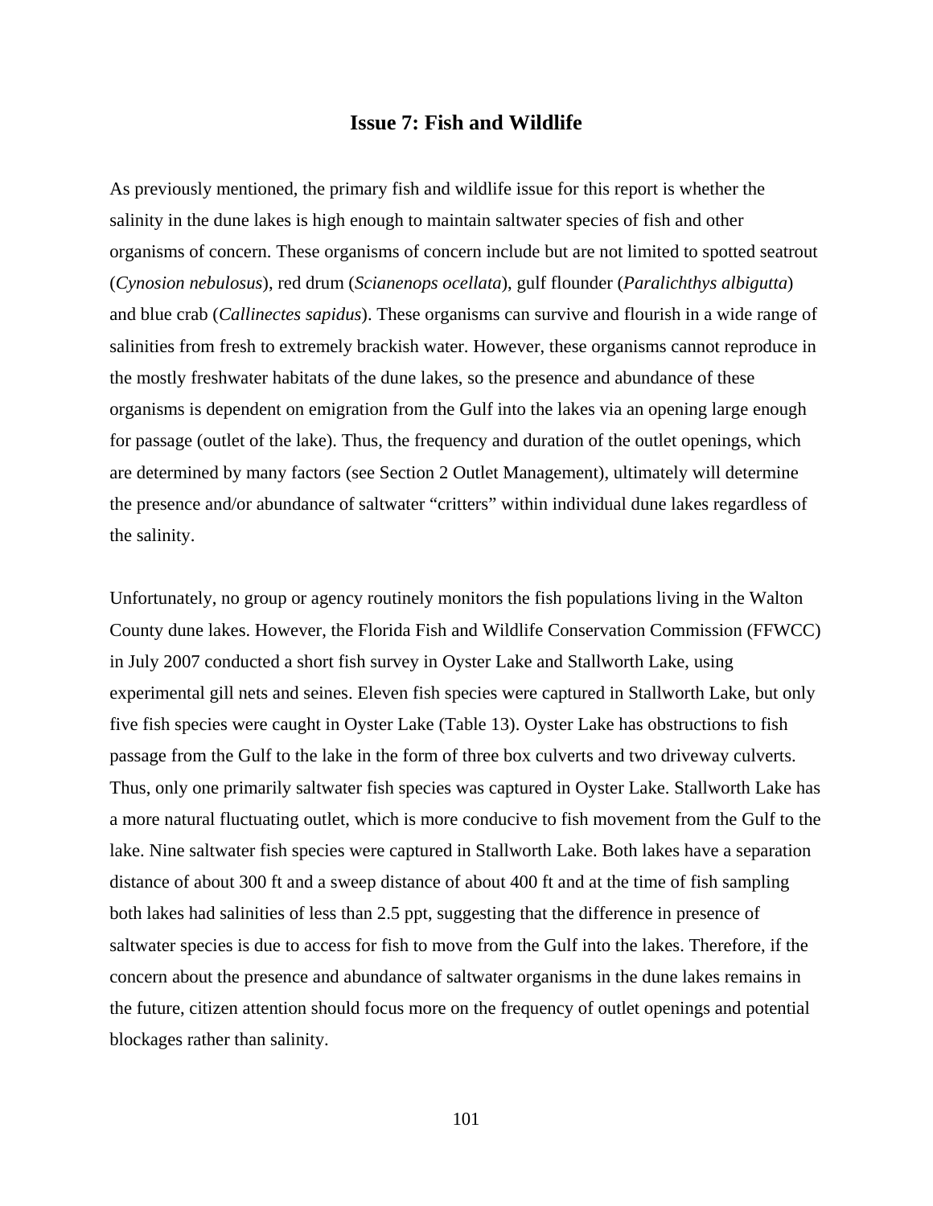## Issue 7: Fish and Wildlife

As previously mentioned, the primary fish and wildlife issue for this report is whether the salinity in the dune lakes is high enough to maintain saltwater species of fish and other organisms of concern. These organisms of concern include but are not limited to spotted seatrout (*Cynosion nebulosus*), red drum (*Scianenops ocellata*), gulf flounder (*Paralichthys albigutta*) and blue crab (*Callinectes sapidus*). These organisms can survive and flourish in a wide range of salinities from fresh to extremely brackish water. However, these organisms cannot reproduce in the mostly freshwater habitats of the dune lakes, so the presence and abundance of these organisms is dependent on emigration from the Gulf into the lakes via an opening large enough for passage (outlet of the lake). Thus, the frequency and duration of the outlet openings, which are determined by many factors (see Section 2 Outlet Management), ultimately will determine the presence and/or abundance of saltwater "critters" within individual dune lakes regardless of the salinity.

Unfortunately, no group or agency routinely monitors the fish populations living in the Walton County dune lakes. However, the Florida Fish and Wildlife Conservation Commission (FFWCC) in July 2007 conducted a short fish survey in Oyster Lake and Stallworth Lake, using experimental gill nets and seines. Eleven fish species were captured in Stallworth Lake, but only five fish species were caught in Oyster Lake (Table 13). Oyster Lake has obstructions to fish passage from the Gulf to the lake in the form of three box culverts and two driveway culverts. Thus, only one primarily saltwater fish species was captured in Oyster Lake. Stallworth Lake has a more natural fluctuating outlet, which is more conducive to fish movement from the Gulf to the lake. Nine saltwater fish species were captured in Stallworth Lake. Both lakes have a separation distance of about 300 ft and a sweep distance of about 400 ft and at the time of fish sampling both lakes had salinities of less than 2.5 ppt, suggesting that the difference in presence of saltwater species is due to access for fish to move from the Gulf into the lakes. Therefore, if the concern about the presence and abundance of saltwater organisms in the dune lakes remains in the future, citizen attention should focus more on the frequency of outlet openings and potential blockages rather than salinity.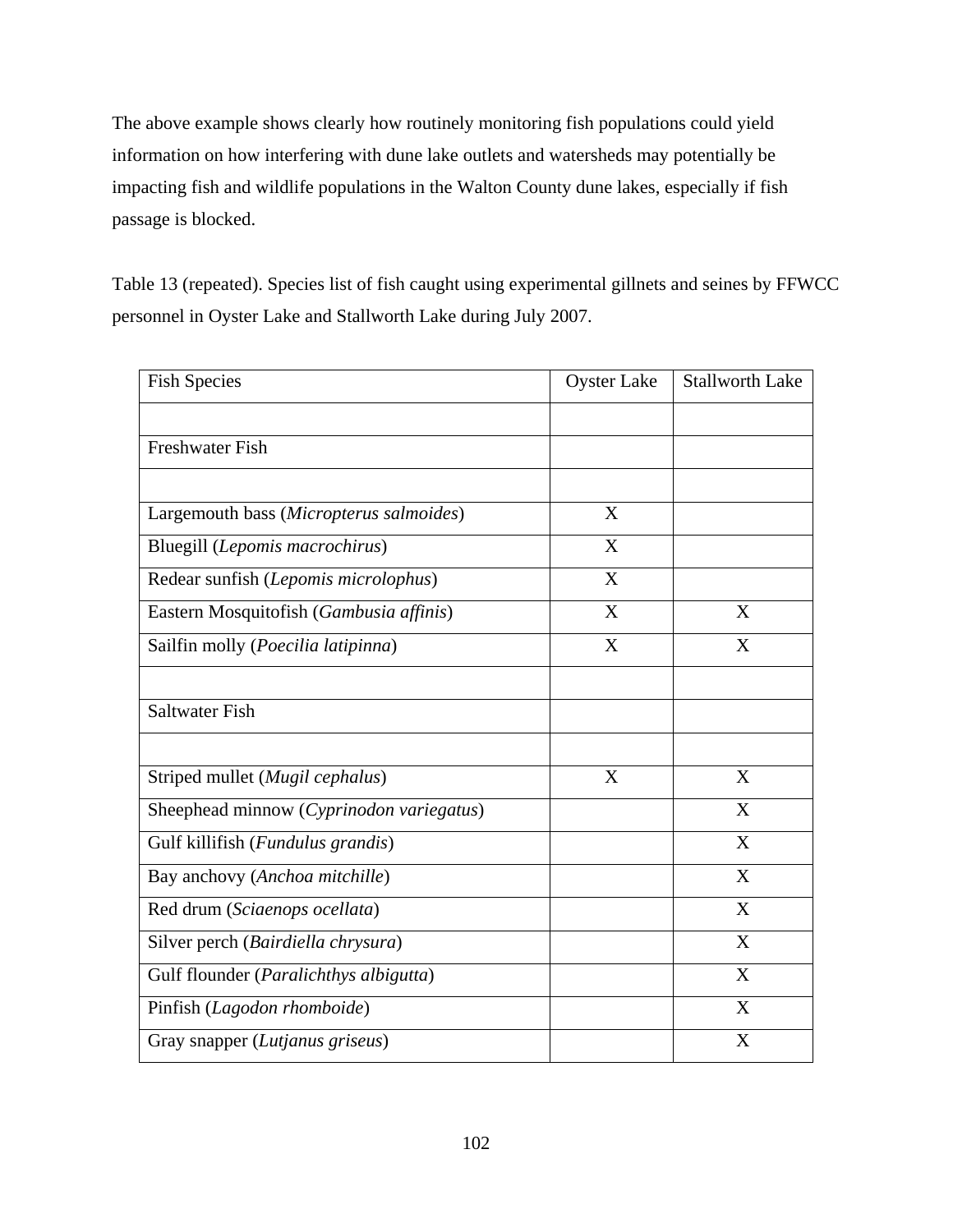The above example shows clearly how routinely monitoring fish populations could yield information on how interfering with dune lake outlets and watersheds may potentially be impacting fish and wildlife populations in the Walton County dune lakes, especially if fish passage is blocked.

Table 13 (repeated). Species list of fish caught using experimental gillnets and seines by FFWCC personnel in Oyster Lake and Stallworth Lake during July 2007.

| Fish Species | Oyster Lake | Stallworth Lake |
|---|---|---|
| | | |
| Freshwater Fish | | |
| | | |
| Largemouth bass (*Micropterus salmoides*) | X | |
| Bluegill (*Lepomis macrochirus*) | X | |
| Redear sunfish (*Lepomis microlophus*) | X | |
| Eastern Mosquitofish (*Gambusia affinis*) | X | X |
| Sailfin molly (*Poecilia latipinna*) | X | X |
| | | |
| Saltwater Fish | | |
| | | |
| Striped mullet (*Mugil cephalus*) | X | X |
| Sheephead minnow (*Cyprinodon variegatus*) | | X |
| Gulf killifish (*Fundulus grandis*) | | X |
| Bay anchovy (*Anchoa mitchille*) | | X |
| Red drum (*Sciaenops ocellata*) | | X |
| Silver perch (*Bairdiella chrysura*) | | X |
| Gulf flounder (*Paralichthys albigutta*) | | X |
| Pinfish (*Lagodon rhomboide*) | | X |
| Gray snapper (*Lutjanus griseus*) | | X |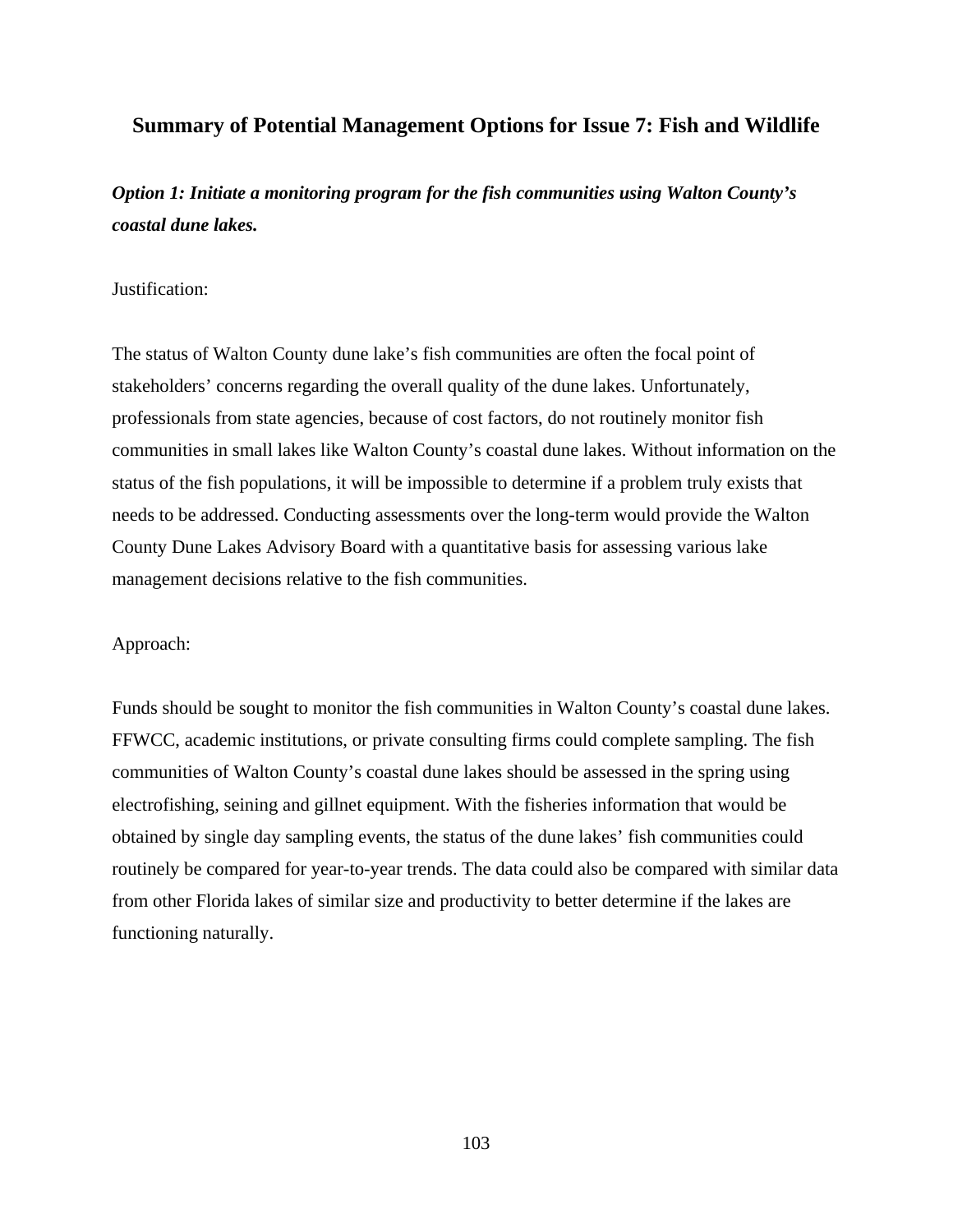## Summary of Potential Management Options for Issue 7: Fish and Wildlife

***Option 1: Initiate a monitoring program for the fish communities using Walton County's coastal dune lakes.***

Justification:

The status of Walton County dune lake's fish communities are often the focal point of stakeholders' concerns regarding the overall quality of the dune lakes. Unfortunately, professionals from state agencies, because of cost factors, do not routinely monitor fish communities in small lakes like Walton County's coastal dune lakes. Without information on the status of the fish populations, it will be impossible to determine if a problem truly exists that needs to be addressed. Conducting assessments over the long-term would provide the Walton County Dune Lakes Advisory Board with a quantitative basis for assessing various lake management decisions relative to the fish communities.

Approach:

Funds should be sought to monitor the fish communities in Walton County's coastal dune lakes. FFWCC, academic institutions, or private consulting firms could complete sampling. The fish communities of Walton County's coastal dune lakes should be assessed in the spring using electrofishing, seining and gillnet equipment. With the fisheries information that would be obtained by single day sampling events, the status of the dune lakes' fish communities could routinely be compared for year-to-year trends. The data could also be compared with similar data from other Florida lakes of similar size and productivity to better determine if the lakes are functioning naturally.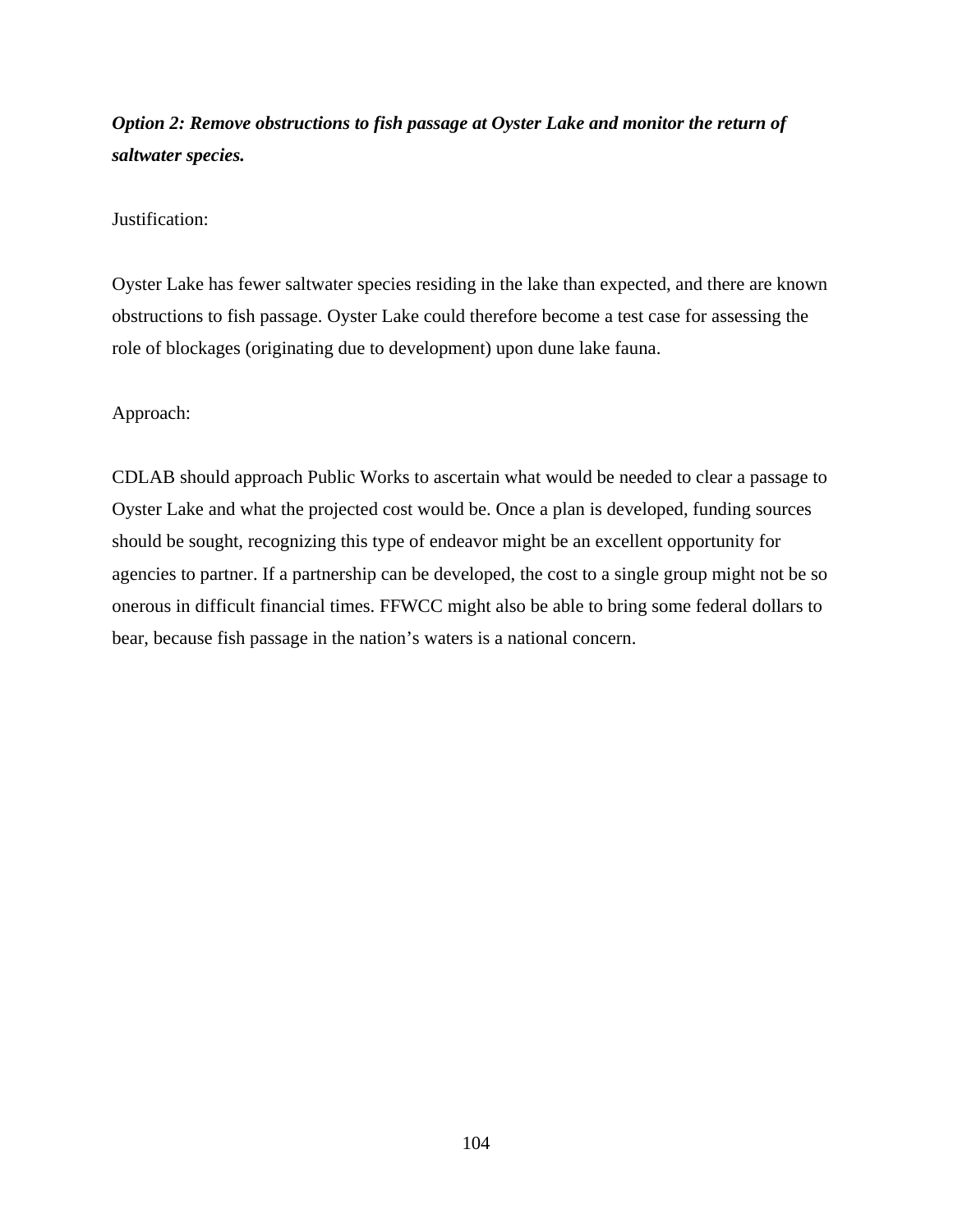***Option 2: Remove obstructions to fish passage at Oyster Lake and monitor the return of saltwater species.***

Justification:

Oyster Lake has fewer saltwater species residing in the lake than expected, and there are known obstructions to fish passage. Oyster Lake could therefore become a test case for assessing the role of blockages (originating due to development) upon dune lake fauna.

Approach:

CDLAB should approach Public Works to ascertain what would be needed to clear a passage to Oyster Lake and what the projected cost would be. Once a plan is developed, funding sources should be sought, recognizing this type of endeavor might be an excellent opportunity for agencies to partner. If a partnership can be developed, the cost to a single group might not be so onerous in difficult financial times. FFWCC might also be able to bring some federal dollars to bear, because fish passage in the nation's waters is a national concern.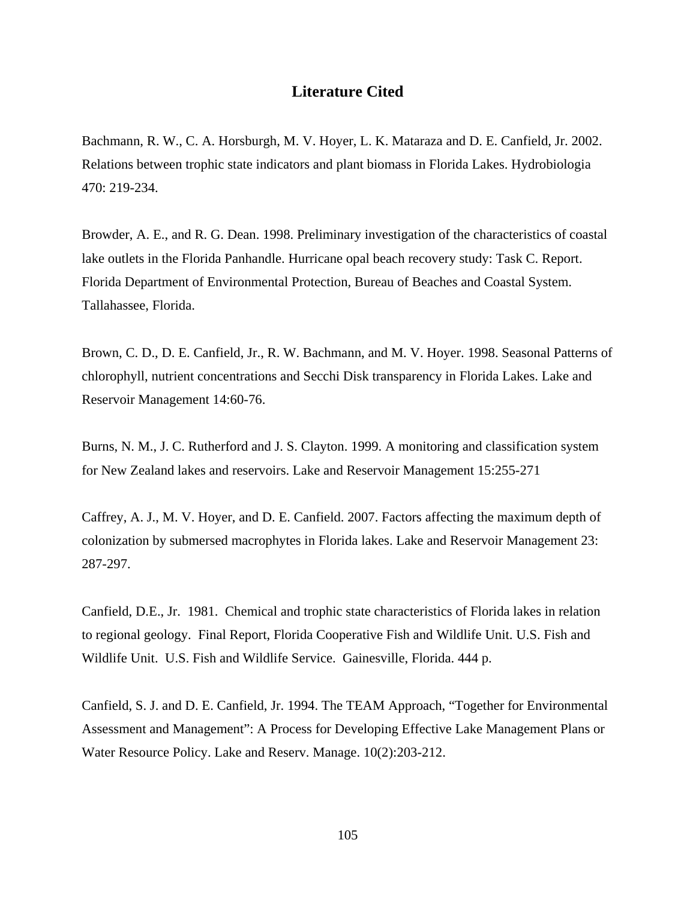# Literature Cited

Bachmann, R. W., C. A. Horsburgh, M. V. Hoyer, L. K. Mataraza and D. E. Canfield, Jr. 2002. Relations between trophic state indicators and plant biomass in Florida Lakes. Hydrobiologia 470: 219-234.

Browder, A. E., and R. G. Dean. 1998. Preliminary investigation of the characteristics of coastal lake outlets in the Florida Panhandle. Hurricane opal beach recovery study: Task C. Report. Florida Department of Environmental Protection, Bureau of Beaches and Coastal System. Tallahassee, Florida.

Brown, C. D., D. E. Canfield, Jr., R. W. Bachmann, and M. V. Hoyer. 1998. Seasonal Patterns of chlorophyll, nutrient concentrations and Secchi Disk transparency in Florida Lakes. Lake and Reservoir Management 14:60-76.

Burns, N. M., J. C. Rutherford and J. S. Clayton. 1999. A monitoring and classification system for New Zealand lakes and reservoirs. Lake and Reservoir Management 15:255-271

Caffrey, A. J., M. V. Hoyer, and D. E. Canfield. 2007. Factors affecting the maximum depth of colonization by submersed macrophytes in Florida lakes. Lake and Reservoir Management 23: 287-297.

Canfield, D.E., Jr. 1981. Chemical and trophic state characteristics of Florida lakes in relation to regional geology. Final Report, Florida Cooperative Fish and Wildlife Unit. U.S. Fish and Wildlife Unit. U.S. Fish and Wildlife Service. Gainesville, Florida. 444 p.

Canfield, S. J. and D. E. Canfield, Jr. 1994. The TEAM Approach, "Together for Environmental Assessment and Management": A Process for Developing Effective Lake Management Plans or Water Resource Policy. Lake and Reserv. Manage. 10(2):203-212.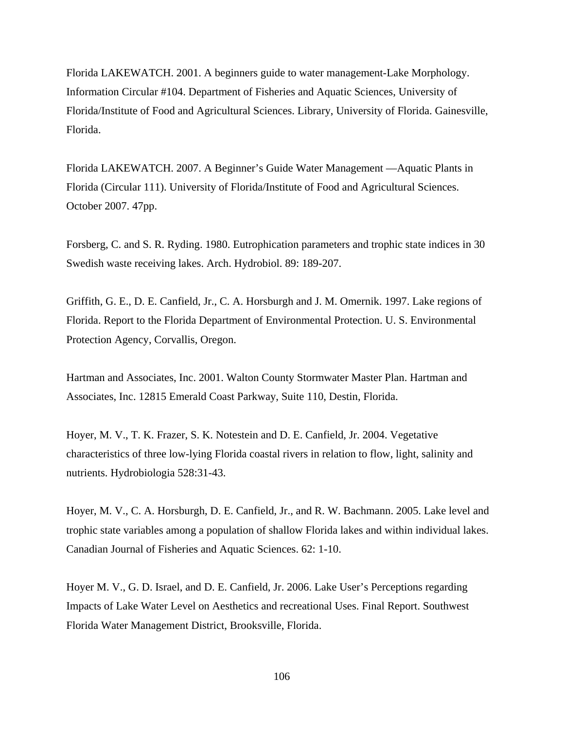Florida LAKEWATCH. 2001. A beginners guide to water management-Lake Morphology. Information Circular #104. Department of Fisheries and Aquatic Sciences, University of Florida/Institute of Food and Agricultural Sciences. Library, University of Florida. Gainesville, Florida.

Florida LAKEWATCH. 2007. A Beginner’s Guide Water Management —Aquatic Plants in Florida (Circular 111). University of Florida/Institute of Food and Agricultural Sciences. October 2007. 47pp.

Forsberg, C. and S. R. Ryding. 1980. Eutrophication parameters and trophic state indices in 30 Swedish waste receiving lakes. Arch. Hydrobiol. 89: 189-207.

Griffith, G. E., D. E. Canfield, Jr., C. A. Horsburgh and J. M. Omernik. 1997. Lake regions of Florida. Report to the Florida Department of Environmental Protection. U. S. Environmental Protection Agency, Corvallis, Oregon.

Hartman and Associates, Inc. 2001. Walton County Stormwater Master Plan. Hartman and Associates, Inc. 12815 Emerald Coast Parkway, Suite 110, Destin, Florida.

Hoyer, M. V., T. K. Frazer, S. K. Notestein and D. E. Canfield, Jr. 2004. Vegetative characteristics of three low-lying Florida coastal rivers in relation to flow, light, salinity and nutrients. Hydrobiologia 528:31-43.

Hoyer, M. V., C. A. Horsburgh, D. E. Canfield, Jr., and R. W. Bachmann. 2005. Lake level and trophic state variables among a population of shallow Florida lakes and within individual lakes. Canadian Journal of Fisheries and Aquatic Sciences. 62: 1-10.

Hoyer M. V., G. D. Israel, and D. E. Canfield, Jr. 2006. Lake User’s Perceptions regarding Impacts of Lake Water Level on Aesthetics and recreational Uses. Final Report. Southwest Florida Water Management District, Brooksville, Florida.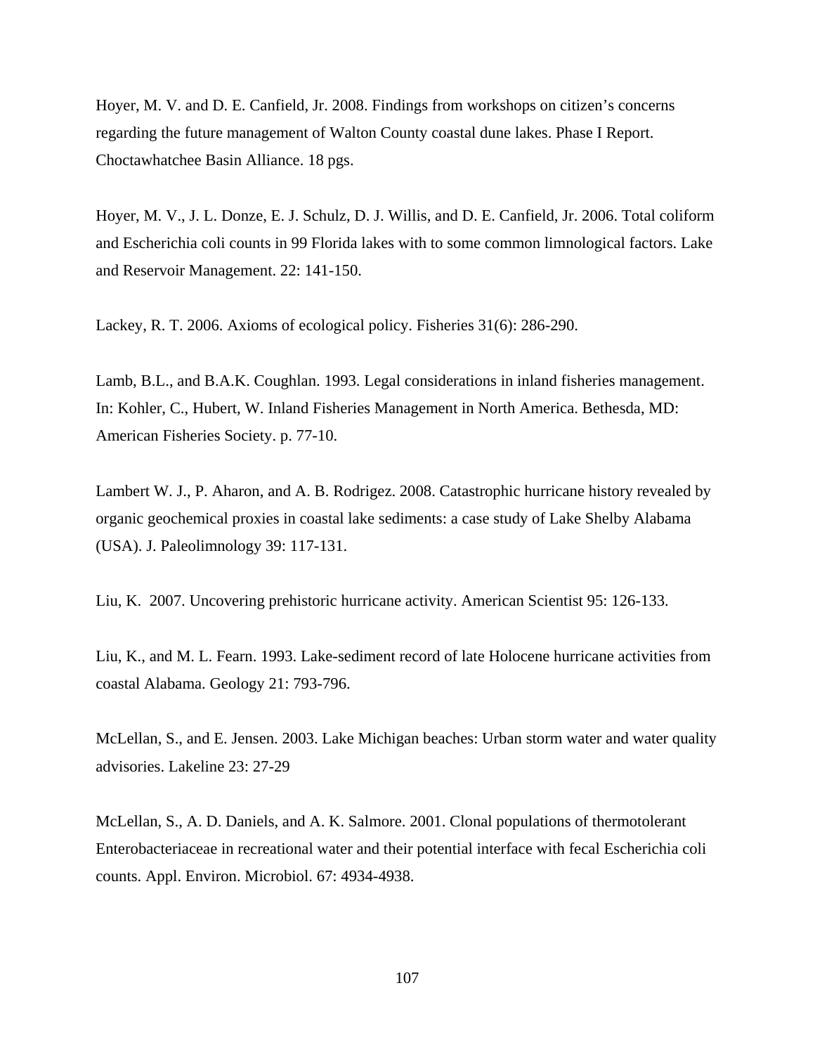Hoyer, M. V. and D. E. Canfield, Jr. 2008. Findings from workshops on citizen's concerns regarding the future management of Walton County coastal dune lakes. Phase I Report. Choctawhatchee Basin Alliance. 18 pgs.

Hoyer, M. V., J. L. Donze, E. J. Schulz, D. J. Willis, and D. E. Canfield, Jr. 2006. Total coliform and Escherichia coli counts in 99 Florida lakes with to some common limnological factors. Lake and Reservoir Management. 22: 141-150.

Lackey, R. T. 2006. Axioms of ecological policy. Fisheries 31(6): 286-290.

Lamb, B.L., and B.A.K. Coughlan. 1993. Legal considerations in inland fisheries management. In: Kohler, C., Hubert, W. Inland Fisheries Management in North America. Bethesda, MD: American Fisheries Society. p. 77-10.

Lambert W. J., P. Aharon, and A. B. Rodrigez. 2008. Catastrophic hurricane history revealed by organic geochemical proxies in coastal lake sediments: a case study of Lake Shelby Alabama (USA). J. Paleolimnology 39: 117-131.

Liu, K. 2007. Uncovering prehistoric hurricane activity. American Scientist 95: 126-133.

Liu, K., and M. L. Fearn. 1993. Lake-sediment record of late Holocene hurricane activities from coastal Alabama. Geology 21: 793-796.

McLellan, S., and E. Jensen. 2003. Lake Michigan beaches: Urban storm water and water quality advisories. Lakeline 23: 27-29

McLellan, S., A. D. Daniels, and A. K. Salmore. 2001. Clonal populations of thermotolerant Enterobacteriaceae in recreational water and their potential interface with fecal Escherichia coli counts. Appl. Environ. Microbiol. 67: 4934-4938.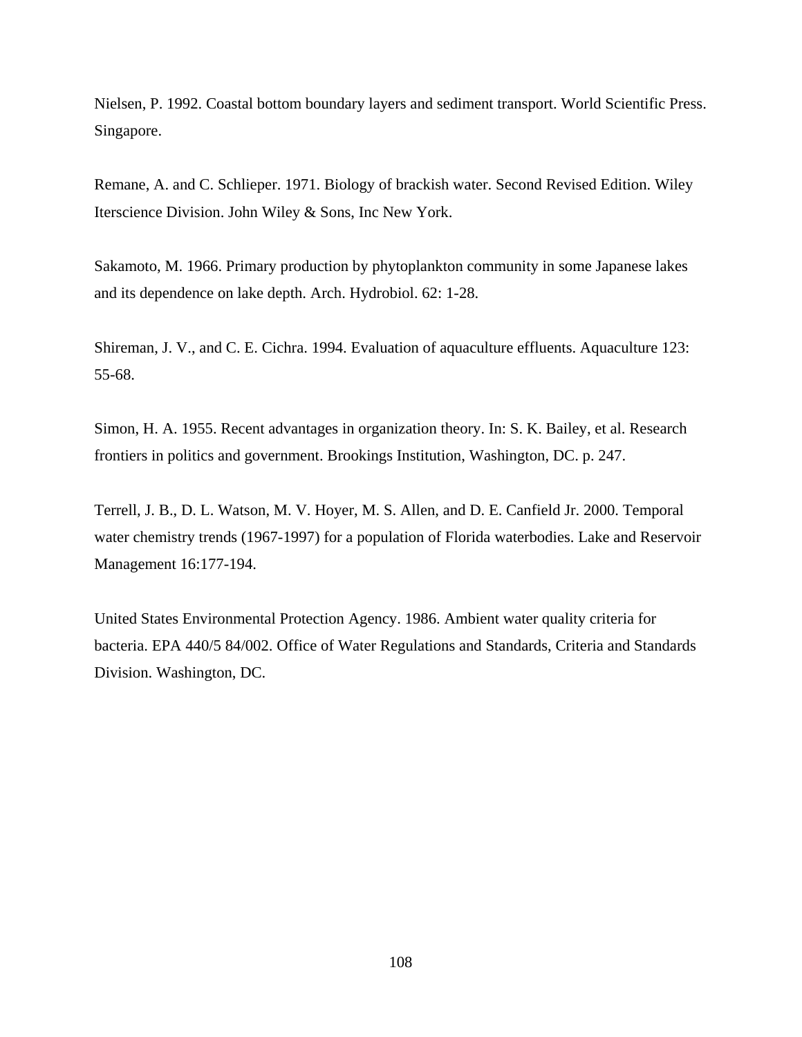Nielsen, P. 1992. Coastal bottom boundary layers and sediment transport. World Scientific Press. Singapore.

Remane, A. and C. Schlieper. 1971. Biology of brackish water. Second Revised Edition. Wiley Iterscience Division. John Wiley & Sons, Inc New York.

Sakamoto, M. 1966. Primary production by phytoplankton community in some Japanese lakes and its dependence on lake depth. Arch. Hydrobiol. 62: 1-28.

Shireman, J. V., and C. E. Cichra. 1994. Evaluation of aquaculture effluents. Aquaculture 123: 55-68.

Simon, H. A. 1955. Recent advantages in organization theory. In: S. K. Bailey, et al. Research frontiers in politics and government. Brookings Institution, Washington, DC. p. 247.

Terrell, J. B., D. L. Watson, M. V. Hoyer, M. S. Allen, and D. E. Canfield Jr. 2000. Temporal water chemistry trends (1967-1997) for a population of Florida waterbodies. Lake and Reservoir Management 16:177-194.

United States Environmental Protection Agency. 1986. Ambient water quality criteria for bacteria. EPA 440/5 84/002. Office of Water Regulations and Standards, Criteria and Standards Division. Washington, DC.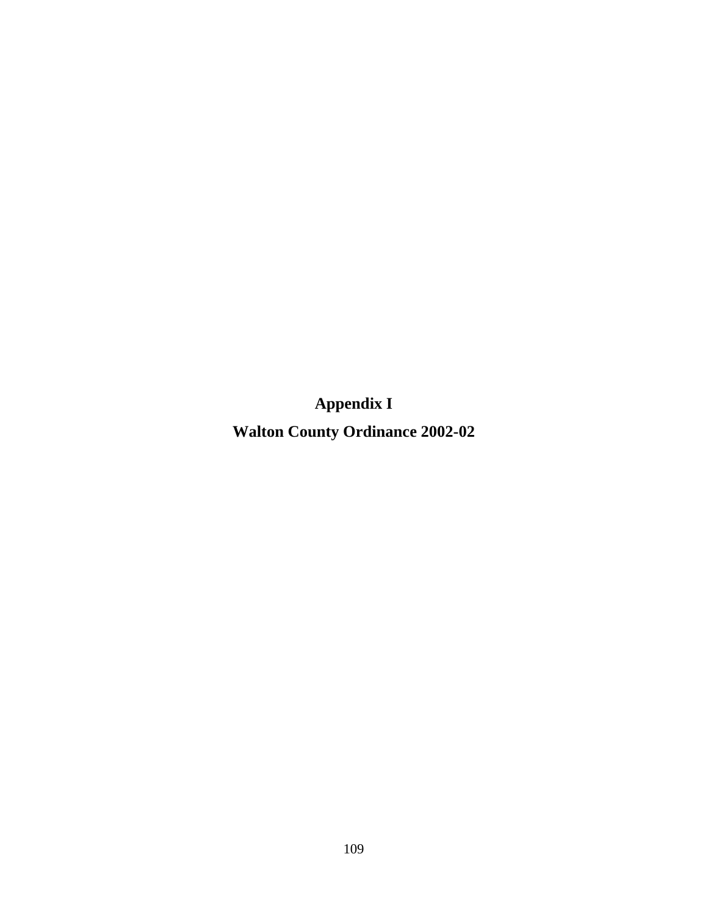# Appendix I

## Walton County Ordinance 2002-02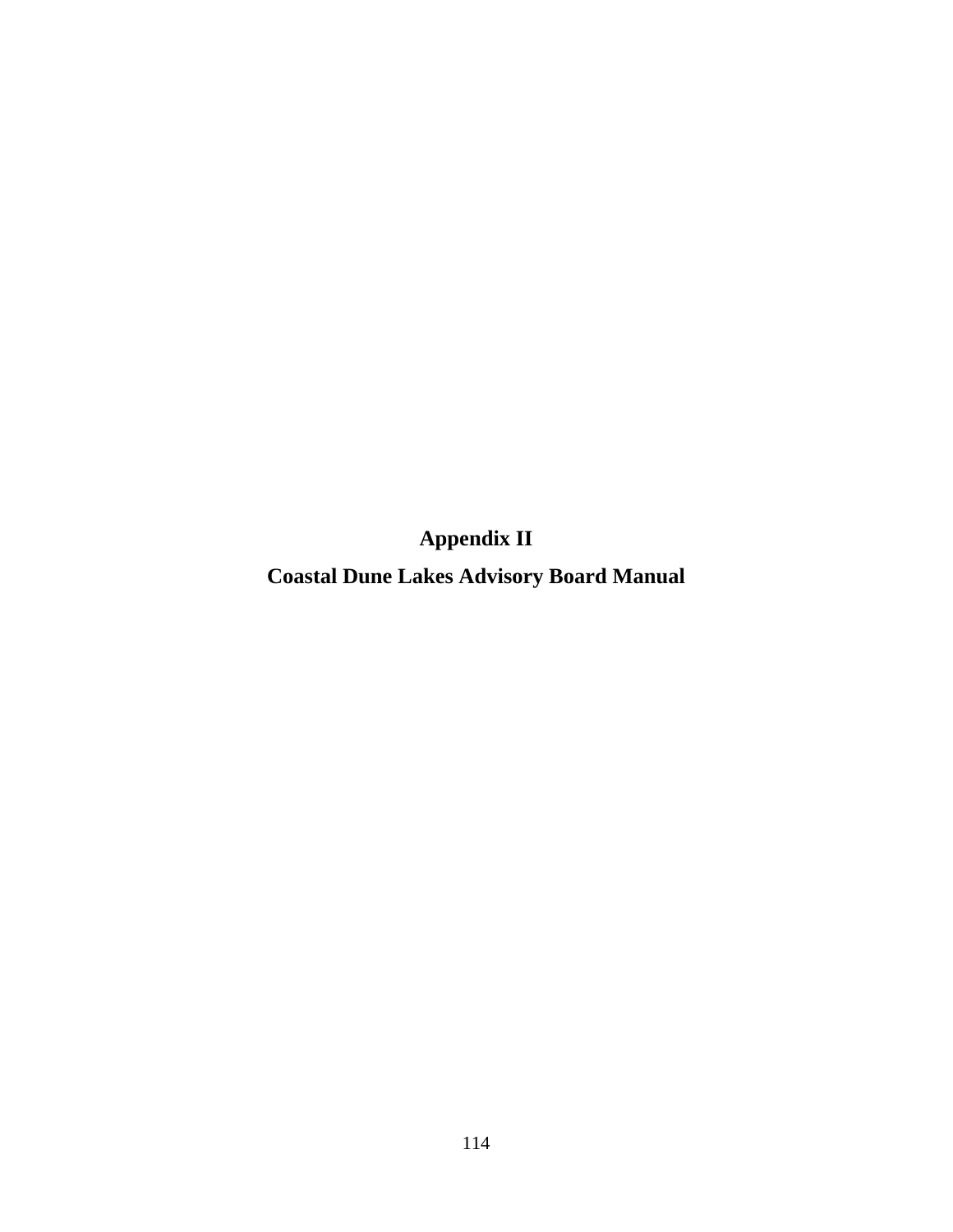# Appendix II

# Coastal Dune Lakes Advisory Board Manual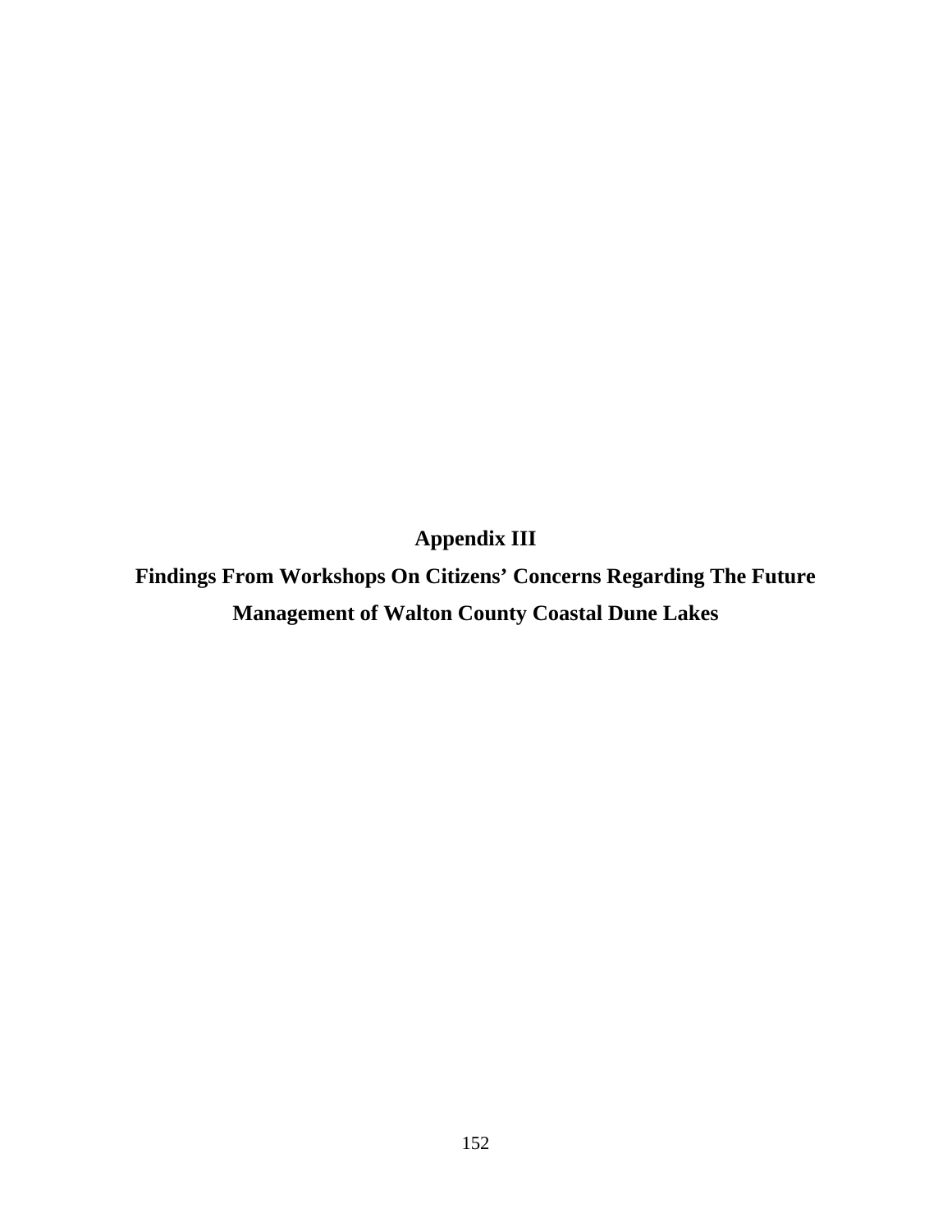# Appendix III

## Findings From Workshops On Citizens' Concerns Regarding The Future Management of Walton County Coastal Dune Lakes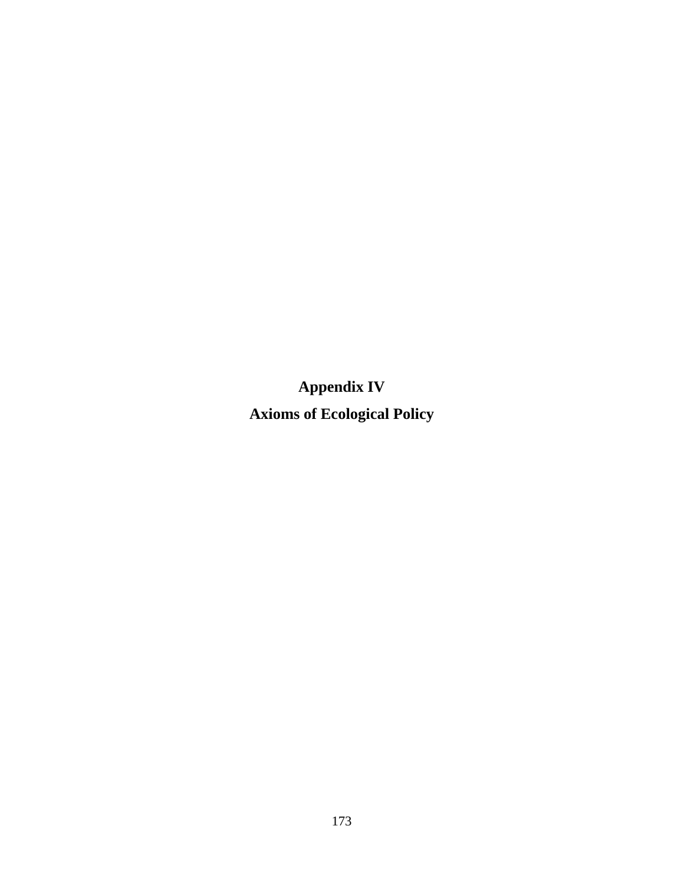# Appendix IV

# Axioms of Ecological Policy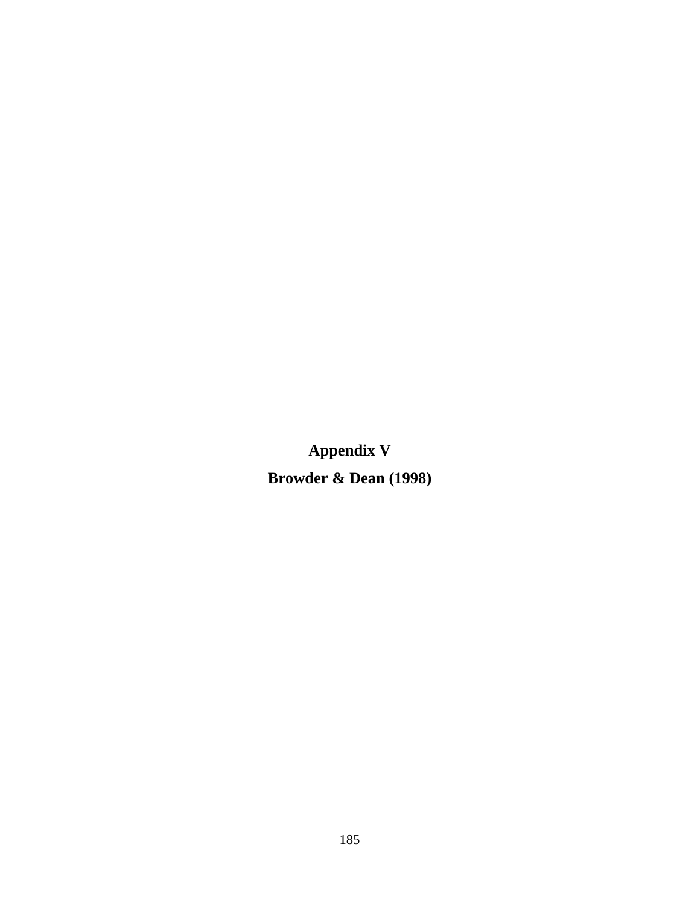# Appendix V

## Browder & Dean (1998)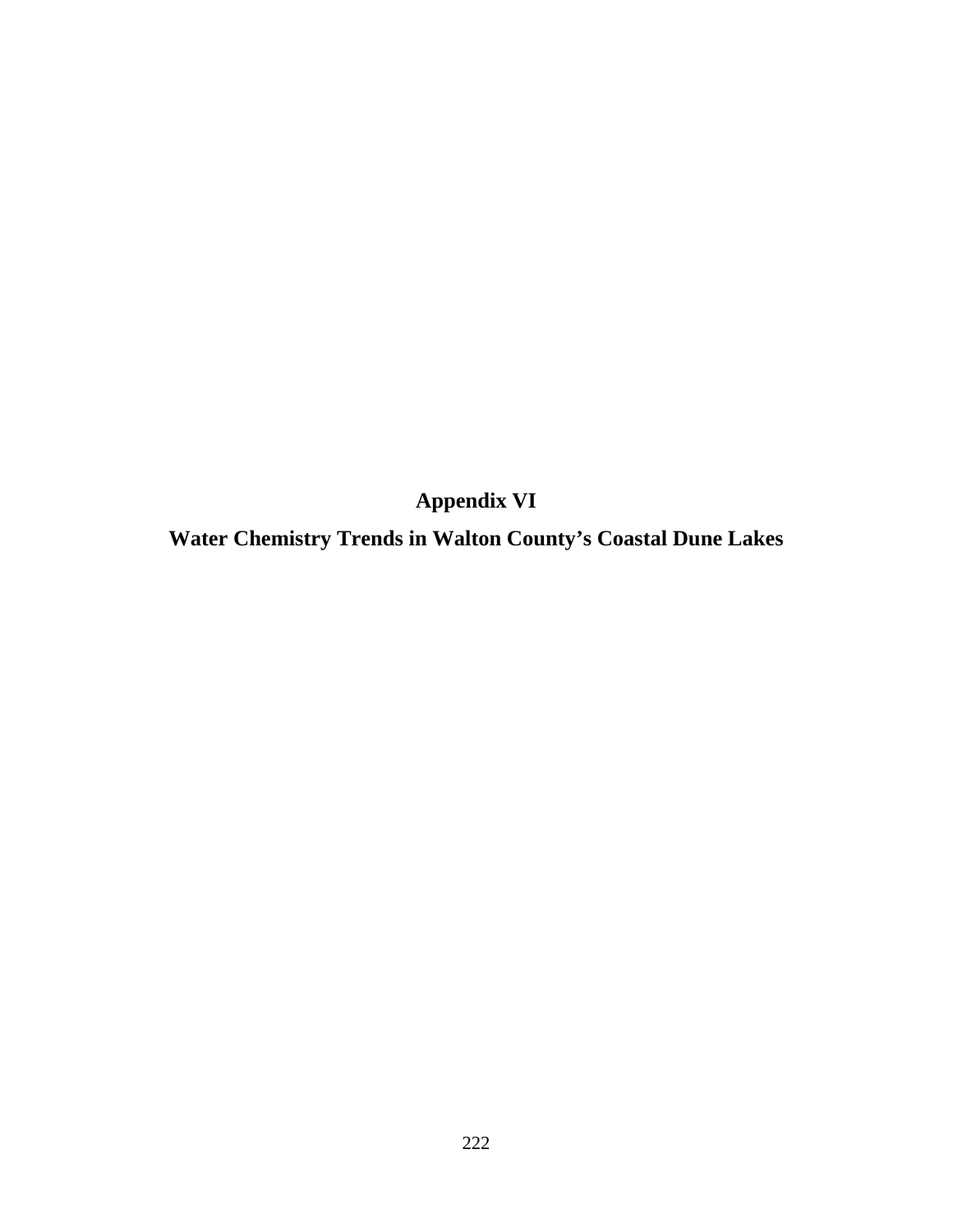# Appendix VI

## Water Chemistry Trends in Walton County's Coastal Dune Lakes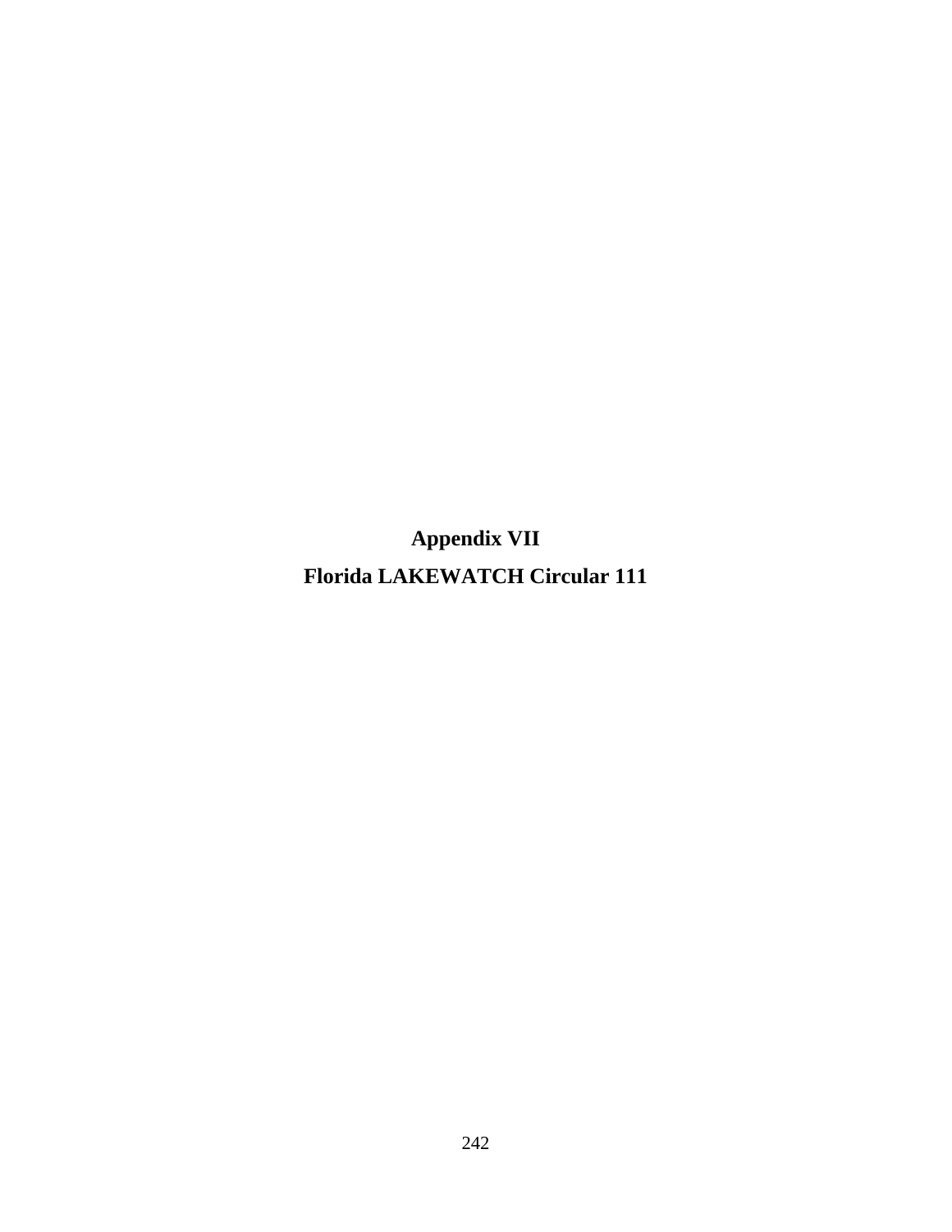# Appendix VII

## Florida LAKEWATCH Circular 111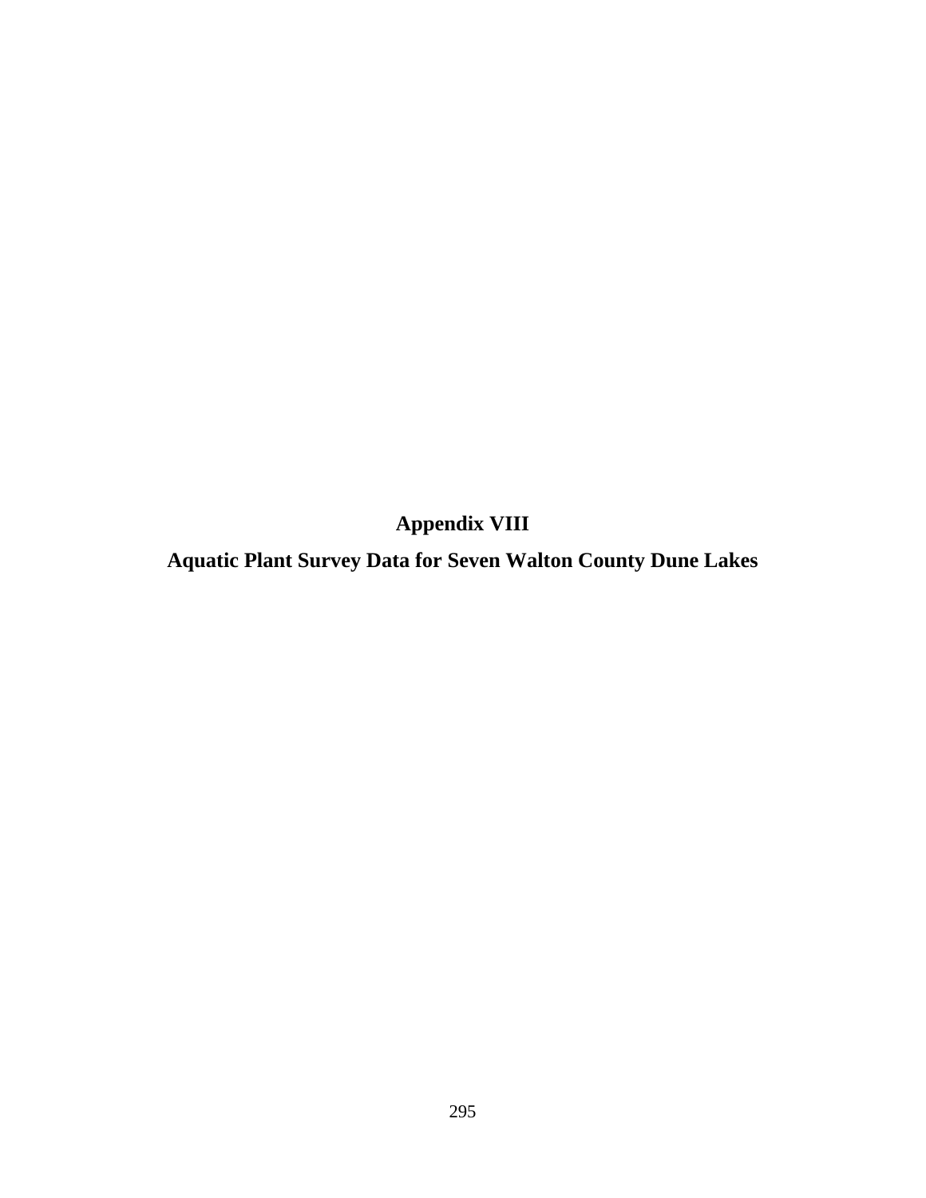# Appendix VIII

# Aquatic Plant Survey Data for Seven Walton County Dune Lakes